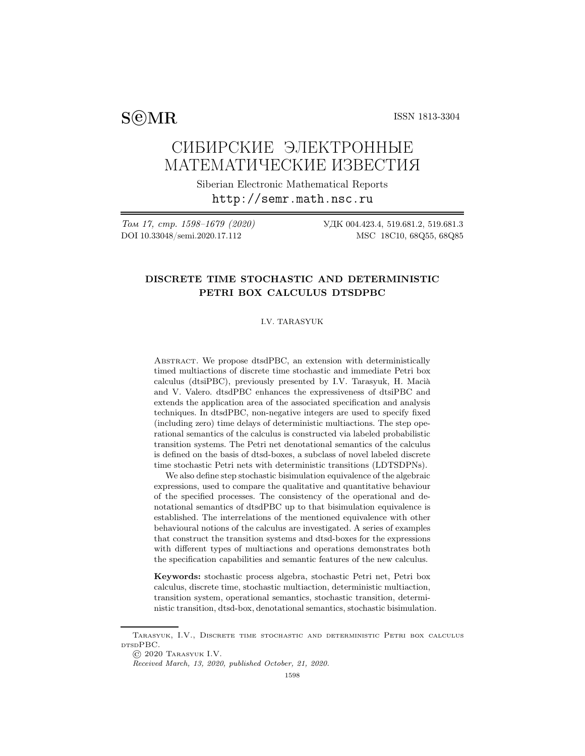S⓮MR ISSN 1813-3304

# СИБИРСКИЕ ЭЛЕКТРОННЫЕ МАТЕМАТИЧЕСКИЕ ИЗВЕСТИЯ

Siberian Electronic Mathematical Reports

http://semr.math.nsc.ru

*Том 17, стр. 1598–1679 (2020)* УДК 004.423.4, 519.681.2, 519.681.3

DOI 10.33048/semi.2020.17.112 MSC 18C10, 68Q55, 68Q85

## DISCRETE TIME STOCHASTIC AND DETERMINISTIC PETRI BOX CALCULUS DTSDPBC

I.V. TARASYUK

Abstract. We propose dtsdPBC, an extension with deterministically timed multiactions of discrete time stochastic and immediate Petri box calculus (dtsiPBC), previously presented by I.V. Tarasyuk, H. Macià and V. Valero. dtsdPBC enhances the expressiveness of dtsiPBC and extends the application area of the associated specification and analysis techniques. In dtsdPBC, non-negative integers are used to specify fixed (including zero) time delays of deterministic multiactions. The step operational semantics of the calculus is constructed via labeled probabilistic transition systems. The Petri net denotational semantics of the calculus is defined on the basis of dtsd-boxes, a subclass of novel labeled discrete time stochastic Petri nets with deterministic transitions (LDTSDPNs).

We also define step stochastic bisimulation equivalence of the algebraic expressions, used to compare the qualitative and quantitative behaviour of the specified processes. The consistency of the operational and denotational semantics of dtsdPBC up to that bisimulation equivalence is established. The interrelations of the mentioned equivalence with other behavioural notions of the calculus are investigated. A series of examples that construct the transition systems and dtsd-boxes for the expressions with different types of multiactions and operations demonstrates both the specification capabilities and semantic features of the new calculus.

**Keywords:** stochastic process algebra, stochastic Petri net, Petri box calculus, discrete time, stochastic multiaction, deterministic multiaction, transition system, operational semantics, stochastic transition, deterministic transition, dtsd-box, denotational semantics, stochastic bisimulation.

---

Tarasyuk, I.V., Discrete time stochastic and deterministic Petri box calculus dtsdPBC.

© 2020 Tarasyuk I.V.

*Received March, 13, 2020, published October, 21, 2020.*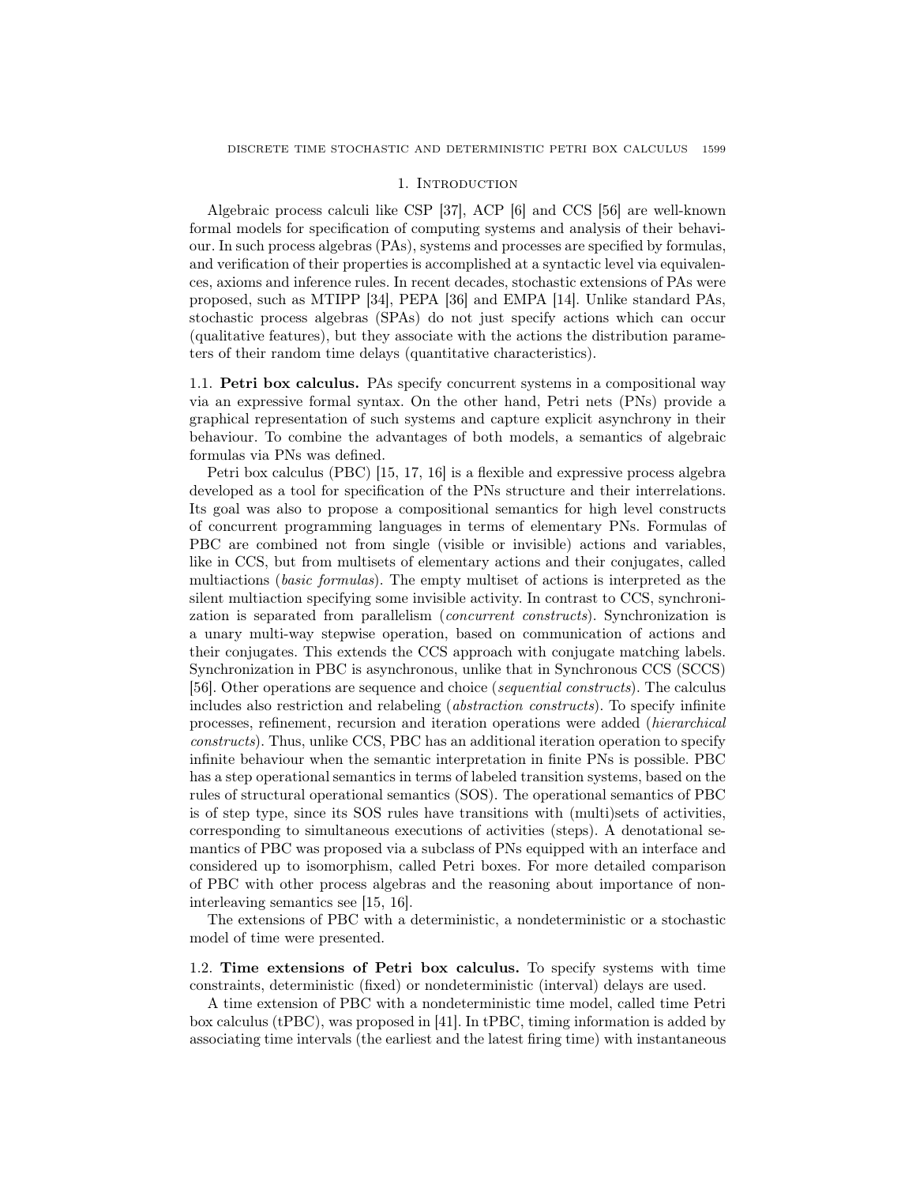## 1. Introduction

Algebraic process calculi like CSP [37], ACP [6] and CCS [56] are well-known formal models for specification of computing systems and analysis of their behaviour. In such process algebras (PAs), systems and processes are specified by formulas, and verification of their properties is accomplished at a syntactic level via equivalences, axioms and inference rules. In recent decades, stochastic extensions of PAs were proposed, such as MTIPP [34], PEPA [36] and EMPA [14]. Unlike standard PAs, stochastic process algebras (SPAs) do not just specify actions which can occur (qualitative features), but they associate with the actions the distribution parameters of their random time delays (quantitative characteristics).

### 1.1. Petri box calculus.

PAs specify concurrent systems in a compositional way via an expressive formal syntax. On the other hand, Petri nets (PNs) provide a graphical representation of such systems and capture explicit asynchrony in their behaviour. To combine the advantages of both models, a semantics of algebraic formulas via PNs was defined.

Petri box calculus (PBC) [15, 17, 16] is a flexible and expressive process algebra developed as a tool for specification of the PNs structure and their interrelations. Its goal was also to propose a compositional semantics for high level constructs of concurrent programming languages in terms of elementary PNs. Formulas of PBC are combined not from single (visible or invisible) actions and variables, like in CCS, but from multisets of elementary actions and their conjugates, called multiactions (*basic formulas*). The empty multiset of actions is interpreted as the silent multiaction specifying some invisible activity. In contrast to CCS, synchronization is separated from parallelism (*concurrent constructs*). Synchronization is a unary multi-way stepwise operation, based on communication of actions and their conjugates. This extends the CCS approach with conjugate matching labels. Synchronization in PBC is asynchronous, unlike that in Synchronous CCS (SCCS) [56]. Other operations are sequence and choice (*sequential constructs*). The calculus includes also restriction and relabeling (*abstraction constructs*). To specify infinite processes, refinement, recursion and iteration operations were added (*hierarchical constructs*). Thus, unlike CCS, PBC has an additional iteration operation to specify infinite behaviour when the semantic interpretation in finite PNs is possible. PBC has a step operational semantics in terms of labeled transition systems, based on the rules of structural operational semantics (SOS). The operational semantics of PBC is of step type, since its SOS rules have transitions with (multi)sets of activities, corresponding to simultaneous executions of activities (steps). A denotational semantics of PBC was proposed via a subclass of PNs equipped with an interface and considered up to isomorphism, called Petri boxes. For more detailed comparison of PBC with other process algebras and the reasoning about importance of non-interleaving semantics see [15, 16].

The extensions of PBC with a deterministic, a nondeterministic or a stochastic model of time were presented.

### 1.2. Time extensions of Petri box calculus.

To specify systems with time constraints, deterministic (fixed) or nondeterministic (interval) delays are used.

A time extension of PBC with a nondeterministic time model, called time Petri box calculus (tPBC), was proposed in [41]. In tPBC, timing information is added by associating time intervals (the earliest and the latest firing time) with instantaneous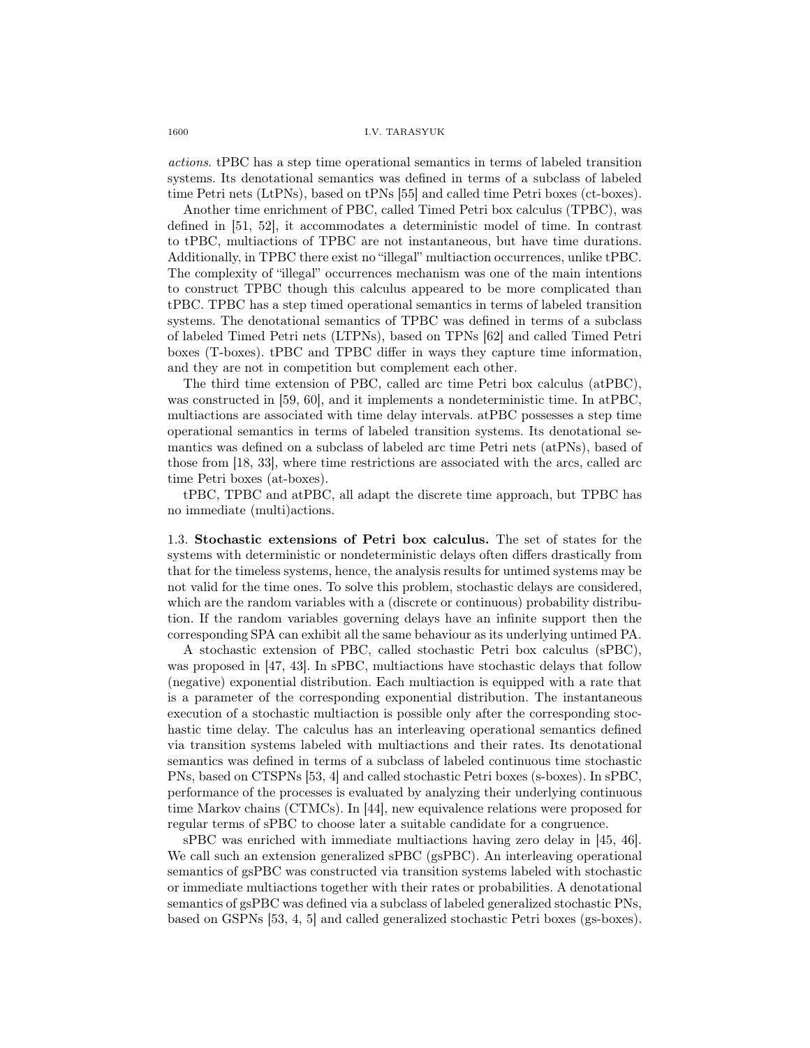*actions*. tPBC has a step time operational semantics in terms of labeled transition systems. Its denotational semantics was defined in terms of a subclass of labeled time Petri nets (LtPNs), based on tPNs [55] and called time Petri boxes (ct-boxes).

Another time enrichment of PBC, called Timed Petri box calculus (TPBC), was defined in [51, 52], it accommodates a deterministic model of time. In contrast to tPBC, multiactions of TPBC are not instantaneous, but have time durations. Additionally, in TPBC there exist no "illegal" multiaction occurrences, unlike tPBC. The complexity of "illegal" occurrences mechanism was one of the main intentions to construct TPBC though this calculus appeared to be more complicated than tPBC. TPBC has a step timed operational semantics in terms of labeled transition systems. The denotational semantics of TPBC was defined in terms of a subclass of labeled Timed Petri nets (LTPNs), based on TPNs [62] and called Timed Petri boxes (T-boxes). tPBC and TPBC differ in ways they capture time information, and they are not in competition but complement each other.

The third time extension of PBC, called arc time Petri box calculus (atPBC), was constructed in [59, 60], and it implements a nondeterministic time. In atPBC, multiactions are associated with time delay intervals. atPBC possesses a step time operational semantics in terms of labeled transition systems. Its denotational semantics was defined on a subclass of labeled arc time Petri nets (atPNs), based of those from [18, 33], where time restrictions are associated with the arcs, called arc time Petri boxes (at-boxes).

tPBC, TPBC and atPBC, all adapt the discrete time approach, but TPBC has no immediate (multi)actions.

### 1.3. Stochastic extensions of Petri box calculus.

The set of states for the systems with deterministic or nondeterministic delays often differs drastically from that for the timeless systems, hence, the analysis results for untimed systems may be not valid for the time ones. To solve this problem, stochastic delays are considered, which are the random variables with a (discrete or continuous) probability distribution. If the random variables governing delays have an infinite support then the corresponding SPA can exhibit all the same behaviour as its underlying untimed PA.

A stochastic extension of PBC, called stochastic Petri box calculus (sPBC), was proposed in [47, 43]. In sPBC, multiactions have stochastic delays that follow (negative) exponential distribution. Each multiaction is equipped with a rate that is a parameter of the corresponding exponential distribution. The instantaneous execution of a stochastic multiaction is possible only after the corresponding stochastic time delay. The calculus has an interleaving operational semantics defined via transition systems labeled with multiactions and their rates. Its denotational semantics was defined in terms of a subclass of labeled continuous time stochastic PNs, based on CTSPNs [53, 4] and called stochastic Petri boxes (s-boxes). In sPBC, performance of the processes is evaluated by analyzing their underlying continuous time Markov chains (CTMCs). In [44], new equivalence relations were proposed for regular terms of sPBC to choose later a suitable candidate for a congruence.

sPBC was enriched with immediate multiactions having zero delay in [45, 46]. We call such an extension generalized sPBC (gsPBC). An interleaving operational semantics of gsPBC was constructed via transition systems labeled with stochastic or immediate multiactions together with their rates or probabilities. A denotational semantics of gsPBC was defined via a subclass of labeled generalized stochastic PNs, based on GSPNs [53, 4, 5] and called generalized stochastic Petri boxes (gs-boxes).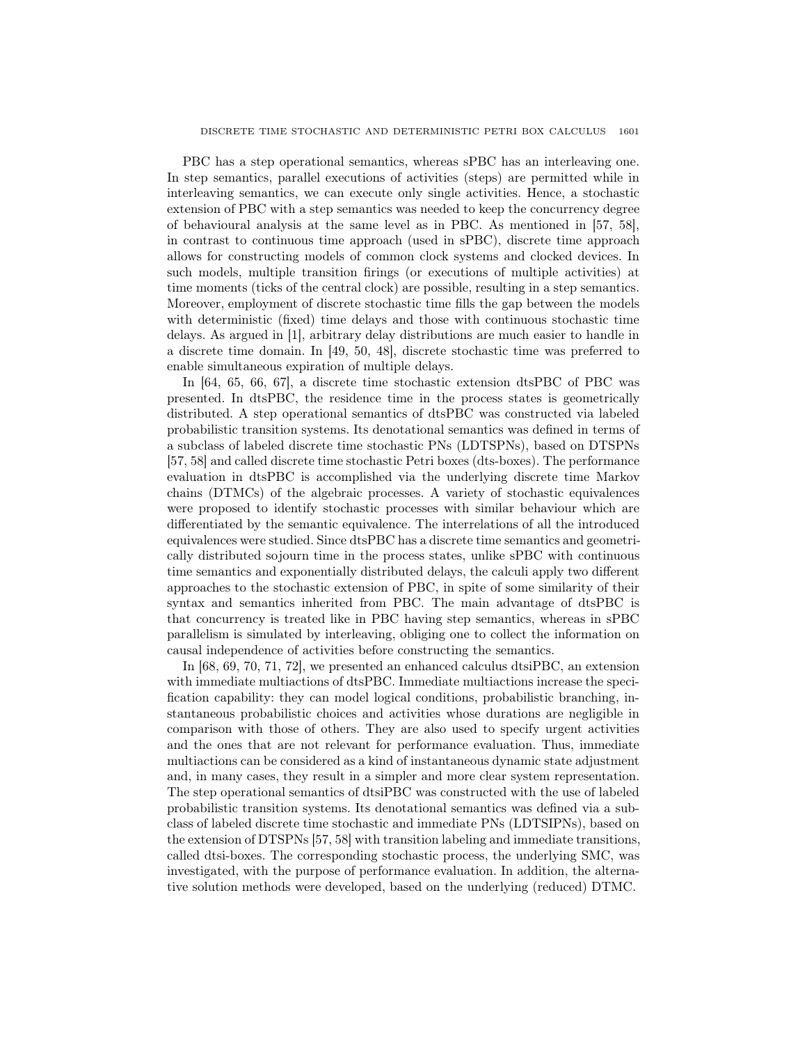PBC has a step operational semantics, whereas sPBC has an interleaving one. In step semantics, parallel executions of activities (steps) are permitted while in interleaving semantics, we can execute only single activities. Hence, a stochastic extension of PBC with a step semantics was needed to keep the concurrency degree of behavioural analysis at the same level as in PBC. As mentioned in [57, 58], in contrast to continuous time approach (used in sPBC), discrete time approach allows for constructing models of common clock systems and clocked devices. In such models, multiple transition firings (or executions of multiple activities) at time moments (ticks of the central clock) are possible, resulting in a step semantics. Moreover, employment of discrete stochastic time fills the gap between the models with deterministic (fixed) time delays and those with continuous stochastic time delays. As argued in [1], arbitrary delay distributions are much easier to handle in a discrete time domain. In [49, 50, 48], discrete stochastic time was preferred to enable simultaneous expiration of multiple delays.

In [64, 65, 66, 67], a discrete time stochastic extension dtsPBC of PBC was presented. In dtsPBC, the residence time in the process states is geometrically distributed. A step operational semantics of dtsPBC was constructed via labeled probabilistic transition systems. Its denotational semantics was defined in terms of a subclass of labeled discrete time stochastic PNs (LDTSPNs), based on DTSPNs [57, 58] and called discrete time stochastic Petri boxes (dts-boxes). The performance evaluation in dtsPBC is accomplished via the underlying discrete time Markov chains (DTMCs) of the algebraic processes. A variety of stochastic equivalences were proposed to identify stochastic processes with similar behaviour which are differentiated by the semantic equivalence. The interrelations of all the introduced equivalences were studied. Since dtsPBC has a discrete time semantics and geometrically distributed sojourn time in the process states, unlike sPBC with continuous time semantics and exponentially distributed delays, the calculi apply two different approaches to the stochastic extension of PBC, in spite of some similarity of their syntax and semantics inherited from PBC. The main advantage of dtsPBC is that concurrency is treated like in PBC having step semantics, whereas in sPBC parallelism is simulated by interleaving, obliging one to collect the information on causal independence of activities before constructing the semantics.

In [68, 69, 70, 71, 72], we presented an enhanced calculus dtsiPBC, an extension with immediate multiactions of dtsPBC. Immediate multiactions increase the specification capability: they can model logical conditions, probabilistic branching, instantaneous probabilistic choices and activities whose durations are negligible in comparison with those of others. They are also used to specify urgent activities and the ones that are not relevant for performance evaluation. Thus, immediate multiactions can be considered as a kind of instantaneous dynamic state adjustment and, in many cases, they result in a simpler and more clear system representation. The step operational semantics of dtsiPBC was constructed with the use of labeled probabilistic transition systems. Its denotational semantics was defined via a subclass of labeled discrete time stochastic and immediate PNs (LDTSIPNs), based on the extension of DTSPNs [57, 58] with transition labeling and immediate transitions, called dtsi-boxes. The corresponding stochastic process, the underlying SMC, was investigated, with the purpose of performance evaluation. In addition, the alternative solution methods were developed, based on the underlying (reduced) DTMC.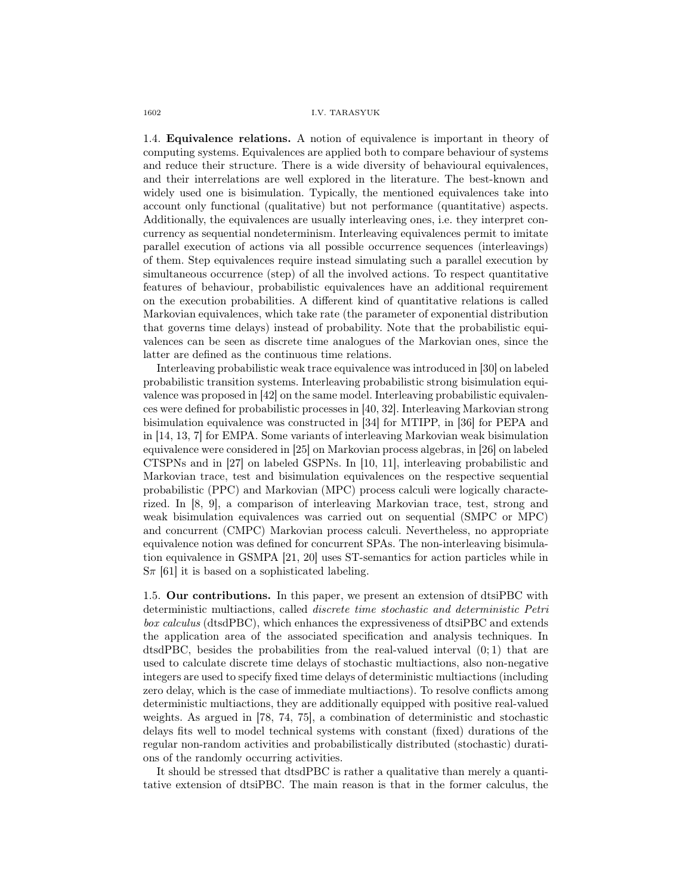### 1.4. Equivalence relations.

A notion of equivalence is important in theory of computing systems. Equivalences are applied both to compare behaviour of systems and reduce their structure. There is a wide diversity of behavioural equivalences, and their interrelations are well explored in the literature. The best-known and widely used one is bisimulation. Typically, the mentioned equivalences take into account only functional (qualitative) but not performance (quantitative) aspects. Additionally, the equivalences are usually interleaving ones, i.e. they interpret concurrency as sequential nondeterminism. Interleaving equivalences permit to imitate parallel execution of actions via all possible occurrence sequences (interleavings) of them. Step equivalences require instead simulating such a parallel execution by simultaneous occurrence (step) of all the involved actions. To respect quantitative features of behaviour, probabilistic equivalences have an additional requirement on the execution probabilities. A different kind of quantitative relations is called Markovian equivalences, which take rate (the parameter of exponential distribution that governs time delays) instead of probability. Note that the probabilistic equivalences can be seen as discrete time analogues of the Markovian ones, since the latter are defined as the continuous time relations.

Interleaving probabilistic weak trace equivalence was introduced in [30] on labeled probabilistic transition systems. Interleaving probabilistic strong bisimulation equivalence was proposed in [42] on the same model. Interleaving probabilistic equivalences were defined for probabilistic processes in [40, 32]. Interleaving Markovian strong bisimulation equivalence was constructed in [34] for MTIPP, in [36] for PEPA and in [14, 13, 7] for EMPA. Some variants of interleaving Markovian weak bisimulation equivalence were considered in [25] on Markovian process algebras, in [26] on labeled CTSPNs and in [27] on labeled GSPNs. In [10, 11], interleaving probabilistic and Markovian trace, test and bisimulation equivalences on the respective sequential probabilistic (PPC) and Markovian (MPC) process calculi were logically characterized. In [8, 9], a comparison of interleaving Markovian trace, test, strong and weak bisimulation equivalences was carried out on sequential (SMPC or MPC) and concurrent (CMPC) Markovian process calculi. Nevertheless, no appropriate equivalence notion was defined for concurrent SPAs. The non-interleaving bisimulation equivalence in GSMPA [21, 20] uses ST-semantics for action particles while in S$\pi$ [61] it is based on a sophisticated labeling.

### 1.5. Our contributions.

In this paper, we present an extension of dtsiPBC with deterministic multiactions, called *discrete time stochastic and deterministic Petri box calculus* (dtsdPBC), which enhances the expressiveness of dtsiPBC and extends the application area of the associated specification and analysis techniques. In dtsdPBC, besides the probabilities from the real-valued interval $(0; 1)$ that are used to calculate discrete time delays of stochastic multiactions, also non-negative integers are used to specify fixed time delays of deterministic multiactions (including zero delay, which is the case of immediate multiactions). To resolve conflicts among deterministic multiactions, they are additionally equipped with positive real-valued weights. As argued in [78, 74, 75], a combination of deterministic and stochastic delays fits well to model technical systems with constant (fixed) durations of the regular non-random activities and probabilistically distributed (stochastic) durations of the randomly occurring activities.

It should be stressed that dtsdPBC is rather a qualitative than merely a quantitative extension of dtsiPBC. The main reason is that in the former calculus, the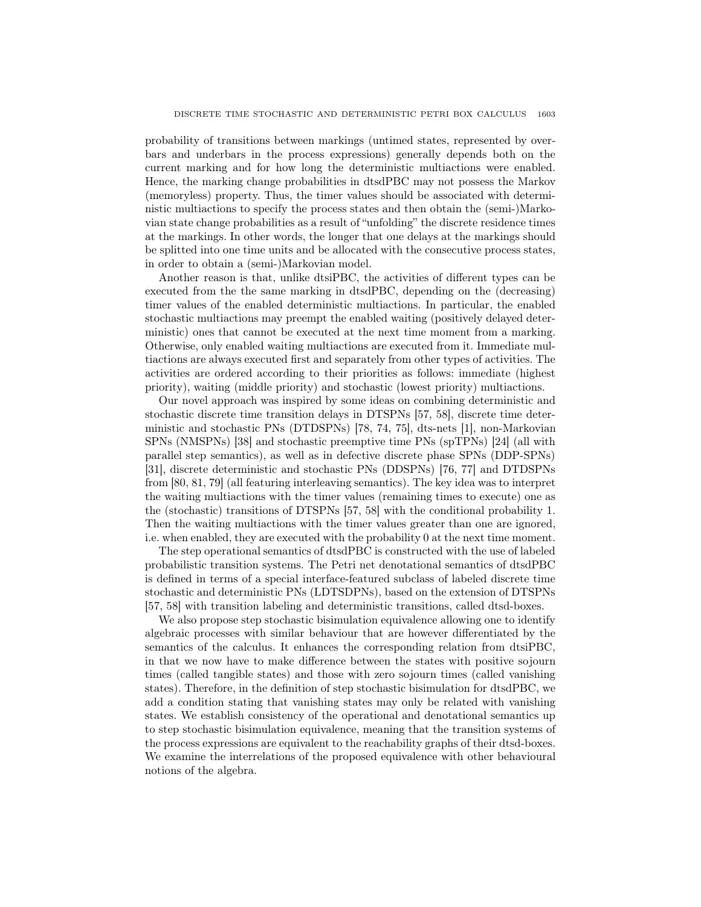probability of transitions between markings (untimed states, represented by overbars and underbars in the process expressions) generally depends both on the current marking and for how long the deterministic multiactions were enabled. Hence, the marking change probabilities in dtsdPBC may not possess the Markov (memoryless) property. Thus, the timer values should be associated with deterministic multiactions to specify the process states and then obtain the (semi-)Markovian state change probabilities as a result of "unfolding" the discrete residence times at the markings. In other words, the longer that one delays at the markings should be splitted into one time units and be allocated with the consecutive process states, in order to obtain a (semi-)Markovian model.

Another reason is that, unlike dtsiPBC, the activities of different types can be executed from the the same marking in dtsdPBC, depending on the (decreasing) timer values of the enabled deterministic multiactions. In particular, the enabled stochastic multiactions may preempt the enabled waiting (positively delayed deterministic) ones that cannot be executed at the next time moment from a marking. Otherwise, only enabled waiting multiactions are executed from it. Immediate multiactions are always executed first and separately from other types of activities. The activities are ordered according to their priorities as follows: immediate (highest priority), waiting (middle priority) and stochastic (lowest priority) multiactions.

Our novel approach was inspired by some ideas on combining deterministic and stochastic discrete time transition delays in DTSPNs [57, 58], discrete time deterministic and stochastic PNs (DTDSPNs) [78, 74, 75], dts-nets [1], non-Markovian SPNs (NMSPNs) [38] and stochastic preemptive time PNs (spTPNs) [24] (all with parallel step semantics), as well as in defective discrete phase SPNs (DDP-SPNs) [31], discrete deterministic and stochastic PNs (DDSPNs) [76, 77] and DTDSPNs from [80, 81, 79] (all featuring interleaving semantics). The key idea was to interpret the waiting multiactions with the timer values (remaining times to execute) one as the (stochastic) transitions of DTSPNs [57, 58] with the conditional probability 1. Then the waiting multiactions with the timer values greater than one are ignored, i.e. when enabled, they are executed with the probability 0 at the next time moment.

The step operational semantics of dtsdPBC is constructed with the use of labeled probabilistic transition systems. The Petri net denotational semantics of dtsdPBC is defined in terms of a special interface-featured subclass of labeled discrete time stochastic and deterministic PNs (LDTSDPNs), based on the extension of DTSPNs [57, 58] with transition labeling and deterministic transitions, called dtsd-boxes.

We also propose step stochastic bisimulation equivalence allowing one to identify algebraic processes with similar behaviour that are however differentiated by the semantics of the calculus. It enhances the corresponding relation from dtsiPBC, in that we now have to make difference between the states with positive sojourn times (called tangible states) and those with zero sojourn times (called vanishing states). Therefore, in the definition of step stochastic bisimulation for dtsdPBC, we add a condition stating that vanishing states may only be related with vanishing states. We establish consistency of the operational and denotational semantics up to step stochastic bisimulation equivalence, meaning that the transition systems of the process expressions are equivalent to the reachability graphs of their dtsd-boxes. We examine the interrelations of the proposed equivalence with other behavioural notions of the algebra.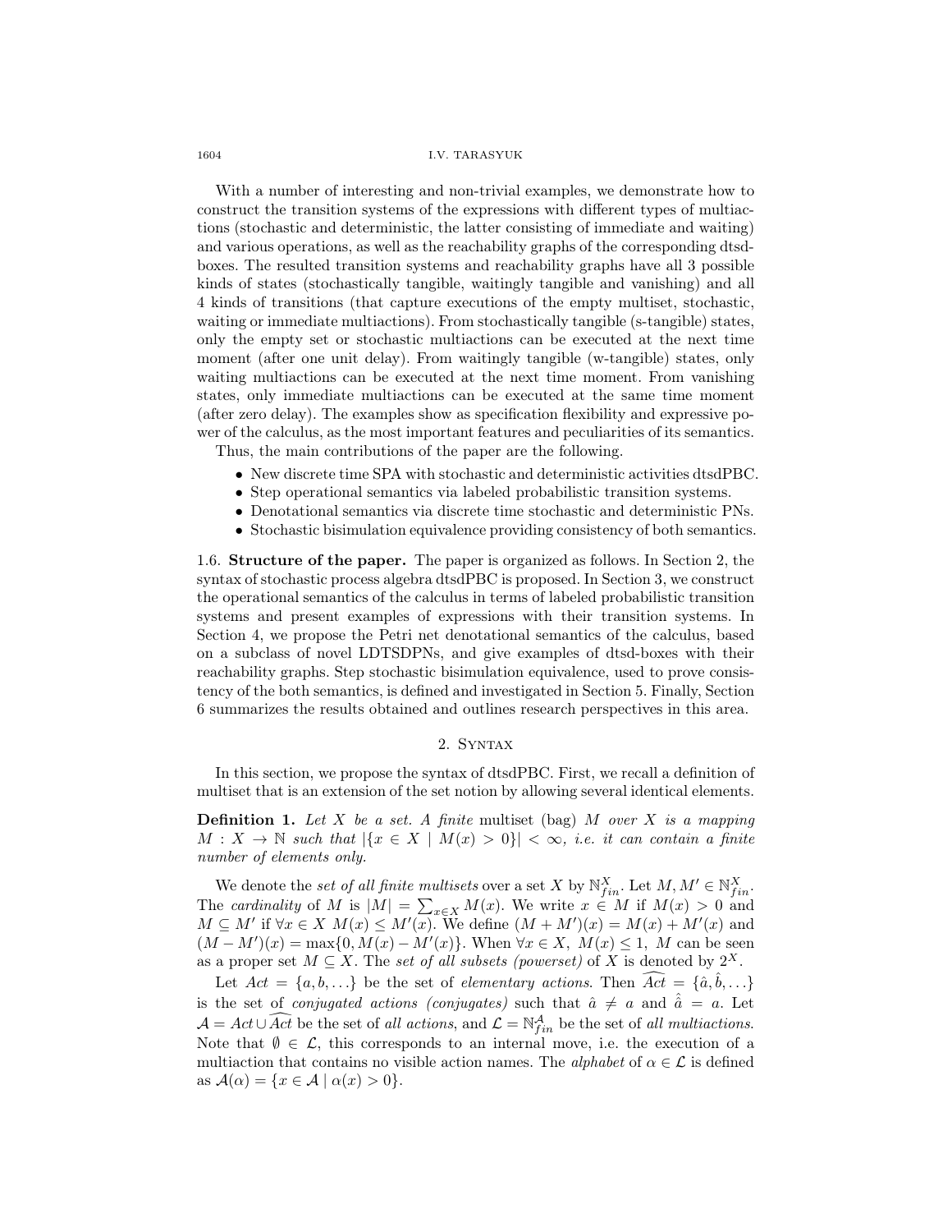With a number of interesting and non-trivial examples, we demonstrate how to construct the transition systems of the expressions with different types of multiactions (stochastic and deterministic, the latter consisting of immediate and waiting) and various operations, as well as the reachability graphs of the corresponding dtsd-boxes. The resulted transition systems and reachability graphs have all 3 possible kinds of states (stochastically tangible, waitingly tangible and vanishing) and all 4 kinds of transitions (that capture executions of the empty multiset, stochastic, waiting or immediate multiactions). From stochastically tangible (s-tangible) states, only the empty set or stochastic multiactions can be executed at the next time moment (after one unit delay). From waitingly tangible (w-tangible) states, only waiting multiactions can be executed at the next time moment. From vanishing states, only immediate multiactions can be executed at the same time moment (after zero delay). The examples show as specification flexibility and expressive power of the calculus, as the most important features and peculiarities of its semantics.

Thus, the main contributions of the paper are the following.

- New discrete time SPA with stochastic and deterministic activities dtsdPBC.
- Step operational semantics via labeled probabilistic transition systems.
- Denotational semantics via discrete time stochastic and deterministic PNs.
- Stochastic bisimulation equivalence providing consistency of both semantics.

1.6. **Structure of the paper.** The paper is organized as follows. In Section 2, the syntax of stochastic process algebra dtsdPBC is proposed. In Section 3, we construct the operational semantics of the calculus in terms of labeled probabilistic transition systems and present examples of expressions with their transition systems. In Section 4, we propose the Petri net denotational semantics of the calculus, based on a subclass of novel LDTSDPNs, and give examples of dtsd-boxes with their reachability graphs. Step stochastic bisimulation equivalence, used to prove consistency of the both semantics, is defined and investigated in Section 5. Finally, Section 6 summarizes the results obtained and outlines research perspectives in this area.

## 2. Syntax

In this section, we propose the syntax of dtsdPBC. First, we recall a definition of multiset that is an extension of the set notion by allowing several identical elements.

**Definition 1.** *Let $X$ be a set. A finite* multiset *(bag) $M$ over $X$ is a mapping $M : X \to \mathbb{N}$ such that $|\{x \in X \mid M(x) > 0\}| < \infty$, i.e. it can contain a finite number of elements only.*

We denote the *set of all finite multisets* over a set $X$ by $\mathbb{N}^X_{fin}$. Let $M, M' \in \mathbb{N}^X_{fin}$. The *cardinality* of $M$ is $|M| = \sum_{x \in X} M(x)$. We write $x \in M$ if $M(x) > 0$ and $M \subseteq M'$ if $\forall x \in X\ M(x) \leq M'(x)$. We define $(M + M')(x) = M(x) + M'(x)$ and $(M - M')(x) = \max\{0, M(x) - M'(x)\}$. When $\forall x \in X,\ M(x) \leq 1$, $M$ can be seen as a proper set $M \subseteq X$. The *set of all subsets (powerset)* of $X$ is denoted by $2^X$.

Let $Act = \{a, b, \ldots\}$ be the set of *elementary actions*. Then $\widehat{Act} = \{\hat{a}, \hat{b}, \ldots\}$ is the set of *conjugated actions (conjugates)* such that $\hat{a} \neq a$ and $\hat{\hat{a}} = a$. Let $\mathcal{A} = Act \cup \widehat{Act}$ be the set of *all actions*, and $\mathcal{L} = \mathbb{N}^{\mathcal{A}}_{fin}$ be the set of *all multiactions*. Note that $\emptyset \in \mathcal{L}$, this corresponds to an internal move, i.e. the execution of a multiaction that contains no visible action names. The *alphabet* of $\alpha \in \mathcal{L}$ is defined as $\mathcal{A}(\alpha) = \{x \in \mathcal{A} \mid \alpha(x) > 0\}$.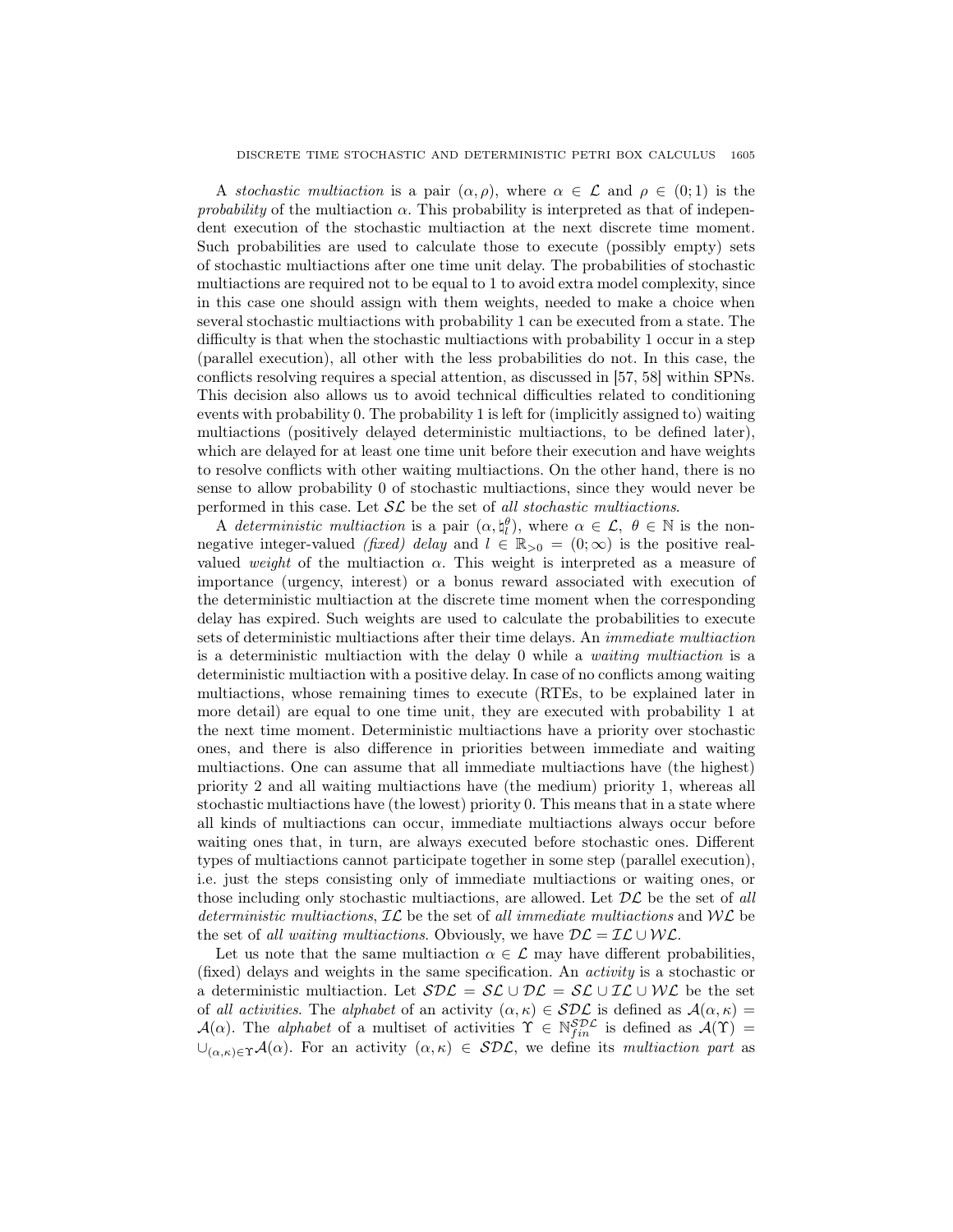A *stochastic multiaction* is a pair $(\alpha, \rho)$, where $\alpha \in \mathcal{L}$ and $\rho \in (0; 1)$ is the *probability* of the multiaction $\alpha$. This probability is interpreted as that of independent execution of the stochastic multiaction at the next discrete time moment. Such probabilities are used to calculate those to execute (possibly empty) sets of stochastic multiactions after one time unit delay. The probabilities of stochastic multiactions are required not to be equal to 1 to avoid extra model complexity, since in this case one should assign with them weights, needed to make a choice when several stochastic multiactions with probability 1 can be executed from a state. The difficulty is that when the stochastic multiactions with probability 1 occur in a step (parallel execution), all other with the less probabilities do not. In this case, the conflicts resolving requires a special attention, as discussed in [57, 58] within SPNs. This decision also allows us to avoid technical difficulties related to conditioning events with probability 0. The probability 1 is left for (implicitly assigned to) waiting multiactions (positively delayed deterministic multiactions, to be defined later), which are delayed for at least one time unit before their execution and have weights to resolve conflicts with other waiting multiactions. On the other hand, there is no sense to allow probability 0 of stochastic multiactions, since they would never be performed in this case. Let $\mathcal{SL}$ be the set of *all stochastic multiactions*.

A *deterministic multiaction* is a pair $(\alpha, \natural_l^\theta)$, where $\alpha \in \mathcal{L}$, $\theta \in \mathbb{N}$ is the non-negative integer-valued *(fixed) delay* and $l \in \mathbb{R}_{>0} = (0; \infty)$ is the positive real-valued *weight* of the multiaction $\alpha$. This weight is interpreted as a measure of importance (urgency, interest) or a bonus reward associated with execution of the deterministic multiaction at the discrete time moment when the corresponding delay has expired. Such weights are used to calculate the probabilities to execute sets of deterministic multiactions after their time delays. An *immediate multiaction* is a deterministic multiaction with the delay 0 while a *waiting multiaction* is a deterministic multiaction with a positive delay. In case of no conflicts among waiting multiactions, whose remaining times to execute (RTEs, to be explained later in more detail) are equal to one time unit, they are executed with probability 1 at the next time moment. Deterministic multiactions have a priority over stochastic ones, and there is also difference in priorities between immediate and waiting multiactions. One can assume that all immediate multiactions have (the highest) priority 2 and all waiting multiactions have (the medium) priority 1, whereas all stochastic multiactions have (the lowest) priority 0. This means that in a state where all kinds of multiactions can occur, immediate multiactions always occur before waiting ones that, in turn, are always executed before stochastic ones. Different types of multiactions cannot participate together in some step (parallel execution), i.e. just the steps consisting only of immediate multiactions or waiting ones, or those including only stochastic multiactions, are allowed. Let $\mathcal{DL}$ be the set of *all deterministic multiactions*, $\mathcal{IL}$ be the set of *all immediate multiactions* and $\mathcal{WL}$ be the set of *all waiting multiactions*. Obviously, we have $\mathcal{DL} = \mathcal{IL} \cup \mathcal{WL}$.

Let us note that the same multiaction $\alpha \in \mathcal{L}$ may have different probabilities, (fixed) delays and weights in the same specification. An *activity* is a stochastic or a deterministic multiaction. Let $\mathcal{SDL} = \mathcal{SL} \cup \mathcal{DL} = \mathcal{SL} \cup \mathcal{IL} \cup \mathcal{WL}$ be the set of *all activities*. The *alphabet* of an activity $(\alpha, \kappa) \in \mathcal{SDL}$ is defined as $\mathcal{A}(\alpha, \kappa) = \mathcal{A}(\alpha)$. The *alphabet* of a multiset of activities $\Upsilon \in \mathbb{N}_{fin}^{\mathcal{SDL}}$ is defined as $\mathcal{A}(\Upsilon) = \cup_{(\alpha,\kappa)\in\Upsilon}\mathcal{A}(\alpha)$. For an activity $(\alpha, \kappa) \in \mathcal{SDL}$, we define its *multiaction part* as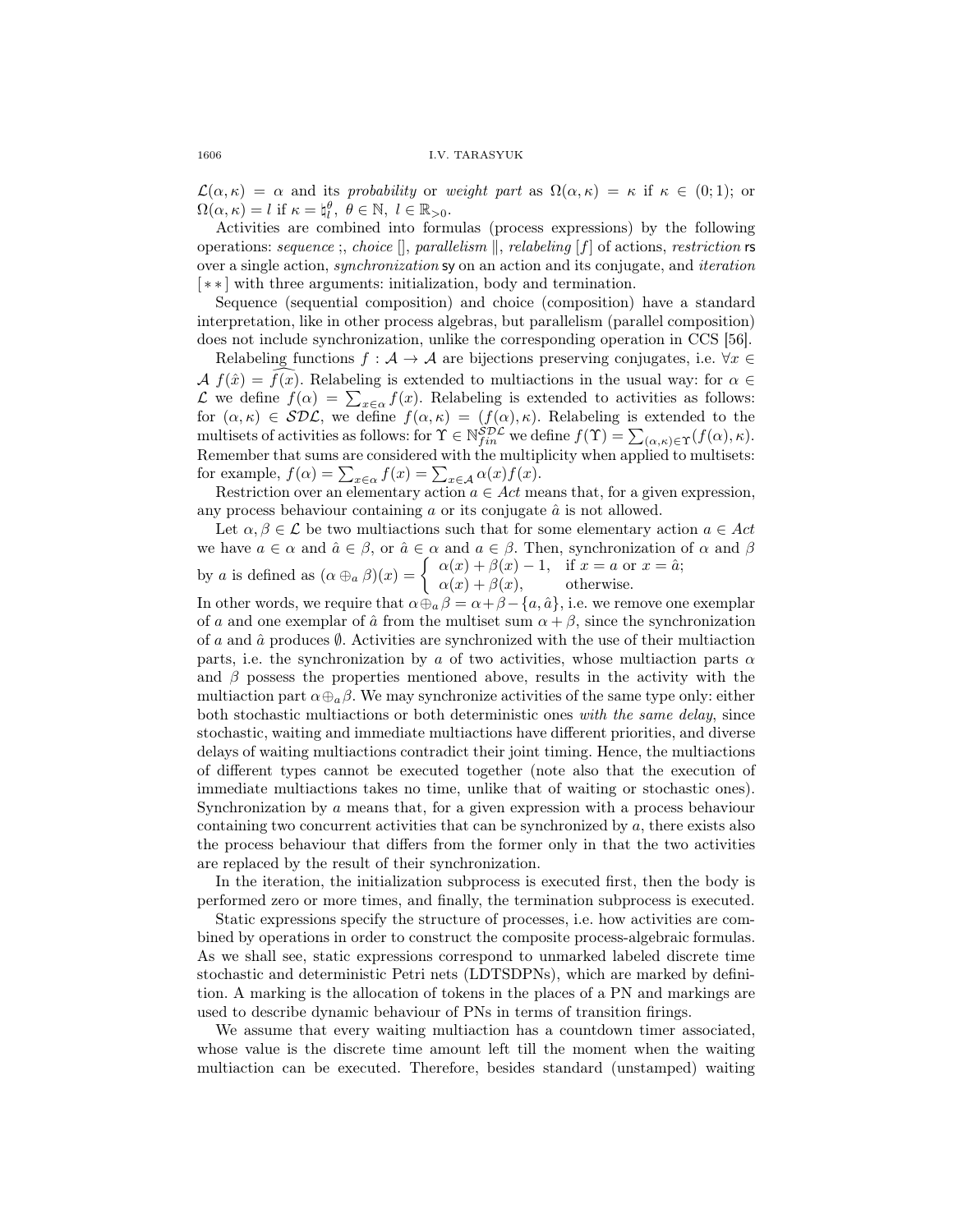$\mathcal{L}(\alpha, \kappa) = \alpha$ and its *probability* or *weight part* as $\Omega(\alpha, \kappa) = \kappa$ if $\kappa \in (0; 1)$; or $\Omega(\alpha, \kappa) = l$ if $\kappa = \natural_l^\theta,\ \theta \in \mathbb{N},\ l \in \mathbb{R}_{>0}$.

Activities are combined into formulas (process expressions) by the following operations: *sequence* ;, *choice* [], *parallelism* $\|$, *relabeling* $[f]$ of actions, *restriction* $\mathsf{rs}$ over a single action, *synchronization* $\mathsf{sy}$ on an action and its conjugate, and *iteration* $[\ast\ast]$ with three arguments: initialization, body and termination.

Sequence (sequential composition) and choice (composition) have a standard interpretation, like in other process algebras, but parallelism (parallel composition) does not include synchronization, unlike the corresponding operation in CCS [56].

Relabeling functions $f : \mathcal{A} \to \mathcal{A}$ are bijections preserving conjugates, i.e. $\forall x \in \mathcal{A}\ f(\hat{x}) = \widehat{f(x)}$. Relabeling is extended to multiactions in the usual way: for $\alpha \in \mathcal{L}$ we define $f(\alpha) = \sum_{x\in\alpha} f(x)$. Relabeling is extended to activities as follows: for $(\alpha, \kappa) \in \mathcal{SDL}$, we define $f(\alpha, \kappa) = (f(\alpha), \kappa)$. Relabeling is extended to the multisets of activities as follows: for $\Upsilon \in \mathbb{N}_{fin}^{\mathcal{SDL}}$ we define $f(\Upsilon) = \sum_{(\alpha,\kappa)\in\Upsilon}(f(\alpha), \kappa)$. Remember that sums are considered with the multiplicity when applied to multisets: for example, $f(\alpha) = \sum_{x\in\alpha} f(x) = \sum_{x\in\mathcal{A}} \alpha(x) f(x)$.

Restriction over an elementary action $a \in Act$ means that, for a given expression, any process behaviour containing $a$ or its conjugate $\hat{a}$ is not allowed.

Let $\alpha, \beta \in \mathcal{L}$ be two multiactions such that for some elementary action $a \in Act$ we have $a \in \alpha$ and $\hat{a} \in \beta$, or $\hat{a} \in \alpha$ and $a \in \beta$. Then, synchronization of $\alpha$ and $\beta$ by $a$ is defined as $(\alpha \oplus_a \beta)(x) = \begin{cases} \alpha(x) + \beta(x) - 1, & \text{if } x = a \text{ or } x = \hat{a}; \\ \alpha(x) + \beta(x), & \text{otherwise.} \end{cases}$

In other words, we require that $\alpha \oplus_a \beta = \alpha + \beta - \{a, \hat{a}\}$, i.e. we remove one exemplar of $a$ and one exemplar of $\hat{a}$ from the multiset sum $\alpha + \beta$, since the synchronization of $a$ and $\hat{a}$ produces $\emptyset$. Activities are synchronized with the use of their multiaction parts, i.e. the synchronization by $a$ of two activities, whose multiaction parts $\alpha$ and $\beta$ possess the properties mentioned above, results in the activity with the multiaction part $\alpha \oplus_a \beta$. We may synchronize activities of the same type only: either both stochastic multiactions or both deterministic ones *with the same delay*, since stochastic, waiting and immediate multiactions have different priorities, and diverse delays of waiting multiactions contradict their joint timing. Hence, the multiactions of different types cannot be executed together (note also that the execution of immediate multiactions takes no time, unlike that of waiting or stochastic ones). Synchronization by $a$ means that, for a given expression with a process behaviour containing two concurrent activities that can be synchronized by $a$, there exists also the process behaviour that differs from the former only in that the two activities are replaced by the result of their synchronization.

In the iteration, the initialization subprocess is executed first, then the body is performed zero or more times, and finally, the termination subprocess is executed.

Static expressions specify the structure of processes, i.e. how activities are combined by operations in order to construct the composite process-algebraic formulas. As we shall see, static expressions correspond to unmarked labeled discrete time stochastic and deterministic Petri nets (LDTSDPNs), which are marked by definition. A marking is the allocation of tokens in the places of a PN and markings are used to describe dynamic behaviour of PNs in terms of transition firings.

We assume that every waiting multiaction has a countdown timer associated, whose value is the discrete time amount left till the moment when the waiting multiaction can be executed. Therefore, besides standard (unstamped) waiting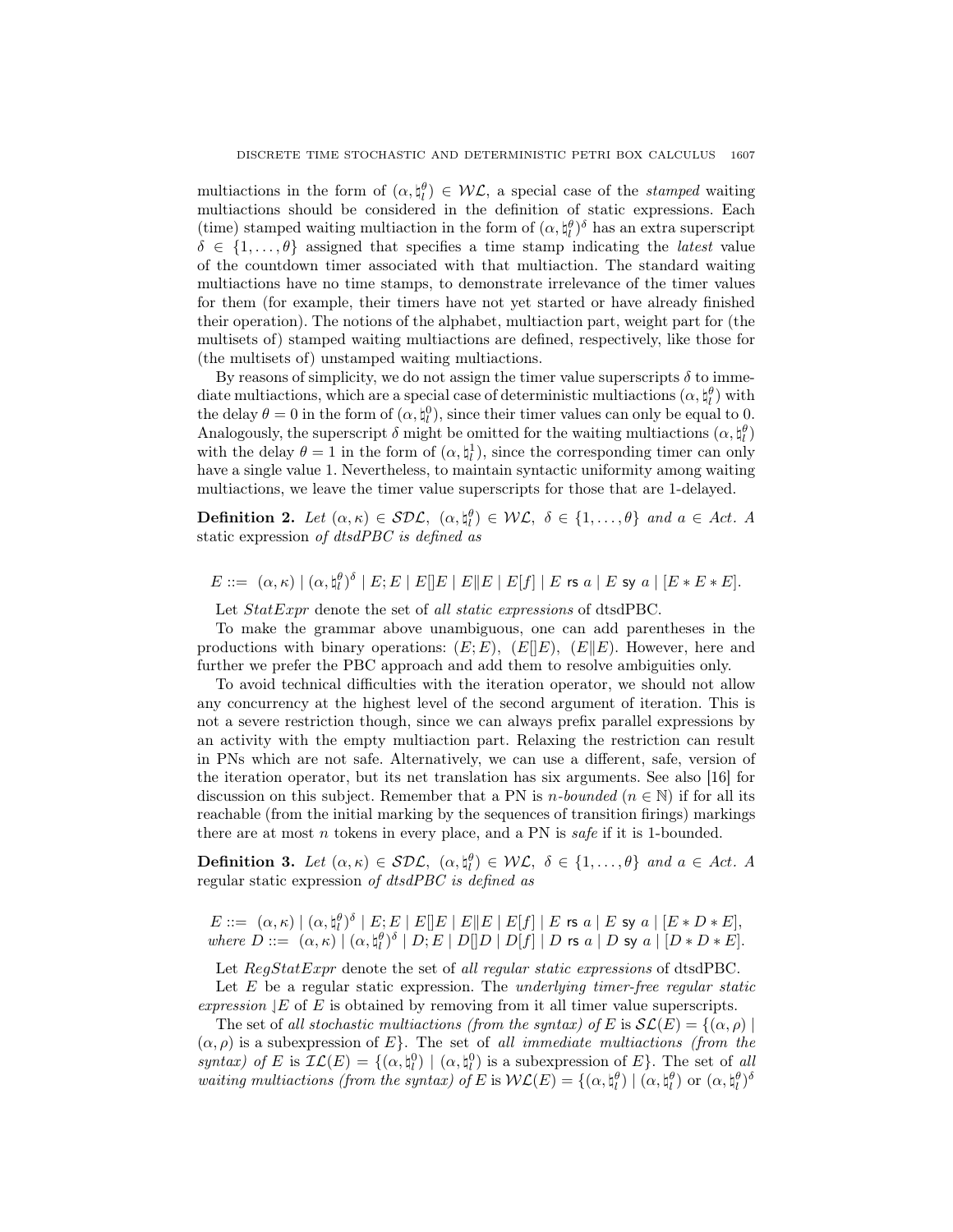multiactions in the form of $(\alpha, \natural_l^\theta) \in \mathcal{WL}$, a special case of the *stamped* waiting multiactions should be considered in the definition of static expressions. Each (time) stamped waiting multiaction in the form of $(\alpha, \natural_l^\theta)^\delta$ has an extra superscript $\delta \in \{1, \ldots, \theta\}$ assigned that specifies a time stamp indicating the *latest* value of the countdown timer associated with that multiaction. The standard waiting multiactions have no time stamps, to demonstrate irrelevance of the timer values for them (for example, their timers have not yet started or have already finished their operation). The notions of the alphabet, multiaction part, weight part for (the multisets of) stamped waiting multiactions are defined, respectively, like those for (the multisets of) unstamped waiting multiactions.

By reasons of simplicity, we do not assign the timer value superscripts $\delta$ to immediate multiactions, which are a special case of deterministic multiactions $(\alpha, \natural_l^\theta)$ with the delay $\theta = 0$ in the form of $(\alpha, \natural_l^0)$, since their timer values can only be equal to 0. Analogously, the superscript $\delta$ might be omitted for the waiting multiactions $(\alpha, \natural_l^\theta)$ with the delay $\theta = 1$ in the form of $(\alpha, \natural_l^1)$, since the corresponding timer can only have a single value 1. Nevertheless, to maintain syntactic uniformity among waiting multiactions, we leave the timer value superscripts for those that are 1-delayed.

**Definition 2.** *Let $(\alpha, \kappa) \in \mathcal{SDL}$, $(\alpha, \natural_l^\theta) \in \mathcal{WL}$, $\delta \in \{1, \ldots, \theta\}$ and $a \in Act$. A* static expression *of dtsdPBC is defined as*

$$E ::= \ (\alpha, \kappa) \mid (\alpha, \natural_l^\theta)^\delta \mid E; E \mid E[]E \mid E\|E \mid E[f] \mid E \text{ rs } a \mid E \text{ sy } a \mid [E * E * E].$$

Let *StatExpr* denote the set of *all static expressions* of dtsdPBC.

To make the grammar above unambiguous, one can add parentheses in the productions with binary operations: $(E; E)$, $(E[]E)$, $(E\|E)$. However, here and further we prefer the PBC approach and add them to resolve ambiguities only.

To avoid technical difficulties with the iteration operator, we should not allow any concurrency at the highest level of the second argument of iteration. This is not a severe restriction though, since we can always prefix parallel expressions by an activity with the empty multiaction part. Relaxing the restriction can result in PNs which are not safe. Alternatively, we can use a different, safe, version of the iteration operator, but its net translation has six arguments. See also [16] for discussion on this subject. Remember that a PN is *n-bounded* ($n \in \mathbb{N}$) if for all its reachable (from the initial marking by the sequences of transition firings) markings there are at most $n$ tokens in every place, and a PN is *safe* if it is 1-bounded.

**Definition 3.** *Let $(\alpha, \kappa) \in \mathcal{SDL}$, $(\alpha, \natural_l^\theta) \in \mathcal{WL}$, $\delta \in \{1, \ldots, \theta\}$ and $a \in Act$. A* regular static expression *of dtsdPBC is defined as*

$$E ::= \ (\alpha, \kappa) \mid (\alpha, \natural_l^\theta)^\delta \mid E; E \mid E[]E \mid E\|E \mid E[f] \mid E \text{ rs } a \mid E \text{ sy } a \mid [E * D * E],$$
$$\textit{where } D ::= \ (\alpha, \kappa) \mid (\alpha, \natural_l^\theta)^\delta \mid D; E \mid D[]D \mid D[f] \mid D \text{ rs } a \mid D \text{ sy } a \mid [D * D * E].$$

Let *RegStatExpr* denote the set of *all regular static expressions* of dtsdPBC.

Let $E$ be a regular static expression. The *underlying timer-free regular static expression* $\lfloor E$ of $E$ is obtained by removing from it all timer value superscripts.

The set of *all stochastic multiactions (from the syntax) of* $E$ is $\mathcal{SL}(E) = \{(\alpha, \rho) \mid (\alpha, \rho)$ is a subexpression of $E\}$. The set of *all immediate multiactions (from the syntax) of* $E$ is $\mathcal{IL}(E) = \{(\alpha, \natural_l^0) \mid (\alpha, \natural_l^0)$ is a subexpression of $E\}$. The set of *all waiting multiactions (from the syntax) of* $E$ is $\mathcal{WL}(E) = \{(\alpha, \natural_l^\theta) \mid (\alpha, \natural_l^\theta)$ or $(\alpha, \natural_l^\theta)^\delta$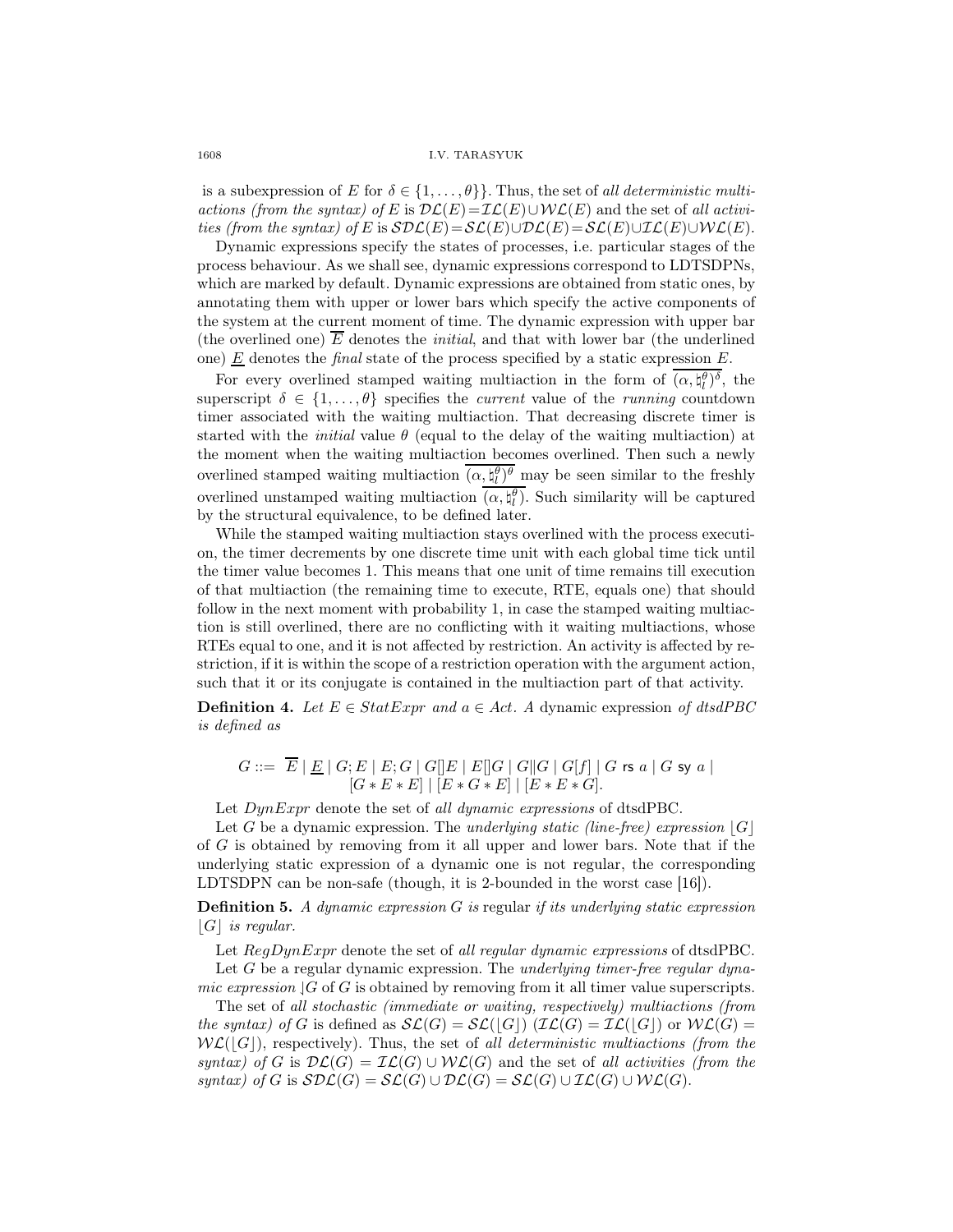is a subexpression of $E$ for $\delta \in \{1,\dots,\theta\}\}$. Thus, the set of *all deterministic multiactions (from the syntax) of* $E$ is $\mathcal{DL}(E)=\mathcal{IL}(E)\cup\mathcal{WL}(E)$ and the set of *all activities (from the syntax) of* $E$ is $\mathcal{SDL}(E)=\mathcal{SL}(E)\cup\mathcal{DL}(E)=\mathcal{SL}(E)\cup\mathcal{IL}(E)\cup\mathcal{WL}(E)$.

Dynamic expressions specify the states of processes, i.e. particular stages of the process behaviour. As we shall see, dynamic expressions correspond to LDTSDPNs, which are marked by default. Dynamic expressions are obtained from static ones, by annotating them with upper or lower bars which specify the active components of the system at the current moment of time. The dynamic expression with upper bar (the overlined one) $\overline{E}$ denotes the *initial*, and that with lower bar (the underlined one) $\underline{E}$ denotes the *final* state of the process specified by a static expression $E$.

For every overlined stamped waiting multiaction in the form of $\overline{(\alpha,\natural_l^\theta)^\delta}$, the superscript $\delta \in \{1,\dots,\theta\}$ specifies the *current* value of the *running* countdown timer associated with the waiting multiaction. That decreasing discrete timer is started with the *initial* value $\theta$ (equal to the delay of the waiting multiaction) at the moment when the waiting multiaction becomes overlined. Then such a newly overlined stamped waiting multiaction $\overline{(\alpha,\natural_l^\theta)^\theta}$ may be seen similar to the freshly overlined unstamped waiting multiaction $\overline{(\alpha,\natural_l^\theta)}$. Such similarity will be captured by the structural equivalence, to be defined later.

While the stamped waiting multiaction stays overlined with the process execution, the timer decrements by one discrete time unit with each global time tick until the timer value becomes 1. This means that one unit of time remains till execution of that multiaction (the remaining time to execute, RTE, equals one) that should follow in the next moment with probability 1, in case the stamped waiting multiaction is still overlined, there are no conflicting with it waiting multiactions, whose RTEs equal to one, and it is not affected by restriction. An activity is affected by restriction, if it is within the scope of a restriction operation with the argument action, such that it or its conjugate is contained in the multiaction part of that activity.

**Definition 4.** *Let $E \in StatExpr$ and $a \in Act$. A* dynamic expression *of dtsdPBC is defined as*

$$G ::= \overline{E} \mid \underline{E} \mid G;E \mid E;G \mid G[]E \mid E[]G \mid G\|G \mid G[f] \mid G \text{ rs } a \mid G \text{ sy } a \mid [G*E*E] \mid [E*G*E] \mid [E*E*G].$$

Let $DynExpr$ denote the set of *all dynamic expressions* of dtsdPBC.

Let $G$ be a dynamic expression. The *underlying static (line-free) expression* $\lfloor G\rfloor$ of $G$ is obtained by removing from it all upper and lower bars. Note that if the underlying static expression of a dynamic one is not regular, the corresponding LDTSDPN can be non-safe (though, it is 2-bounded in the worst case [16]).

**Definition 5.** *A dynamic expression $G$ is* regular *if its underlying static expression $\lfloor G\rfloor$ is regular.*

Let $RegDynExpr$ denote the set of *all regular dynamic expressions* of dtsdPBC.

Let $G$ be a regular dynamic expression. The *underlying timer-free regular dynamic expression* $\rfloor G$ of $G$ is obtained by removing from it all timer value superscripts.

The set of *all stochastic (immediate or waiting, respectively) multiactions (from the syntax) of* $G$ is defined as $\mathcal{SL}(G)=\mathcal{SL}(\lfloor G\rfloor)$ ($\mathcal{IL}(G)=\mathcal{IL}(\lfloor G\rfloor)$ or $\mathcal{WL}(G)=\mathcal{WL}(\lfloor G\rfloor)$, respectively). Thus, the set of *all deterministic multiactions (from the syntax) of* $G$ is $\mathcal{DL}(G)=\mathcal{IL}(G)\cup\mathcal{WL}(G)$ and the set of *all activities (from the syntax) of* $G$ is $\mathcal{SDL}(G)=\mathcal{SL}(G)\cup\mathcal{DL}(G)=\mathcal{SL}(G)\cup\mathcal{IL}(G)\cup\mathcal{WL}(G)$.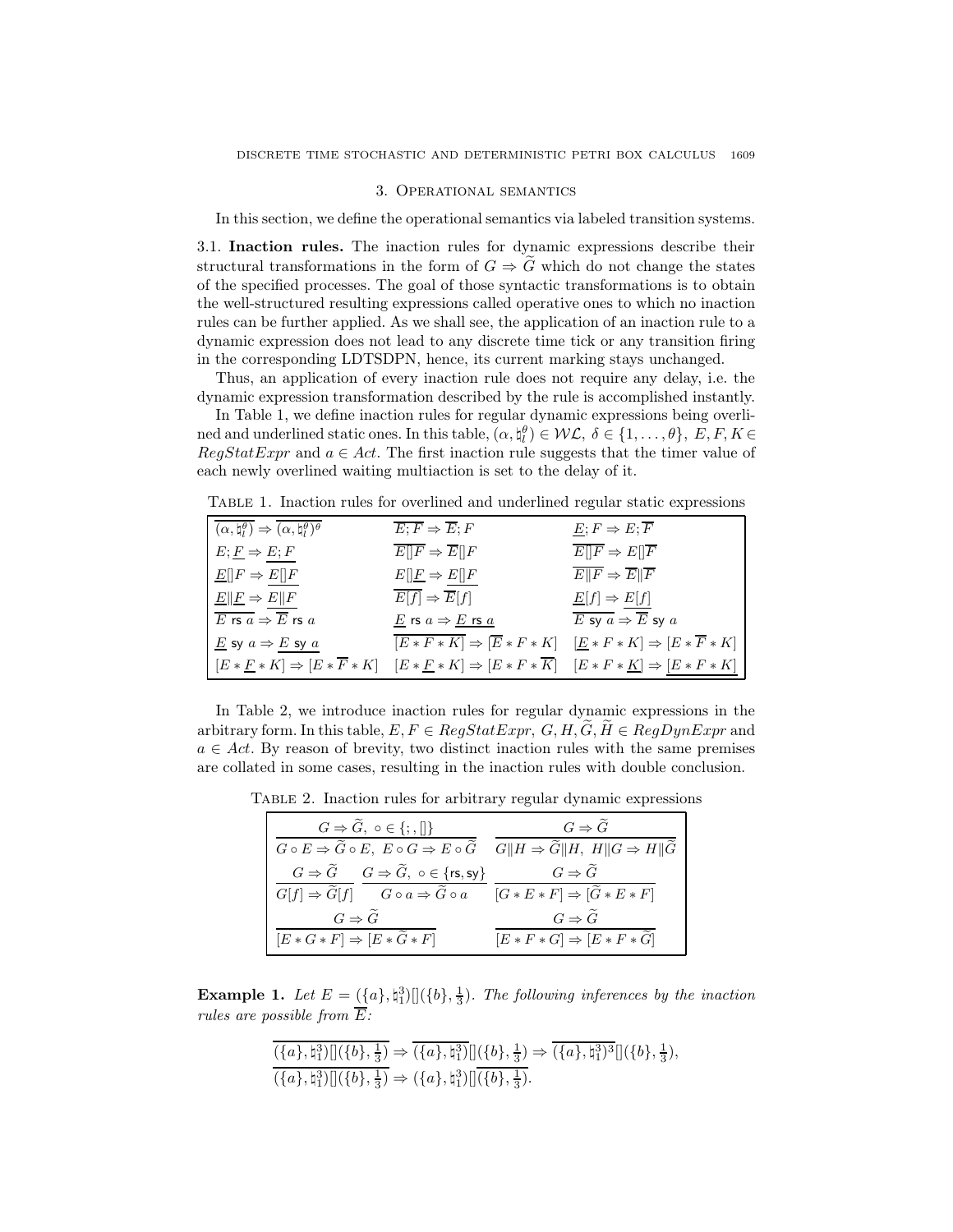## 3. Operational semantics

In this section, we define the operational semantics via labeled transition systems.

### 3.1. Inaction rules.

The inaction rules for dynamic expressions describe their structural transformations in the form of $G \Rightarrow \widetilde{G}$ which do not change the states of the specified processes. The goal of those syntactic transformations is to obtain the well-structured resulting expressions called operative ones to which no inaction rules can be further applied. As we shall see, the application of an inaction rule to a dynamic expression does not lead to any discrete time tick or any transition firing in the corresponding LDTSDPN, hence, its current marking stays unchanged.

Thus, an application of every inaction rule does not require any delay, i.e. the dynamic expression transformation described by the rule is accomplished instantly.

In Table 1, we define inaction rules for regular dynamic expressions being overlined and underlined static ones. In this table, $(\alpha, \natural_l^\theta) \in \mathcal{WL}$, $\delta \in \{1, \ldots, \theta\}$, $E, F, K \in RegStatExpr$ and $a \in Act$. The first inaction rule suggests that the timer value of each newly overlined waiting multiaction is set to the delay of it.

Table 1. Inaction rules for overlined and underlined regular static expressions

| | | |
|---|---|---|
| $\overline{(\alpha, \natural_l^\theta)} \Rightarrow \overline{(\alpha, \natural_l^\theta)^\theta}$ | $\overline{E;F} \Rightarrow \overline{E};F$ | $\underline{E};F \Rightarrow E;\overline{F}$ |
| $E;\underline{F} \Rightarrow \underline{E;F}$ | $\overline{E[]F} \Rightarrow \overline{E}[]F$ | $\overline{E[]F} \Rightarrow E[]\overline{F}$ |
| $\underline{E}[]F \Rightarrow \underline{E[]F}$ | $E[]\underline{F} \Rightarrow \underline{E[]F}$ | $\overline{E\|F} \Rightarrow \overline{E}\|\overline{F}$ |
| $\underline{E}\|\underline{F} \Rightarrow \underline{E\|F}$ | $\overline{E[f]} \Rightarrow \overline{E}[f]$ | $\underline{E}[f] \Rightarrow \underline{E[f]}$ |
| $\overline{E \text{ rs } a} \Rightarrow \overline{E} \text{ rs } a$ | $\underline{E} \text{ rs } a \Rightarrow \underline{E \text{ rs } a}$ | $\overline{E \text{ sy } a} \Rightarrow \overline{E} \text{ sy } a$ |
| $\underline{E} \text{ sy } a \Rightarrow \underline{E \text{ sy } a}$ | $\overline{[E*F*K]} \Rightarrow [\overline{E}*F*K]$ | $[\underline{E}*F*K] \Rightarrow [E*\overline{F}*K]$ |
| $[E*\underline{F}*K] \Rightarrow [E*\overline{F}*K]$ | $[E*\underline{F}*K] \Rightarrow [E*F*\overline{K}]$ | $[E*F*\underline{K}] \Rightarrow \underline{[E*F*K]}$ |

In Table 2, we introduce inaction rules for regular dynamic expressions in the arbitrary form. In this table, $E, F \in RegStatExpr$, $G, H, \widetilde{G}, \widetilde{H} \in RegDynExpr$ and $a \in Act$. By reason of brevity, two distinct inaction rules with the same premises are collated in some cases, resulting in the inaction rules with double conclusion.

Table 2. Inaction rules for arbitrary regular dynamic expressions

| | |
|---|---|
| $\dfrac{G \Rightarrow \widetilde{G},\ \circ \in \{;, []\}}{G \circ E \Rightarrow \widetilde{G} \circ E,\ E \circ G \Rightarrow E \circ \widetilde{G}}$ | $\dfrac{G \Rightarrow \widetilde{G}}{G\|H \Rightarrow \widetilde{G}\|H,\ H\|G \Rightarrow H\|\widetilde{G}}$ |
| $\dfrac{G \Rightarrow \widetilde{G}}{G[f] \Rightarrow \widetilde{G}[f]}$ $\quad$ $\dfrac{G \Rightarrow \widetilde{G},\ \circ \in \{\text{rs}, \text{sy}\}}{G \circ a \Rightarrow \widetilde{G} \circ a}$ | $\dfrac{G \Rightarrow \widetilde{G}}{[G*E*F] \Rightarrow [\widetilde{G}*E*F]}$ |
| $\dfrac{G \Rightarrow \widetilde{G}}{[E*G*F] \Rightarrow [E*\widetilde{G}*F]}$ | $\dfrac{G \Rightarrow \widetilde{G}}{[E*F*G] \Rightarrow [E*F*\widetilde{G}]}$ |

**Example 1.** *Let $E = (\{a\}, \natural_1^3)[](\{b\}, \frac{1}{3})$. The following inferences by the inaction rules are possible from $\overline{E}$:*

$$\overline{(\{a\}, \natural_1^3)[](\{b\}, \tfrac{1}{3})} \Rightarrow \overline{(\{a\}, \natural_1^3)}[](\{b\}, \tfrac{1}{3}) \Rightarrow \overline{(\{a\}, \natural_1^3)^3}[](\{b\}, \tfrac{1}{3}),$$

$$\overline{(\{a\}, \natural_1^3)[](\{b\}, \tfrac{1}{3})} \Rightarrow (\{a\}, \natural_1^3)[]\overline{(\{b\}, \tfrac{1}{3})}.$$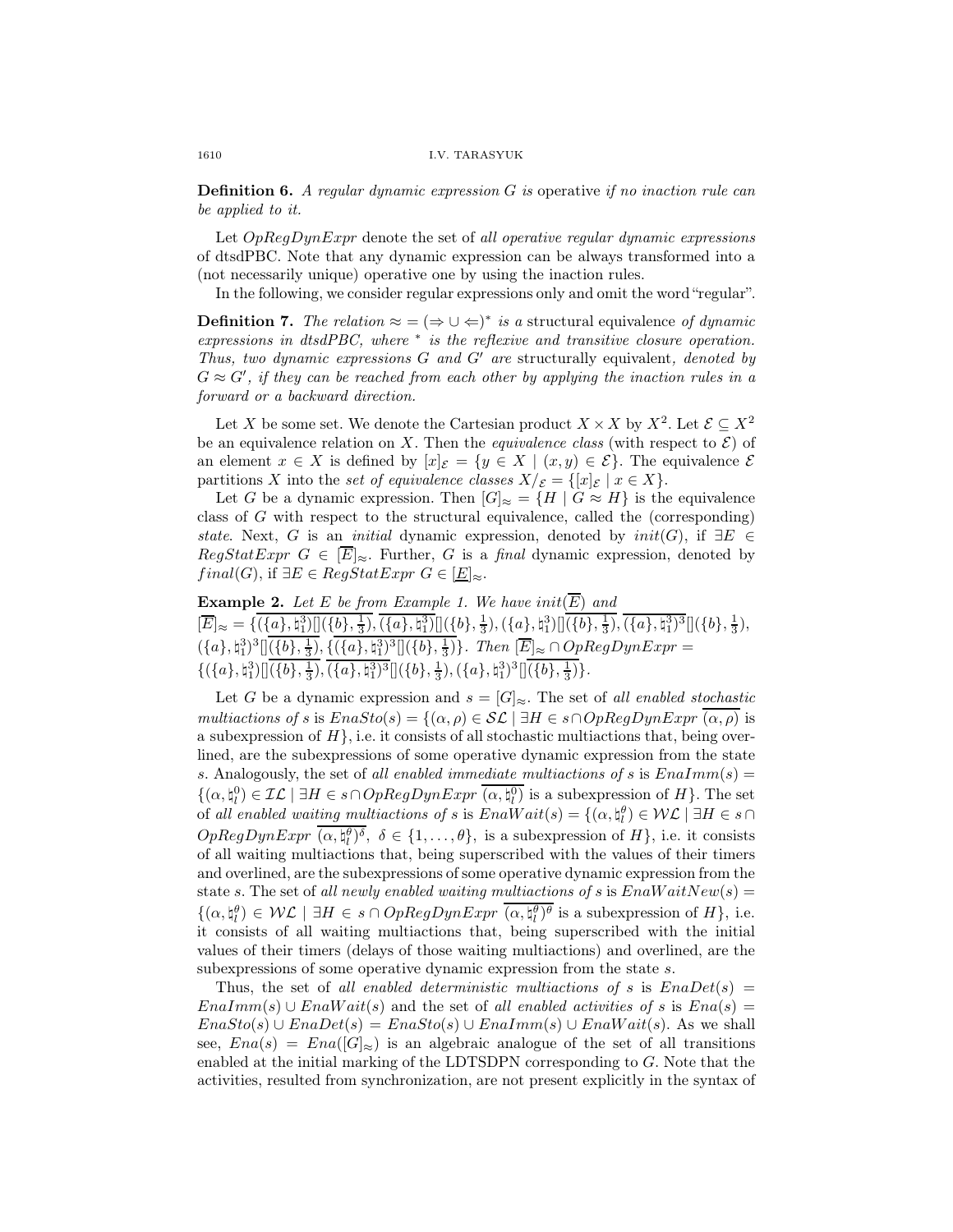**Definition 6.** *A regular dynamic expression $G$ is* operative *if no inaction rule can be applied to it.*

Let $OpRegDynExpr$ denote the set of *all operative regular dynamic expressions* of dtsdPBC. Note that any dynamic expression can be always transformed into a (not necessarily unique) operative one by using the inaction rules.

In the following, we consider regular expressions only and omit the word "regular".

**Definition 7.** *The relation $\approx = (\Rightarrow \cup \Leftarrow)^*$ is a* structural equivalence *of dynamic expressions in dtsdPBC, where $^*$ is the reflexive and transitive closure operation. Thus, two dynamic expressions $G$ and $G'$ are* structurally equivalent*, denoted by $G \approx G'$, if they can be reached from each other by applying the inaction rules in a forward or a backward direction.*

Let $X$ be some set. We denote the Cartesian product $X \times X$ by $X^2$. Let $\mathcal{E} \subseteq X^2$ be an equivalence relation on $X$. Then the *equivalence class* (with respect to $\mathcal{E}$) of an element $x \in X$ is defined by $[x]_\mathcal{E} = \{y \in X \mid (x, y) \in \mathcal{E}\}$. The equivalence $\mathcal{E}$ partitions $X$ into the *set of equivalence classes* $X/_\mathcal{E} = \{[x]_\mathcal{E} \mid x \in X\}$.

Let $G$ be a dynamic expression. Then $[G]_\approx = \{H \mid G \approx H\}$ is the equivalence class of $G$ with respect to the structural equivalence, called the (corresponding) *state*. Next, $G$ is an *initial* dynamic expression, denoted by $init(G)$, if $\exists E \in RegStatExpr\ G \in [\overline{E}]_\approx$. Further, $G$ is a *final* dynamic expression, denoted by $final(G)$, if $\exists E \in RegStatExpr\ G \in [\underline{E}]_\approx$.

**Example 2.** *Let $E$ be from Example 1. We have $init(\overline{E})$ and* $[\overline{E}]_\approx = \{\overline{(\{a\}, \natural_1^3)[](\{b\}, \frac{1}{3})}, \overline{(\{a\}, \natural_1^3)}[](\{b\}, \frac{1}{3}), (\{a\}, \natural_1^3)[]\overline{(\{b\}, \frac{1}{3})}, \overline{(\{a\}, \natural_1^3)^3}[](\{b\}, \frac{1}{3}),$ $(\{a\}, \natural_1^3)^3[]\overline{(\{b\}, \frac{1}{3})}, \overline{\{(\{a\}, \natural_1^3)^3[](\{b\}, \frac{1}{3})}\}$. *Then* $[\overline{E}]_\approx \cap OpRegDynExpr =$ $\{(\{a\}, \natural_1^3)[]\overline{(\{b\}, \frac{1}{3})}, \overline{(\{a\}, \natural_1^3)^3}[](\{b\}, \frac{1}{3}), (\{a\}, \natural_1^3)^3[]\overline{(\{b\}, \frac{1}{3})}\}$.

Let $G$ be a dynamic expression and $s = [G]_\approx$. The set of *all enabled stochastic multiactions of $s$* is $EnaSto(s) = \{(\alpha, \rho) \in \mathcal{SL} \mid \exists H \in s \cap OpRegDynExpr\ \overline{(\alpha, \rho)}$ is a subexpression of $H\}$, i.e. it consists of all stochastic multiactions that, being overlined, are the subexpressions of some operative dynamic expression from the state $s$. Analogously, the set of *all enabled immediate multiactions of $s$* is $EnaImm(s) = \{(\alpha, \natural_l^0) \in \mathcal{IL} \mid \exists H \in s \cap OpRegDynExpr\ \overline{(\alpha, \natural_l^0)}$ is a subexpression of $H\}$. The set of *all enabled waiting multiactions of $s$* is $EnaWait(s) = \{(\alpha, \natural_l^\theta) \in \mathcal{WL} \mid \exists H \in s \cap OpRegDynExpr\ \overline{(\alpha, \natural_l^\theta)^\delta},\ \delta \in \{1, \ldots, \theta\}$, is a subexpression of $H\}$, i.e. it consists of all waiting multiactions that, being superscribed with the values of their timers and overlined, are the subexpressions of some operative dynamic expression from the state $s$. The set of *all newly enabled waiting multiactions of $s$* is $EnaWaitNew(s) = \{(\alpha, \natural_l^\theta) \in \mathcal{WL} \mid \exists H \in s \cap OpRegDynExpr\ \overline{(\alpha, \natural_l^\theta)^\theta}$ is a subexpression of $H\}$, i.e. it consists of all waiting multiactions that, being superscribed with the initial values of their timers (delays of those waiting multiactions) and overlined, are the subexpressions of some operative dynamic expression from the state $s$.

Thus, the set of *all enabled deterministic multiactions of $s$* is $EnaDet(s) = EnaImm(s) \cup EnaWait(s)$ and the set of *all enabled activities of $s$* is $Ena(s) = EnaSto(s) \cup EnaDet(s) = EnaSto(s) \cup EnaImm(s) \cup EnaWait(s)$. As we shall see, $Ena(s) = Ena([G]_\approx)$ is an algebraic analogue of the set of all transitions enabled at the initial marking of the LDTSDPN corresponding to $G$. Note that the activities, resulted from synchronization, are not present explicitly in the syntax of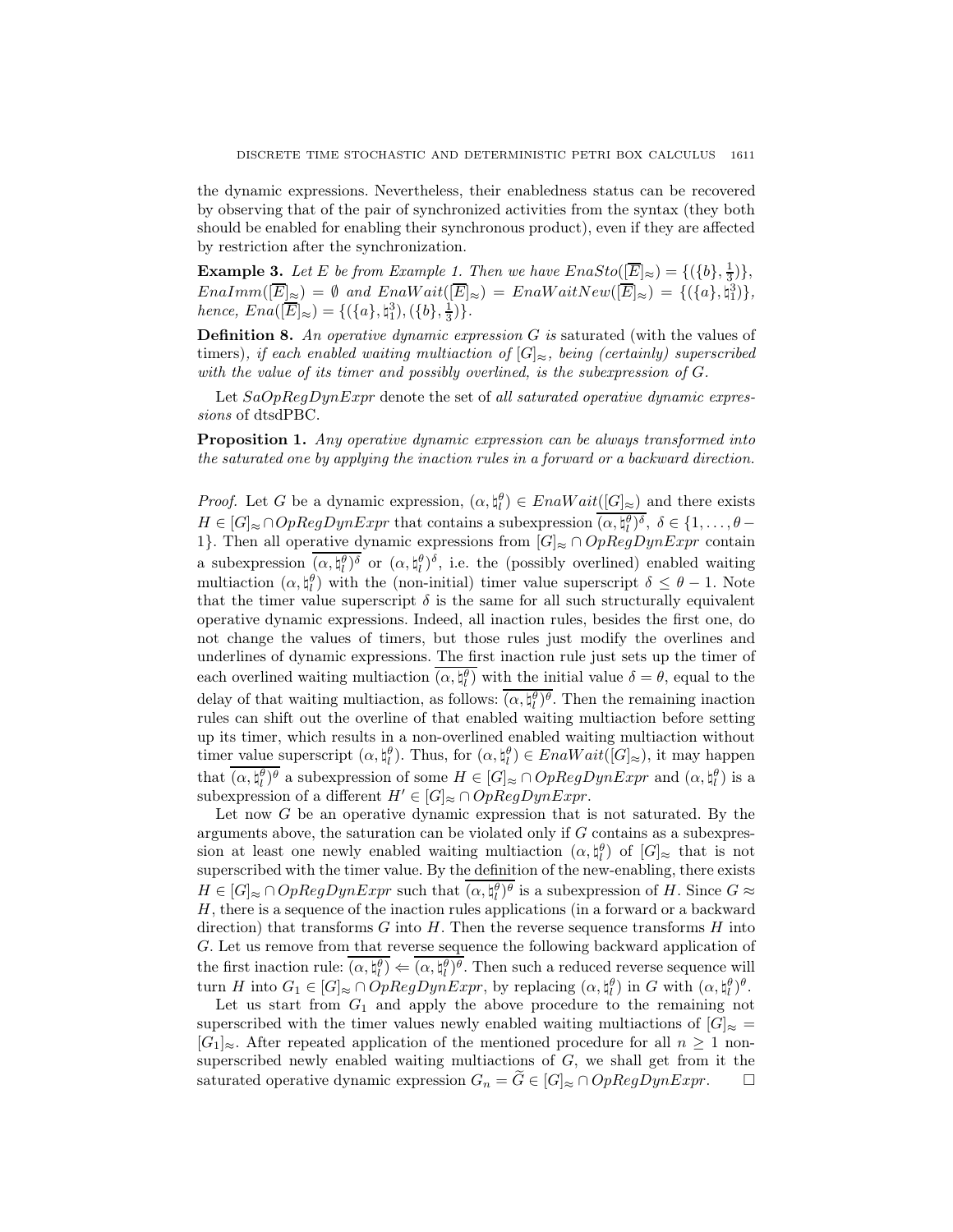the dynamic expressions. Nevertheless, their enabledness status can be recovered by observing that of the pair of synchronized activities from the syntax (they both should be enabled for enabling their synchronous product), even if they are affected by restriction after the synchronization.

**Example 3.** *Let $E$ be from Example 1. Then we have $EnaSto([\overline{E}]_\approx) = \{(\{b\}, \frac{1}{3})\}$, $EnaImm([\overline{E}]_\approx) = \emptyset$ and $EnaWait([\overline{E}]_\approx) = EnaWaitNew([\overline{E}]_\approx) = \{(\{a\}, \natural_1^3)\}$, hence, $Ena([\overline{E}]_\approx) = \{(\{a\}, \natural_1^3), (\{b\}, \frac{1}{3})\}$.*

**Definition 8.** *An operative dynamic expression $G$ is* saturated (with the values of timers)*, if each enabled waiting multiaction of $[G]_\approx$, being (certainly) superscribed with the value of its timer and possibly overlined, is the subexpression of $G$.*

Let $SaOpRegDynExpr$ denote the set of *all saturated operative dynamic expressions* of dtsdPBC.

**Proposition 1.** *Any operative dynamic expression can be always transformed into the saturated one by applying the inaction rules in a forward or a backward direction.*

*Proof.* Let $G$ be a dynamic expression, $(\alpha, \natural_l^\theta) \in EnaWait([G]_\approx)$ and there exists $H \in [G]_\approx \cap OpRegDynExpr$ that contains a subexpression $\overline{(\alpha, \natural_l^\theta)^\delta}$, $\delta \in \{1, \ldots, \theta - 1\}$. Then all operative dynamic expressions from $[G]_\approx \cap OpRegDynExpr$ contain a subexpression $\overline{(\alpha, \natural_l^\theta)^\delta}$ or $(\alpha, \natural_l^\theta)^\delta$, i.e. the (possibly overlined) enabled waiting multiaction $(\alpha, \natural_l^\theta)$ with the (non-initial) timer value superscript $\delta \leq \theta - 1$. Note that the timer value superscript $\delta$ is the same for all such structurally equivalent operative dynamic expressions. Indeed, all inaction rules, besides the first one, do not change the values of timers, but those rules just modify the overlines and underlines of dynamic expressions. The first inaction rule just sets up the timer of each overlined waiting multiaction $\overline{(\alpha, \natural_l^\theta)}$ with the initial value $\delta = \theta$, equal to the delay of that waiting multiaction, as follows: $\overline{(\alpha, \natural_l^\theta)^\theta}$. Then the remaining inaction rules can shift out the overline of that enabled waiting multiaction before setting up its timer, which results in a non-overlined enabled waiting multiaction without timer value superscript $(\alpha, \natural_l^\theta)$. Thus, for $(\alpha, \natural_l^\theta) \in EnaWait([G]_\approx)$, it may happen that $\overline{(\alpha, \natural_l^\theta)^\theta}$ a subexpression of some $H \in [G]_\approx \cap OpRegDynExpr$ and $(\alpha, \natural_l^\theta)$ is a subexpression of a different $H' \in [G]_\approx \cap OpRegDynExpr$.

Let now $G$ be an operative dynamic expression that is not saturated. By the arguments above, the saturation can be violated only if $G$ contains as a subexpression at least one newly enabled waiting multiaction $(\alpha, \natural_l^\theta)$ of $[G]_\approx$ that is not superscribed with the timer value. By the definition of the new-enabling, there exists $H \in [G]_\approx \cap OpRegDynExpr$ such that $\overline{(\alpha, \natural_l^\theta)^\theta}$ is a subexpression of $H$. Since $G \approx H$, there is a sequence of the inaction rules applications (in a forward or a backward direction) that transforms $G$ into $H$. Then the reverse sequence transforms $H$ into $G$. Let us remove from that reverse sequence the following backward application of the first inaction rule: $\overline{(\alpha, \natural_l^\theta)} \Leftarrow \overline{(\alpha, \natural_l^\theta)^\theta}$. Then such a reduced reverse sequence will turn $H$ into $G_1 \in [G]_\approx \cap OpRegDynExpr$, by replacing $(\alpha, \natural_l^\theta)$ in $G$ with $(\alpha, \natural_l^\theta)^\theta$.

Let us start from $G_1$ and apply the above procedure to the remaining not superscribed with the timer values newly enabled waiting multiactions of $[G]_\approx = [G_1]_\approx$. After repeated application of the mentioned procedure for all $n \geq 1$ non-superscribed newly enabled waiting multiactions of $G$, we shall get from it the saturated operative dynamic expression $G_n = \widetilde{G} \in [G]_\approx \cap OpRegDynExpr$. $\square$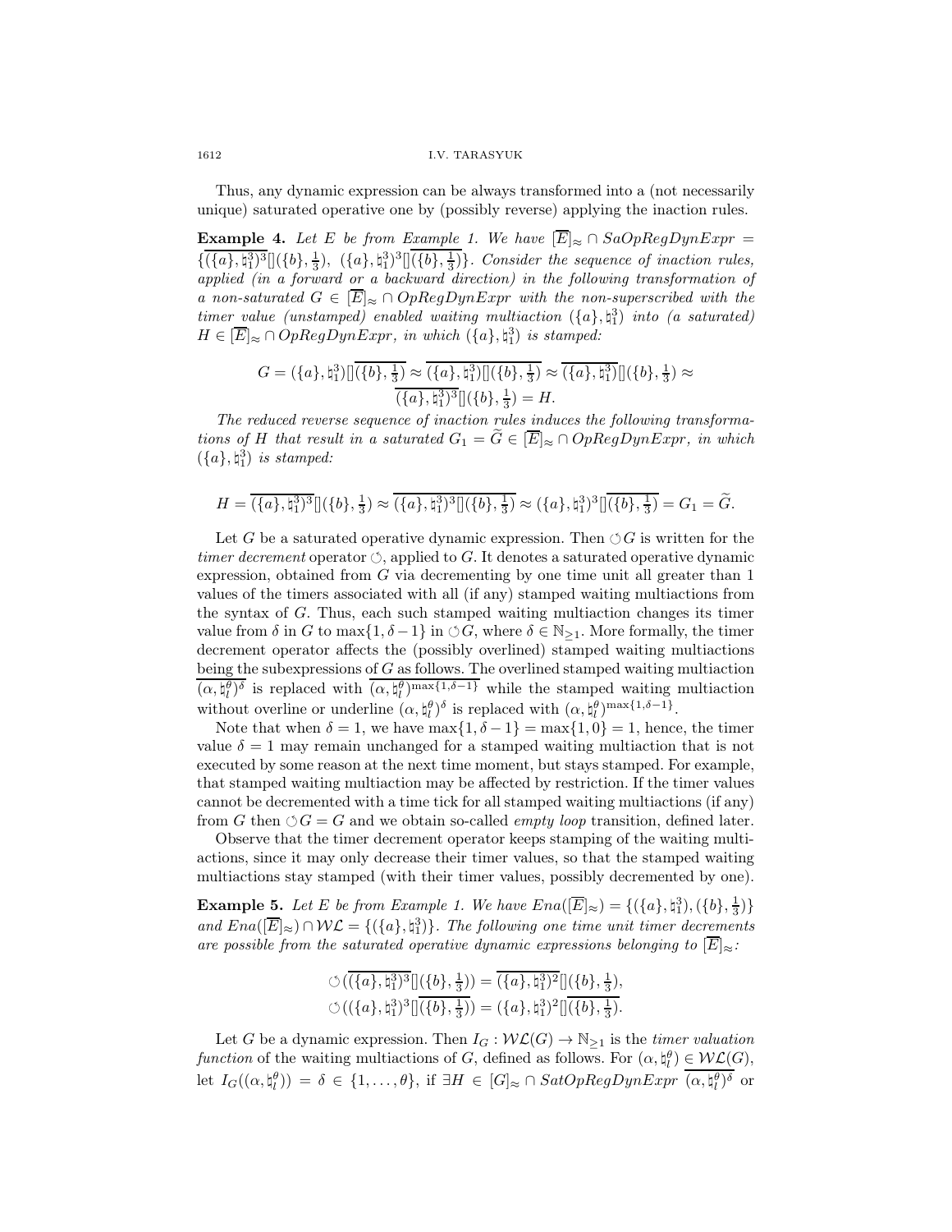Thus, any dynamic expression can be always transformed into a (not necessarily unique) saturated operative one by (possibly reverse) applying the inaction rules.

**Example 4.** *Let $E$ be from Example 1. We have $[\overline{E}]_{\approx} \cap SaOpRegDynExpr = \{\overline{(\{a\},\natural_1^3)^3}[](\{b\},\frac{1}{3}),\ (\{a\},\natural_1^3)^3[]\overline{(\{b\},\frac{1}{3})}\}$. Consider the sequence of inaction rules, applied (in a forward or a backward direction) in the following transformation of a non-saturated $G \in [\overline{E}]_{\approx} \cap OpRegDynExpr$ with the non-superscribed with the timer value (unstamped) enabled waiting multiaction $(\{a\},\natural_1^3)$ into (a saturated) $H \in [\overline{E}]_{\approx} \cap OpRegDynExpr$, in which $(\{a\},\natural_1^3)$ is stamped:*

$$G = (\{a\},\natural_1^3)[]\overline{(\{b\},\tfrac{1}{3})} \approx \overline{(\{a\},\natural_1^3)[](\{b\},\tfrac{1}{3})} \approx \overline{(\{a\},\natural_1^3)}[](\{b\},\tfrac{1}{3}) \approx \overline{(\{a\},\natural_1^3)^3}[](\{b\},\tfrac{1}{3}) = H.$$

*The reduced reverse sequence of inaction rules induces the following transformations of $H$ that result in a saturated $G_1 = \widetilde{G} \in [\overline{E}]_{\approx} \cap OpRegDynExpr$, in which $(\{a\},\natural_1^3)$ is stamped:*

$$H = \overline{(\{a\},\natural_1^3)^3}[](\{b\},\tfrac{1}{3}) \approx \overline{(\{a\},\natural_1^3)^3[](\{b\},\tfrac{1}{3})} \approx (\{a\},\natural_1^3)^3[]\overline{(\{b\},\tfrac{1}{3})} = G_1 = \widetilde{G}.$$

Let $G$ be a saturated operative dynamic expression. Then $\circlearrowleft G$ is written for the *timer decrement* operator $\circlearrowleft$, applied to $G$. It denotes a saturated operative dynamic expression, obtained from $G$ via decrementing by one time unit all greater than 1 values of the timers associated with all (if any) stamped waiting multiactions from the syntax of $G$. Thus, each such stamped waiting multiaction changes its timer value from $\delta$ in $G$ to $\max\{1,\delta-1\}$ in $\circlearrowleft G$, where $\delta \in \mathbb{N}_{\geq 1}$. More formally, the timer decrement operator affects the (possibly overlined) stamped waiting multiactions being the subexpressions of $G$ as follows. The overlined stamped waiting multiaction $\overline{(\alpha,\natural_l^\theta)^\delta}$ is replaced with $\overline{(\alpha,\natural_l^\theta)^{\max\{1,\delta-1\}}}$ while the stamped waiting multiaction without overline or underline $(\alpha,\natural_l^\theta)^\delta$ is replaced with $(\alpha,\natural_l^\theta)^{\max\{1,\delta-1\}}$.

Note that when $\delta = 1$, we have $\max\{1,\delta-1\} = \max\{1,0\} = 1$, hence, the timer value $\delta = 1$ may remain unchanged for a stamped waiting multiaction that is not executed by some reason at the next time moment, but stays stamped. For example, that stamped waiting multiaction may be affected by restriction. If the timer values cannot be decremented with a time tick for all stamped waiting multiactions (if any) from $G$ then $\circlearrowleft G = G$ and we obtain so-called *empty loop* transition, defined later.

Observe that the timer decrement operator keeps stamping of the waiting multiactions, since it may only decrease their timer values, so that the stamped waiting multiactions stay stamped (with their timer values, possibly decremented by one).

**Example 5.** *Let $E$ be from Example 1. We have $Ena([\overline{E}]_{\approx}) = \{(\{a\},\natural_1^3),(\{b\},\frac{1}{3})\}$ and $Ena([\overline{E}]_{\approx}) \cap \mathcal{WL} = \{(\{a\},\natural_1^3)\}$. The following one time unit timer decrements are possible from the saturated operative dynamic expressions belonging to $[\overline{E}]_{\approx}$:*

$$\circlearrowleft(\overline{(\{a\},\natural_1^3)^3}[](\{b\},\tfrac{1}{3})) = \overline{(\{a\},\natural_1^3)^2}[](\{b\},\tfrac{1}{3}),$$
$$\circlearrowleft((\{a\},\natural_1^3)^3[]\overline{(\{b\},\tfrac{1}{3})}) = (\{a\},\natural_1^3)^2[]\overline{(\{b\},\tfrac{1}{3})}.$$

Let $G$ be a dynamic expression. Then $I_G : \mathcal{WL}(G) \to \mathbb{N}_{\geq 1}$ is the *timer valuation function* of the waiting multiactions of $G$, defined as follows. For $(\alpha,\natural_l^\theta) \in \mathcal{WL}(G)$, let $I_G((\alpha,\natural_l^\theta)) = \delta \in \{1,\ldots,\theta\}$, if $\exists H \in [G]_{\approx} \cap SatOpRegDynExpr\ \overline{(\alpha,\natural_l^\theta)^\delta}$ or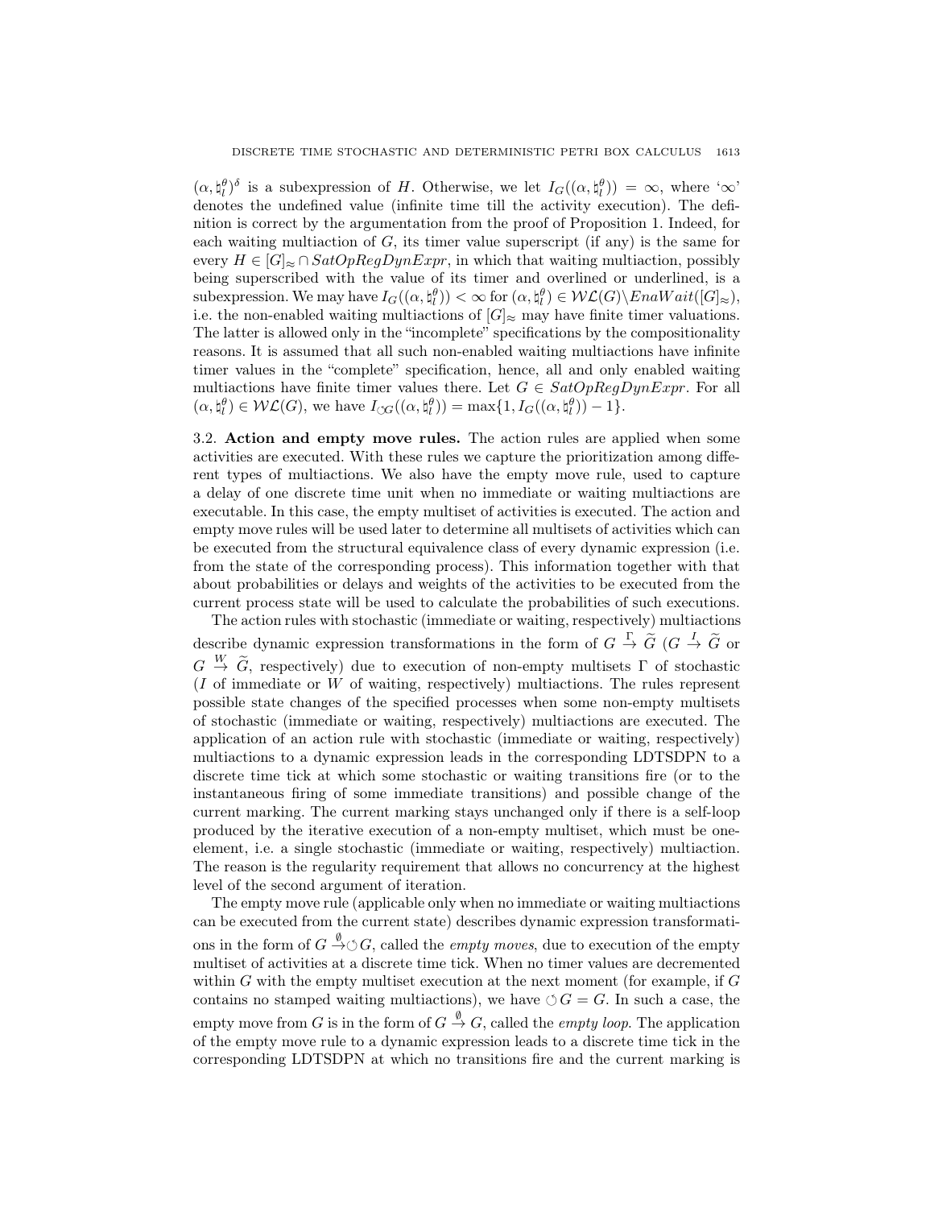$(\alpha, \natural_l^\theta)^\delta$ is a subexpression of $H$. Otherwise, we let $I_G((\alpha, \natural_l^\theta)) = \infty$, where '$\infty$' denotes the undefined value (infinite time till the activity execution). The definition is correct by the argumentation from the proof of Proposition 1. Indeed, for each waiting multiaction of $G$, its timer value superscript (if any) is the same for every $H \in [G]_\approx \cap SatOpRegDynExpr$, in which that waiting multiaction, possibly being superscribed with the value of its timer and overlined or underlined, is a subexpression. We may have $I_G((\alpha, \natural_l^\theta)) < \infty$ for $(\alpha, \natural_l^\theta) \in \mathcal{WL}(G) \setminus EnaWait([G]_\approx)$, i.e. the non-enabled waiting multiactions of $[G]_\approx$ may have finite timer valuations. The latter is allowed only in the "incomplete" specifications by the compositionality reasons. It is assumed that all such non-enabled waiting multiactions have infinite timer values in the "complete" specification, hence, all and only enabled waiting multiactions have finite timer values there. Let $G \in SatOpRegDynExpr$. For all $(\alpha, \natural_l^\theta) \in \mathcal{WL}(G)$, we have $I_{\circlearrowleft G}((\alpha, \natural_l^\theta)) = \max\{1, I_G((\alpha, \natural_l^\theta)) - 1\}$.

3.2. **Action and empty move rules.** The action rules are applied when some activities are executed. With these rules we capture the prioritization among different types of multiactions. We also have the empty move rule, used to capture a delay of one discrete time unit when no immediate or waiting multiactions are executable. In this case, the empty multiset of activities is executed. The action and empty move rules will be used later to determine all multisets of activities which can be executed from the structural equivalence class of every dynamic expression (i.e. from the state of the corresponding process). This information together with that about probabilities or delays and weights of the activities to be executed from the current process state will be used to calculate the probabilities of such executions.

The action rules with stochastic (immediate or waiting, respectively) multiactions describe dynamic expression transformations in the form of $G \stackrel{\Gamma}{\to} \widetilde{G}$ ($G \stackrel{I}{\to} \widetilde{G}$ or $G \stackrel{W}{\to} \widetilde{G}$, respectively) due to execution of non-empty multisets $\Gamma$ of stochastic ($I$ of immediate or $W$ of waiting, respectively) multiactions. The rules represent possible state changes of the specified processes when some non-empty multisets of stochastic (immediate or waiting, respectively) multiactions are executed. The application of an action rule with stochastic (immediate or waiting, respectively) multiactions to a dynamic expression leads in the corresponding LDTSDPN to a discrete time tick at which some stochastic or waiting transitions fire (or to the instantaneous firing of some immediate transitions) and possible change of the current marking. The current marking stays unchanged only if there is a self-loop produced by the iterative execution of a non-empty multiset, which must be one-element, i.e. a single stochastic (immediate or waiting, respectively) multiaction. The reason is the regularity requirement that allows no concurrency at the highest level of the second argument of iteration.

The empty move rule (applicable only when no immediate or waiting multiactions can be executed from the current state) describes dynamic expression transformations in the form of $G \stackrel{\emptyset}{\to} \circlearrowleft G$, called the *empty moves*, due to execution of the empty multiset of activities at a discrete time tick. When no timer values are decremented within $G$ with the empty multiset execution at the next moment (for example, if $G$ contains no stamped waiting multiactions), we have $\circlearrowleft G = G$. In such a case, the empty move from $G$ is in the form of $G \stackrel{\emptyset}{\to} G$, called the *empty loop*. The application of the empty move rule to a dynamic expression leads to a discrete time tick in the corresponding LDTSDPN at which no transitions fire and the current marking is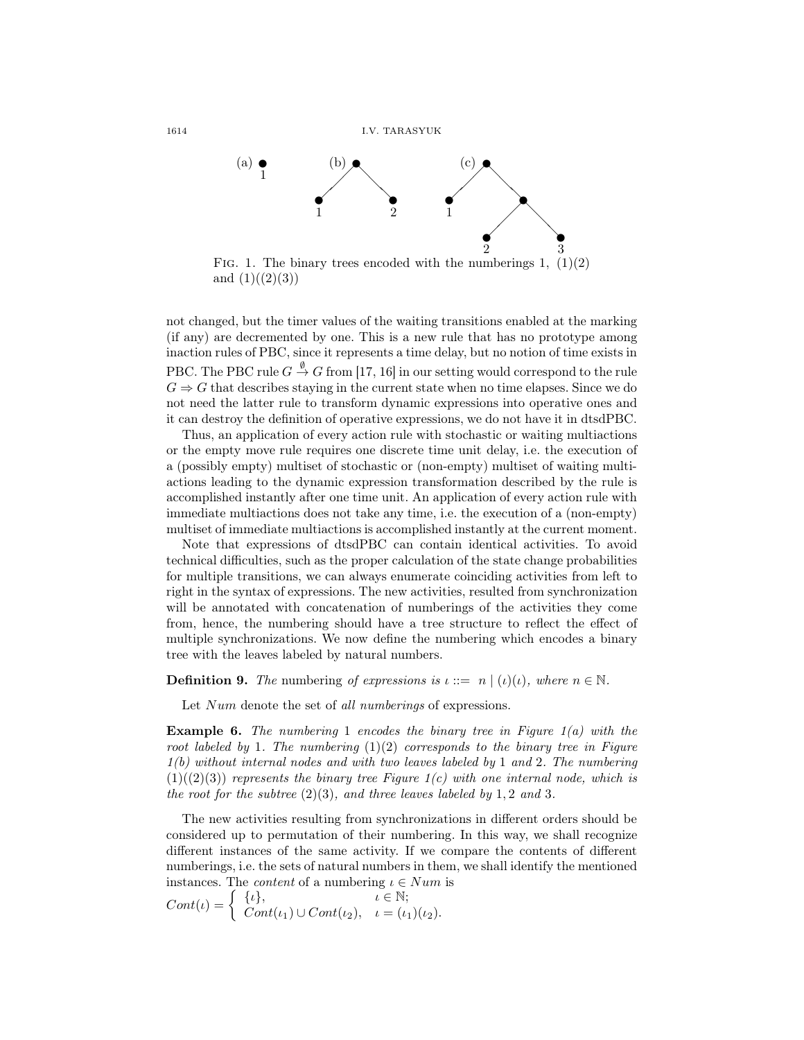FIG. 1. The binary trees encoded with the numberings 1, (1)(2) and (1)((2)(3))

not changed, but the timer values of the waiting transitions enabled at the marking (if any) are decremented by one. This is a new rule that has no prototype among inaction rules of PBC, since it represents a time delay, but no notion of time exists in PBC. The PBC rule $G \stackrel{\emptyset}{\rightarrow} G$ from [17, 16] in our setting would correspond to the rule $G \Rightarrow G$ that describes staying in the current state when no time elapses. Since we do not need the latter rule to transform dynamic expressions into operative ones and it can destroy the definition of operative expressions, we do not have it in dtsdPBC.

Thus, an application of every action rule with stochastic or waiting multiactions or the empty move rule requires one discrete time unit delay, i.e. the execution of a (possibly empty) multiset of stochastic or (non-empty) multiset of waiting multiactions leading to the dynamic expression transformation described by the rule is accomplished instantly after one time unit. An application of every action rule with immediate multiactions does not take any time, i.e. the execution of a (non-empty) multiset of immediate multiactions is accomplished instantly at the current moment.

Note that expressions of dtsdPBC can contain identical activities. To avoid technical difficulties, such as the proper calculation of the state change probabilities for multiple transitions, we can always enumerate coinciding activities from left to right in the syntax of expressions. The new activities, resulted from synchronization will be annotated with concatenation of numberings of the activities they come from, hence, the numbering should have a tree structure to reflect the effect of multiple synchronizations. We now define the numbering which encodes a binary tree with the leaves labeled by natural numbers.

**Definition 9.** *The* numbering *of expressions is* $\iota ::= \ n \mid (\iota)(\iota)$*, where* $n \in \mathbb{N}$.

Let $Num$ denote the set of *all numberings* of expressions.

**Example 6.** *The numbering* 1 *encodes the binary tree in Figure 1(a) with the root labeled by* 1*. The numbering* (1)(2) *corresponds to the binary tree in Figure 1(b) without internal nodes and with two leaves labeled by* 1 *and* 2*. The numbering* (1)((2)(3)) *represents the binary tree Figure 1(c) with one internal node, which is the root for the subtree* (2)(3)*, and three leaves labeled by* 1, 2 *and* 3*.*

The new activities resulting from synchronizations in different orders should be considered up to permutation of their numbering. In this way, we shall recognize different instances of the same activity. If we compare the contents of different numberings, i.e. the sets of natural numbers in them, we shall identify the mentioned instances. The *content* of a numbering $\iota \in Num$ is

$$Cont(\iota) = \begin{cases} \{\iota\}, & \iota \in \mathbb{N}; \\ Cont(\iota_1) \cup Cont(\iota_2), & \iota = (\iota_1)(\iota_2). \end{cases}$$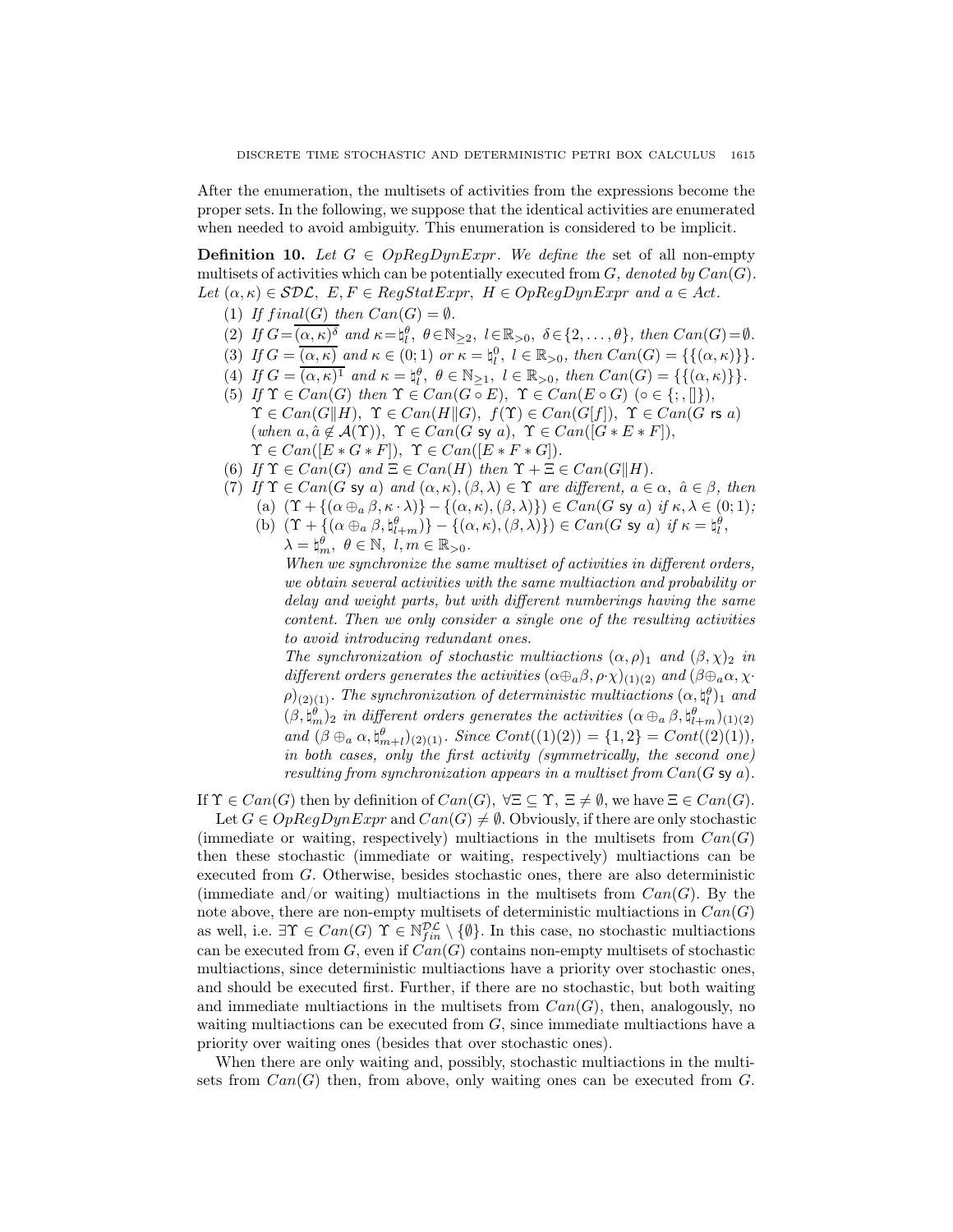After the enumeration, the multisets of activities from the expressions become the proper sets. In the following, we suppose that the identical activities are enumerated when needed to avoid ambiguity. This enumeration is considered to be implicit.

**Definition 10.** *Let $G \in OpRegDynExpr$. We define the* set of all non-empty multisets of activities which can be potentially executed from $G$, *denoted by $Can(G)$. Let $(\alpha, \kappa) \in \mathcal{SDL}$, $E, F \in RegStatExpr$, $H \in OpRegDynExpr$ and $a \in Act$.*

1. *If $final(G)$ then $Can(G) = \emptyset$.*
2. *If $G = \overline{(\alpha, \kappa)^\delta}$ and $\kappa = \natural_l^\theta$, $\theta \in \mathbb{N}_{\geq 2}$, $l \in \mathbb{R}_{>0}$, $\delta \in \{2, \ldots, \theta\}$, then $Can(G) = \emptyset$.*
3. *If $G = \overline{(\alpha, \kappa)}$ and $\kappa \in (0; 1)$ or $\kappa = \natural_l^0$, $l \in \mathbb{R}_{>0}$, then $Can(G) = \{\{(\alpha, \kappa)\}\}$.*
4. *If $G = \overline{(\alpha, \kappa)^1}$ and $\kappa = \natural_l^\theta$, $\theta \in \mathbb{N}_{\geq 1}$, $l \in \mathbb{R}_{>0}$, then $Can(G) = \{\{(\alpha, \kappa)\}\}$.*
5. *If $\Upsilon \in Can(G)$ then $\Upsilon \in Can(G \circ E)$, $\Upsilon \in Can(E \circ G)$ $(\circ \in \{;, []\})$, $\Upsilon \in Can(G \| H)$, $\Upsilon \in Can(H \| G)$, $f(\Upsilon) \in Can(G[f])$, $\Upsilon \in Can(G \text{ rs } a)$ (when $a, \hat{a} \notin \mathcal{A}(\Upsilon)$), $\Upsilon \in Can(G \text{ sy } a)$, $\Upsilon \in Can([G * E * F])$, $\Upsilon \in Can([E * G * F])$, $\Upsilon \in Can([E * F * G])$.*
6. *If $\Upsilon \in Can(G)$ and $\Xi \in Can(H)$ then $\Upsilon + \Xi \in Can(G \| H)$.*
7. *If $\Upsilon \in Can(G \text{ sy } a)$ and $(\alpha, \kappa), (\beta, \lambda) \in \Upsilon$ are different, $a \in \alpha$, $\hat{a} \in \beta$, then*
   - (a) *$(\Upsilon + \{(\alpha \oplus_a \beta, \kappa \cdot \lambda)\} - \{(\alpha, \kappa), (\beta, \lambda)\}) \in Can(G \text{ sy } a)$ if $\kappa, \lambda \in (0; 1)$;*
   - (b) *$(\Upsilon + \{(\alpha \oplus_a \beta, \natural_{l+m}^\theta)\} - \{(\alpha, \kappa), (\beta, \lambda)\}) \in Can(G \text{ sy } a)$ if $\kappa = \natural_l^\theta$, $\lambda = \natural_m^\theta$, $\theta \in \mathbb{N}$, $l, m \in \mathbb{R}_{>0}$.*

   *When we synchronize the same multiset of activities in different orders, we obtain several activities with the same multiaction and probability or delay and weight parts, but with different numberings having the same content. Then we only consider a single one of the resulting activities to avoid introducing redundant ones.*

   *The synchronization of stochastic multiactions $(\alpha, \rho)_1$ and $(\beta, \chi)_2$ in different orders generates the activities $(\alpha \oplus_a \beta, \rho \cdot \chi)_{(1)(2)}$ and $(\beta \oplus_a \alpha, \chi \cdot \rho)_{(2)(1)}$. The synchronization of deterministic multiactions $(\alpha, \natural_l^\theta)_1$ and $(\beta, \natural_m^\theta)_2$ in different orders generates the activities $(\alpha \oplus_a \beta, \natural_{l+m}^\theta)_{(1)(2)}$ and $(\beta \oplus_a \alpha, \natural_{m+l}^\theta)_{(2)(1)}$. Since $Cont((1)(2)) = \{1, 2\} = Cont((2)(1))$, in both cases, only the first activity (symmetrically, the second one) resulting from synchronization appears in a multiset from $Can(G \text{ sy } a)$.*

If $\Upsilon \in Can(G)$ then by definition of $Can(G)$, $\forall \Xi \subseteq \Upsilon$, $\Xi \neq \emptyset$, we have $\Xi \in Can(G)$.

Let $G \in OpRegDynExpr$ and $Can(G) \neq \emptyset$. Obviously, if there are only stochastic (immediate or waiting, respectively) multiactions in the multisets from $Can(G)$ then these stochastic (immediate or waiting, respectively) multiactions can be executed from $G$. Otherwise, besides stochastic ones, there are also deterministic (immediate and/or waiting) multiactions in the multisets from $Can(G)$. By the note above, there are non-empty multisets of deterministic multiactions in $Can(G)$ as well, i.e. $\exists \Upsilon \in Can(G)$ $\Upsilon \in \mathbb{N}_{fin}^{\mathcal{DL}} \setminus \{\emptyset\}$. In this case, no stochastic multiactions can be executed from $G$, even if $Can(G)$ contains non-empty multisets of stochastic multiactions, since deterministic multiactions have a priority over stochastic ones, and should be executed first. Further, if there are no stochastic, but both waiting and immediate multiactions in the multisets from $Can(G)$, then, analogously, no waiting multiactions can be executed from $G$, since immediate multiactions have a priority over waiting ones (besides that over stochastic ones).

When there are only waiting and, possibly, stochastic multiactions in the multisets from $Can(G)$ then, from above, only waiting ones can be executed from $G$.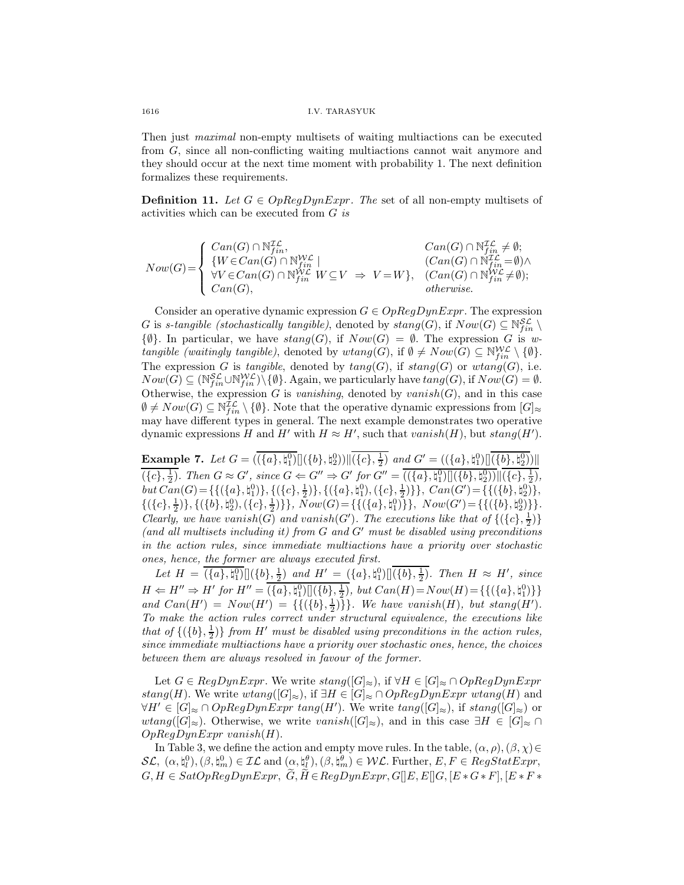Then just *maximal* non-empty multisets of waiting multiactions can be executed from $G$, since all non-conflicting waiting multiactions cannot wait anymore and they should occur at the next time moment with probability 1. The next definition formalizes these requirements.

**Definition 11.** *Let $G \in OpRegDynExpr$. The* set of all non-empty multisets of activities which can be executed from $G$ *is*

$$Now(G)=\begin{cases} Can(G)\cap \mathbb{N}_{fin}^{\mathcal{IL}}, & Can(G)\cap \mathbb{N}_{fin}^{\mathcal{IL}}\neq\emptyset;\\ \{W\in Can(G)\cap \mathbb{N}_{fin}^{\mathcal{WL}}\mid & (Can(G)\cap \mathbb{N}_{fin}^{\mathcal{IL}}=\emptyset)\wedge\\ \forall V\in Can(G)\cap \mathbb{N}_{fin}^{\mathcal{WL}}\ W\subseteq V\ \Rightarrow\ V=W\}, & (Can(G)\cap \mathbb{N}_{fin}^{\mathcal{WL}}\neq\emptyset);\\ Can(G), & otherwise.\end{cases}$$

Consider an operative dynamic expression $G\in OpRegDynExpr$. The expression $G$ is *s-tangible (stochastically tangible)*, denoted by $stang(G)$, if $Now(G)\subseteq \mathbb{N}_{fin}^{\mathcal{SL}}\setminus\{\emptyset\}$. In particular, we have $stang(G)$, if $Now(G)=\emptyset$. The expression $G$ is *w-tangible (waitingly tangible)*, denoted by $wtang(G)$, if $\emptyset\neq Now(G)\subseteq \mathbb{N}_{fin}^{\mathcal{WL}}\setminus\{\emptyset\}$. The expression $G$ is *tangible*, denoted by $tang(G)$, if $stang(G)$ or $wtang(G)$, i.e. $Now(G)\subseteq(\mathbb{N}_{fin}^{\mathcal{SL}}\cup\mathbb{N}_{fin}^{\mathcal{WL}})\setminus\{\emptyset\}$. Again, we particularly have $tang(G)$, if $Now(G)=\emptyset$. Otherwise, the expression $G$ is *vanishing*, denoted by $vanish(G)$, and in this case $\emptyset\neq Now(G)\subseteq \mathbb{N}_{fin}^{\mathcal{IL}}\setminus\{\emptyset\}$. Note that the operative dynamic expressions from $[G]_\approx$ may have different types in general. The next example demonstrates two operative dynamic expressions $H$ and $H'$ with $H\approx H'$, such that $vanish(H)$, but $stang(H')$.

**Example 7.** *Let $G=(\overline{(\{a\},\natural_1^0)}[](\{b\},\natural_2^0))\|\overline{(\{c\},\frac{1}{2})}$ and $G'=((\{a\},\natural_1^0)[]\overline{(\{b\},\natural_2^0)})\|\overline{(\{c\},\frac{1}{2})}$. Then $G\approx G'$, since $G\Leftarrow G''\Rightarrow G'$ for $G''=\overline{((\{a\},\natural_1^0)[](\{b\},\natural_2^0))}\|\overline{(\{c\},\frac{1}{2})}$, but $Can(G)=\{\{(\{a\},\natural_1^0)\},\{(\{c\},\frac{1}{2})\},\{(\{a\},\natural_1^0),(\{c\},\frac{1}{2})\}\}$, $Can(G')=\{\{(\{b\},\natural_2^0)\},\{(\{c\},\frac{1}{2})\},\{(\{b\},\natural_2^0),(\{c\},\frac{1}{2})\}\}$, $Now(G)=\{\{(\{a\},\natural_1^0)\}\}$, $Now(G')=\{\{(\{b\},\natural_2^0)\}\}$. Clearly, we have $vanish(G)$ and $vanish(G')$. The executions like that of $\{(\{c\},\frac{1}{2})\}$ (and all multisets including it) from $G$ and $G'$ must be disabled using preconditions in the action rules, since immediate multiactions have a priority over stochastic ones, hence, the former are always executed first.*

*Let $H=\overline{(\{a\},\natural_1^0)}[](\{b\},\frac{1}{2})$ and $H'=(\{a\},\natural_1^0)[]\overline{(\{b\},\frac{1}{2})}$. Then $H\approx H'$, since $H\Leftarrow H''\Rightarrow H'$ for $H''=\overline{(\{a\},\natural_1^0)[](\{b\},\frac{1}{2})}$, but $Can(H)=Now(H)=\{\{(\{a\},\natural_1^0)\}\}$ and $Can(H')=Now(H')=\{\{(\{b\},\frac{1}{2})\}\}$. We have $vanish(H)$, but $stang(H')$. To make the action rules correct under structural equivalence, the executions like that of $\{(\{b\},\frac{1}{2})\}$ from $H'$ must be disabled using preconditions in the action rules, since immediate multiactions have a priority over stochastic ones, hence, the choices between them are always resolved in favour of the former.*

Let $G\in RegDynExpr$. We write $stang([G]_\approx)$, if $\forall H\in[G]_\approx\cap OpRegDynExpr$ $stang(H)$. We write $wtang([G]_\approx)$, if $\exists H\in[G]_\approx\cap OpRegDynExpr$ $wtang(H)$ and $\forall H'\in[G]_\approx\cap OpRegDynExpr$ $tang(H')$. We write $tang([G]_\approx)$, if $stang([G]_\approx)$ or $wtang([G]_\approx)$. Otherwise, we write $vanish([G]_\approx)$, and in this case $\exists H\in[G]_\approx\cap OpRegDynExpr$ $vanish(H)$.

In Table 3, we define the action and empty move rules. In the table, $(\alpha,\rho),(\beta,\chi)\in\mathcal{SL}$, $(\alpha,\natural_l^0),(\beta,\natural_m^0)\in\mathcal{IL}$ and $(\alpha,\natural_l^\theta),(\beta,\natural_m^\theta)\in\mathcal{WL}$. Further, $E,F\in RegStatExpr$, $G,H\in SatOpRegDynExpr$, $\widetilde{G},\widetilde{H}\in RegDynExpr$, $G[]E,E[]G,[E*G*F],[E*F*$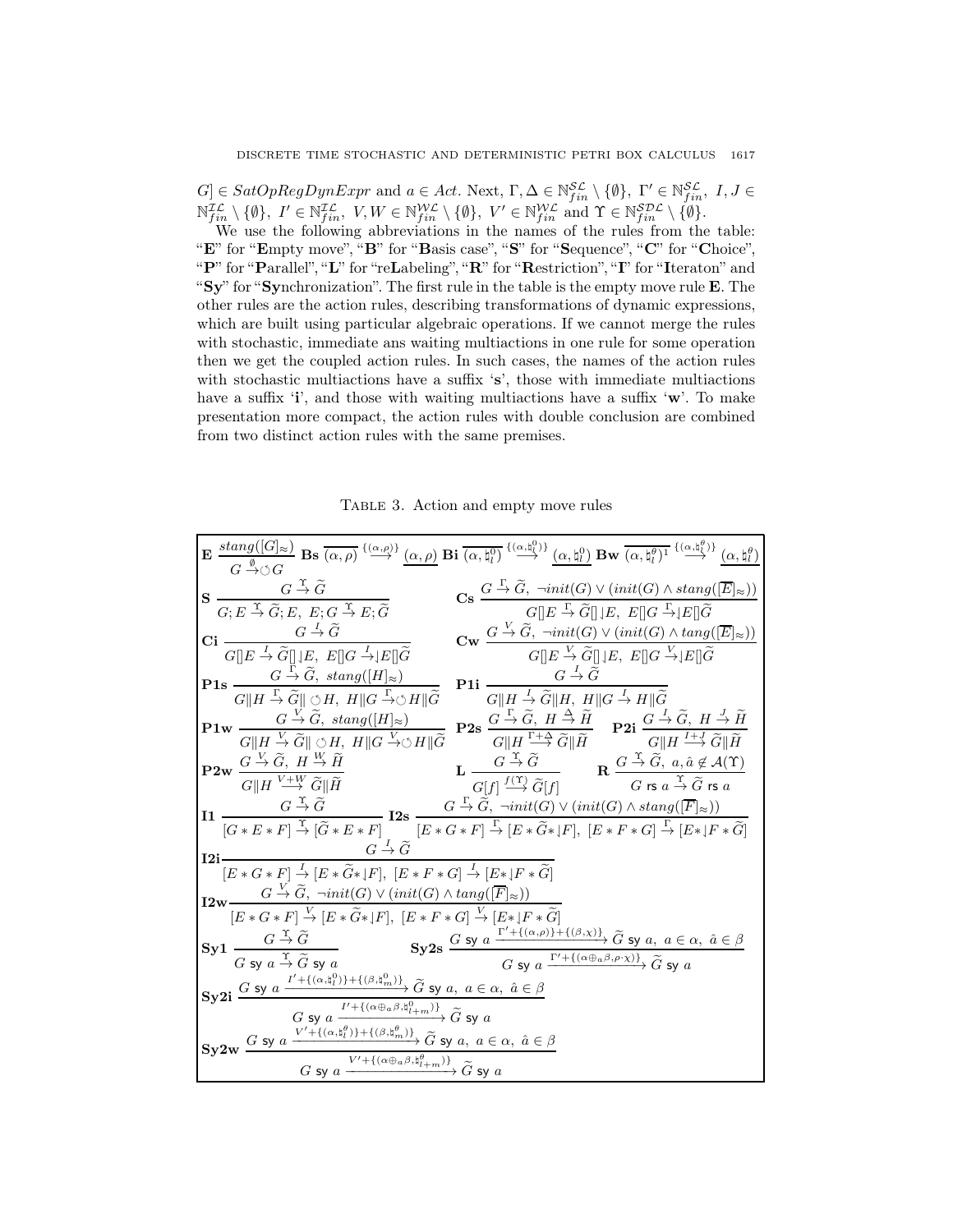$G] \in SatOpRegDynExpr$ and $a \in Act$. Next, $\Gamma, \Delta \in \mathbb{N}_{fin}^{\mathcal{SL}} \setminus \{\emptyset\}$, $\Gamma' \in \mathbb{N}_{fin}^{\mathcal{SL}}$, $I, J \in \mathbb{N}_{fin}^{\mathcal{IL}} \setminus \{\emptyset\}$, $I' \in \mathbb{N}_{fin}^{\mathcal{IL}}$, $V, W \in \mathbb{N}_{fin}^{\mathcal{WL}} \setminus \{\emptyset\}$, $V' \in \mathbb{N}_{fin}^{\mathcal{WL}}$ and $\Upsilon \in \mathbb{N}_{fin}^{\mathcal{SDL}} \setminus \{\emptyset\}$.

We use the following abbreviations in the names of the rules from the table: "**E**" for "**E**mpty move", "**B**" for "**B**asis case", "**S**" for "**S**equence", "**C**" for "**C**hoice", "**P**" for "**P**arallel", "**L**" for "re**L**abeling", "**R**" for "**R**estriction", "**I**" for "**I**teraton" and "**Sy**" for "**Sy**nchronization". The first rule in the table is the empty move rule **E**. The other rules are the action rules, describing transformations of dynamic expressions, which are built using particular algebraic operations. If we cannot merge the rules with stochastic, immediate ans waiting multiactions in one rule for some operation then we get the coupled action rules. In such cases, the names of the action rules with stochastic multiactions have a suffix '**s**', those with immediate multiactions have a suffix '**i**', and those with waiting multiactions have a suffix '**w**'. To make presentation more compact, the action rules with double conclusion are combined from two distinct action rules with the same premises.

Table 3. Action and empty move rules

$$\textbf{E}\ \frac{stang([G]_\approx)}{G \xrightarrow{\emptyset} \circlearrowleft G} \quad \textbf{Bs}\ \frac{}{\overline{(\alpha,\rho)} \xrightarrow{\{(\alpha,\rho)\}} \underline{(\alpha,\rho)}} \quad \textbf{Bi}\ \frac{}{\overline{(\alpha,\natural_l^0)} \xrightarrow{\{(\alpha,\natural_l^0)\}} \underline{(\alpha,\natural_l^0)}} \quad \textbf{Bw}\ \frac{}{\overline{(\alpha,\natural_l^\theta)}^1 \xrightarrow{\{(\alpha,\natural_l^\theta)\}} \underline{(\alpha,\natural_l^\theta)}}$$

$$\textbf{S}\ \frac{G \xrightarrow{\Upsilon} \widetilde{G}}{G;E \xrightarrow{\Upsilon} \widetilde{G};E,\ E;G \xrightarrow{\Upsilon} E;\widetilde{G}} \qquad \textbf{Cs}\ \frac{G \xrightarrow{\Gamma} \widetilde{G},\ \neg init(G) \vee (init(G) \wedge stang([\overline{E}]_\approx))}{G[]E \xrightarrow{\Gamma} \widetilde{G}[]\lfloor E,\ E[]G \xrightarrow{\Gamma} \lfloor E[]\widetilde{G}}$$

$$\textbf{Ci}\ \frac{G \xrightarrow{I} \widetilde{G}}{G[]E \xrightarrow{I} \widetilde{G}[]\lfloor E,\ E[]G \xrightarrow{I} \lfloor E[]\widetilde{G}} \qquad \textbf{Cw}\ \frac{G \xrightarrow{V} \widetilde{G},\ \neg init(G) \vee (init(G) \wedge tang([\overline{E}]_\approx))}{G[]E \xrightarrow{V} \widetilde{G}[]\lfloor E,\ E[]G \xrightarrow{V} \lfloor E[]\widetilde{G}}$$

$$\textbf{P1s}\ \frac{G \xrightarrow{\Gamma} \widetilde{G},\ stang([H]_\approx)}{G\|H \xrightarrow{\Gamma} \widetilde{G}\| \circlearrowleft H,\ H\|G \xrightarrow{\Gamma} \circlearrowleft H\|\widetilde{G}} \qquad \textbf{P1i}\ \frac{G \xrightarrow{I} \widetilde{G}}{G\|H \xrightarrow{I} \widetilde{G}\|H,\ H\|G \xrightarrow{I} H\|\widetilde{G}}$$

$$\textbf{P1w}\ \frac{G \xrightarrow{V} \widetilde{G},\ stang([H]_\approx)}{G\|H \xrightarrow{V} \widetilde{G}\| \circlearrowleft H,\ H\|G \xrightarrow{V} \circlearrowleft H\|\widetilde{G}} \qquad \textbf{P2s}\ \frac{G \xrightarrow{\Gamma} \widetilde{G},\ H \xrightarrow{\Delta} \widetilde{H}}{G\|H \xrightarrow{\Gamma+\Delta} \widetilde{G}\|\widetilde{H}} \qquad \textbf{P2i}\ \frac{G \xrightarrow{I} \widetilde{G},\ H \xrightarrow{J} \widetilde{H}}{G\|H \xrightarrow{I+J} \widetilde{G}\|\widetilde{H}}$$

$$\textbf{P2w}\ \frac{G \xrightarrow{V} \widetilde{G},\ H \xrightarrow{W} \widetilde{H}}{G\|H \xrightarrow{V+W} \widetilde{G}\|\widetilde{H}} \qquad \textbf{L}\ \frac{G \xrightarrow{\Upsilon} \widetilde{G}}{G[f] \xrightarrow{f(\Upsilon)} \widetilde{G}[f]} \qquad \textbf{R}\ \frac{G \xrightarrow{\Upsilon} \widetilde{G},\ a, \hat{a} \notin \mathcal{A}(\Upsilon)}{G \text{ rs } a \xrightarrow{\Upsilon} \widetilde{G} \text{ rs } a}$$

$$\textbf{I1}\ \frac{G \xrightarrow{\Upsilon} \widetilde{G}}{[G*E*F] \xrightarrow{\Upsilon} [\widetilde{G}*E*F]} \qquad \textbf{I2s}\ \frac{G \xrightarrow{\Gamma} \widetilde{G},\ \neg init(G) \vee (init(G) \wedge stang([\overline{F}]_\approx))}{[E*G*F] \xrightarrow{\Gamma} [E*\widetilde{G}*\lfloor F],\ [E*F*G] \xrightarrow{\Gamma} [E*\lfloor F*\widetilde{G}]}$$

$$\textbf{I2i}\ \frac{G \xrightarrow{I} \widetilde{G}}{[E*G*F] \xrightarrow{I} [E*\widetilde{G}*\lfloor F],\ [E*F*G] \xrightarrow{I} [E*\lfloor F*\widetilde{G}]}$$

$$\textbf{I2w}\ \frac{G \xrightarrow{V} \widetilde{G},\ \neg init(G) \vee (init(G) \wedge tang([\overline{F}]_\approx))}{[E*G*F] \xrightarrow{V} [E*\widetilde{G}*\lfloor F],\ [E*F*G] \xrightarrow{V} [E*\lfloor F*\widetilde{G}]}$$

$$\textbf{Sy1}\ \frac{G \xrightarrow{\Upsilon} \widetilde{G}}{G \text{ sy } a \xrightarrow{\Upsilon} \widetilde{G} \text{ sy } a} \qquad \textbf{Sy2s}\ \frac{G \text{ sy } a \xrightarrow{\Gamma'+\{(\alpha,\rho)\}+\{(\beta,\chi)\}} \widetilde{G} \text{ sy } a,\ a \in \alpha,\ \hat{a} \in \beta}{G \text{ sy } a \xrightarrow{\Gamma'+\{(\alpha\oplus_a\beta,\rho\cdot\chi)\}} \widetilde{G} \text{ sy } a}$$

$$\textbf{Sy2i}\ \frac{G \text{ sy } a \xrightarrow{I'+\{(\alpha,\natural_l^0)\}+\{(\beta,\natural_m^0)\}} \widetilde{G} \text{ sy } a,\ a \in \alpha,\ \hat{a} \in \beta}{G \text{ sy } a \xrightarrow{I'+\{(\alpha\oplus_a\beta,\natural_{l+m}^0)\}} \widetilde{G} \text{ sy } a}$$

$$\textbf{Sy2w}\ \frac{G \text{ sy } a \xrightarrow{V'+\{(\alpha,\natural_l^\theta)\}+\{(\beta,\natural_m^\theta)\}} \widetilde{G} \text{ sy } a,\ a \in \alpha,\ \hat{a} \in \beta}{G \text{ sy } a \xrightarrow{V'+\{(\alpha\oplus_a\beta,\natural_{l+m}^\theta)\}} \widetilde{G} \text{ sy } a}$$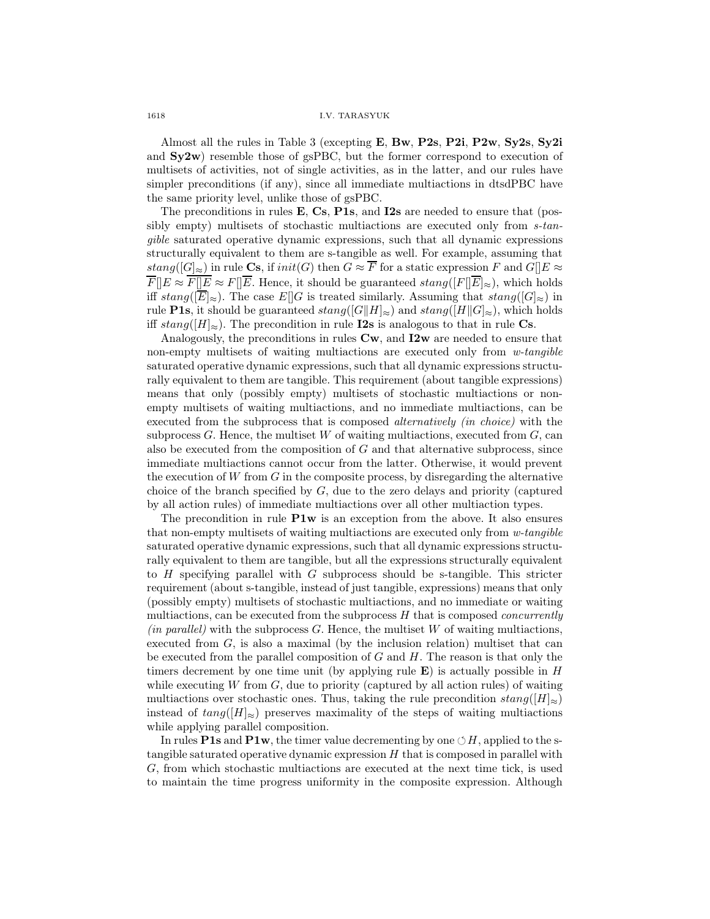Almost all the rules in Table 3 (excepting **E**, **Bw**, **P2s**, **P2i**, **P2w**, **Sy2s**, **Sy2i** and **Sy2w**) resemble those of gsPBC, but the former correspond to execution of multisets of activities, not of single activities, as in the latter, and our rules have simpler preconditions (if any), since all immediate multiactions in dtsdPBC have the same priority level, unlike those of gsPBC.

The preconditions in rules **E**, **Cs**, **P1s**, and **I2s** are needed to ensure that (possibly empty) multisets of stochastic multiactions are executed only from *s-tangible* saturated operative dynamic expressions, such that all dynamic expressions structurally equivalent to them are s-tangible as well. For example, assuming that $stang([G]_\approx)$ in rule **Cs**, if $init(G)$ then $G \approx \overline{F}$ for a static expression $F$ and $G[]E \approx \overline{F}[]E \approx \overline{F[]E} \approx F[]\overline{E}$. Hence, it should be guaranteed $stang([F[]\overline{E}]_\approx)$, which holds iff $stang([\overline{E}]_\approx)$. The case $E[]G$ is treated similarly. Assuming that $stang([G]_\approx)$ in rule **P1s**, it should be guaranteed $stang([G\|H]_\approx)$ and $stang([H\|G]_\approx)$, which holds iff $stang([H]_\approx)$. The precondition in rule **I2s** is analogous to that in rule **Cs**.

Analogously, the preconditions in rules **Cw**, and **I2w** are needed to ensure that non-empty multisets of waiting multiactions are executed only from *w-tangible* saturated operative dynamic expressions, such that all dynamic expressions structurally equivalent to them are tangible. This requirement (about tangible expressions) means that only (possibly empty) multisets of stochastic multiactions or non-empty multisets of waiting multiactions, and no immediate multiactions, can be executed from the subprocess that is composed *alternatively (in choice)* with the subprocess $G$. Hence, the multiset $W$ of waiting multiactions, executed from $G$, can also be executed from the composition of $G$ and that alternative subprocess, since immediate multiactions cannot occur from the latter. Otherwise, it would prevent the execution of $W$ from $G$ in the composite process, by disregarding the alternative choice of the branch specified by $G$, due to the zero delays and priority (captured by all action rules) of immediate multiactions over all other multiaction types.

The precondition in rule **P1w** is an exception from the above. It also ensures that non-empty multisets of waiting multiactions are executed only from *w-tangible* saturated operative dynamic expressions, such that all dynamic expressions structurally equivalent to them are tangible, but all the expressions structurally equivalent to $H$ specifying parallel with $G$ subprocess should be s-tangible. This stricter requirement (about s-tangible, instead of just tangible, expressions) means that only (possibly empty) multisets of stochastic multiactions, and no immediate or waiting multiactions, can be executed from the subprocess $H$ that is composed *concurrently (in parallel)* with the subprocess $G$. Hence, the multiset $W$ of waiting multiactions, executed from $G$, is also a maximal (by the inclusion relation) multiset that can be executed from the parallel composition of $G$ and $H$. The reason is that only the timers decrement by one time unit (by applying rule **E**) is actually possible in $H$ while executing $W$ from $G$, due to priority (captured by all action rules) of waiting multiactions over stochastic ones. Thus, taking the rule precondition $stang([H]_\approx)$ instead of $tang([H]_\approx)$ preserves maximality of the steps of waiting multiactions while applying parallel composition.

In rules **P1s** and **P1w**, the timer value decrementing by one $\circlearrowleft H$, applied to the s-tangible saturated operative dynamic expression $H$ that is composed in parallel with $G$, from which stochastic multiactions are executed at the next time tick, is used to maintain the time progress uniformity in the composite expression. Although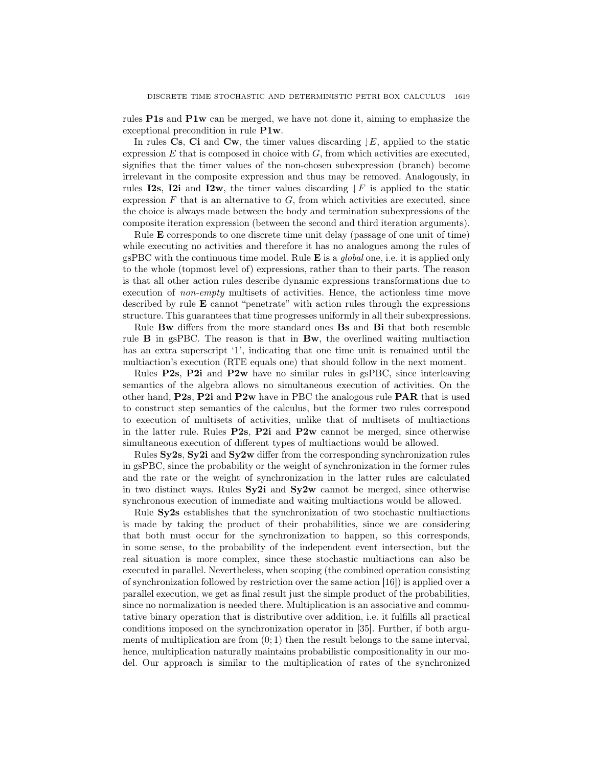rules **P1s** and **P1w** can be merged, we have not done it, aiming to emphasize the exceptional precondition in rule **P1w**.

In rules **Cs**, **Ci** and **Cw**, the timer values discarding $\rfloor E$, applied to the static expression $E$ that is composed in choice with $G$, from which activities are executed, signifies that the timer values of the non-chosen subexpression (branch) become irrelevant in the composite expression and thus may be removed. Analogously, in rules **I2s**, **I2i** and **I2w**, the timer values discarding $\rfloor F$ is applied to the static expression $F$ that is an alternative to $G$, from which activities are executed, since the choice is always made between the body and termination subexpressions of the composite iteration expression (between the second and third iteration arguments).

Rule **E** corresponds to one discrete time unit delay (passage of one unit of time) while executing no activities and therefore it has no analogues among the rules of gsPBC with the continuous time model. Rule **E** is a *global* one, i.e. it is applied only to the whole (topmost level of) expressions, rather than to their parts. The reason is that all other action rules describe dynamic expressions transformations due to execution of *non-empty* multisets of activities. Hence, the actionless time move described by rule **E** cannot "penetrate" with action rules through the expressions structure. This guarantees that time progresses uniformly in all their subexpressions.

Rule **Bw** differs from the more standard ones **Bs** and **Bi** that both resemble rule **B** in gsPBC. The reason is that in **Bw**, the overlined waiting multiaction has an extra superscript '1', indicating that one time unit is remained until the multiaction's execution (RTE equals one) that should follow in the next moment.

Rules **P2s**, **P2i** and **P2w** have no similar rules in gsPBC, since interleaving semantics of the algebra allows no simultaneous execution of activities. On the other hand, **P2s**, **P2i** and **P2w** have in PBC the analogous rule **PAR** that is used to construct step semantics of the calculus, but the former two rules correspond to execution of multisets of activities, unlike that of multisets of multiactions in the latter rule. Rules **P2s**, **P2i** and **P2w** cannot be merged, since otherwise simultaneous execution of different types of multiactions would be allowed.

Rules **Sy2s**, **Sy2i** and **Sy2w** differ from the corresponding synchronization rules in gsPBC, since the probability or the weight of synchronization in the former rules and the rate or the weight of synchronization in the latter rules are calculated in two distinct ways. Rules **Sy2i** and **Sy2w** cannot be merged, since otherwise synchronous execution of immediate and waiting multiactions would be allowed.

Rule **Sy2s** establishes that the synchronization of two stochastic multiactions is made by taking the product of their probabilities, since we are considering that both must occur for the synchronization to happen, so this corresponds, in some sense, to the probability of the independent event intersection, but the real situation is more complex, since these stochastic multiactions can also be executed in parallel. Nevertheless, when scoping (the combined operation consisting of synchronization followed by restriction over the same action [16]) is applied over a parallel execution, we get as final result just the simple product of the probabilities, since no normalization is needed there. Multiplication is an associative and commutative binary operation that is distributive over addition, i.e. it fulfills all practical conditions imposed on the synchronization operator in [35]. Further, if both arguments of multiplication are from $(0; 1)$ then the result belongs to the same interval, hence, multiplication naturally maintains probabilistic compositionality in our model. Our approach is similar to the multiplication of rates of the synchronized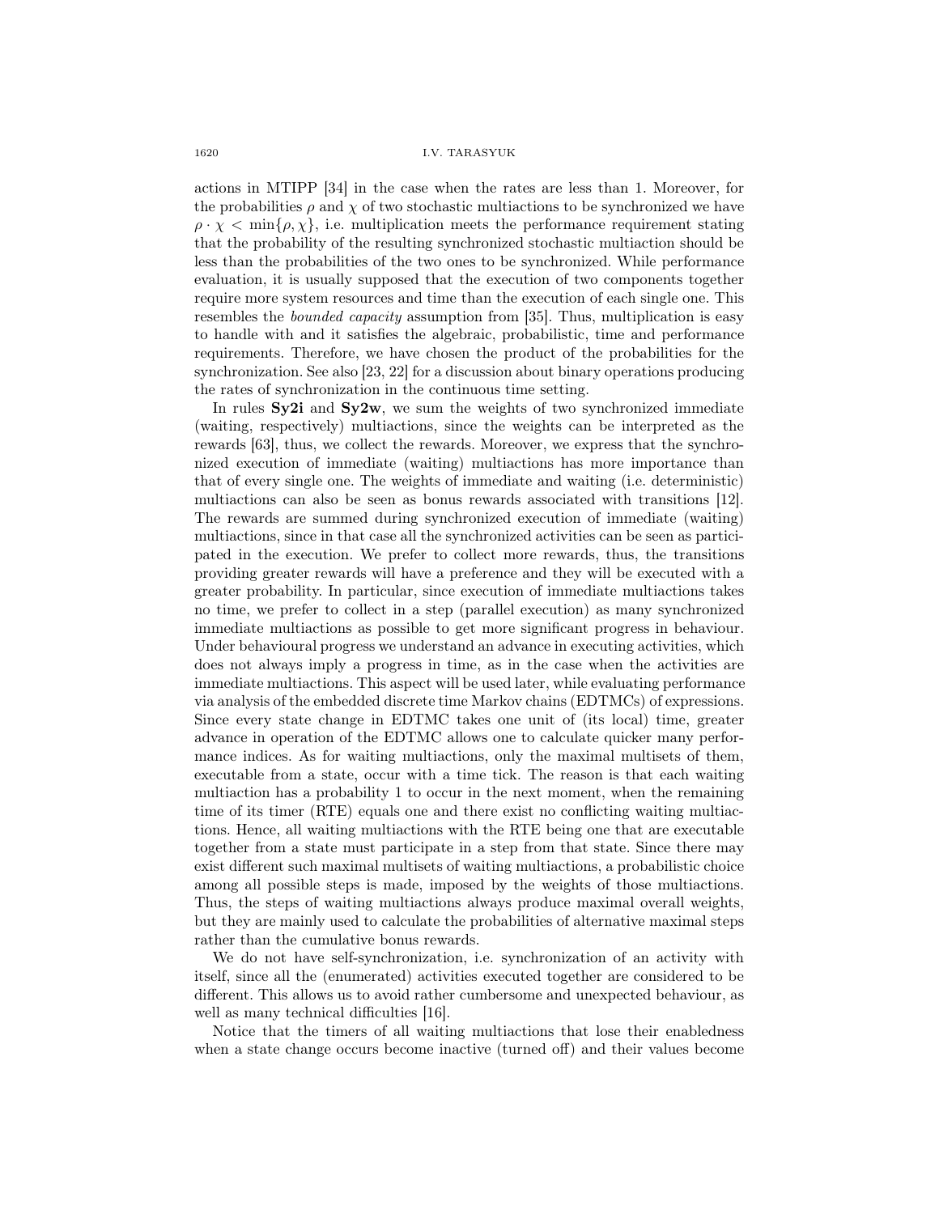actions in MTIPP [34] in the case when the rates are less than 1. Moreover, for the probabilities $\rho$ and $\chi$ of two stochastic multiactions to be synchronized we have $\rho \cdot \chi < \min\{\rho, \chi\}$, i.e. multiplication meets the performance requirement stating that the probability of the resulting synchronized stochastic multiaction should be less than the probabilities of the two ones to be synchronized. While performance evaluation, it is usually supposed that the execution of two components together require more system resources and time than the execution of each single one. This resembles the *bounded capacity* assumption from [35]. Thus, multiplication is easy to handle with and it satisfies the algebraic, probabilistic, time and performance requirements. Therefore, we have chosen the product of the probabilities for the synchronization. See also [23, 22] for a discussion about binary operations producing the rates of synchronization in the continuous time setting.

In rules **Sy2i** and **Sy2w**, we sum the weights of two synchronized immediate (waiting, respectively) multiactions, since the weights can be interpreted as the rewards [63], thus, we collect the rewards. Moreover, we express that the synchronized execution of immediate (waiting) multiactions has more importance than that of every single one. The weights of immediate and waiting (i.e. deterministic) multiactions can also be seen as bonus rewards associated with transitions [12]. The rewards are summed during synchronized execution of immediate (waiting) multiactions, since in that case all the synchronized activities can be seen as participated in the execution. We prefer to collect more rewards, thus, the transitions providing greater rewards will have a preference and they will be executed with a greater probability. In particular, since execution of immediate multiactions takes no time, we prefer to collect in a step (parallel execution) as many synchronized immediate multiactions as possible to get more significant progress in behaviour. Under behavioural progress we understand an advance in executing activities, which does not always imply a progress in time, as in the case when the activities are immediate multiactions. This aspect will be used later, while evaluating performance via analysis of the embedded discrete time Markov chains (EDTMCs) of expressions. Since every state change in EDTMC takes one unit of (its local) time, greater advance in operation of the EDTMC allows one to calculate quicker many performance indices. As for waiting multiactions, only the maximal multisets of them, executable from a state, occur with a time tick. The reason is that each waiting multiaction has a probability 1 to occur in the next moment, when the remaining time of its timer (RTE) equals one and there exist no conflicting waiting multiactions. Hence, all waiting multiactions with the RTE being one that are executable together from a state must participate in a step from that state. Since there may exist different such maximal multisets of waiting multiactions, a probabilistic choice among all possible steps is made, imposed by the weights of those multiactions. Thus, the steps of waiting multiactions always produce maximal overall weights, but they are mainly used to calculate the probabilities of alternative maximal steps rather than the cumulative bonus rewards.

We do not have self-synchronization, i.e. synchronization of an activity with itself, since all the (enumerated) activities executed together are considered to be different. This allows us to avoid rather cumbersome and unexpected behaviour, as well as many technical difficulties [16].

Notice that the timers of all waiting multiactions that lose their enabledness when a state change occurs become inactive (turned off) and their values become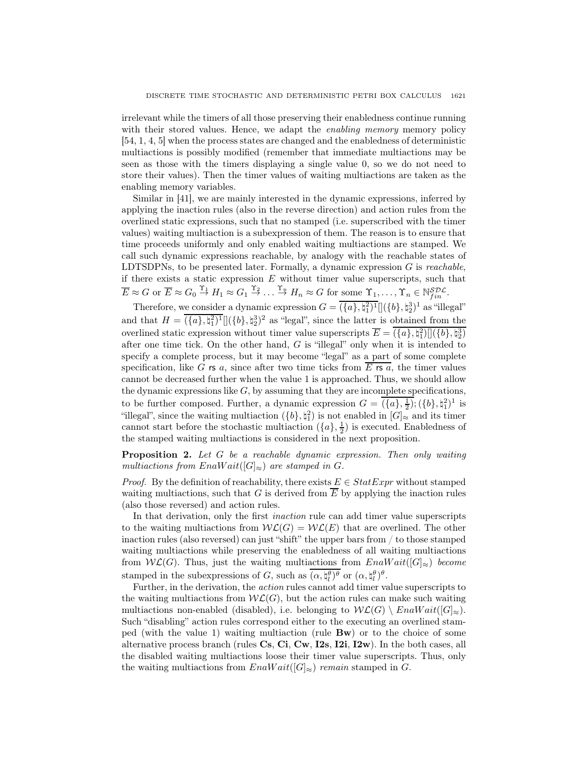irrelevant while the timers of all those preserving their enabledness continue running with their stored values. Hence, we adapt the *enabling memory* memory policy [54, 1, 4, 5] when the process states are changed and the enabledness of deterministic multiactions is possibly modified (remember that immediate multiactions may be seen as those with the timers displaying a single value 0, so we do not need to store their values). Then the timer values of waiting multiactions are taken as the enabling memory variables.

Similar in [41], we are mainly interested in the dynamic expressions, inferred by applying the inaction rules (also in the reverse direction) and action rules from the overlined static expressions, such that no stamped (i.e. superscribed with the timer values) waiting multiaction is a subexpression of them. The reason is to ensure that time proceeds uniformly and only enabled waiting multiactions are stamped. We call such dynamic expressions reachable, by analogy with the reachable states of LDTSDPNs, to be presented later. Formally, a dynamic expression $G$ is *reachable*, if there exists a static expression $E$ without timer value superscripts, such that $\overline{E} \approx G$ or $\overline{E} \approx G_0 \stackrel{\Upsilon_1}{\to} H_1 \approx G_1 \stackrel{\Upsilon_2}{\to} \ldots \stackrel{\Upsilon_n}{\to} H_n \approx G$ for some $\Upsilon_1, \ldots, \Upsilon_n \in \mathbb{N}_{fin}^{\mathcal{SDL}}$.

Therefore, we consider a dynamic expression $G = \overline{(\{a\}, \natural_1^2)^1}[](\{b\}, \natural_2^3)^1$ as "illegal" and that $H = \overline{(\{a\}, \natural_1^2)^1}[](\{b\}, \natural_2^3)^2$ as "legal", since the latter is obtained from the overlined static expression without timer value superscripts $\overline{E} = \overline{(\{a\}, \natural_1^2)[](\{b\}, \natural_2^3)}$ after one time tick. On the other hand, $G$ is "illegal" only when it is intended to specify a complete process, but it may become "legal" as a part of some complete specification, like $G$ rs $a$, since after two time ticks from $\overline{E \text{ rs } a}$, the timer values cannot be decreased further when the value 1 is approached. Thus, we should allow the dynamic expressions like $G$, by assuming that they are incomplete specifications, to be further composed. Further, a dynamic expression $G = \overline{(\{a\}, \frac{1}{2})}; (\{b\}, \natural_1^2)^1$ is "illegal", since the waiting multiaction $(\{b\}, \natural_1^2)$ is not enabled in $[G]_\approx$ and its timer cannot start before the stochastic multiaction $(\{a\}, \frac{1}{2})$ is executed. Enabledness of the stamped waiting multiactions is considered in the next proposition.

**Proposition 2.** *Let $G$ be a reachable dynamic expression. Then only waiting multiactions from $EnaWait([G]_\approx)$ are stamped in $G$.*

*Proof.* By the definition of reachability, there exists $E \in StatExpr$ without stamped waiting multiactions, such that $G$ is derived from $\overline{E}$ by applying the inaction rules (also those reversed) and action rules.

In that derivation, only the first *inaction* rule can add timer value superscripts to the waiting multiactions from $\mathcal{WL}(G) = \mathcal{WL}(E)$ that are overlined. The other inaction rules (also reversed) can just "shift" the upper bars from / to those stamped waiting multiactions while preserving the enabledness of all waiting multiactions from $\mathcal{WL}(G)$. Thus, just the waiting multiactions from $EnaWait([G]_\approx)$ *become* stamped in the subexpressions of $G$, such as $\overline{(\alpha, \natural_l^\theta)^\theta}$ or $(\alpha, \natural_l^\theta)^\theta$.

Further, in the derivation, the *action* rules cannot add timer value superscripts to the waiting multiactions from $\mathcal{WL}(G)$, but the action rules can make such waiting multiactions non-enabled (disabled), i.e. belonging to $\mathcal{WL}(G) \setminus EnaWait([G]_\approx)$. Such "disabling" action rules correspond either to the executing an overlined stamped (with the value 1) waiting multiaction (rule **Bw**) or to the choice of some alternative process branch (rules **Cs**, **Ci**, **Cw**, **I2s**, **I2i**, **I2w**). In the both cases, all the disabled waiting multiactions loose their timer value superscripts. Thus, only the waiting multiactions from $EnaWait([G]_\approx)$ *remain* stamped in $G$.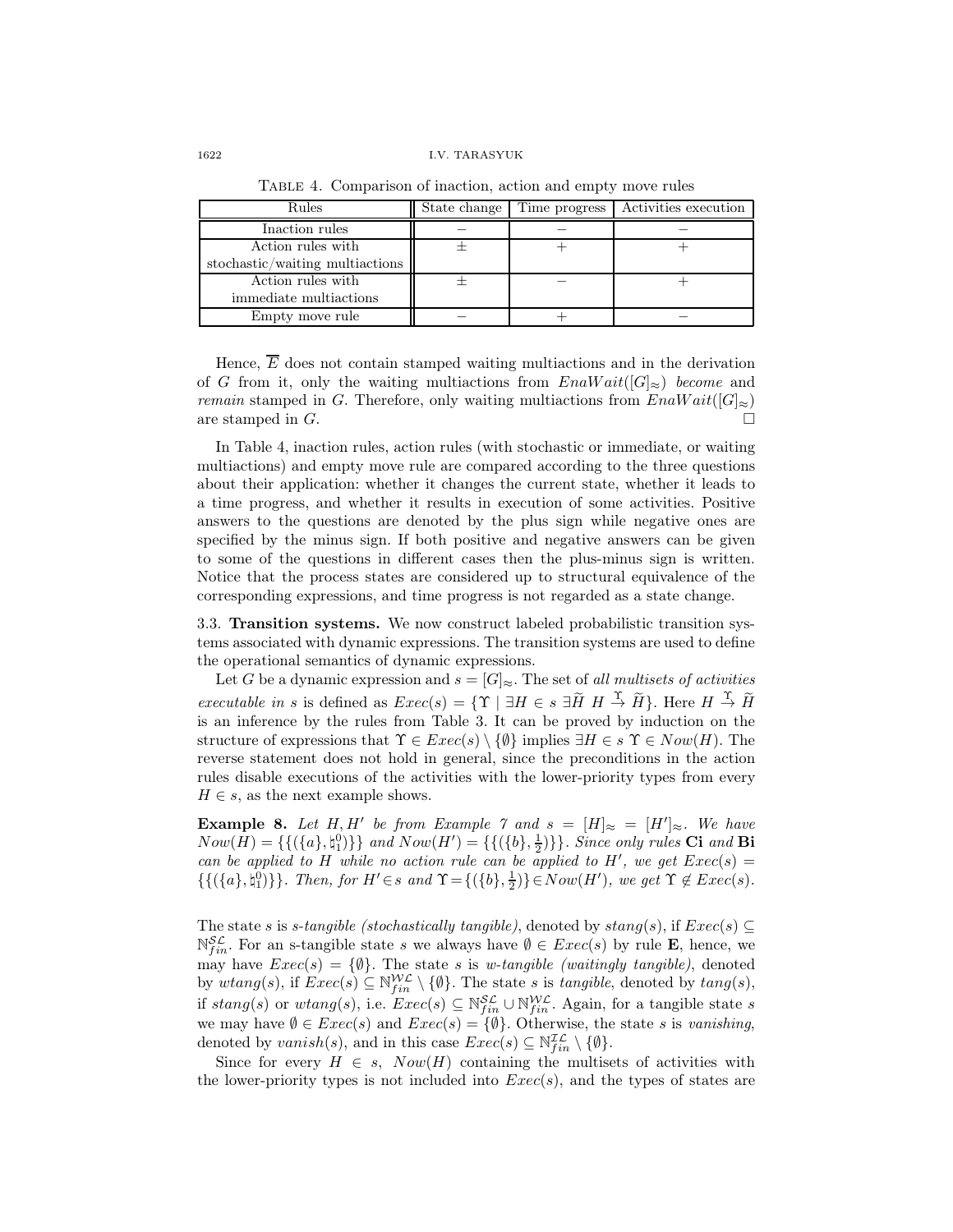Table 4. Comparison of inaction, action and empty move rules

| Rules | State change | Time progress | Activities execution |
|---|---|---|---|
| Inaction rules | $-$ | $-$ | $-$ |
| Action rules with stochastic/waiting multiactions | $\pm$ | $+$ | $+$ |
| Action rules with immediate multiactions | $\pm$ | $-$ | $+$ |
| Empty move rule | $-$ | $+$ | $-$ |

Hence, $\overline{E}$ does not contain stamped waiting multiactions and in the derivation of $G$ from it, only the waiting multiactions from $EnaWait([G]_\approx)$ *become* and *remain* stamped in $G$. Therefore, only waiting multiactions from $EnaWait([G]_\approx)$ are stamped in $G$. □

In Table 4, inaction rules, action rules (with stochastic or immediate, or waiting multiactions) and empty move rule are compared according to the three questions about their application: whether it changes the current state, whether it leads to a time progress, and whether it results in execution of some activities. Positive answers to the questions are denoted by the plus sign while negative ones are specified by the minus sign. If both positive and negative answers can be given to some of the questions in different cases then the plus-minus sign is written. Notice that the process states are considered up to structural equivalence of the corresponding expressions, and time progress is not regarded as a state change.

3.3. **Transition systems.** We now construct labeled probabilistic transition systems associated with dynamic expressions. The transition systems are used to define the operational semantics of dynamic expressions.

Let $G$ be a dynamic expression and $s = [G]_\approx$. The set of *all multisets of activities executable in* $s$ is defined as $Exec(s) = \{\Upsilon \mid \exists H \in s\ \exists \widetilde{H}\ H \stackrel{\Upsilon}{\to} \widetilde{H}\}$. Here $H \stackrel{\Upsilon}{\to} \widetilde{H}$ is an inference by the rules from Table 3. It can be proved by induction on the structure of expressions that $\Upsilon \in Exec(s) \setminus \{\emptyset\}$ implies $\exists H \in s\ \Upsilon \in Now(H)$. The reverse statement does not hold in general, since the preconditions in the action rules disable executions of the activities with the lower-priority types from every $H \in s$, as the next example shows.

**Example 8.** *Let $H, H'$ be from Example 7 and $s = [H]_\approx = [H']_\approx$. We have $Now(H) = \{\{(\{a\}, \natural_1^0)\}\}$ and $Now(H') = \{\{(\{b\}, \frac{1}{2})\}\}$. Since only rules* **Ci** *and* **Bi** *can be applied to $H$ while no action rule can be applied to $H'$, we get $Exec(s) = \{\{(\{a\}, \natural_1^0)\}\}$. Then, for $H' \in s$ and $\Upsilon = \{(\{b\}, \frac{1}{2})\} \in Now(H')$, we get $\Upsilon \notin Exec(s)$.*

The state $s$ is *s-tangible (stochastically tangible)*, denoted by $stang(s)$, if $Exec(s) \subseteq \mathbb{N}_{fin}^{\mathcal{SL}}$. For an s-tangible state $s$ we always have $\emptyset \in Exec(s)$ by rule **E**, hence, we may have $Exec(s) = \{\emptyset\}$. The state $s$ is *w-tangible (waitingly tangible)*, denoted by $wtang(s)$, if $Exec(s) \subseteq \mathbb{N}_{fin}^{\mathcal{WL}} \setminus \{\emptyset\}$. The state $s$ is *tangible*, denoted by $tang(s)$, if $stang(s)$ or $wtang(s)$, i.e. $Exec(s) \subseteq \mathbb{N}_{fin}^{\mathcal{SL}} \cup \mathbb{N}_{fin}^{\mathcal{WL}}$. Again, for a tangible state $s$ we may have $\emptyset \in Exec(s)$ and $Exec(s) = \{\emptyset\}$. Otherwise, the state $s$ is *vanishing*, denoted by $vanish(s)$, and in this case $Exec(s) \subseteq \mathbb{N}_{fin}^{\mathcal{IL}} \setminus \{\emptyset\}$.

Since for every $H \in s$, $Now(H)$ containing the multisets of activities with the lower-priority types is not included into $Exec(s)$, and the types of states are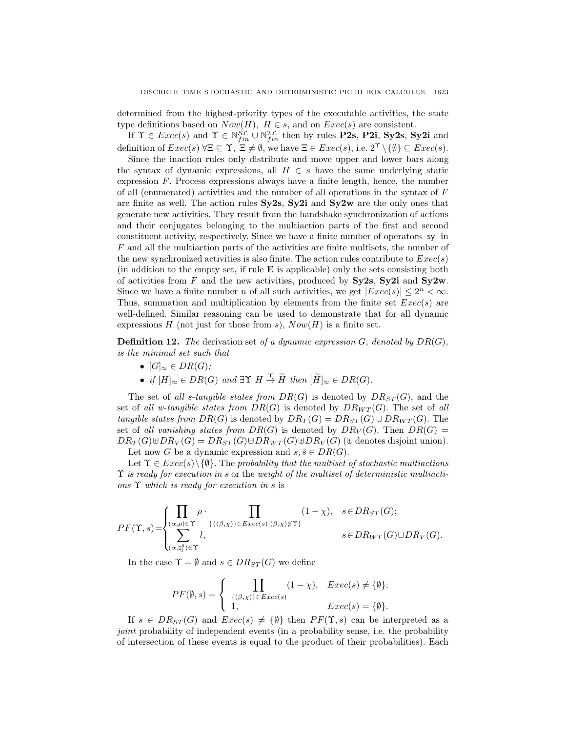determined from the highest-priority types of the executable activities, the state type definitions based on $Now(H),\ H \in s$, and on $Exec(s)$ are consistent.

If $\Upsilon \in Exec(s)$ and $\Upsilon \in \mathbb{N}_{fin}^{\mathcal{SL}} \cup \mathbb{N}_{fin}^{\mathcal{IL}}$ then by rules **P2s**, **P2i**, **Sy2s**, **Sy2i** and definition of $Exec(s)$ $\forall \Xi \subseteq \Upsilon,\ \Xi \neq \emptyset$, we have $\Xi \in Exec(s)$, i.e. $2^{\Upsilon} \setminus \{\emptyset\} \subseteq Exec(s)$.

Since the inaction rules only distribute and move upper and lower bars along the syntax of dynamic expressions, all $H \in s$ have the same underlying static expression $F$. Process expressions always have a finite length, hence, the number of all (enumerated) activities and the number of all operations in the syntax of $F$ are finite as well. The action rules **Sy2s**, **Sy2i** and **Sy2w** are the only ones that generate new activities. They result from the handshake synchronization of actions and their conjugates belonging to the multiaction parts of the first and second constituent activity, respectively. Since we have a finite number of operators sy in $F$ and all the multiaction parts of the activities are finite multisets, the number of the new synchronized activities is also finite. The action rules contribute to $Exec(s)$ (in addition to the empty set, if rule **E** is applicable) only the sets consisting both of activities from $F$ and the new activities, produced by **Sy2s**, **Sy2i** and **Sy2w**. Since we have a finite number $n$ of all such activities, we get $|Exec(s)| \leq 2^n < \infty$. Thus, summation and multiplication by elements from the finite set $Exec(s)$ are well-defined. Similar reasoning can be used to demonstrate that for all dynamic expressions $H$ (not just for those from $s$), $Now(H)$ is a finite set.

**Definition 12.** *The* derivation set *of a dynamic expression $G$, denoted by $DR(G)$, is the minimal set such that*

- $[G]_{\approx} \in DR(G)$*;*
- *if* $[H]_{\approx} \in DR(G)$ *and* $\exists \Upsilon\ H \stackrel{\Upsilon}{\rightarrow} \widetilde{H}$ *then* $[\widetilde{H}]_{\approx} \in DR(G)$*.*

The set of *all s-tangible states from* $DR(G)$ is denoted by $DR_{ST}(G)$, and the set of *all w-tangible states from* $DR(G)$ is denoted by $DR_{WT}(G)$. The set of *all tangible states from* $DR(G)$ is denoted by $DR_T(G) = DR_{ST}(G) \cup DR_{WT}(G)$. The set of *all vanishing states from* $DR(G)$ is denoted by $DR_V(G)$. Then $DR(G) = DR_T(G) \uplus DR_V(G) = DR_{ST}(G) \uplus DR_{WT}(G) \uplus DR_V(G)$ ($\uplus$ denotes disjoint union).

Let now $G$ be a dynamic expression and $s, \tilde{s} \in DR(G)$.

Let $\Upsilon \in Exec(s) \setminus \{\emptyset\}$. The *probability that the multiset of stochastic multiactions $\Upsilon$ is ready for execution in $s$* or the *weight of the multiset of deterministic multiactions $\Upsilon$ which is ready for execution in $s$* is

$$PF(\Upsilon, s) = \begin{cases} \displaystyle\prod_{(\alpha,\rho)\in\Upsilon} \rho \cdot \prod_{\{\{(\beta,\chi)\}\in Exec(s) \mid (\beta,\chi)\notin\Upsilon\}} (1-\chi), & s \in DR_{ST}(G); \\ \displaystyle\sum_{(\alpha,\natural_l^{\theta})\in\Upsilon} l, & s \in DR_{WT}(G) \cup DR_V(G). \end{cases}$$

In the case $\Upsilon = \emptyset$ and $s \in DR_{ST}(G)$ we define

$$PF(\emptyset, s) = \begin{cases} \displaystyle\prod_{\{(\beta,\chi)\}\in Exec(s)} (1-\chi), & Exec(s) \neq \{\emptyset\}; \\ 1, & Exec(s) = \{\emptyset\}. \end{cases}$$

If $s \in DR_{ST}(G)$ and $Exec(s) \neq \{\emptyset\}$ then $PF(\Upsilon, s)$ can be interpreted as a *joint* probability of independent events (in a probability sense, i.e. the probability of intersection of these events is equal to the product of their probabilities). Each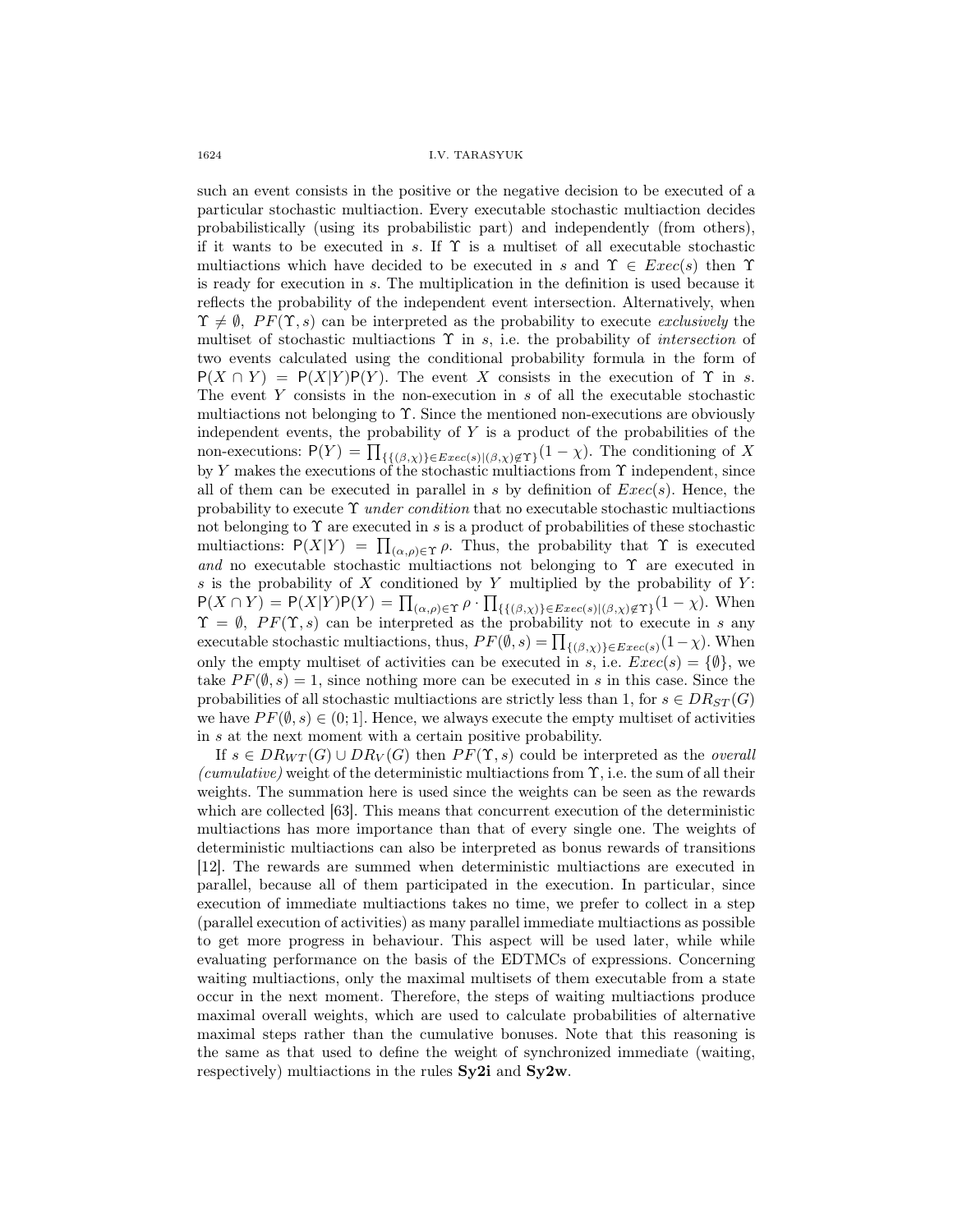such an event consists in the positive or the negative decision to be executed of a particular stochastic multiaction. Every executable stochastic multiaction decides probabilistically (using its probabilistic part) and independently (from others), if it wants to be executed in $s$. If $\Upsilon$ is a multiset of all executable stochastic multiactions which have decided to be executed in $s$ and $\Upsilon \in Exec(s)$ then $\Upsilon$ is ready for execution in $s$. The multiplication in the definition is used because it reflects the probability of the independent event intersection. Alternatively, when $\Upsilon \neq \emptyset$, $PF(\Upsilon, s)$ can be interpreted as the probability to execute *exclusively* the multiset of stochastic multiactions $\Upsilon$ in $s$, i.e. the probability of *intersection* of two events calculated using the conditional probability formula in the form of $\mathsf{P}(X \cap Y) = \mathsf{P}(X|Y)\mathsf{P}(Y)$. The event $X$ consists in the execution of $\Upsilon$ in $s$. The event $Y$ consists in the non-execution in $s$ of all the executable stochastic multiactions not belonging to $\Upsilon$. Since the mentioned non-executions are obviously independent events, the probability of $Y$ is a product of the probabilities of the non-executions: $\mathsf{P}(Y) = \prod_{\{\{(\beta,\chi)\} \in Exec(s) | (\beta,\chi) \notin \Upsilon\}} (1 - \chi)$. The conditioning of $X$ by $Y$ makes the executions of the stochastic multiactions from $\Upsilon$ independent, since all of them can be executed in parallel in $s$ by definition of $Exec(s)$. Hence, the probability to execute $\Upsilon$ *under condition* that no executable stochastic multiactions not belonging to $\Upsilon$ are executed in $s$ is a product of probabilities of these stochastic multiactions: $\mathsf{P}(X|Y) = \prod_{(\alpha,\rho) \in \Upsilon} \rho$. Thus, the probability that $\Upsilon$ is executed *and* no executable stochastic multiactions not belonging to $\Upsilon$ are executed in $s$ is the probability of $X$ conditioned by $Y$ multiplied by the probability of $Y$: $\mathsf{P}(X \cap Y) = \mathsf{P}(X|Y)\mathsf{P}(Y) = \prod_{(\alpha,\rho) \in \Upsilon} \rho \cdot \prod_{\{\{(\beta,\chi)\} \in Exec(s) | (\beta,\chi) \notin \Upsilon\}} (1 - \chi)$. When $\Upsilon = \emptyset$, $PF(\Upsilon, s)$ can be interpreted as the probability not to execute in $s$ any executable stochastic multiactions, thus, $PF(\emptyset, s) = \prod_{\{(\beta,\chi)\} \in Exec(s)} (1 - \chi)$. When only the empty multiset of activities can be executed in $s$, i.e. $Exec(s) = \{\emptyset\}$, we take $PF(\emptyset, s) = 1$, since nothing more can be executed in $s$ in this case. Since the probabilities of all stochastic multiactions are strictly less than 1, for $s \in DR_{ST}(G)$ we have $PF(\emptyset, s) \in (0; 1]$. Hence, we always execute the empty multiset of activities in $s$ at the next moment with a certain positive probability.

If $s \in DR_{WT}(G) \cup DR_V(G)$ then $PF(\Upsilon, s)$ could be interpreted as the *overall (cumulative)* weight of the deterministic multiactions from $\Upsilon$, i.e. the sum of all their weights. The summation here is used since the weights can be seen as the rewards which are collected [63]. This means that concurrent execution of the deterministic multiactions has more importance than that of every single one. The weights of deterministic multiactions can also be interpreted as bonus rewards of transitions [12]. The rewards are summed when deterministic multiactions are executed in parallel, because all of them participated in the execution. In particular, since execution of immediate multiactions takes no time, we prefer to collect in a step (parallel execution of activities) as many parallel immediate multiactions as possible to get more progress in behaviour. This aspect will be used later, while while evaluating performance on the basis of the EDTMCs of expressions. Concerning waiting multiactions, only the maximal multisets of them executable from a state occur in the next moment. Therefore, the steps of waiting multiactions produce maximal overall weights, which are used to calculate probabilities of alternative maximal steps rather than the cumulative bonuses. Note that this reasoning is the same as that used to define the weight of synchronized immediate (waiting, respectively) multiactions in the rules **Sy2i** and **Sy2w**.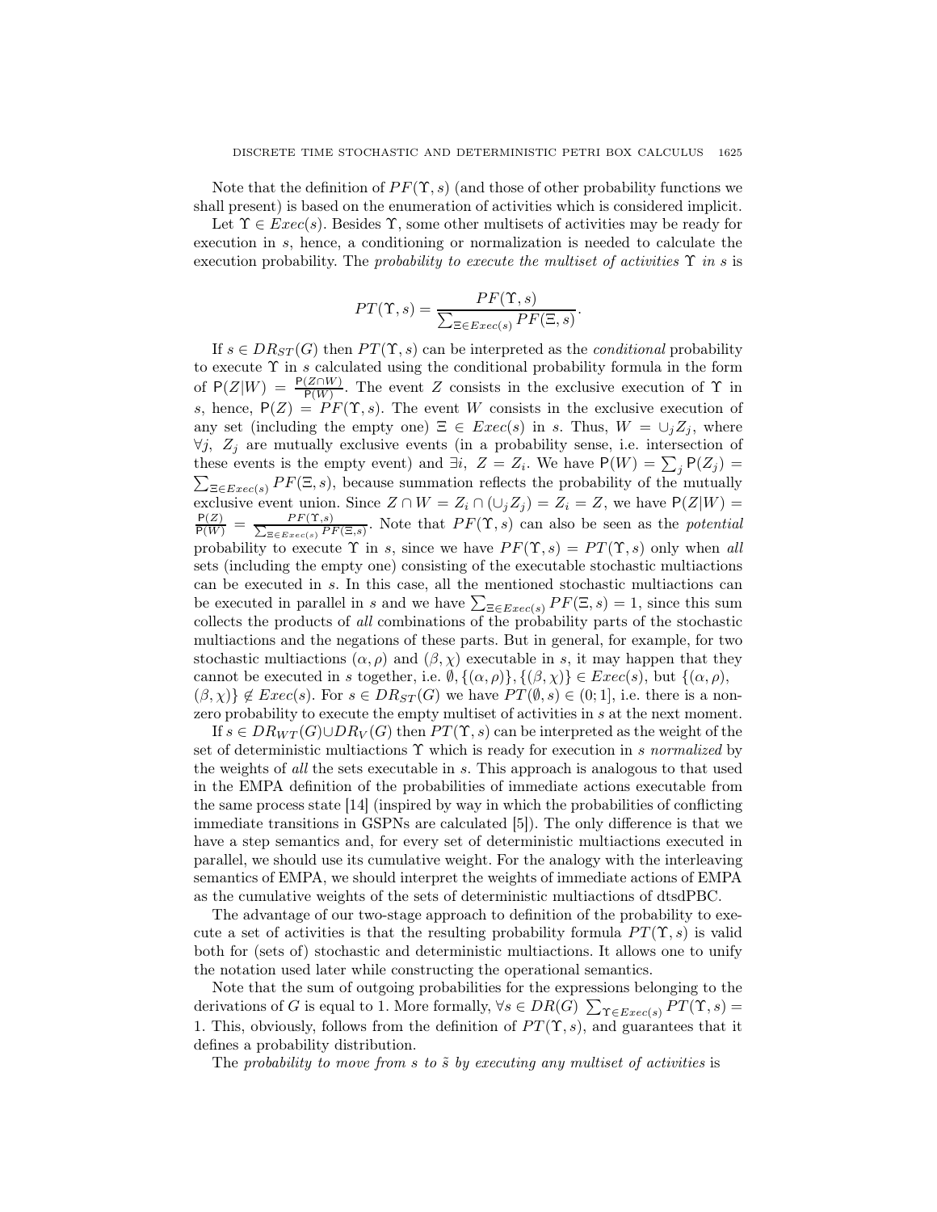Note that the definition of $PF(\Upsilon, s)$ (and those of other probability functions we shall present) is based on the enumeration of activities which is considered implicit.

Let $\Upsilon \in Exec(s)$. Besides $\Upsilon$, some other multisets of activities may be ready for execution in $s$, hence, a conditioning or normalization is needed to calculate the execution probability. The *probability to execute the multiset of activities* $\Upsilon$ *in* $s$ is

$$PT(\Upsilon, s) = \frac{PF(\Upsilon, s)}{\sum_{\Xi \in Exec(s)} PF(\Xi, s)}.$$

If $s \in DR_{ST}(G)$ then $PT(\Upsilon, s)$ can be interpreted as the *conditional* probability to execute $\Upsilon$ in $s$ calculated using the conditional probability formula in the form of $\mathsf{P}(Z|W) = \frac{\mathsf{P}(Z \cap W)}{\mathsf{P}(W)}$. The event $Z$ consists in the exclusive execution of $\Upsilon$ in $s$, hence, $\mathsf{P}(Z) = PF(\Upsilon, s)$. The event $W$ consists in the exclusive execution of any set (including the empty one) $\Xi \in Exec(s)$ in $s$. Thus, $W = \cup_j Z_j$, where $\forall j,\ Z_j$ are mutually exclusive events (in a probability sense, i.e. intersection of these events is the empty event) and $\exists i,\ Z = Z_i$. We have $\mathsf{P}(W) = \sum_j \mathsf{P}(Z_j) = \sum_{\Xi \in Exec(s)} PF(\Xi, s)$, because summation reflects the probability of the mutually exclusive event union. Since $Z \cap W = Z_i \cap (\cup_j Z_j) = Z_i = Z$, we have $\mathsf{P}(Z|W) = \frac{\mathsf{P}(Z)}{\mathsf{P}(W)} = \frac{PF(\Upsilon, s)}{\sum_{\Xi \in Exec(s)} PF(\Xi, s)}$. Note that $PF(\Upsilon, s)$ can also be seen as the *potential* probability to execute $\Upsilon$ in $s$, since we have $PF(\Upsilon, s) = PT(\Upsilon, s)$ only when *all* sets (including the empty one) consisting of the executable stochastic multiactions can be executed in $s$. In this case, all the mentioned stochastic multiactions can be executed in parallel in $s$ and we have $\sum_{\Xi \in Exec(s)} PF(\Xi, s) = 1$, since this sum collects the products of *all* combinations of the probability parts of the stochastic multiactions and the negations of these parts. But in general, for example, for two stochastic multiactions $(\alpha, \rho)$ and $(\beta, \chi)$ executable in $s$, it may happen that they cannot be executed in $s$ together, i.e. $\emptyset, \{(\alpha, \rho)\}, \{(\beta, \chi)\} \in Exec(s)$, but $\{(\alpha, \rho), (\beta, \chi)\} \notin Exec(s)$. For $s \in DR_{ST}(G)$ we have $PT(\emptyset, s) \in (0; 1]$, i.e. there is a non-zero probability to execute the empty multiset of activities in $s$ at the next moment.

If $s \in DR_{WT}(G) \cup DR_V(G)$ then $PT(\Upsilon, s)$ can be interpreted as the weight of the set of deterministic multiactions $\Upsilon$ which is ready for execution in $s$ *normalized* by the weights of *all* the sets executable in $s$. This approach is analogous to that used in the EMPA definition of the probabilities of immediate actions executable from the same process state [14] (inspired by way in which the probabilities of conflicting immediate transitions in GSPNs are calculated [5]). The only difference is that we have a step semantics and, for every set of deterministic multiactions executed in parallel, we should use its cumulative weight. For the analogy with the interleaving semantics of EMPA, we should interpret the weights of immediate actions of EMPA as the cumulative weights of the sets of deterministic multiactions of dtsdPBC.

The advantage of our two-stage approach to definition of the probability to execute a set of activities is that the resulting probability formula $PT(\Upsilon, s)$ is valid both for (sets of) stochastic and deterministic multiactions. It allows one to unify the notation used later while constructing the operational semantics.

Note that the sum of outgoing probabilities for the expressions belonging to the derivations of $G$ is equal to 1. More formally, $\forall s \in DR(G)\ \sum_{\Upsilon \in Exec(s)} PT(\Upsilon, s) = 1$. This, obviously, follows from the definition of $PT(\Upsilon, s)$, and guarantees that it defines a probability distribution.

The *probability to move from* $s$ *to* $\tilde{s}$ *by executing any multiset of activities* is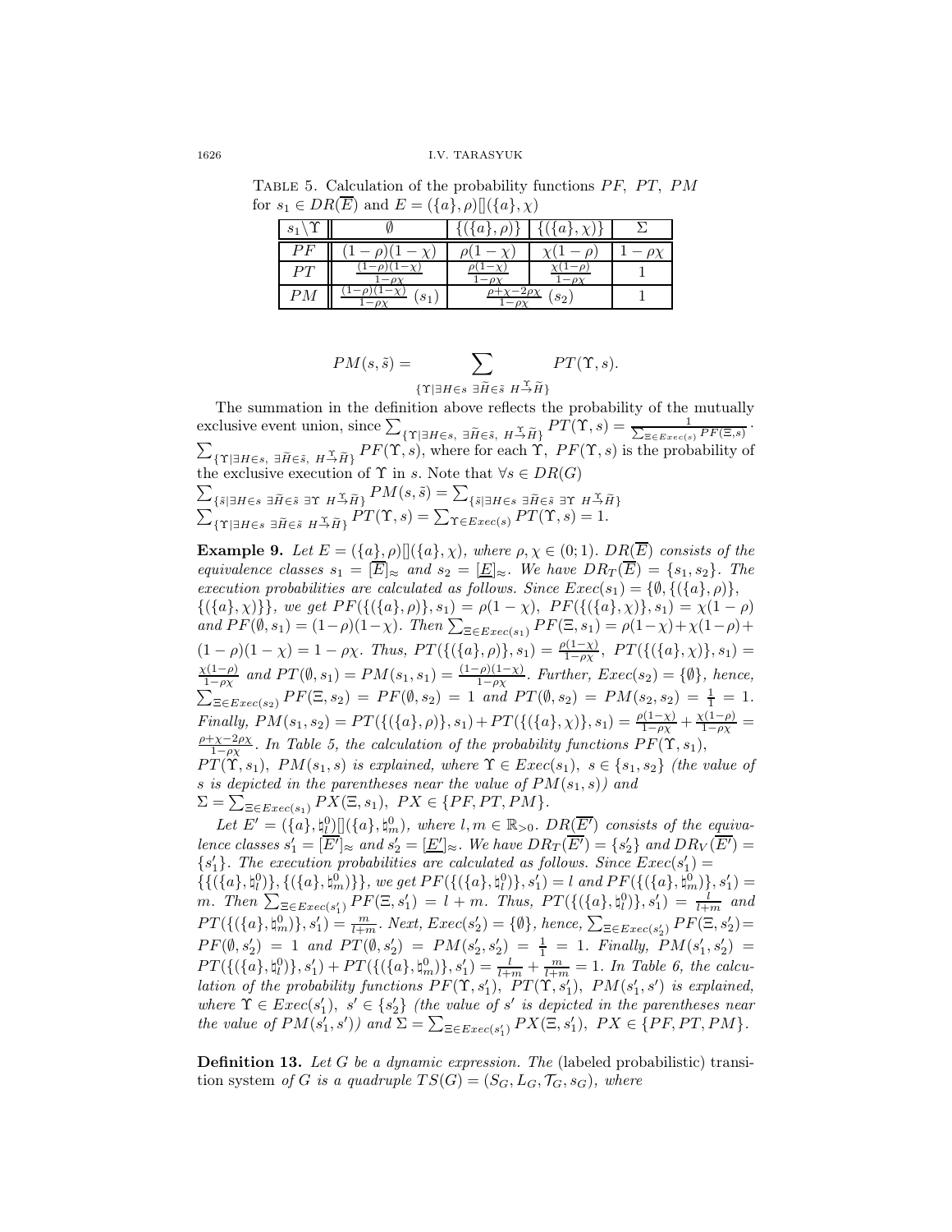Table 5. Calculation of the probability functions $PF$, $PT$, $PM$ for $s_1 \in DR(\overline{E})$ and $E = (\{a\}, \rho)[](\{a\}, \chi)$

| $s_1 \backslash \Upsilon$ | $\emptyset$ | $\{(\{a\}, \rho)\}$ | $\{(\{a\}, \chi)\}$ | $\Sigma$ |
|---|---|---|---|---|
| $PF$ | $(1-\rho)(1-\chi)$ | $\rho(1-\chi)$ | $\chi(1-\rho)$ | $1-\rho\chi$ |
| $PT$ | $\frac{(1-\rho)(1-\chi)}{1-\rho\chi}$ | $\frac{\rho(1-\chi)}{1-\rho\chi}$ | $\frac{\chi(1-\rho)}{1-\rho\chi}$ | $1$ |
| $PM$ | $\frac{(1-\rho)(1-\chi)}{1-\rho\chi}\ (s_1)$ | $\frac{\rho+\chi-2\rho\chi}{1-\rho\chi}\ (s_2)$ | | $1$ |

$$PM(s, \tilde{s}) = \sum_{\{\Upsilon \mid \exists H \in s\ \exists \widetilde{H} \in \tilde{s}\ H \xrightarrow{\Upsilon} \widetilde{H}\}} PT(\Upsilon, s).$$

The summation in the definition above reflects the probability of the mutually exclusive event union, since $\sum_{\{\Upsilon \mid \exists H \in s,\ \exists \widetilde{H} \in \tilde{s},\ H \xrightarrow{\Upsilon} \widetilde{H}\}} PT(\Upsilon, s) = \frac{1}{\sum_{\Xi \in Exec(s)} PF(\Xi, s)} \cdot \sum_{\{\Upsilon \mid \exists H \in s,\ \exists \widetilde{H} \in \tilde{s},\ H \xrightarrow{\Upsilon} \widetilde{H}\}} PF(\Upsilon, s)$, where for each $\Upsilon$, $PF(\Upsilon, s)$ is the probability of the exclusive execution of $\Upsilon$ in $s$. Note that $\forall s \in DR(G)$ $\sum_{\{\tilde{s} \mid \exists H \in s\ \exists \widetilde{H} \in \tilde{s}\ \exists \Upsilon\ H \xrightarrow{\Upsilon} \widetilde{H}\}} PM(s, \tilde{s}) = \sum_{\{\tilde{s} \mid \exists H \in s\ \exists \widetilde{H} \in \tilde{s}\ \exists \Upsilon\ H \xrightarrow{\Upsilon} \widetilde{H}\}} \sum_{\{\Upsilon \mid \exists H \in s\ \exists \widetilde{H} \in \tilde{s}\ H \xrightarrow{\Upsilon} \widetilde{H}\}} PT(\Upsilon, s) = \sum_{\Upsilon \in Exec(s)} PT(\Upsilon, s) = 1$.

**Example 9.** *Let $E = (\{a\}, \rho)[](\{a\}, \chi)$, where $\rho, \chi \in (0; 1)$. $DR(\overline{E})$ consists of the equivalence classes $s_1 = [\overline{E}]_\approx$ and $s_2 = [\underline{E}]_\approx$. We have $DR_T(\overline{E}) = \{s_1, s_2\}$. The execution probabilities are calculated as follows. Since $Exec(s_1) = \{\emptyset, \{(\{a\}, \rho)\}, \{(\{a\}, \chi)\}\}$, we get $PF(\{(\{a\}, \rho)\}, s_1) = \rho(1-\chi)$, $PF(\{(\{a\}, \chi)\}, s_1) = \chi(1-\rho)$ and $PF(\emptyset, s_1) = (1-\rho)(1-\chi)$. Then $\sum_{\Xi \in Exec(s_1)} PF(\Xi, s_1) = \rho(1-\chi) + \chi(1-\rho) + (1-\rho)(1-\chi) = 1 - \rho\chi$. Thus, $PT(\{(\{a\}, \rho)\}, s_1) = \frac{\rho(1-\chi)}{1-\rho\chi}$, $PT(\{(\{a\}, \chi)\}, s_1) = \frac{\chi(1-\rho)}{1-\rho\chi}$ and $PT(\emptyset, s_1) = PM(s_1, s_1) = \frac{(1-\rho)(1-\chi)}{1-\rho\chi}$. Further, $Exec(s_2) = \{\emptyset\}$, hence, $\sum_{\Xi \in Exec(s_2)} PF(\Xi, s_2) = PF(\emptyset, s_2) = 1$ and $PT(\emptyset, s_2) = PM(s_2, s_2) = \frac{1}{1} = 1$. Finally, $PM(s_1, s_2) = PT(\{(\{a\}, \rho)\}, s_1) + PT(\{(\{a\}, \chi)\}, s_1) = \frac{\rho(1-\chi)}{1-\rho\chi} + \frac{\chi(1-\rho)}{1-\rho\chi} = \frac{\rho+\chi-2\rho\chi}{1-\rho\chi}$. In Table 5, the calculation of the probability functions $PF(\Upsilon, s_1)$, $PT(\Upsilon, s_1)$, $PM(s_1, s)$ is explained, where $\Upsilon \in Exec(s_1)$, $s \in \{s_1, s_2\}$ (the value of $s$ is depicted in the parentheses near the value of $PM(s_1, s)$) and $\Sigma = \sum_{\Xi \in Exec(s_1)} PX(\Xi, s_1)$, $PX \in \{PF, PT, PM\}$.*

*Let $E' = (\{a\}, \natural_l^0)[](\{a\}, \natural_m^0)$, where $l, m \in \mathbb{R}_{>0}$. $DR(\overline{E'})$ consists of the equivalence classes $s_1' = [\overline{E'}]_\approx$ and $s_2' = [\underline{E'}]_\approx$. We have $DR_T(\overline{E'}) = \{s_2'\}$ and $DR_V(\overline{E'}) = \{s_1'\}$. The execution probabilities are calculated as follows. Since $Exec(s_1') = \{\{(\{a\}, \natural_l^0)\}, \{(\{a\}, \natural_m^0)\}\}$, we get $PF(\{(\{a\}, \natural_l^0)\}, s_1') = l$ and $PF(\{(\{a\}, \natural_m^0)\}, s_1') = m$. Then $\sum_{\Xi \in Exec(s_1')} PF(\Xi, s_1') = l + m$. Thus, $PT(\{(\{a\}, \natural_l^0)\}, s_1') = \frac{l}{l+m}$ and $PT(\{(\{a\}, \natural_m^0)\}, s_1') = \frac{m}{l+m}$. Next, $Exec(s_2') = \{\emptyset\}$, hence, $\sum_{\Xi \in Exec(s_2')} PF(\Xi, s_2') = PF(\emptyset, s_2') = 1$ and $PT(\emptyset, s_2') = PM(s_2', s_2') = \frac{1}{1} = 1$. Finally, $PM(s_1', s_2') = PT(\{(\{a\}, \natural_l^0)\}, s_1') + PT(\{(\{a\}, \natural_m^0)\}, s_1') = \frac{l}{l+m} + \frac{m}{l+m} = 1$. In Table 6, the calculation of the probability functions $PF(\Upsilon, s_1')$, $PT(\Upsilon, s_1')$, $PM(s_1', s')$ is explained, where $\Upsilon \in Exec(s_1')$, $s' \in \{s_2'\}$ (the value of $s'$ is depicted in the parentheses near the value of $PM(s_1', s')$) and $\Sigma = \sum_{\Xi \in Exec(s_1')} PX(\Xi, s_1')$, $PX \in \{PF, PT, PM\}$.*

**Definition 13.** *Let $G$ be a dynamic expression. The* (labeled probabilistic) transition system *of $G$ is a quadruple $TS(G) = (S_G, L_G, \mathcal{T}_G, s_G)$, where*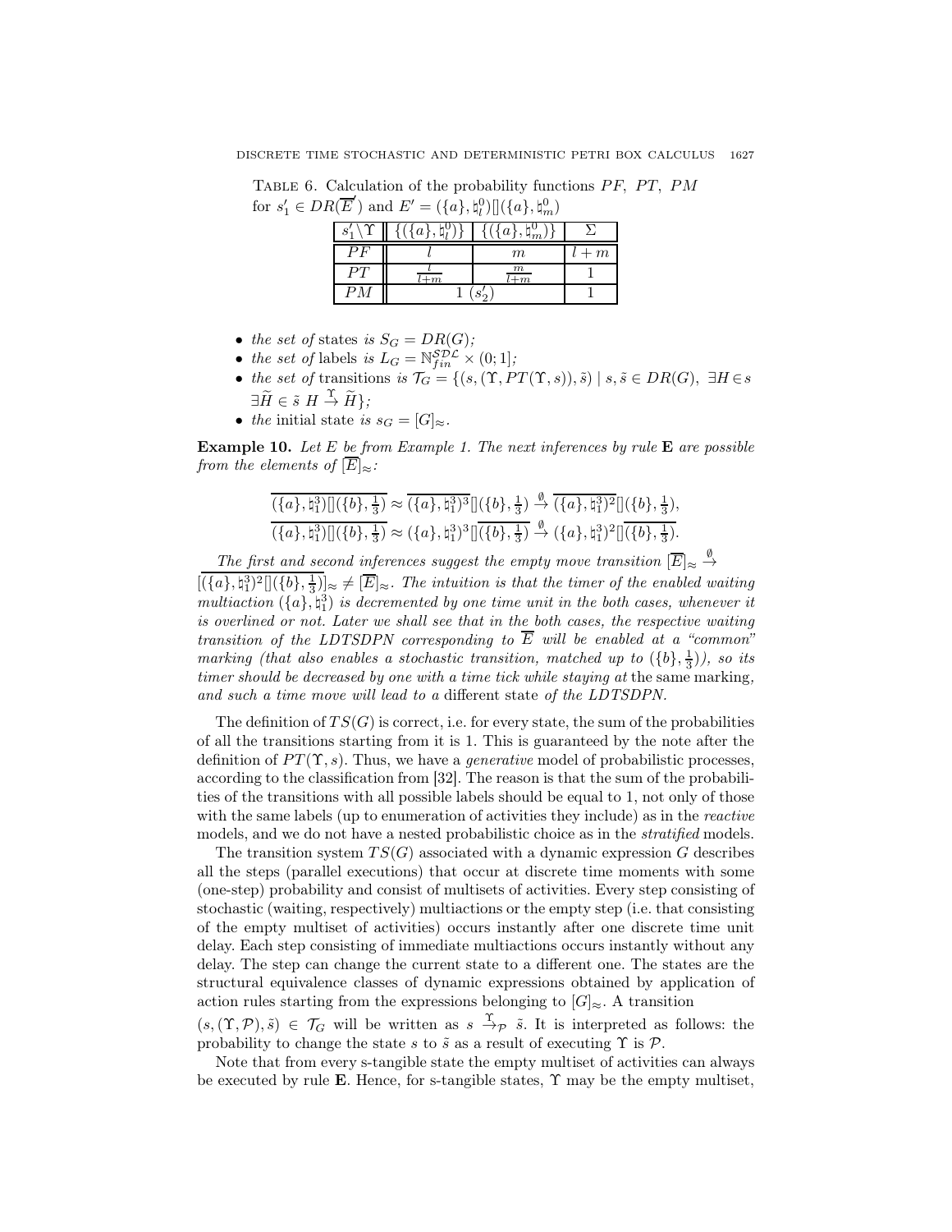Table 6. Calculation of the probability functions $PF$, $PT$, $PM$ for $s'_1 \in DR(\overline{E'})$ and $E' = (\{a\}, \natural_l^0)[](\{a\}, \natural_m^0)$

| $s'_1 \setminus \Upsilon$ | $\{(\{a\}, \natural_l^0)\}$ | $\{(\{a\}, \natural_m^0)\}$ | $\Sigma$ |
|---|---|---|---|
| $PF$ | $l$ | $m$ | $l+m$ |
| $PT$ | $\frac{l}{l+m}$ | $\frac{m}{l+m}$ | 1 |
| $PM$ | $1\ (s'_2)$ | | 1 |

- *the set of* states *is* $S_G = DR(G)$*;*
- *the set of* labels *is* $L_G = \mathbb{N}_{fin}^{\mathcal{SDL}} \times (0;1]$*;*
- *the set of* transitions *is* $\mathcal{T}_G = \{(s, (\Upsilon, PT(\Upsilon, s)), \tilde{s}) \mid s, \tilde{s} \in DR(G),\ \exists H \in s\ \exists \widetilde{H} \in \tilde{s}\ H \xrightarrow{\Upsilon} \widetilde{H}\}$*;*
- *the* initial state *is* $s_G = [G]_\approx$.

**Example 10.** *Let $E$ be from Example 1. The next inferences by rule **E** are possible from the elements of $[\overline{E}]_\approx$:*

$$\overline{(\{a\}, \natural_1^3)[](\{b\}, \tfrac{1}{3})} \approx \overline{(\{a\}, \natural_1^3)^3}[](\{b\}, \tfrac{1}{3}) \xrightarrow{\emptyset} \overline{(\{a\}, \natural_1^3)^2}[](\{b\}, \tfrac{1}{3}),$$

$$\overline{(\{a\}, \natural_1^3)[](\{b\}, \tfrac{1}{3})} \approx (\{a\}, \natural_1^3)^3[]\overline{(\{b\}, \tfrac{1}{3})} \xrightarrow{\emptyset} (\{a\}, \natural_1^3)^2[]\overline{(\{b\}, \tfrac{1}{3})}.$$

*The first and second inferences suggest the empty move transition $[\overline{E}]_\approx \xrightarrow{\emptyset} [\overline{(\{a\}, \natural_1^3)^2[](\{b\}, \tfrac{1}{3})}]_\approx \neq [\overline{E}]_\approx$. The intuition is that the timer of the enabled waiting multiaction $(\{a\}, \natural_1^3)$ is decremented by one time unit in the both cases, whenever it is overlined or not. Later we shall see that in the both cases, the respective waiting transition of the LDTSDPN corresponding to $\overline{E}$ will be enabled at a "common" marking (that also enables a stochastic transition, matched up to $(\{b\}, \frac{1}{3})$), so its timer should be decreased by one with a time tick while staying at* the same marking*, and such a time move will lead to a* different state *of the LDTSDPN.*

The definition of $TS(G)$ is correct, i.e. for every state, the sum of the probabilities of all the transitions starting from it is 1. This is guaranteed by the note after the definition of $PT(\Upsilon, s)$. Thus, we have a *generative* model of probabilistic processes, according to the classification from [32]. The reason is that the sum of the probabilities of the transitions with all possible labels should be equal to 1, not only of those with the same labels (up to enumeration of activities they include) as in the *reactive* models, and we do not have a nested probabilistic choice as in the *stratified* models.

The transition system $TS(G)$ associated with a dynamic expression $G$ describes all the steps (parallel executions) that occur at discrete time moments with some (one-step) probability and consist of multisets of activities. Every step consisting of stochastic (waiting, respectively) multiactions or the empty step (i.e. that consisting of the empty multiset of activities) occurs instantly after one discrete time unit delay. Each step consisting of immediate multiactions occurs instantly without any delay. The step can change the current state to a different one. The states are the structural equivalence classes of dynamic expressions obtained by application of action rules starting from the expressions belonging to $[G]_\approx$. A transition $(s, (\Upsilon, \mathcal{P}), \tilde{s}) \in \mathcal{T}_G$ will be written as $s \xrightarrow{\Upsilon}_{\mathcal{P}} \tilde{s}$. It is interpreted as follows: the probability to change the state $s$ to $\tilde{s}$ as a result of executing $\Upsilon$ is $\mathcal{P}$.

Note that from every s-tangible state the empty multiset of activities can always be executed by rule **E**. Hence, for s-tangible states, $\Upsilon$ may be the empty multiset,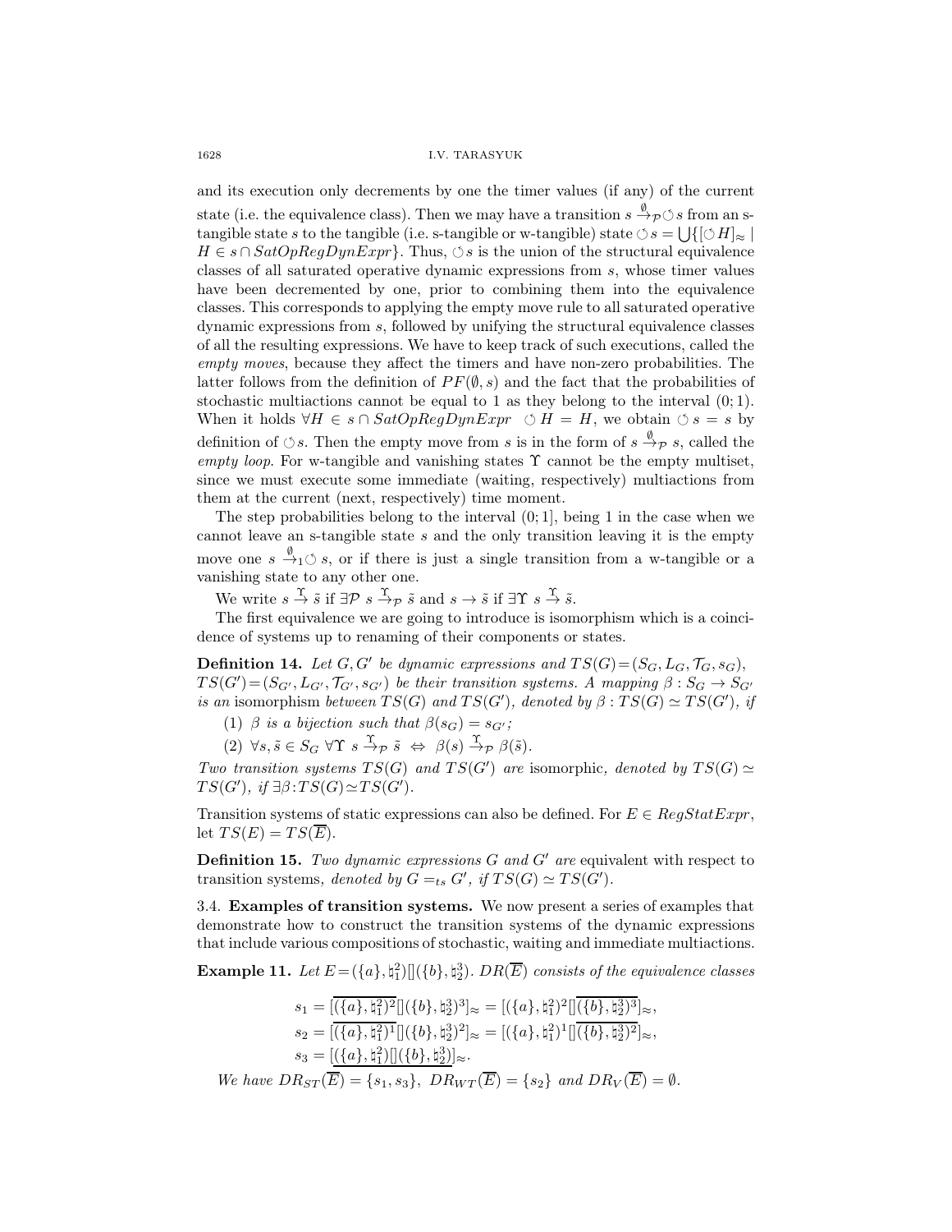and its execution only decrements by one the timer values (if any) of the current state (i.e. the equivalence class). Then we may have a transition $s \stackrel{\emptyset}{\rightarrow}_{\mathcal{P}} \circlearrowleft s$ from an s-tangible state $s$ to the tangible (i.e. s-tangible or w-tangible) state $\circlearrowleft s = \bigcup\{[\circlearrowleft H]_\approx \mid H \in s \cap SatOpRegDynExpr\}$. Thus, $\circlearrowleft s$ is the union of the structural equivalence classes of all saturated operative dynamic expressions from $s$, whose timer values have been decremented by one, prior to combining them into the equivalence classes. This corresponds to applying the empty move rule to all saturated operative dynamic expressions from $s$, followed by unifying the structural equivalence classes of all the resulting expressions. We have to keep track of such executions, called the *empty moves*, because they affect the timers and have non-zero probabilities. The latter follows from the definition of $PF(\emptyset, s)$ and the fact that the probabilities of stochastic multiactions cannot be equal to 1 as they belong to the interval $(0;1)$. When it holds $\forall H \in s \cap SatOpRegDynExpr \ \ \circlearrowleft H = H$, we obtain $\circlearrowleft s = s$ by definition of $\circlearrowleft s$. Then the empty move from $s$ is in the form of $s \stackrel{\emptyset}{\rightarrow}_{\mathcal{P}} s$, called the *empty loop*. For w-tangible and vanishing states $\Upsilon$ cannot be the empty multiset, since we must execute some immediate (waiting, respectively) multiactions from them at the current (next, respectively) time moment.

The step probabilities belong to the interval $(0;1]$, being 1 in the case when we cannot leave an s-tangible state $s$ and the only transition leaving it is the empty move one $s \stackrel{\emptyset}{\rightarrow}_1 \circlearrowleft s$, or if there is just a single transition from a w-tangible or a vanishing state to any other one.

We write $s \stackrel{\Upsilon}{\rightarrow} \tilde{s}$ if $\exists \mathcal{P}\ s \stackrel{\Upsilon}{\rightarrow}_{\mathcal{P}} \tilde{s}$ and $s \rightarrow \tilde{s}$ if $\exists \Upsilon\ s \stackrel{\Upsilon}{\rightarrow} \tilde{s}$.

The first equivalence we are going to introduce is isomorphism which is a coincidence of systems up to renaming of their components or states.

**Definition 14.** *Let $G, G'$ be dynamic expressions and $TS(G) = (S_G, L_G, \mathcal{T}_G, s_G)$, $TS(G') = (S_{G'}, L_{G'}, \mathcal{T}_{G'}, s_{G'})$ be their transition systems. A mapping $\beta : S_G \to S_{G'}$ is an* isomorphism *between $TS(G)$ and $TS(G')$, denoted by $\beta : TS(G) \simeq TS(G')$, if*

(1) *$\beta$ is a bijection such that $\beta(s_G) = s_{G'}$;*

(2) *$\forall s, \tilde{s} \in S_G\ \forall \Upsilon\ s \stackrel{\Upsilon}{\rightarrow}_{\mathcal{P}} \tilde{s} \ \Leftrightarrow\ \beta(s) \stackrel{\Upsilon}{\rightarrow}_{\mathcal{P}} \beta(\tilde{s})$.*

*Two transition systems $TS(G)$ and $TS(G')$ are* isomorphic*, denoted by $TS(G) \simeq TS(G')$, if $\exists \beta : TS(G) \simeq TS(G')$.*

Transition systems of static expressions can also be defined. For $E \in RegStatExpr$, let $TS(E) = TS(\overline{E})$.

**Definition 15.** *Two dynamic expressions $G$ and $G'$ are* equivalent with respect to transition systems*, denoted by $G =_{ts} G'$, if $TS(G) \simeq TS(G')$.*

3.4. **Examples of transition systems.** We now present a series of examples that demonstrate how to construct the transition systems of the dynamic expressions that include various compositions of stochastic, waiting and immediate multiactions.

**Example 11.** *Let $E = (\{a\}, \natural_1^2)[](\{b\}, \natural_2^3)$. $DR(\overline{E})$ consists of the equivalence classes*

$$s_1 = [\overline{(\{a\}, \natural_1^2)^2}[](\{b\}, \natural_2^3)^3]_\approx = [(\{a\}, \natural_1^2)^2[]\overline{(\{b\}, \natural_2^3)^3}]_\approx,$$
$$s_2 = [\overline{(\{a\}, \natural_1^2)^1}[](\{b\}, \natural_2^3)^2]_\approx = [(\{a\}, \natural_1^2)^1[]\overline{(\{b\}, \natural_2^3)^2}]_\approx,$$
$$s_3 = [\underline{(\{a\}, \natural_1^2)[](\{b\}, \natural_2^3)}]_\approx.$$

*We have $DR_{ST}(\overline{E}) = \{s_1, s_3\}$, $DR_{WT}(\overline{E}) = \{s_2\}$ and $DR_V(\overline{E}) = \emptyset$.*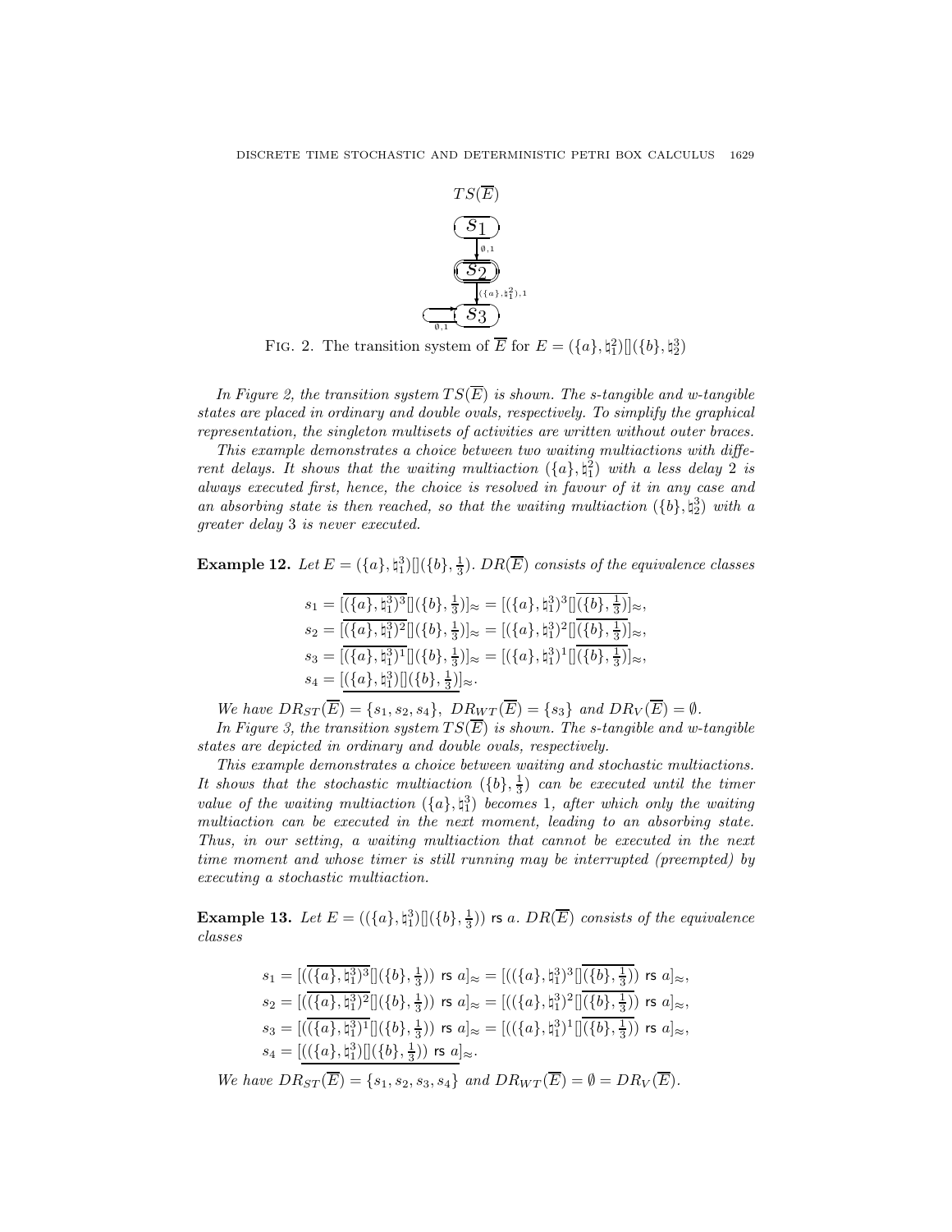$TS(\overline{E})$

$s_1$ —($\emptyset,1$)→ $s_2$ —($\{a\},\natural_1^2),1$→ $s_3$ ⟲ ($\emptyset,1$)

FIG. 2. The transition system of $\overline{E}$ for $E = (\{a\}, \natural_1^2)[](\{b\}, \natural_2^3)$

*In Figure 2, the transition system $TS(\overline{E})$ is shown. The s-tangible and w-tangible states are placed in ordinary and double ovals, respectively. To simplify the graphical representation, the singleton multisets of activities are written without outer braces.*

*This example demonstrates a choice between two waiting multiactions with different delays. It shows that the waiting multiaction $(\{a\}, \natural_1^2)$ with a less delay 2 is always executed first, hence, the choice is resolved in favour of it in any case and an absorbing state is then reached, so that the waiting multiaction $(\{b\}, \natural_2^3)$ with a greater delay 3 is never executed.*

**Example 12.** *Let $E = (\{a\}, \natural_1^3)[](\{b\}, \frac{1}{3})$. $DR(\overline{E})$ consists of the equivalence classes*

$$s_1 = [\overline{(\{a\}, \natural_1^3)^3}[](\{b\}, \tfrac{1}{3})]_\approx = [(\{a\}, \natural_1^3)^3[]\overline{(\{b\}, \tfrac{1}{3})}]_\approx,$$
$$s_2 = [\overline{(\{a\}, \natural_1^3)^2}[](\{b\}, \tfrac{1}{3})]_\approx = [(\{a\}, \natural_1^3)^2[]\overline{(\{b\}, \tfrac{1}{3})}]_\approx,$$
$$s_3 = [\overline{(\{a\}, \natural_1^3)^1}[](\{b\}, \tfrac{1}{3})]_\approx = [(\{a\}, \natural_1^3)^1[]\overline{(\{b\}, \tfrac{1}{3})}]_\approx,$$
$$s_4 = [\underline{(\{a\}, \natural_1^3)[](\{b\}, \tfrac{1}{3})}]_\approx.$$

*We have $DR_{ST}(\overline{E}) = \{s_1, s_2, s_4\}$, $DR_{WT}(\overline{E}) = \{s_3\}$ and $DR_V(\overline{E}) = \emptyset$.*

*In Figure 3, the transition system $TS(\overline{E})$ is shown. The s-tangible and w-tangible states are depicted in ordinary and double ovals, respectively.*

*This example demonstrates a choice between waiting and stochastic multiactions. It shows that the stochastic multiaction $(\{b\}, \frac{1}{3})$ can be executed until the timer value of the waiting multiaction $(\{a\}, \natural_1^3)$ becomes 1, after which only the waiting multiaction can be executed in the next moment, leading to an absorbing state. Thus, in our setting, a waiting multiaction that cannot be executed in the next time moment and whose timer is still running may be interrupted (preempted) by executing a stochastic multiaction.*

**Example 13.** *Let $E = ((\{a\}, \natural_1^3)[](\{b\}, \frac{1}{3}))$ rs $a$. $DR(\overline{E})$ consists of the equivalence classes*

$$s_1 = [(\overline{(\{a\}, \natural_1^3)^3}[](\{b\}, \tfrac{1}{3}))\ \mathsf{rs}\ a]_\approx = [((\{a\}, \natural_1^3)^3[]\overline{(\{b\}, \tfrac{1}{3})})\ \mathsf{rs}\ a]_\approx,$$
$$s_2 = [(\overline{(\{a\}, \natural_1^3)^2}[](\{b\}, \tfrac{1}{3}))\ \mathsf{rs}\ a]_\approx = [((\{a\}, \natural_1^3)^2[]\overline{(\{b\}, \tfrac{1}{3})})\ \mathsf{rs}\ a]_\approx,$$
$$s_3 = [(\overline{(\{a\}, \natural_1^3)^1}[](\{b\}, \tfrac{1}{3}))\ \mathsf{rs}\ a]_\approx = [((\{a\}, \natural_1^3)^1[]\overline{(\{b\}, \tfrac{1}{3})})\ \mathsf{rs}\ a]_\approx,$$
$$s_4 = [\underline{((\{a\}, \natural_1^3)[](\{b\}, \tfrac{1}{3}))\ \mathsf{rs}\ a}]_\approx.$$

*We have $DR_{ST}(\overline{E}) = \{s_1, s_2, s_3, s_4\}$ and $DR_{WT}(\overline{E}) = \emptyset = DR_V(\overline{E})$.*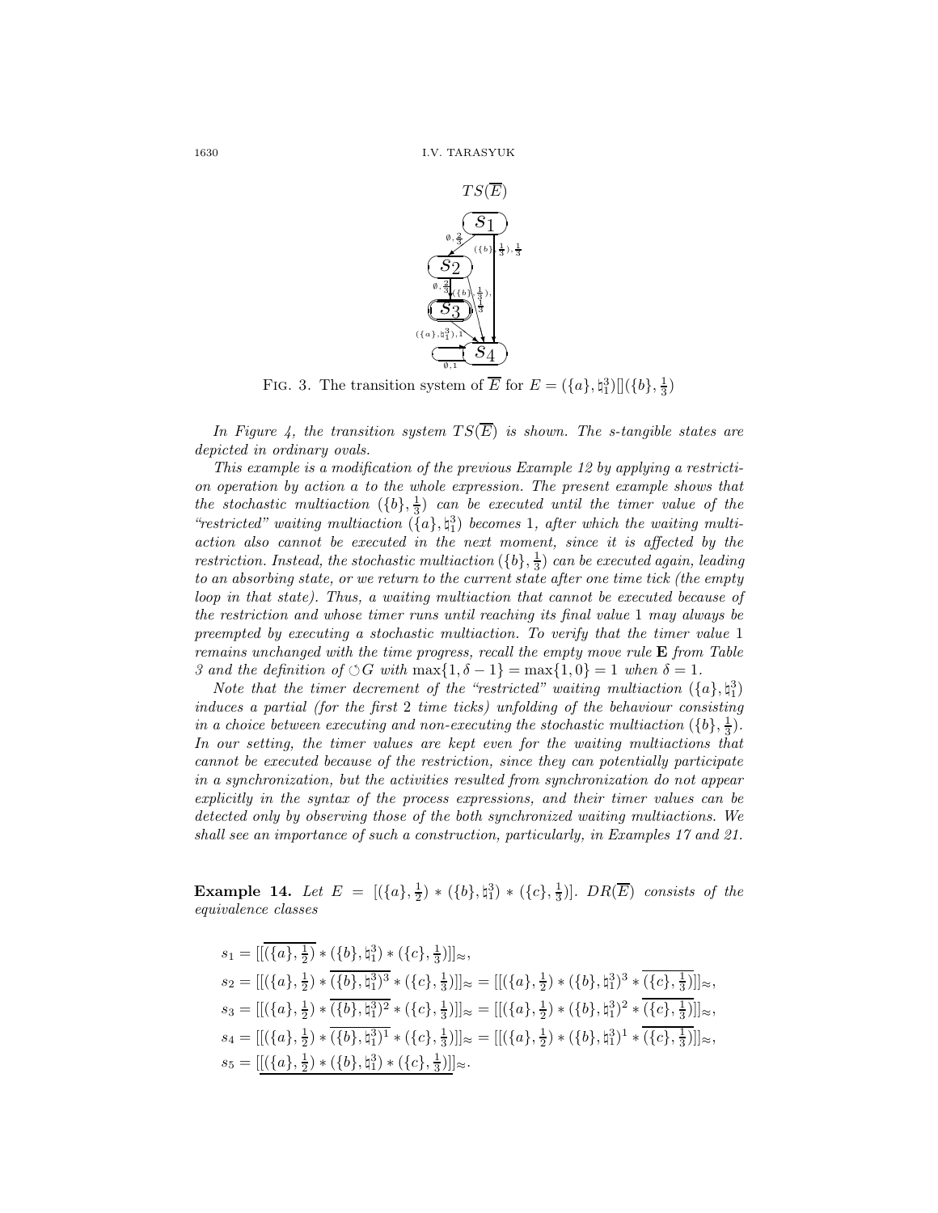FIG. 3. The transition system of $\overline{E}$ for $E = (\{a\}, \natural_1^3)[](\{b\}, \frac{1}{3})$

*In Figure 4, the transition system $TS(\overline{E})$ is shown. The s-tangible states are depicted in ordinary ovals.*

*This example is a modification of the previous Example 12 by applying a restriction operation by action $a$ to the whole expression. The present example shows that the stochastic multiaction $(\{b\}, \frac{1}{3})$ can be executed until the timer value of the "restricted" waiting multiaction $(\{a\}, \natural_1^3)$ becomes 1, after which the waiting multiaction also cannot be executed in the next moment, since it is affected by the restriction. Instead, the stochastic multiaction $(\{b\}, \frac{1}{3})$ can be executed again, leading to an absorbing state, or we return to the current state after one time tick (the empty loop in that state). Thus, a waiting multiaction that cannot be executed because of the restriction and whose timer runs until reaching its final value 1 may always be preempted by executing a stochastic multiaction. To verify that the timer value 1 remains unchanged with the time progress, recall the empty move rule* **E** *from Table 3 and the definition of $\circlearrowleft G$ with $\max\{1, \delta - 1\} = \max\{1, 0\} = 1$ when $\delta = 1$.*

*Note that the timer decrement of the "restricted" waiting multiaction $(\{a\}, \natural_1^3)$ induces a partial (for the first 2 time ticks) unfolding of the behaviour consisting in a choice between executing and non-executing the stochastic multiaction $(\{b\}, \frac{1}{3})$. In our setting, the timer values are kept even for the waiting multiactions that cannot be executed because of the restriction, since they can potentially participate in a synchronization, but the activities resulted from synchronization do not appear explicitly in the syntax of the process expressions, and their timer values can be detected only by observing those of the both synchronized waiting multiactions. We shall see an importance of such a construction, particularly, in Examples 17 and 21.*

**Example 14.** *Let $E = [(\{a\}, \frac{1}{2}) * (\{b\}, \natural_1^3) * (\{c\}, \frac{1}{3})]$. $DR(\overline{E})$ consists of the equivalence classes*

$$s_1 = [[\overline{(\{a\}, \tfrac{1}{2})} * (\{b\}, \natural_1^3) * (\{c\}, \tfrac{1}{3})]]_\approx,$$

$$s_2 = [[(\{a\}, \tfrac{1}{2}) * \overline{(\{b\}, \natural_1^3)^3} * (\{c\}, \tfrac{1}{3})]]_\approx = [[(\{a\}, \tfrac{1}{2}) * (\{b\}, \natural_1^3)^3 * \overline{(\{c\}, \tfrac{1}{3})}]]_\approx,$$

$$s_3 = [[(\{a\}, \tfrac{1}{2}) * \overline{(\{b\}, \natural_1^3)^2} * (\{c\}, \tfrac{1}{3})]]_\approx = [[(\{a\}, \tfrac{1}{2}) * (\{b\}, \natural_1^3)^2 * \overline{(\{c\}, \tfrac{1}{3})}]]_\approx,$$

$$s_4 = [[(\{a\}, \tfrac{1}{2}) * \overline{(\{b\}, \natural_1^3)^1} * (\{c\}, \tfrac{1}{3})]]_\approx = [[(\{a\}, \tfrac{1}{2}) * (\{b\}, \natural_1^3)^1 * \overline{(\{c\}, \tfrac{1}{3})}]]_\approx,$$

$$s_5 = [\underline{[(\{a\}, \tfrac{1}{2}) * (\{b\}, \natural_1^3) * (\{c\}, \tfrac{1}{3})]}]_\approx.$$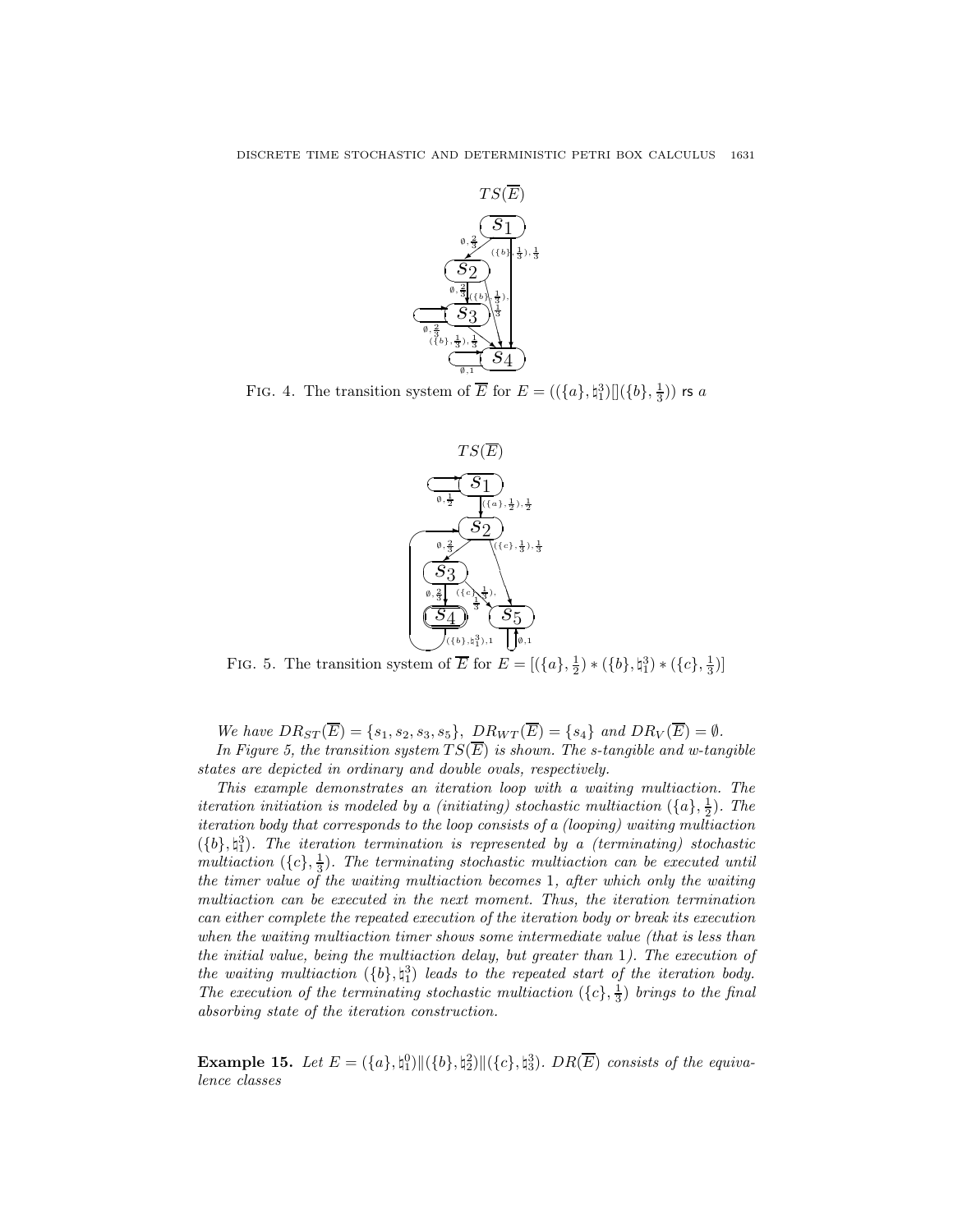FIG. 4. The transition system of $\overline{E}$ for $E = ((\{a\}, \natural_1^3)[](\{b\}, \frac{1}{3}))$ rs $a$

FIG. 5. The transition system of $\overline{E}$ for $E = [(\{a\}, \frac{1}{2}) * (\{b\}, \natural_1^3) * (\{c\}, \frac{1}{3})]$

*We have* $DR_{ST}(\overline{E}) = \{s_1, s_2, s_3, s_5\}$, $DR_{WT}(\overline{E}) = \{s_4\}$ *and* $DR_V(\overline{E}) = \emptyset$.

*In Figure 5, the transition system* $TS(\overline{E})$ *is shown. The s-tangible and w-tangible states are depicted in ordinary and double ovals, respectively.*

*This example demonstrates an iteration loop with a waiting multiaction. The iteration initiation is modeled by a (initiating) stochastic multiaction* $(\{a\}, \frac{1}{2})$. *The iteration body that corresponds to the loop consists of a (looping) waiting multiaction* $(\{b\}, \natural_1^3)$. *The iteration termination is represented by a (terminating) stochastic multiaction* $(\{c\}, \frac{1}{3})$. *The terminating stochastic multiaction can be executed until the timer value of the waiting multiaction becomes* 1*, after which only the waiting multiaction can be executed in the next moment. Thus, the iteration termination can either complete the repeated execution of the iteration body or break its execution when the waiting multiaction timer shows some intermediate value (that is less than the initial value, being the multiaction delay, but greater than* 1*). The execution of the waiting multiaction* $(\{b\}, \natural_1^3)$ *leads to the repeated start of the iteration body. The execution of the terminating stochastic multiaction* $(\{c\}, \frac{1}{3})$ *brings to the final absorbing state of the iteration construction.*

**Example 15.** *Let* $E = (\{a\}, \natural_1^0)\|(\{b\}, \natural_2^2)\|(\{c\}, \natural_3^3)$. $DR(\overline{E})$ *consists of the equivalence classes*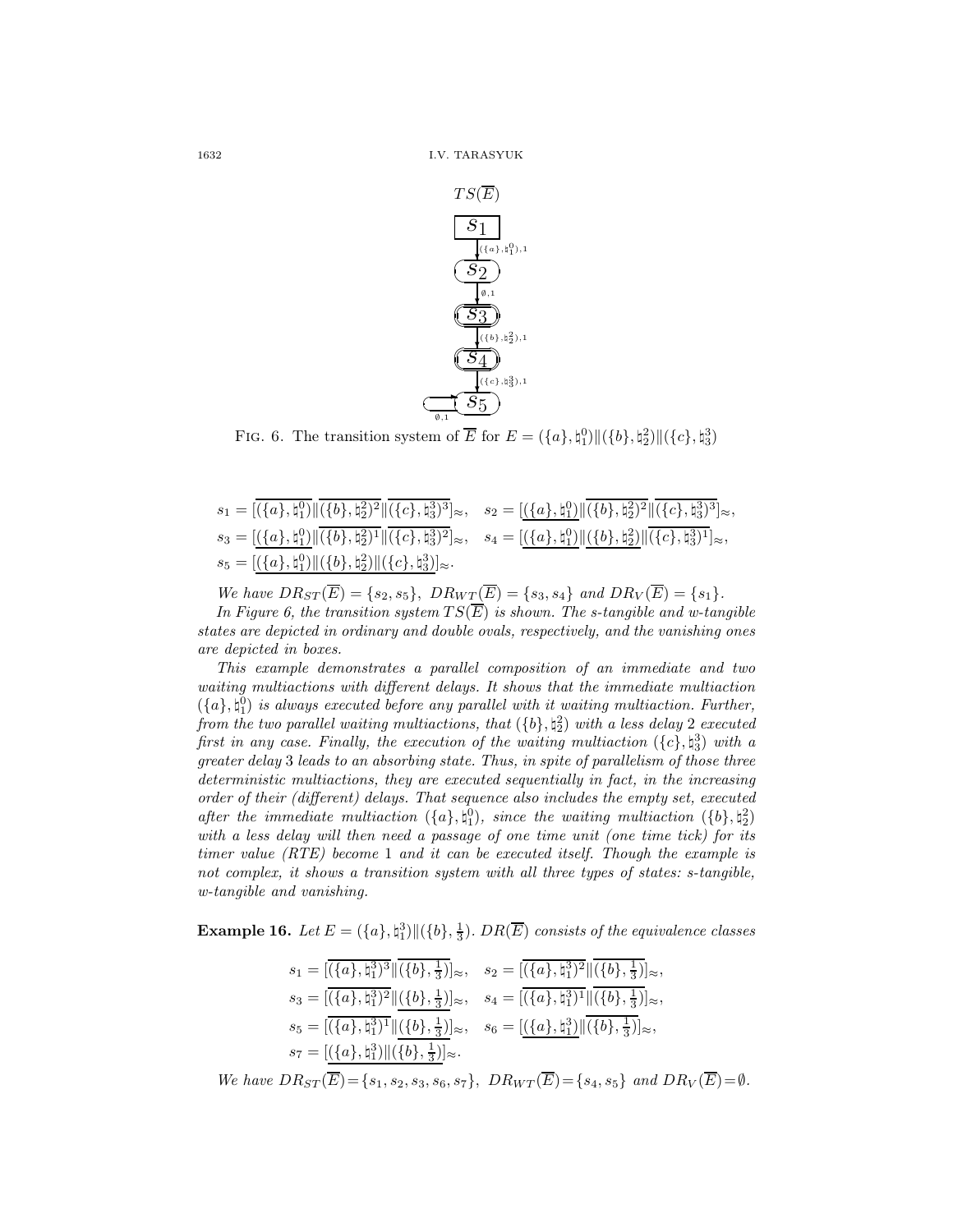$TS(\overline{E})$

Fig. 6. *The transition system of $\overline{E}$ for $E = (\{a\}, \natural_1^0)\|(\{b\}, \natural_2^2)\|(\{c\}, \natural_3^3)$*

$$s_1 = [\overline{(\{a\}, \natural_1^0)}\|\overline{(\{b\}, \natural_2^2)^2}\|\overline{(\{c\}, \natural_3^3)^3}]_{\approx}, \quad s_2 = [\underline{(\{a\}, \natural_1^0)}\|\overline{(\{b\}, \natural_2^2)^2}\|\overline{(\{c\}, \natural_3^3)^3}]_{\approx},$$
$$s_3 = [\underline{(\{a\}, \natural_1^0)}\|\overline{(\{b\}, \natural_2^2)^1}\|\overline{(\{c\}, \natural_3^3)^2}]_{\approx}, \quad s_4 = [\underline{(\{a\}, \natural_1^0)}\|\underline{(\{b\}, \natural_2^2)}\|\overline{(\{c\}, \natural_3^3)^1}]_{\approx},$$
$$s_5 = [\underline{(\{a\}, \natural_1^0)\|(\{b\}, \natural_2^2)\|(\{c\}, \natural_3^3)}]_{\approx}.$$

*We have $DR_{ST}(\overline{E}) = \{s_2, s_5\}$, $DR_{WT}(\overline{E}) = \{s_3, s_4\}$ and $DR_V(\overline{E}) = \{s_1\}$.*

*In Figure 6, the transition system $TS(\overline{E})$ is shown. The s-tangible and w-tangible states are depicted in ordinary and double ovals, respectively, and the vanishing ones are depicted in boxes.*

*This example demonstrates a parallel composition of an immediate and two waiting multiactions with different delays. It shows that the immediate multiaction $(\{a\}, \natural_1^0)$ is always executed before any parallel with it waiting multiaction. Further, from the two parallel waiting multiactions, that $(\{b\}, \natural_2^2)$ with a less delay 2 executed first in any case. Finally, the execution of the waiting multiaction $(\{c\}, \natural_3^3)$ with a greater delay 3 leads to an absorbing state. Thus, in spite of parallelism of those three deterministic multiactions, they are executed sequentially in fact, in the increasing order of their (different) delays. That sequence also includes the empty set, executed after the immediate multiaction $(\{a\}, \natural_1^0)$, since the waiting multiaction $(\{b\}, \natural_2^2)$ with a less delay will then need a passage of one time unit (one time tick) for its timer value (RTE) become 1 and it can be executed itself. Though the example is not complex, it shows a transition system with all three types of states: s-tangible, w-tangible and vanishing.*

**Example 16.** *Let $E = (\{a\}, \natural_1^3)\|(\{b\}, \frac{1}{3})$. $DR(\overline{E})$ consists of the equivalence classes*

$$s_1 = [\overline{(\{a\}, \natural_1^3)^3}\|\overline{(\{b\}, \tfrac{1}{3})}]_{\approx}, \quad s_2 = [\overline{(\{a\}, \natural_1^3)^2}\|\overline{(\{b\}, \tfrac{1}{3})}]_{\approx},$$
$$s_3 = [\overline{(\{a\}, \natural_1^3)^2}\|\underline{(\{b\}, \tfrac{1}{3})}]_{\approx}, \quad s_4 = [\overline{(\{a\}, \natural_1^3)^1}\|\overline{(\{b\}, \tfrac{1}{3})}]_{\approx},$$
$$s_5 = [\overline{(\{a\}, \natural_1^3)^1}\|\underline{(\{b\}, \tfrac{1}{3})}]_{\approx}, \quad s_6 = [\underline{(\{a\}, \natural_1^3)}\|\overline{(\{b\}, \tfrac{1}{3})}]_{\approx},$$
$$s_7 = [\underline{(\{a\}, \natural_1^3)\|(\{b\}, \tfrac{1}{3})}]_{\approx}.$$

*We have $DR_{ST}(\overline{E}) = \{s_1, s_2, s_3, s_6, s_7\}$, $DR_{WT}(\overline{E}) = \{s_4, s_5\}$ and $DR_V(\overline{E}) = \emptyset$.*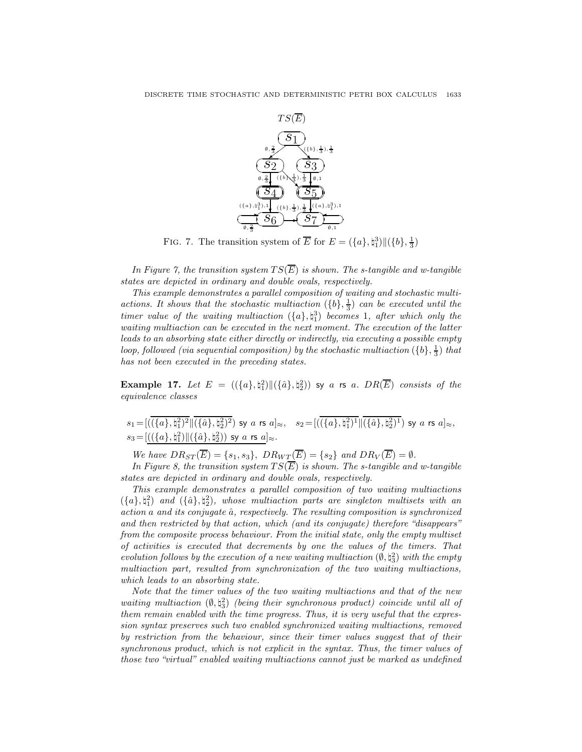$TS(\overline{E})$

FIG. 7. The transition system of $\overline{E}$ for $E = (\{a\}, \natural_1^3) \| (\{b\}, \frac{1}{3})$

*In Figure 7, the transition system $TS(\overline{E})$ is shown. The s-tangible and w-tangible states are depicted in ordinary and double ovals, respectively.*

*This example demonstrates a parallel composition of waiting and stochastic multiactions. It shows that the stochastic multiaction $(\{b\}, \frac{1}{3})$ can be executed until the timer value of the waiting multiaction $(\{a\}, \natural_1^3)$ becomes 1, after which only the waiting multiaction can be executed in the next moment. The execution of the latter leads to an absorbing state either directly or indirectly, via executing a possible empty loop, followed (via sequential composition) by the stochastic multiaction $(\{b\}, \frac{1}{3})$ that has not been executed in the preceding states.*

**Example 17.** *Let $E = ((\{a\}, \natural_1^2) \| (\{\hat{a}\}, \natural_2^2))$ sy $a$ rs $a$. $DR(\overline{E})$ consists of the equivalence classes*

$$s_1 = [(\overline{(\{a\}, \natural_1^2)^2} \| \overline{(\{\hat{a}\}, \natural_2^2)^2}) \text{ sy } a \text{ rs } a]_\approx, \quad s_2 = [(\overline{(\{a\}, \natural_1^2)^1} \| \overline{(\{\hat{a}\}, \natural_2^2)^1}) \text{ sy } a \text{ rs } a]_\approx,$$
$$s_3 = [\underline{((\{a\}, \natural_1^2) \| (\{\hat{a}\}, \natural_2^2)) \text{ sy } a \text{ rs } a}]_\approx.$$

*We have $DR_{ST}(\overline{E}) = \{s_1, s_3\}$, $DR_{WT}(\overline{E}) = \{s_2\}$ and $DR_V(\overline{E}) = \emptyset$.*

*In Figure 8, the transition system $TS(\overline{E})$ is shown. The s-tangible and w-tangible states are depicted in ordinary and double ovals, respectively.*

*This example demonstrates a parallel composition of two waiting multiactions $(\{a\}, \natural_1^2)$ and $(\{\hat{a}\}, \natural_2^2)$, whose multiaction parts are singleton multisets with an action $a$ and its conjugate $\hat{a}$, respectively. The resulting composition is synchronized and then restricted by that action, which (and its conjugate) therefore "disappears" from the composite process behaviour. From the initial state, only the empty multiset of activities is executed that decrements by one the values of the timers. That evolution follows by the execution of a new waiting multiaction $(\emptyset, \natural_3^2)$ with the empty multiaction part, resulted from synchronization of the two waiting multiactions, which leads to an absorbing state.*

*Note that the timer values of the two waiting multiactions and that of the new waiting multiaction $(\emptyset, \natural_3^2)$ (being their synchronous product) coincide until all of them remain enabled with the time progress. Thus, it is very useful that the expression syntax preserves such two enabled synchronized waiting multiactions, removed by restriction from the behaviour, since their timer values suggest that of their synchronous product, which is not explicit in the syntax. Thus, the timer values of those two "virtual" enabled waiting multiactions cannot just be marked as undefined*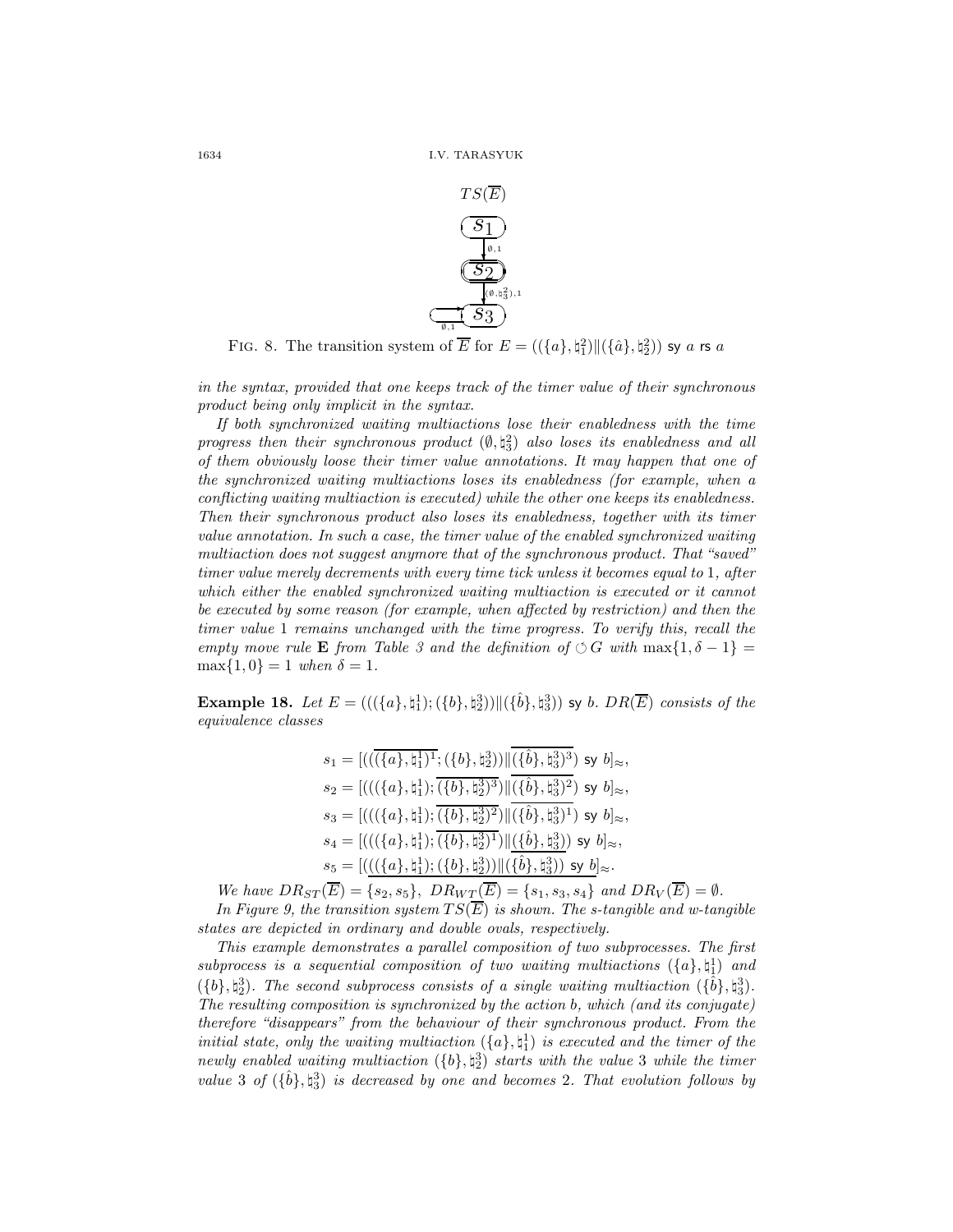$TS(\overline{E})$

$s_1 \xrightarrow{\emptyset,1} s_2 \xrightarrow{(\emptyset,\natural_3^2),1} s_3$, with a loop $\emptyset,1$ at $s_3$

FIG. 8. The transition system of $\overline{E}$ for $E = ((\{a\},\natural_1^2)\|(\{\hat{a}\},\natural_2^2))$ sy $a$ rs $a$

*in the syntax, provided that one keeps track of the timer value of their synchronous product being only implicit in the syntax.*

*If both synchronized waiting multiactions lose their enabledness with the time progress then their synchronous product $(\emptyset,\natural_3^2)$ also loses its enabledness and all of them obviously loose their timer value annotations. It may happen that one of the synchronized waiting multiactions loses its enabledness (for example, when a conflicting waiting multiaction is executed) while the other one keeps its enabledness. Then their synchronous product also loses its enabledness, together with its timer value annotation. In such a case, the timer value of the enabled synchronized waiting multiaction does not suggest anymore that of the synchronous product. That "saved" timer value merely decrements with every time tick unless it becomes equal to 1, after which either the enabled synchronized waiting multiaction is executed or it cannot be executed by some reason (for example, when affected by restriction) and then the timer value 1 remains unchanged with the time progress. To verify this, recall the empty move rule* **E** *from Table 3 and the definition of $\circlearrowleft G$ with $\max\{1,\delta-1\} = \max\{1,0\} = 1$ when $\delta = 1$.*

**Example 18.** *Let $E = (((\{a\},\natural_1^1);(\{b\},\natural_2^3))\|(\{\hat{b}\},\natural_3^3))$ sy $b$. $DR(\overline{E})$ consists of the equivalence classes*

$$s_1 = [(((\overline{(\{a\},\natural_1^1)^1};(\{b\},\natural_2^3))\|\overline{(\{\hat{b}\},\natural_3^3)^3}) \text{ sy } b]_\approx,$$
$$s_2 = [(((\{a\},\natural_1^1);\overline{(\{b\},\natural_2^3)^3})\|\overline{(\{\hat{b}\},\natural_3^3)^2}) \text{ sy } b]_\approx,$$
$$s_3 = [(((\{a\},\natural_1^1);\overline{(\{b\},\natural_2^3)^2})\|\overline{(\{\hat{b}\},\natural_3^3)^1}) \text{ sy } b]_\approx,$$
$$s_4 = [(((\{a\},\natural_1^1);\overline{(\{b\},\natural_2^3)^1})\|\underline{(\{\hat{b}\},\natural_3^3)}) \text{ sy } b]_\approx,$$
$$s_5 = [\underline{(((\{a\},\natural_1^1);(\{b\},\natural_2^3))\|(\{\hat{b}\},\natural_3^3)) \text{ sy } b}]_\approx.$$

*We have $DR_{ST}(\overline{E}) = \{s_2, s_5\}$, $DR_{WT}(\overline{E}) = \{s_1, s_3, s_4\}$ and $DR_V(\overline{E}) = \emptyset$.*

*In Figure 9, the transition system $TS(\overline{E})$ is shown. The s-tangible and w-tangible states are depicted in ordinary and double ovals, respectively.*

*This example demonstrates a parallel composition of two subprocesses. The first subprocess is a sequential composition of two waiting multiactions $(\{a\},\natural_1^1)$ and $(\{b\},\natural_2^3)$. The second subprocess consists of a single waiting multiaction $(\{\hat{b}\},\natural_3^3)$. The resulting composition is synchronized by the action $b$, which (and its conjugate) therefore "disappears" from the behaviour of their synchronous product. From the initial state, only the waiting multiaction $(\{a\},\natural_1^1)$ is executed and the timer of the newly enabled waiting multiaction $(\{b\},\natural_2^3)$ starts with the value 3 while the timer value 3 of $(\{\hat{b}\},\natural_3^3)$ is decreased by one and becomes 2. That evolution follows by*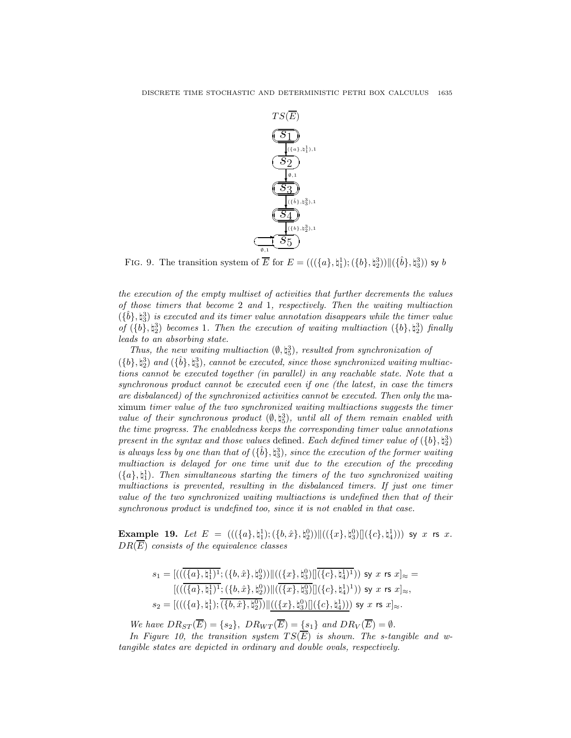$TS(\overline{E})$

$s_1$ →$(\{a\},\natural_1^1),1$→ $s_2$ →$\emptyset,1$→ $s_3$ →$(\{\hat{b}\},\natural_3^3),1$→ $s_4$ →$(\{b\},\natural_2^3),1$→ $s_5$ (loop $\emptyset,1$)

FIG. 9. The transition system of $\overline{E}$ for $E = (((\{a\},\natural_1^1);(\{b\},\natural_2^3))\|(\{\hat{b}\},\natural_3^3))$ sy $b$

*the execution of the empty multiset of activities that further decrements the values of those timers that become* 2 *and* 1*, respectively. Then the waiting multiaction* $(\{\hat{b}\},\natural_3^3)$ *is executed and its timer value annotation disappears while the timer value of* $(\{b\},\natural_2^3)$ *becomes* 1*. Then the execution of waiting multiaction* $(\{b\},\natural_2^3)$ *finally leads to an absorbing state.*

*Thus, the new waiting multiaction* $(\emptyset,\natural_5^3)$*, resulted from synchronization of* $(\{b\},\natural_2^3)$ *and* $(\{\hat{b}\},\natural_3^3)$*, cannot be executed, since those synchronized waiting multiactions cannot be executed together (in parallel) in any reachable state. Note that a synchronous product cannot be executed even if one (the latest, in case the timers are disbalanced) of the synchronized activities cannot be executed. Then only the* maximum *timer value of the two synchronized waiting multiactions suggests the timer value of their synchronous product* $(\emptyset,\natural_5^3)$*, until all of them remain enabled with the time progress. The enabledness keeps the corresponding timer value annotations present in the syntax and those values* defined*. Each defined timer value of* $(\{b\},\natural_2^3)$ *is always less by one than that of* $(\{\hat{b}\},\natural_3^3)$*, since the execution of the former waiting multiaction is delayed for one time unit due to the execution of the preceding* $(\{a\},\natural_1^1)$*. Then simultaneous starting the timers of the two synchronized waiting multiactions is prevented, resulting in the disbalanced timers. If just one timer value of the two synchronized waiting multiactions is undefined then that of their synchronous product is undefined too, since it is not enabled in that case.*

**Example 19.** *Let* $E = (((\{a\},\natural_1^1);(\{b,\hat{x}\},\natural_2^0))\|((\{x\},\natural_3^0)[](\{c\},\natural_4^1)))$ sy $x$ rs $x$*.* $DR(\overline{E})$ *consists of the equivalence classes*

$$s_1 = [(((\overline{(\{a\},\natural_1^1)^1};(\{b,\hat{x}\},\natural_2^0))\|((\{x\},\natural_3^0)[]\overline{(\{c\},\natural_4^1)^1}))\text{ sy } x \text{ rs } x]_{\approx} = [(((\overline{(\{a\},\natural_1^1)^1};(\{b,\hat{x}\},\natural_2^0))\|(\overline{(\{x\},\natural_3^0)}[](\{c\},\natural_4^1)^1))\text{ sy } x \text{ rs } x]_{\approx},$$

$$s_2 = [(((\{a\},\natural_1^1);\overline{(\{b,\hat{x}\},\natural_2^0)})\|\underline{((\{x\},\natural_3^0)[](\{c\},\natural_4^1))})\text{ sy } x \text{ rs } x]_{\approx}.$$

*We have* $DR_{ST}(\overline{E}) = \{s_2\}$*,* $DR_{WT}(\overline{E}) = \{s_1\}$ *and* $DR_V(\overline{E}) = \emptyset$*.*

*In Figure 10, the transition system* $TS(\overline{E})$ *is shown. The s-tangible and w-tangible states are depicted in ordinary and double ovals, respectively.*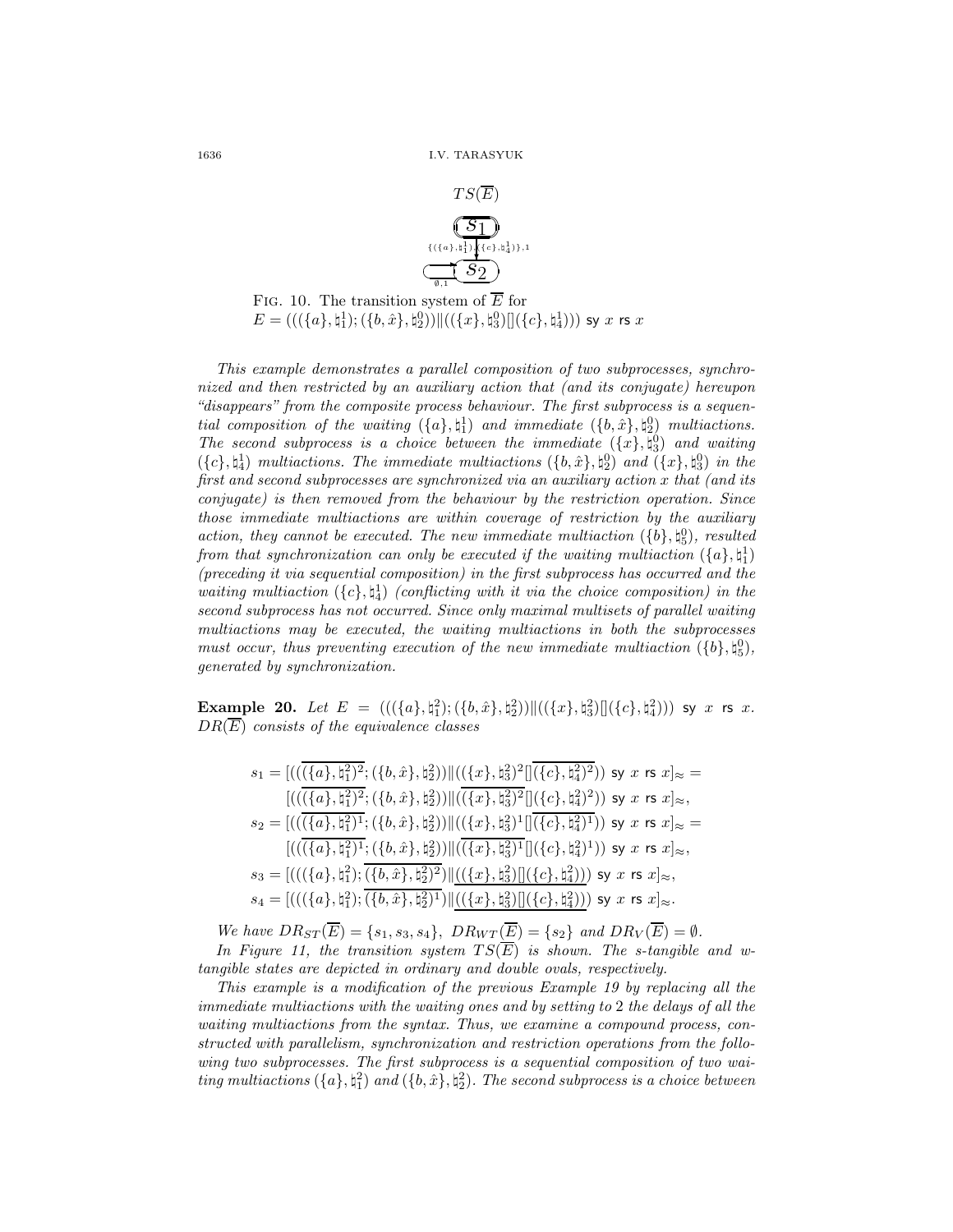$TS(\overline{E})$

FIG. 10. The transition system of $\overline{E}$ for
$E = (((\{a\}, \natural_1^1); (\{b, \hat{x}\}, \natural_2^0)) \| ((\{x\}, \natural_3^0)[](\{c\}, \natural_4^1)))$ sy $x$ rs $x$

*This example demonstrates a parallel composition of two subprocesses, synchronized and then restricted by an auxiliary action that (and its conjugate) hereupon "disappears" from the composite process behaviour. The first subprocess is a sequential composition of the waiting $(\{a\}, \natural_1^1)$ and immediate $(\{b, \hat{x}\}, \natural_2^0)$ multiactions. The second subprocess is a choice between the immediate $(\{x\}, \natural_3^0)$ and waiting $(\{c\}, \natural_4^1)$ multiactions. The immediate multiactions $(\{b, \hat{x}\}, \natural_2^0)$ and $(\{x\}, \natural_3^0)$ in the first and second subprocesses are synchronized via an auxiliary action $x$ that (and its conjugate) is then removed from the behaviour by the restriction operation. Since those immediate multiactions are within coverage of restriction by the auxiliary action, they cannot be executed. The new immediate multiaction $(\{b\}, \natural_5^0)$, resulted from that synchronization can only be executed if the waiting multiaction $(\{a\}, \natural_1^1)$ (preceding it via sequential composition) in the first subprocess has occurred and the waiting multiaction $(\{c\}, \natural_4^1)$ (conflicting with it via the choice composition) in the second subprocess has not occurred. Since only maximal multisets of parallel waiting multiactions may be executed, the waiting multiactions in both the subprocesses must occur, thus preventing execution of the new immediate multiaction $(\{b\}, \natural_5^0)$, generated by synchronization.*

**Example 20.** *Let $E = (((\{a\}, \natural_1^2); (\{b, \hat{x}\}, \natural_2^2)) \| ((\{x\}, \natural_3^2)[](\{c\}, \natural_4^2)))$ sy $x$ rs $x$. $DR(\overline{E})$ consists of the equivalence classes*

$$
\begin{aligned}
s_1 = [(((\overline{(\{a\}, \natural_1^2)^2}; (\{b, \hat{x}\}, \natural_2^2)) \| ((\{x\}, \natural_3^2)^2[]\overline{(\{c\}, \natural_4^2)^2})) \text{ sy } x \text{ rs } x]_\approx &= \\
[(((\overline{(\{a\}, \natural_1^2)^2}; (\{b, \hat{x}\}, \natural_2^2)) \| (\overline{(\{x\}, \natural_3^2)^2}[](\{c\}, \natural_4^2)^2)) \text{ sy } x \text{ rs } x]_\approx&, \\
s_2 = [(((\overline{(\{a\}, \natural_1^2)^1}; (\{b, \hat{x}\}, \natural_2^2)) \| ((\{x\}, \natural_3^2)^1[]\overline{(\{c\}, \natural_4^2)^1})) \text{ sy } x \text{ rs } x]_\approx &= \\
[(((\overline{(\{a\}, \natural_1^2)^1}; (\{b, \hat{x}\}, \natural_2^2)) \| (\overline{(\{x\}, \natural_3^2)^1}[](\{c\}, \natural_4^2)^1)) \text{ sy } x \text{ rs } x]_\approx&, \\
s_3 = [(((\{a\}, \natural_1^2); \overline{(\{b, \hat{x}\}, \natural_2^2)^2}) \| \underline{((\{x\}, \natural_3^2)[](\{c\}, \natural_4^2))}) \text{ sy } x \text{ rs } x]_\approx&, \\
s_4 = [(((\{a\}, \natural_1^2); \overline{(\{b, \hat{x}\}, \natural_2^2)^1}) \| \underline{((\{x\}, \natural_3^2)[](\{c\}, \natural_4^2))}) \text{ sy } x \text{ rs } x]_\approx&.
\end{aligned}
$$

*We have $DR_{ST}(\overline{E}) = \{s_1, s_3, s_4\}$, $DR_{WT}(\overline{E}) = \{s_2\}$ and $DR_V(\overline{E}) = \emptyset$.*

*In Figure 11, the transition system $TS(\overline{E})$ is shown. The s-tangible and w-tangible states are depicted in ordinary and double ovals, respectively.*

*This example is a modification of the previous Example 19 by replacing all the immediate multiactions with the waiting ones and by setting to 2 the delays of all the waiting multiactions from the syntax. Thus, we examine a compound process, constructed with parallelism, synchronization and restriction operations from the following two subprocesses. The first subprocess is a sequential composition of two waiting multiactions $(\{a\}, \natural_1^2)$ and $(\{b, \hat{x}\}, \natural_2^2)$. The second subprocess is a choice between*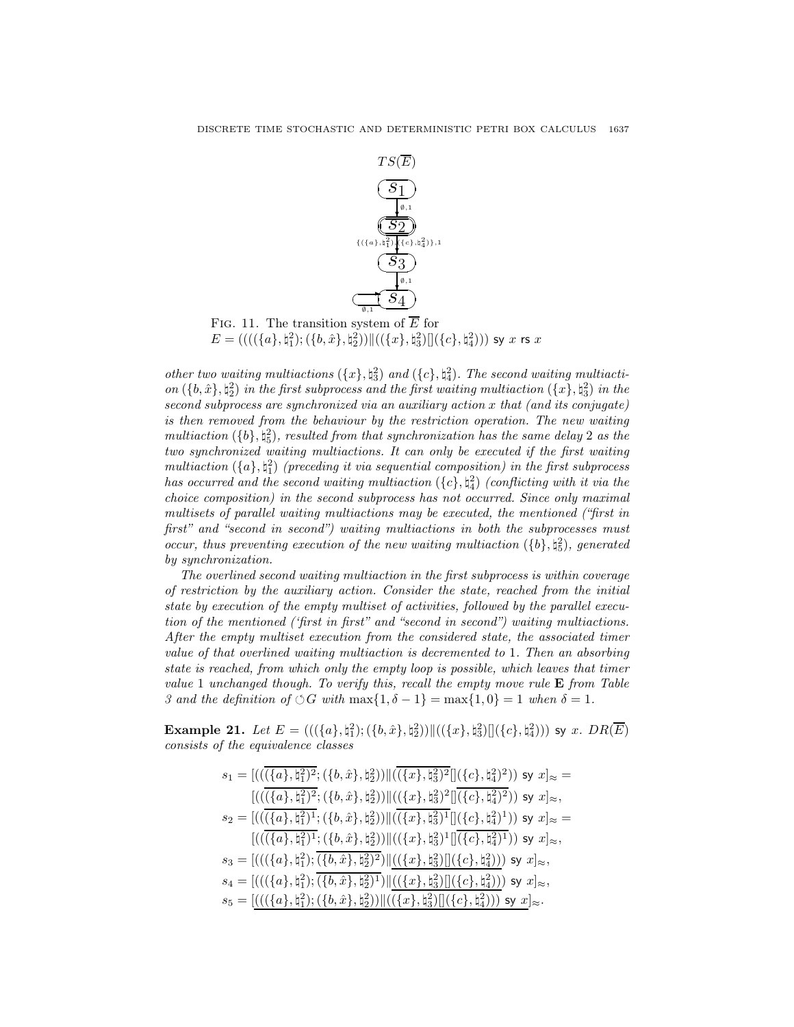$TS(\overline{E})$

FIG. 11. The transition system of $\overline{E}$ for
$E = ((((\{a\}, \natural_1^2); (\{b, \hat{x}\}, \natural_2^2)) \| ((\{x\}, \natural_3^2)[](\{c\}, \natural_4^2)))$ sy $x$ rs $x$

*other two waiting multiactions $(\{x\}, \natural_3^2)$ and $(\{c\}, \natural_4^2)$. The second waiting multiaction $(\{b, \hat{x}\}, \natural_2^2)$ in the first subprocess and the first waiting multiaction $(\{x\}, \natural_3^2)$ in the second subprocess are synchronized via an auxiliary action $x$ that (and its conjugate) is then removed from the behaviour by the restriction operation. The new waiting multiaction $(\{b\}, \natural_5^2)$, resulted from that synchronization has the same delay 2 as the two synchronized waiting multiactions. It can only be executed if the first waiting multiaction $(\{a\}, \natural_1^2)$ (preceding it via sequential composition) in the first subprocess has occurred and the second waiting multiaction $(\{c\}, \natural_4^2)$ (conflicting with it via the choice composition) in the second subprocess has not occurred. Since only maximal multisets of parallel waiting multiactions may be executed, the mentioned ("first in first" and "second in second") waiting multiactions in both the subprocesses must occur, thus preventing execution of the new waiting multiaction $(\{b\}, \natural_5^2)$, generated by synchronization.*

*The overlined second waiting multiaction in the first subprocess is within coverage of restriction by the auxiliary action. Consider the state, reached from the initial state by execution of the empty multiset of activities, followed by the parallel execution of the mentioned ("first in first" and "second in second") waiting multiactions. After the empty multiset execution from the considered state, the associated timer value of that overlined waiting multiaction is decremented to 1. Then an absorbing state is reached, from which only the empty loop is possible, which leaves that timer value 1 unchanged though. To verify this, recall the empty move rule* **E** *from Table 3 and the definition of $\circlearrowleft G$ with $\max\{1, \delta - 1\} = \max\{1, 0\} = 1$ when $\delta = 1$.*

**Example 21.** *Let $E = (((\{a\}, \natural_1^2); (\{b, \hat{x}\}, \natural_2^2)) \| ((\{x\}, \natural_3^2)[](\{c\}, \natural_4^2)))$ sy $x$. $DR(\overline{E})$ consists of the equivalence classes*

$$s_1 = [(((\overline{(\{a\}, \natural_1^2)^2}; (\{b, \hat{x}\}, \natural_2^2)) \| (\overline{(\{x\}, \natural_3^2)^2}[](\{c\}, \natural_4^2)^2))\ \mathsf{sy}\ x]_\approx =$$
$$[(((\overline{(\{a\}, \natural_1^2)^2}; (\{b, \hat{x}\}, \natural_2^2)) \| ((\{x\}, \natural_3^2)^2[]\overline{(\{c\}, \natural_4^2)^2}))\ \mathsf{sy}\ x]_\approx,$$
$$s_2 = [(((\overline{(\{a\}, \natural_1^2)^1}; (\{b, \hat{x}\}, \natural_2^2)) \| (\overline{(\{x\}, \natural_3^2)^1}[](\{c\}, \natural_4^2)^1))\ \mathsf{sy}\ x]_\approx =$$
$$[(((\overline{(\{a\}, \natural_1^2)^1}; (\{b, \hat{x}\}, \natural_2^2)) \| ((\{x\}, \natural_3^2)^1[]\overline{(\{c\}, \natural_4^2)^1}))\ \mathsf{sy}\ x]_\approx,$$
$$s_3 = [(((\{a\}, \natural_1^2); \overline{(\{b, \hat{x}\}, \natural_2^2)^2}) \| \underline{((\{x\}, \natural_3^2)[](\{c\}, \natural_4^2))})\ \mathsf{sy}\ x]_\approx,$$
$$s_4 = [(((\{a\}, \natural_1^2); \overline{(\{b, \hat{x}\}, \natural_2^2)^1}) \| \underline{((\{x\}, \natural_3^2)[](\{c\}, \natural_4^2))})\ \mathsf{sy}\ x]_\approx,$$
$$s_5 = [\underline{(((\{a\}, \natural_1^2); (\{b, \hat{x}\}, \natural_2^2)) \| ((\{x\}, \natural_3^2)[](\{c\}, \natural_4^2)))\ \mathsf{sy}\ x}]_\approx.$$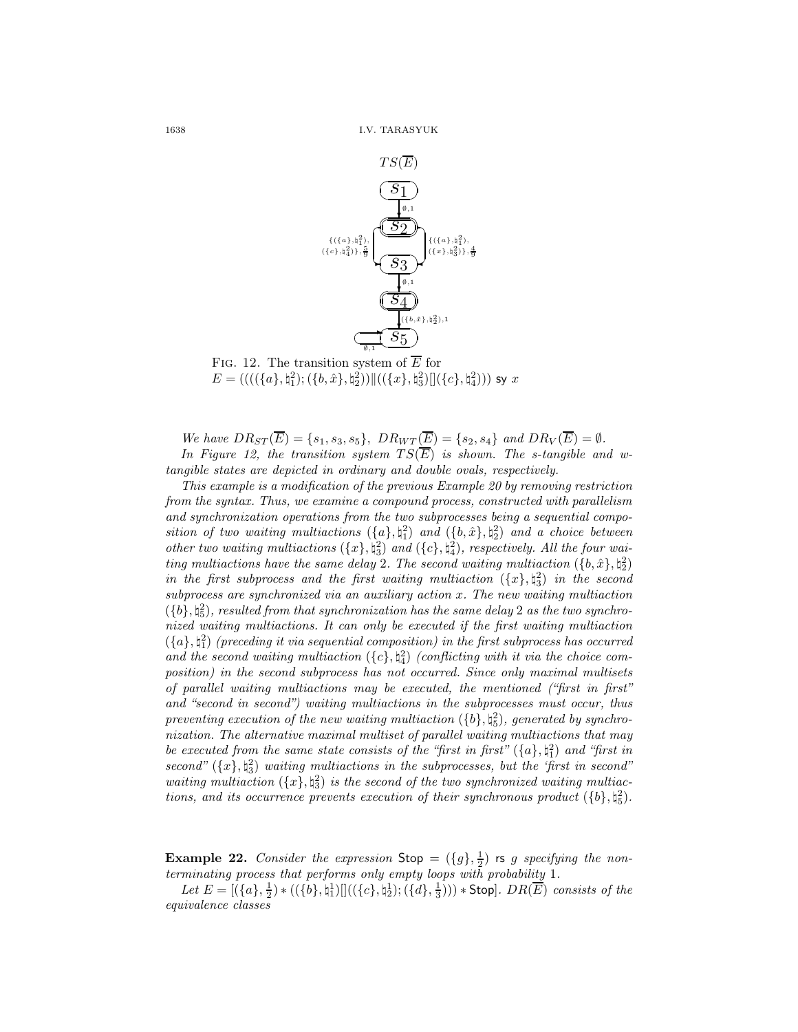FIG. 12. The transition system of $\overline{E}$ for $E = (((((\{a\}, \natural_1^2); (\{b, \hat{x}\}, \natural_2^2)) \| ((\{x\}, \natural_3^2)[](\{c\}, \natural_4^2))) \text{ sy } x$

*We have* $DR_{ST}(\overline{E}) = \{s_1, s_3, s_5\}$, $DR_{WT}(\overline{E}) = \{s_2, s_4\}$ *and* $DR_V(\overline{E}) = \emptyset$.

*In Figure 12, the transition system* $TS(\overline{E})$ *is shown. The s-tangible and w-tangible states are depicted in ordinary and double ovals, respectively.*

*This example is a modification of the previous Example 20 by removing restriction from the syntax. Thus, we examine a compound process, constructed with parallelism and synchronization operations from the two subprocesses being a sequential composition of two waiting multiactions* $(\{a\}, \natural_1^2)$ *and* $(\{b, \hat{x}\}, \natural_2^2)$ *and a choice between other two waiting multiactions* $(\{x\}, \natural_3^2)$ *and* $(\{c\}, \natural_4^2)$*, respectively. All the four waiting multiactions have the same delay* 2*. The second waiting multiaction* $(\{b, \hat{x}\}, \natural_2^2)$ *in the first subprocess and the first waiting multiaction* $(\{x\}, \natural_3^2)$ *in the second subprocess are synchronized via an auxiliary action* $x$*. The new waiting multiaction* $(\{b\}, \natural_5^2)$*, resulted from that synchronization has the same delay* 2 *as the two synchronized waiting multiactions. It can only be executed if the first waiting multiaction* $(\{a\}, \natural_1^2)$ *(preceding it via sequential composition) in the first subprocess has occurred and the second waiting multiaction* $(\{c\}, \natural_4^2)$ *(conflicting with it via the choice composition) in the second subprocess has not occurred. Since only maximal multisets of parallel waiting multiactions may be executed, the mentioned ("first in first" and "second in second") waiting multiactions in the subprocesses must occur, thus preventing execution of the new waiting multiaction* $(\{b\}, \natural_5^2)$*, generated by synchronization. The alternative maximal multiset of parallel waiting multiactions that may be executed from the same state consists of the "first in first"* $(\{a\}, \natural_1^2)$ *and "first in second"* $(\{x\}, \natural_3^2)$ *waiting multiactions in the subprocesses, but the 'first in second" waiting multiaction* $(\{x\}, \natural_3^2)$ *is the second of the two synchronized waiting multiactions, and its occurrence prevents execution of their synchronous product* $(\{b\}, \natural_5^2)$*.*

**Example 22.** *Consider the expression* $\mathsf{Stop} = (\{g\}, \frac{1}{2})$ rs $g$ *specifying the non-terminating process that performs only empty loops with probability* 1*.*

*Let* $E = [(\{a\}, \frac{1}{2}) * ((\{b\}, \natural_1^1)[]((\{c\}, \natural_2^1); (\{d\}, \frac{1}{3}))) * \mathsf{Stop}]$*.* $DR(\overline{E})$ *consists of the equivalence classes*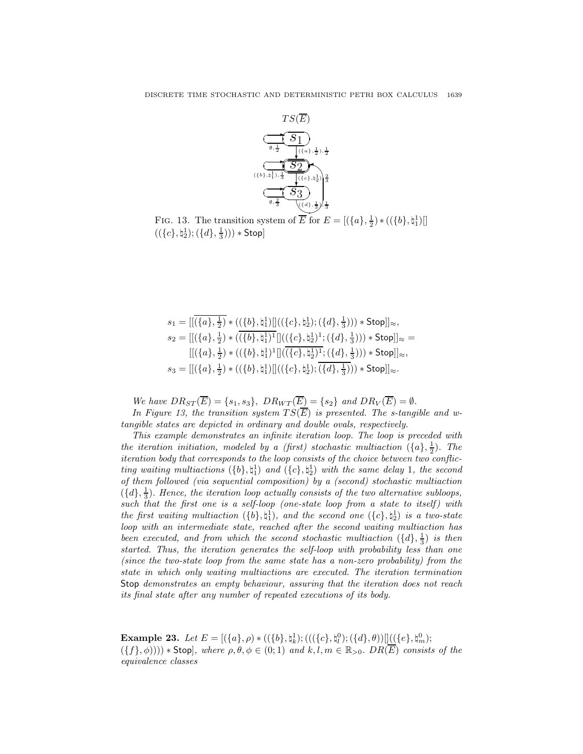FIG. 13. The transition system of $\overline{E}$ for $E = [(\{a\}, \frac{1}{2}) * ((\{b\}, \natural_1^1)[]((\{c\}, \natural_2^1); (\{d\}, \frac{1}{3}))) * \mathsf{Stop}]$

$$s_1 = [[\overline{(\{a\}, \tfrac{1}{2})} * ((\{b\}, \natural_1^1)[]((\{c\}, \natural_2^1); (\{d\}, \tfrac{1}{3}))) * \mathsf{Stop}]]_{\approx},$$

$$s_2 = [[(\{a\}, \tfrac{1}{2}) * (\overline{(\{b\}, \natural_1^1)^1}[]((\{c\}, \natural_2^1)^1; (\{d\}, \tfrac{1}{3}))) * \mathsf{Stop}]]_{\approx} =$$
$$[[(\{a\}, \tfrac{1}{2}) * ((\{b\}, \natural_1^1)^1[]\overline{((\{c\}, \natural_2^1)^1}; (\{d\}, \tfrac{1}{3}))) * \mathsf{Stop}]]_{\approx},$$

$$s_3 = [[(\{a\}, \tfrac{1}{2}) * ((\{b\}, \natural_1^1)[]((\{c\}, \natural_2^1); \overline{(\{d\}, \tfrac{1}{3})})) * \mathsf{Stop}]]_{\approx}.$$

*We have* $DR_{ST}(\overline{E}) = \{s_1, s_3\}$, $DR_{WT}(\overline{E}) = \{s_2\}$ *and* $DR_V(\overline{E}) = \emptyset$.

*In Figure 13, the transition system* $TS(\overline{E})$ *is presented. The s-tangible and w-tangible states are depicted in ordinary and double ovals, respectively.*

*This example demonstrates an infinite iteration loop. The loop is preceded with the iteration initiation, modeled by a (first) stochastic multiaction* $(\{a\}, \frac{1}{2})$. *The iteration body that corresponds to the loop consists of the choice between two conflicting waiting multiactions* $(\{b\}, \natural_1^1)$ *and* $(\{c\}, \natural_2^1)$ *with the same delay* 1, *the second of them followed (via sequential composition) by a (second) stochastic multiaction* $(\{d\}, \frac{1}{3})$. *Hence, the iteration loop actually consists of the two alternative subloops, such that the first one is a self-loop (one-state loop from a state to itself) with the first waiting multiaction* $(\{b\}, \natural_1^1)$, *and the second one* $(\{c\}, \natural_2^1)$ *is a two-state loop with an intermediate state, reached after the second waiting multiaction has been executed, and from which the second stochastic multiaction* $(\{d\}, \frac{1}{3})$ *is then started. Thus, the iteration generates the self-loop with probability less than one (since the two-state loop from the same state has a non-zero probability) from the state in which only waiting multiactions are executed. The iteration termination* $\mathsf{Stop}$ *demonstrates an empty behaviour, assuring that the iteration does not reach its final state after any number of repeated executions of its body.*

**Example 23.** *Let* $E = [(\{a\}, \rho) * ((\{b\}, \natural_k^1); (((\{c\}, \natural_l^0); (\{d\}, \theta))[]((\{e\}, \natural_m^0); (\{f\}, \phi)))) * \mathsf{Stop}]$, *where* $\rho, \theta, \phi \in (0; 1)$ *and* $k, l, m \in \mathbb{R}_{>0}$. $DR(\overline{E})$ *consists of the equivalence classes*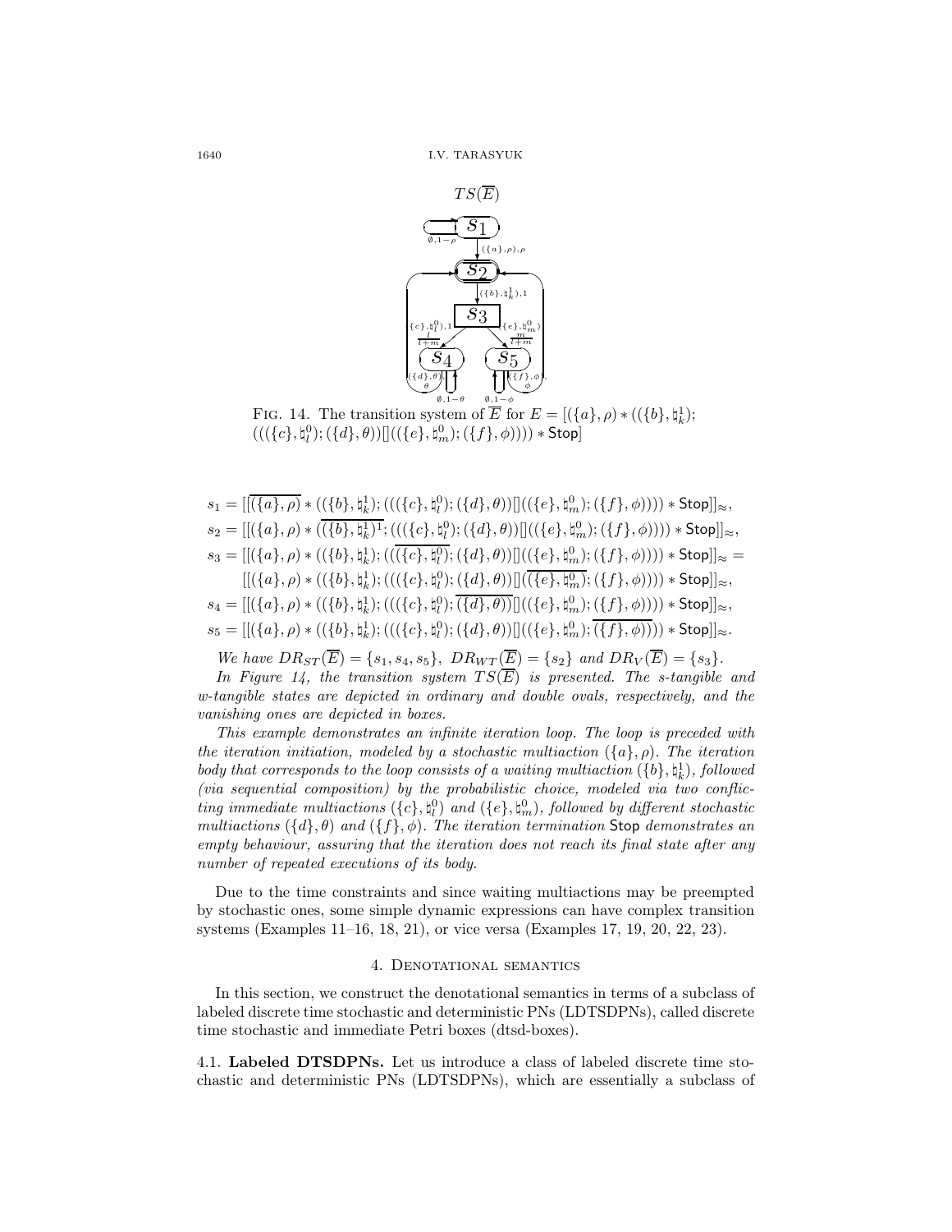$TS(\overline{E})$

FIG. 14. The transition system of $\overline{E}$ for $E = [(\{a\},\rho) * ((\{b\},\natural_k^1); (((\{c\},\natural_l^0);(\{d\},\theta))[]((\{e\},\natural_m^0);(\{f\},\phi)))) * \mathsf{Stop}]$

$$s_1 = [[\overline{(\{a\},\rho)} * ((\{b\},\natural_k^1); (((\{c\},\natural_l^0);(\{d\},\theta))[]((\{e\},\natural_m^0);(\{f\},\phi)))) * \mathsf{Stop}]]_\approx,$$

$$s_2 = [[(\{a\},\rho) * (\overline{(\{b\},\natural_k^1)^1}; (((\{c\},\natural_l^0);(\{d\},\theta))[]((\{e\},\natural_m^0);(\{f\},\phi)))) * \mathsf{Stop}]]_\approx,$$

$$s_3 = [[(\{a\},\rho) * ((\{b\},\natural_k^1); (((\overline{(\{c\},\natural_l^0)};(\{d\},\theta))[]((\{e\},\natural_m^0);(\{f\},\phi)))) * \mathsf{Stop}]]_\approx =$$
$$[[(\{a\},\rho) * ((\{b\},\natural_k^1); (((\{c\},\natural_l^0);(\{d\},\theta))[](\overline{(\{e\},\natural_m^0)};(\{f\},\phi)))) * \mathsf{Stop}]]_\approx,$$

$$s_4 = [[(\{a\},\rho) * ((\{b\},\natural_k^1); (((\{c\},\natural_l^0);\overline{(\{d\},\theta)})[]((\{e\},\natural_m^0);(\{f\},\phi)))) * \mathsf{Stop}]]_\approx,$$

$$s_5 = [[(\{a\},\rho) * ((\{b\},\natural_k^1); (((\{c\},\natural_l^0);(\{d\},\theta))[]((\{e\},\natural_m^0);\overline{(\{f\},\phi)}))) * \mathsf{Stop}]]_\approx.$$

*We have $DR_{ST}(\overline{E}) = \{s_1, s_4, s_5\}$, $DR_{WT}(\overline{E}) = \{s_2\}$ and $DR_V(\overline{E}) = \{s_3\}$.*

*In Figure 14, the transition system $TS(\overline{E})$ is presented. The s-tangible and w-tangible states are depicted in ordinary and double ovals, respectively, and the vanishing ones are depicted in boxes.*

*This example demonstrates an infinite iteration loop. The loop is preceded with the iteration initiation, modeled by a stochastic multiaction $(\{a\},\rho)$. The iteration body that corresponds to the loop consists of a waiting multiaction $(\{b\},\natural_k^1)$, followed (via sequential composition) by the probabilistic choice, modeled via two conflicting immediate multiactions $(\{c\},\natural_l^0)$ and $(\{e\},\natural_m^0)$, followed by different stochastic multiactions $(\{d\},\theta)$ and $(\{f\},\phi)$. The iteration termination* Stop *demonstrates an empty behaviour, assuring that the iteration does not reach its final state after any number of repeated executions of its body.*

Due to the time constraints and since waiting multiactions may be preempted by stochastic ones, some simple dynamic expressions can have complex transition systems (Examples 11–16, 18, 21), or vice versa (Examples 17, 19, 20, 22, 23).

## 4. Denotational semantics

In this section, we construct the denotational semantics in terms of a subclass of labeled discrete time stochastic and deterministic PNs (LDTSDPNs), called discrete time stochastic and immediate Petri boxes (dtsd-boxes).

**4.1. Labeled DTSDPNs.** Let us introduce a class of labeled discrete time stochastic and deterministic PNs (LDTSDPNs), which are essentially a subclass of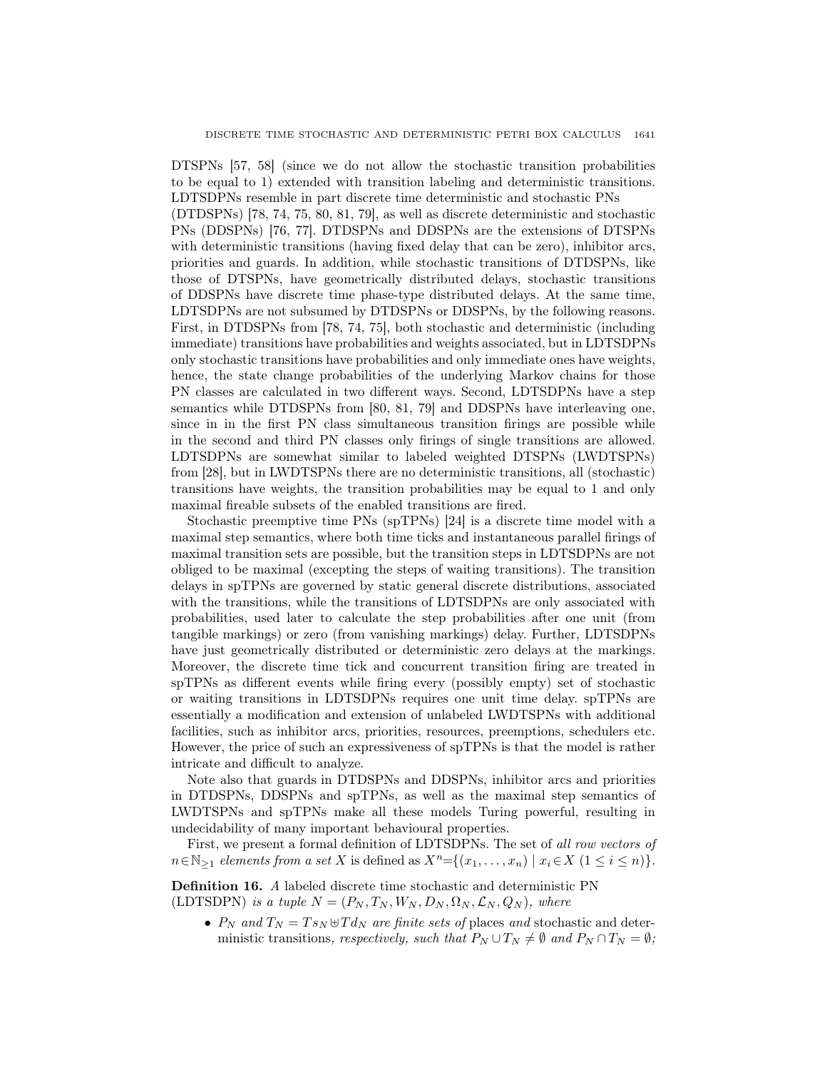DTSPNs [57, 58] (since we do not allow the stochastic transition probabilities to be equal to 1) extended with transition labeling and deterministic transitions. LDTSDPNs resemble in part discrete time deterministic and stochastic PNs (DTDSPNs) [78, 74, 75, 80, 81, 79], as well as discrete deterministic and stochastic PNs (DDSPNs) [76, 77]. DTDSPNs and DDSPNs are the extensions of DTSPNs with deterministic transitions (having fixed delay that can be zero), inhibitor arcs, priorities and guards. In addition, while stochastic transitions of DTDSPNs, like those of DTSPNs, have geometrically distributed delays, stochastic transitions of DDSPNs have discrete time phase-type distributed delays. At the same time, LDTSDPNs are not subsumed by DTDSPNs or DDSPNs, by the following reasons. First, in DTDSPNs from [78, 74, 75], both stochastic and deterministic (including immediate) transitions have probabilities and weights associated, but in LDTSDPNs only stochastic transitions have probabilities and only immediate ones have weights, hence, the state change probabilities of the underlying Markov chains for those PN classes are calculated in two different ways. Second, LDTSDPNs have a step semantics while DTDSPNs from [80, 81, 79] and DDSPNs have interleaving one, since in in the first PN class simultaneous transition firings are possible while in the second and third PN classes only firings of single transitions are allowed. LDTSDPNs are somewhat similar to labeled weighted DTSPNs (LWDTSPNs) from [28], but in LWDTSPNs there are no deterministic transitions, all (stochastic) transitions have weights, the transition probabilities may be equal to 1 and only maximal fireable subsets of the enabled transitions are fired.

Stochastic preemptive time PNs (spTPNs) [24] is a discrete time model with a maximal step semantics, where both time ticks and instantaneous parallel firings of maximal transition sets are possible, but the transition steps in LDTSDPNs are not obliged to be maximal (excepting the steps of waiting transitions). The transition delays in spTPNs are governed by static general discrete distributions, associated with the transitions, while the transitions of LDTSDPNs are only associated with probabilities, used later to calculate the step probabilities after one unit (from tangible markings) or zero (from vanishing markings) delay. Further, LDTSDPNs have just geometrically distributed or deterministic zero delays at the markings. Moreover, the discrete time tick and concurrent transition firing are treated in spTPNs as different events while firing every (possibly empty) set of stochastic or waiting transitions in LDTSDPNs requires one unit time delay. spTPNs are essentially a modification and extension of unlabeled LWDTSPNs with additional facilities, such as inhibitor arcs, priorities, resources, preemptions, schedulers etc. However, the price of such an expressiveness of spTPNs is that the model is rather intricate and difficult to analyze.

Note also that guards in DTDSPNs and DDSPNs, inhibitor arcs and priorities in DTDSPNs, DDSPNs and spTPNs, as well as the maximal step semantics of LWDTSPNs and spTPNs make all these models Turing powerful, resulting in undecidability of many important behavioural properties.

First, we present a formal definition of LDTSDPNs. The set of *all row vectors of* $n\in\mathbb{N}_{\geq 1}$ *elements from a set* $X$ is defined as $X^n=\{(x_1,\dots,x_n)\mid x_i\in X\ (1\leq i\leq n)\}$.

**Definition 16.** *A labeled discrete time stochastic and deterministic PN (LDTSDPN) is a tuple* $N=(P_N,T_N,W_N,D_N,\Omega_N,\mathcal{L}_N,Q_N)$*, where*

- $P_N$ *and* $T_N=Ts_N\uplus Td_N$ *are finite sets of* places *and* stochastic and deterministic transitions*, respectively, such that* $P_N\cup T_N\neq\emptyset$ *and* $P_N\cap T_N=\emptyset$*;*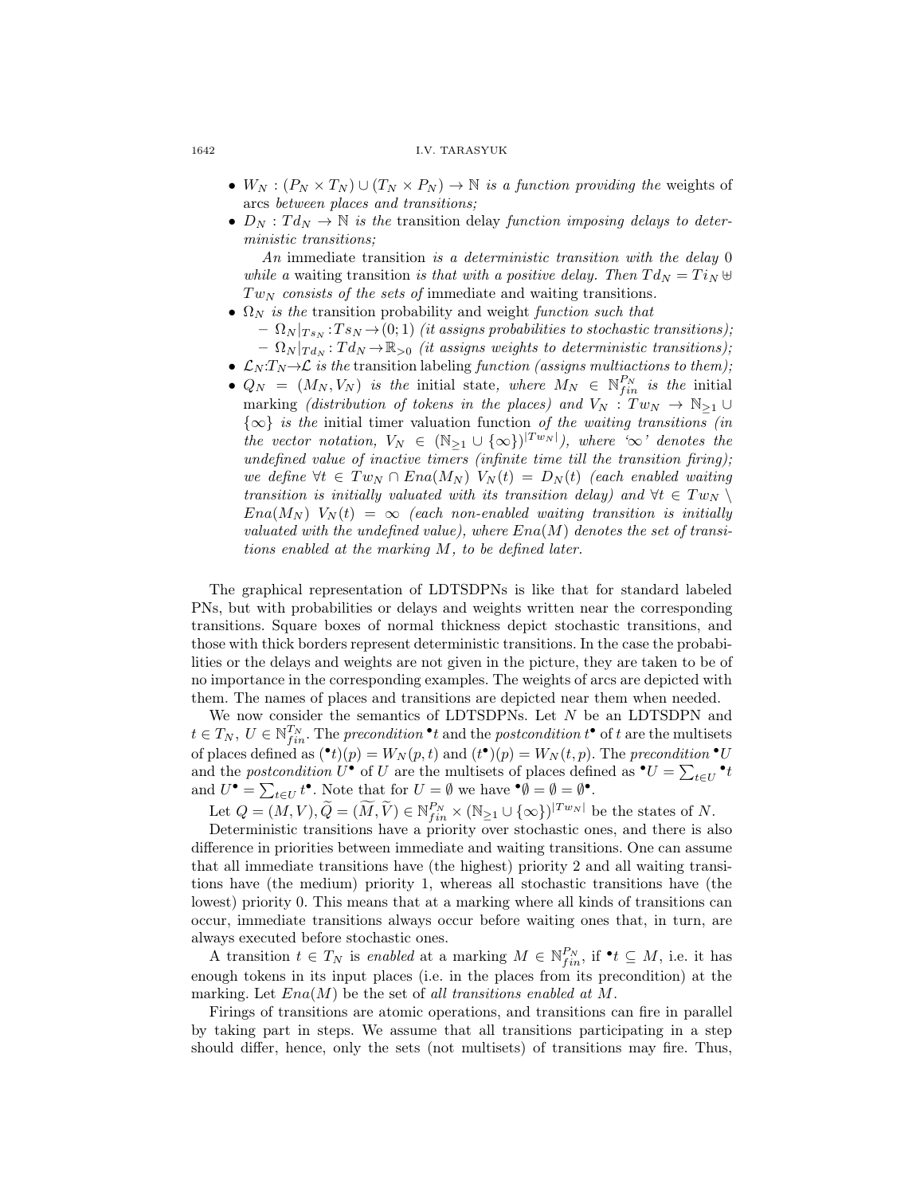- $W_N : (P_N \times T_N) \cup (T_N \times P_N) \to \mathbb{N}$ *is a function providing the* weights of arcs *between places and transitions;*
- $D_N : Td_N \to \mathbb{N}$ *is the* transition delay *function imposing delays to deterministic transitions;*

  *An* immediate transition *is a deterministic transition with the delay* 0 *while a* waiting transition *is that with a positive delay. Then* $Td_N = Ti_N \uplus Tw_N$ *consists of the sets of* immediate *and* waiting transitions*.*
- $\Omega_N$ *is the* transition probability and weight *function such that*
  - $\Omega_N|_{Ts_N} : Ts_N \to (0;1)$ *(it assigns probabilities to stochastic transitions);*
  - $\Omega_N|_{Td_N} : Td_N \to \mathbb{R}_{>0}$ *(it assigns weights to deterministic transitions);*
- $\mathcal{L}_N : T_N \to \mathcal{L}$ *is the* transition labeling *function (assigns multiactions to them);*
- $Q_N = (M_N, V_N)$ *is the* initial state*, where* $M_N \in \mathbb{N}_{fin}^{P_N}$ *is the* initial marking *(distribution of tokens in the places) and* $V_N : Tw_N \to \mathbb{N}_{\geq 1} \cup \{\infty\}$ *is the* initial timer valuation function *of the waiting transitions (in the vector notation,* $V_N \in (\mathbb{N}_{\geq 1} \cup \{\infty\})^{|Tw_N|}$*), where '$\infty$' denotes the undefined value of inactive timers (infinite time till the transition firing); we define* $\forall t \in Tw_N \cap Ena(M_N)\ V_N(t) = D_N(t)$ *(each enabled waiting transition is initially valuated with its transition delay) and* $\forall t \in Tw_N \setminus Ena(M_N)\ V_N(t) = \infty$ *(each non-enabled waiting transition is initially valuated with the undefined value), where* $Ena(M)$ *denotes the set of transitions enabled at the marking* $M$*, to be defined later.*

The graphical representation of LDTSDPNs is like that for standard labeled PNs, but with probabilities or delays and weights written near the corresponding transitions. Square boxes of normal thickness depict stochastic transitions, and those with thick borders represent deterministic transitions. In the case the probabilities or the delays and weights are not given in the picture, they are taken to be of no importance in the corresponding examples. The weights of arcs are depicted with them. The names of places and transitions are depicted near them when needed.

We now consider the semantics of LDTSDPNs. Let $N$ be an LDTSDPN and $t \in T_N$, $U \in \mathbb{N}_{fin}^{T_N}$. The *precondition* ${}^\bullet t$ and the *postcondition* $t^\bullet$ of $t$ are the multisets of places defined as $({}^\bullet t)(p) = W_N(p,t)$ and $(t^\bullet)(p) = W_N(t,p)$. The *precondition* ${}^\bullet U$ and the *postcondition* $U^\bullet$ of $U$ are the multisets of places defined as ${}^\bullet U = \sum_{t \in U} {}^\bullet t$ and $U^\bullet = \sum_{t \in U} t^\bullet$. Note that for $U = \emptyset$ we have ${}^\bullet\emptyset = \emptyset = \emptyset^\bullet$.

Let $Q = (M, V), \widetilde{Q} = (\widetilde{M}, \widetilde{V}) \in \mathbb{N}_{fin}^{P_N} \times (\mathbb{N}_{\geq 1} \cup \{\infty\})^{|Tw_N|}$ be the states of $N$.

Deterministic transitions have a priority over stochastic ones, and there is also difference in priorities between immediate and waiting transitions. One can assume that all immediate transitions have (the highest) priority 2 and all waiting transitions have (the medium) priority 1, whereas all stochastic transitions have (the lowest) priority 0. This means that at a marking where all kinds of transitions can occur, immediate transitions always occur before waiting ones that, in turn, are always executed before stochastic ones.

A transition $t \in T_N$ is *enabled* at a marking $M \in \mathbb{N}_{fin}^{P_N}$, if ${}^\bullet t \subseteq M$, i.e. it has enough tokens in its input places (i.e. in the places from its precondition) at the marking. Let $Ena(M)$ be the set of *all transitions enabled at* $M$.

Firings of transitions are atomic operations, and transitions can fire in parallel by taking part in steps. We assume that all transitions participating in a step should differ, hence, only the sets (not multisets) of transitions may fire. Thus,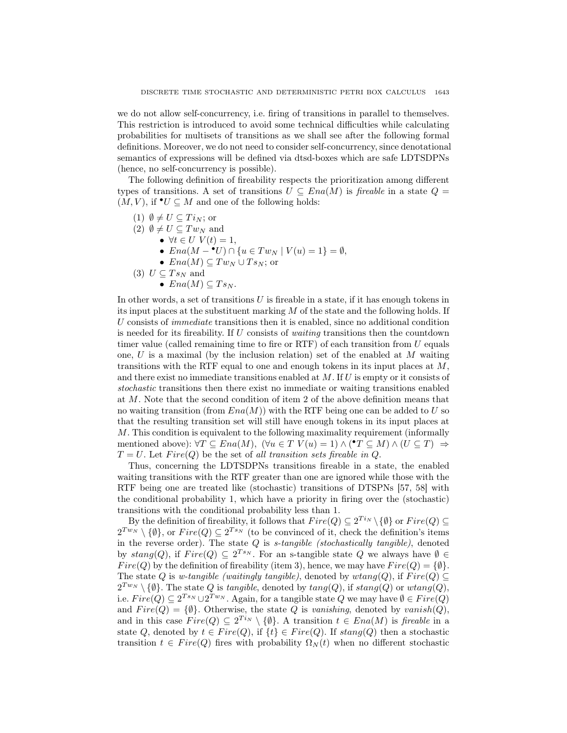we do not allow self-concurrency, i.e. firing of transitions in parallel to themselves. This restriction is introduced to avoid some technical difficulties while calculating probabilities for multisets of transitions as we shall see after the following formal definitions. Moreover, we do not need to consider self-concurrency, since denotational semantics of expressions will be defined via dtsd-boxes which are safe LDTSDPNs (hence, no self-concurrency is possible).

The following definition of fireability respects the prioritization among different types of transitions. A set of transitions $U \subseteq Ena(M)$ is *fireable* in a state $Q = (M, V)$, if ${}^\bullet U \subseteq M$ and one of the following holds:

(1) $\emptyset \neq U \subseteq Ti_N$; or

(2) $\emptyset \neq U \subseteq Tw_N$ and
  - $\forall t \in U \; V(t) = 1$,
  - $Ena(M - {}^\bullet U) \cap \{u \in Tw_N \mid V(u) = 1\} = \emptyset$,
  - $Ena(M) \subseteq Tw_N \cup Ts_N$; or

(3) $U \subseteq Ts_N$ and
  - $Ena(M) \subseteq Ts_N$.

In other words, a set of transitions $U$ is fireable in a state, if it has enough tokens in its input places at the substituent marking $M$ of the state and the following holds. If $U$ consists of *immediate* transitions then it is enabled, since no additional condition is needed for its fireability. If $U$ consists of *waiting* transitions then the countdown timer value (called remaining time to fire or RTF) of each transition from $U$ equals one, $U$ is a maximal (by the inclusion relation) set of the enabled at $M$ waiting transitions with the RTF equal to one and enough tokens in its input places at $M$, and there exist no immediate transitions enabled at $M$. If $U$ is empty or it consists of *stochastic* transitions then there exist no immediate or waiting transitions enabled at $M$. Note that the second condition of item 2 of the above definition means that no waiting transition (from $Ena(M)$) with the RTF being one can be added to $U$ so that the resulting transition set will still have enough tokens in its input places at $M$. This condition is equivalent to the following maximality requirement (informally mentioned above): $\forall T \subseteq Ena(M), \; (\forall u \in T \; V(u) = 1) \wedge ({}^\bullet T \subseteq M) \wedge (U \subseteq T) \;\Rightarrow\; T = U$. Let $Fire(Q)$ be the set of *all transition sets fireable in* $Q$.

Thus, concerning the LDTSDPNs transitions fireable in a state, the enabled waiting transitions with the RTF greater than one are ignored while those with the RTF being one are treated like (stochastic) transitions of DTSPNs [57, 58] with the conditional probability 1, which have a priority in firing over the (stochastic) transitions with the conditional probability less than 1.

By the definition of fireability, it follows that $Fire(Q) \subseteq 2^{Ti_N} \setminus \{\emptyset\}$ or $Fire(Q) \subseteq 2^{Tw_N} \setminus \{\emptyset\}$, or $Fire(Q) \subseteq 2^{Ts_N}$ (to be convinced of it, check the definition's items in the reverse order). The state $Q$ is *s-tangible (stochastically tangible)*, denoted by $stang(Q)$, if $Fire(Q) \subseteq 2^{Ts_N}$. For an s-tangible state $Q$ we always have $\emptyset \in Fire(Q)$ by the definition of fireability (item 3), hence, we may have $Fire(Q) = \{\emptyset\}$. The state $Q$ is *w-tangible (waitingly tangible)*, denoted by $wtang(Q)$, if $Fire(Q) \subseteq 2^{Tw_N} \setminus \{\emptyset\}$. The state $Q$ is *tangible*, denoted by $tang(Q)$, if $stang(Q)$ or $wtang(Q)$, i.e. $Fire(Q) \subseteq 2^{Ts_N} \cup 2^{Tw_N}$. Again, for a tangible state $Q$ we may have $\emptyset \in Fire(Q)$ and $Fire(Q) = \{\emptyset\}$. Otherwise, the state $Q$ is *vanishing*, denoted by $vanish(Q)$, and in this case $Fire(Q) \subseteq 2^{Ti_N} \setminus \{\emptyset\}$. A transition $t \in Ena(M)$ is *fireable* in a state $Q$, denoted by $t \in Fire(Q)$, if $\{t\} \in Fire(Q)$. If $stang(Q)$ then a stochastic transition $t \in Fire(Q)$ fires with probability $\Omega_N(t)$ when no different stochastic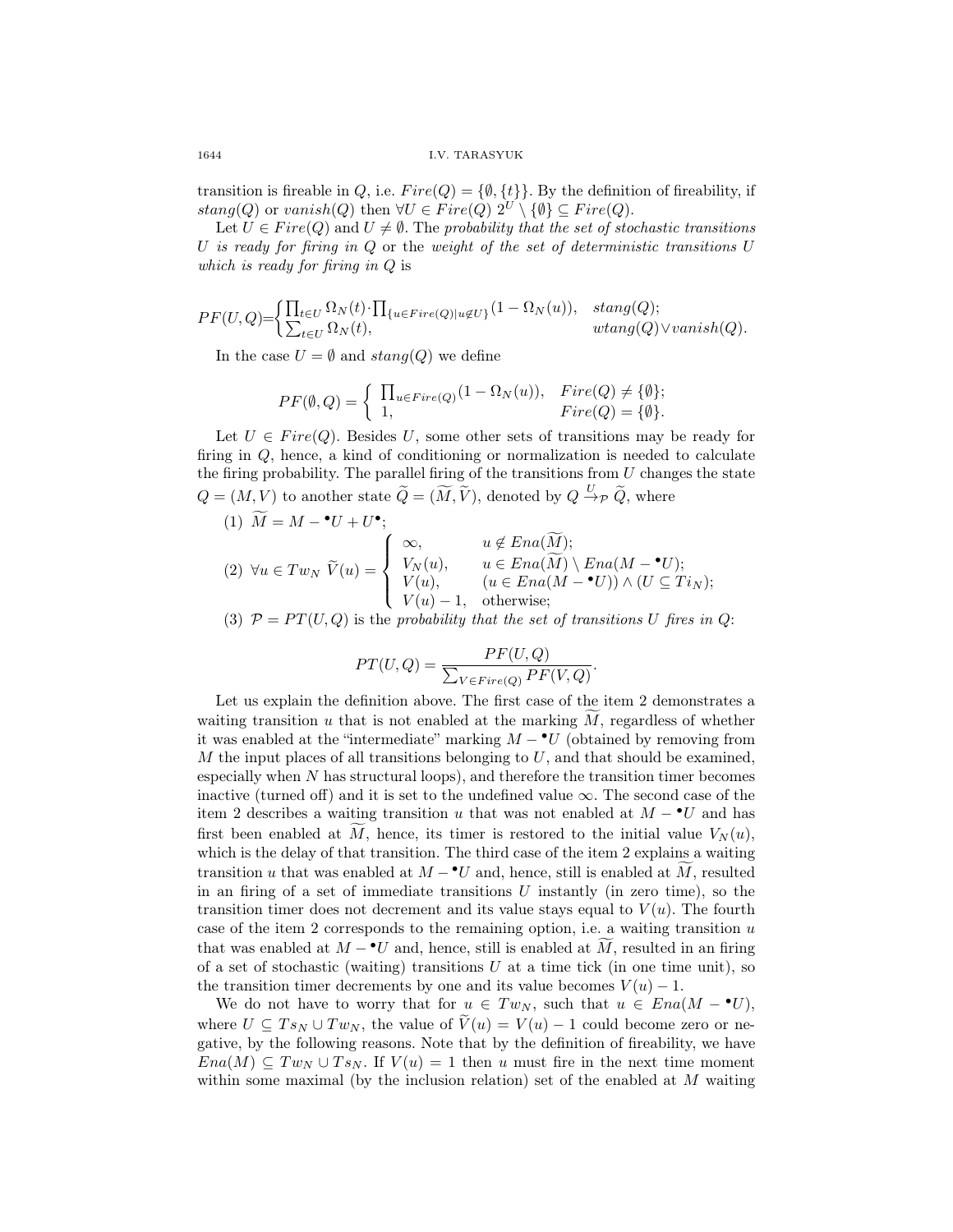transition is fireable in $Q$, i.e. $Fire(Q) = \{\emptyset, \{t\}\}$. By the definition of fireability, if $stang(Q)$ or $vanish(Q)$ then $\forall U \in Fire(Q)\ 2^U \setminus \{\emptyset\} \subseteq Fire(Q)$.

Let $U \in Fire(Q)$ and $U \neq \emptyset$. The *probability that the set of stochastic transitions $U$ is ready for firing in $Q$* or the *weight of the set of deterministic transitions $U$ which is ready for firing in $Q$* is

$$PF(U,Q)=\begin{cases} \prod_{t\in U}\Omega_N(t)\cdot\prod_{\{u\in Fire(Q)\mid u\notin U\}}(1-\Omega_N(u)), & stang(Q);\\ \sum_{t\in U}\Omega_N(t), & wtang(Q)\vee vanish(Q).\end{cases}$$

In the case $U = \emptyset$ and $stang(Q)$ we define

$$PF(\emptyset, Q) = \begin{cases} \prod_{u\in Fire(Q)}(1-\Omega_N(u)), & Fire(Q) \neq \{\emptyset\};\\ 1, & Fire(Q) = \{\emptyset\}.\end{cases}$$

Let $U \in Fire(Q)$. Besides $U$, some other sets of transitions may be ready for firing in $Q$, hence, a kind of conditioning or normalization is needed to calculate the firing probability. The parallel firing of the transitions from $U$ changes the state $Q = (M, V)$ to another state $\widetilde{Q} = (\widetilde{M}, \widetilde{V})$, denoted by $Q \xrightarrow{U}_{\mathcal{P}} \widetilde{Q}$, where

(1) $\widetilde{M} = M - {}^\bullet U + U^\bullet$;

(2) $\forall u \in Tw_N\ \widetilde{V}(u) = \begin{cases} \infty, & u \notin Ena(\widetilde{M});\\ V_N(u), & u \in Ena(\widetilde{M}) \setminus Ena(M - {}^\bullet U);\\ V(u), & (u \in Ena(M - {}^\bullet U)) \wedge (U \subseteq Ti_N);\\ V(u) - 1, & \text{otherwise};\end{cases}$

(3) $\mathcal{P} = PT(U, Q)$ is the *probability that the set of transitions $U$ fires in $Q$*:

$$PT(U,Q) = \frac{PF(U,Q)}{\sum_{V\in Fire(Q)} PF(V,Q)}.$$

Let us explain the definition above. The first case of the item 2 demonstrates a waiting transition $u$ that is not enabled at the marking $\widetilde{M}$, regardless of whether it was enabled at the "intermediate" marking $M - {}^\bullet U$ (obtained by removing from $M$ the input places of all transitions belonging to $U$, and that should be examined, especially when $N$ has structural loops), and therefore the transition timer becomes inactive (turned off) and it is set to the undefined value $\infty$. The second case of the item 2 describes a waiting transition $u$ that was not enabled at $M - {}^\bullet U$ and has first been enabled at $\widetilde{M}$, hence, its timer is restored to the initial value $V_N(u)$, which is the delay of that transition. The third case of the item 2 explains a waiting transition $u$ that was enabled at $M - {}^\bullet U$ and, hence, still is enabled at $\widetilde{M}$, resulted in an firing of a set of immediate transitions $U$ instantly (in zero time), so the transition timer does not decrement and its value stays equal to $V(u)$. The fourth case of the item 2 corresponds to the remaining option, i.e. a waiting transition $u$ that was enabled at $M - {}^\bullet U$ and, hence, still is enabled at $\widetilde{M}$, resulted in an firing of a set of stochastic (waiting) transitions $U$ at a time tick (in one time unit), so the transition timer decrements by one and its value becomes $V(u) - 1$.

We do not have to worry that for $u \in Tw_N$, such that $u \in Ena(M - {}^\bullet U)$, where $U \subseteq Ts_N \cup Tw_N$, the value of $\widetilde{V}(u) = V(u) - 1$ could become zero or negative, by the following reasons. Note that by the definition of fireability, we have $Ena(M) \subseteq Tw_N \cup Ts_N$. If $V(u) = 1$ then $u$ must fire in the next time moment within some maximal (by the inclusion relation) set of the enabled at $M$ waiting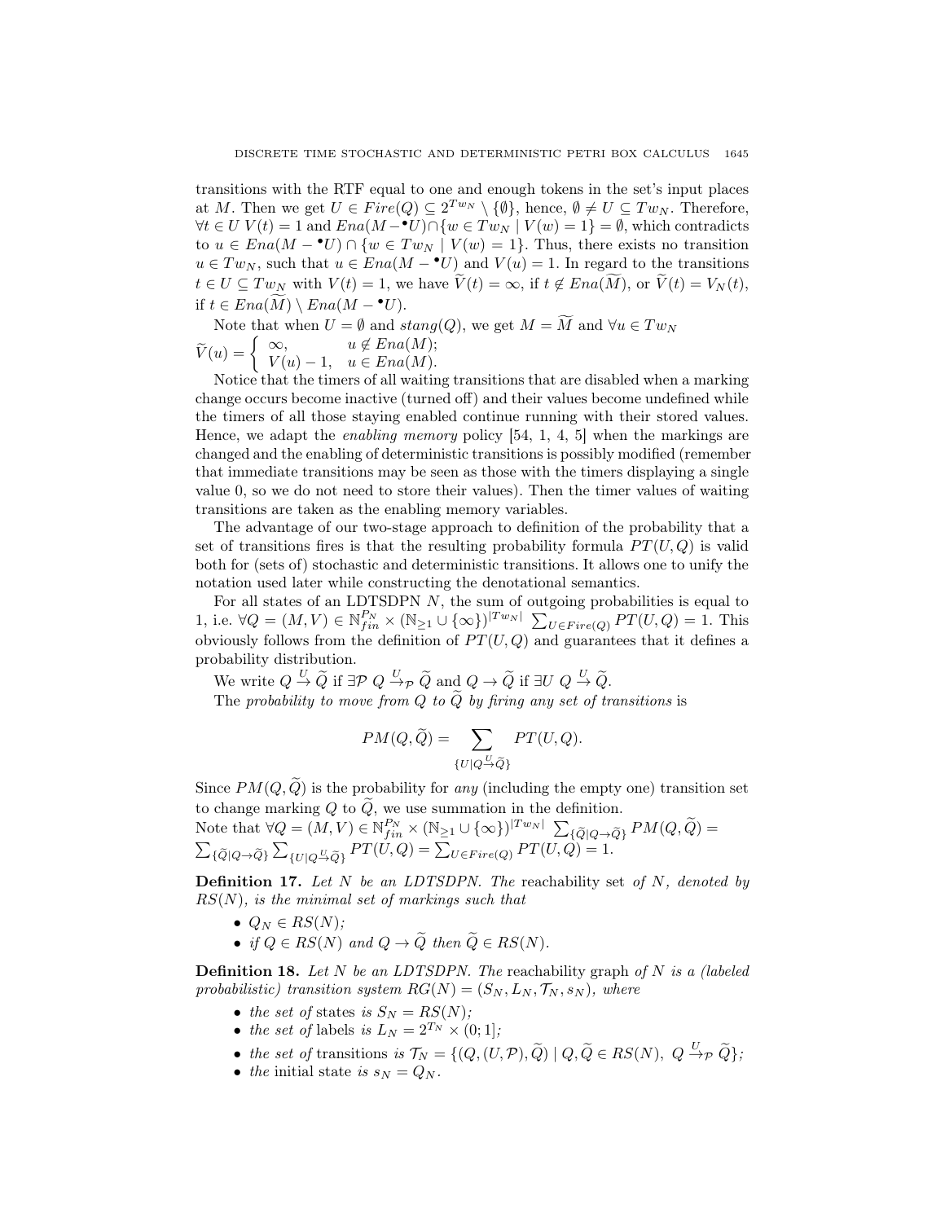transitions with the RTF equal to one and enough tokens in the set's input places at $M$. Then we get $U \in Fire(Q) \subseteq 2^{Tw_N} \setminus \{\emptyset\}$, hence, $\emptyset \neq U \subseteq Tw_N$. Therefore, $\forall t \in U\ V(t) = 1$ and $Ena(M - {}^\bullet U) \cap \{w \in Tw_N \mid V(w) = 1\} = \emptyset$, which contradicts to $u \in Ena(M - {}^\bullet U) \cap \{w \in Tw_N \mid V(w) = 1\}$. Thus, there exists no transition $u \in Tw_N$, such that $u \in Ena(M - {}^\bullet U)$ and $V(u) = 1$. In regard to the transitions $t \in U \subseteq Tw_N$ with $V(t) = 1$, we have $\widetilde{V}(t) = \infty$, if $t \notin Ena(\widetilde{M})$, or $\widetilde{V}(t) = V_N(t)$, if $t \in Ena(\widetilde{M}) \setminus Ena(M - {}^\bullet U)$.

Note that when $U = \emptyset$ and $stang(Q)$, we get $M = \widetilde{M}$ and $\forall u \in Tw_N$
$\widetilde{V}(u) = \begin{cases} \infty, & u \notin Ena(M); \\ V(u) - 1, & u \in Ena(M). \end{cases}$

Notice that the timers of all waiting transitions that are disabled when a marking change occurs become inactive (turned off) and their values become undefined while the timers of all those staying enabled continue running with their stored values. Hence, we adapt the *enabling memory* policy [54, 1, 4, 5] when the markings are changed and the enabling of deterministic transitions is possibly modified (remember that immediate transitions may be seen as those with the timers displaying a single value 0, so we do not need to store their values). Then the timer values of waiting transitions are taken as the enabling memory variables.

The advantage of our two-stage approach to definition of the probability that a set of transitions fires is that the resulting probability formula $PT(U, Q)$ is valid both for (sets of) stochastic and deterministic transitions. It allows one to unify the notation used later while constructing the denotational semantics.

For all states of an LDTSDPN $N$, the sum of outgoing probabilities is equal to 1, i.e. $\forall Q = (M, V) \in \mathbb{N}_{fin}^{P_N} \times (\mathbb{N}_{\geq 1} \cup \{\infty\})^{|Tw_N|}\ \sum_{U \in Fire(Q)} PT(U, Q) = 1$. This obviously follows from the definition of $PT(U, Q)$ and guarantees that it defines a probability distribution.

We write $Q \xrightarrow{U} \widetilde{Q}$ if $\exists \mathcal{P}\ Q \xrightarrow{U}_{\mathcal{P}} \widetilde{Q}$ and $Q \to \widetilde{Q}$ if $\exists U\ Q \xrightarrow{U} \widetilde{Q}$.

The *probability to move from $Q$ to $\widetilde{Q}$ by firing any set of transitions* is

$$PM(Q, \widetilde{Q}) = \sum_{\{U \mid Q \xrightarrow{U} \widetilde{Q}\}} PT(U, Q).$$

Since $PM(Q, \widetilde{Q})$ is the probability for *any* (including the empty one) transition set to change marking $Q$ to $\widetilde{Q}$, we use summation in the definition.
Note that $\forall Q = (M, V) \in \mathbb{N}_{fin}^{P_N} \times (\mathbb{N}_{\geq 1} \cup \{\infty\})^{|Tw_N|}\ \sum_{\{\widetilde{Q} \mid Q \to \widetilde{Q}\}} PM(Q, \widetilde{Q}) = \sum_{\{\widetilde{Q} \mid Q \to \widetilde{Q}\}} \sum_{\{U \mid Q \xrightarrow{U} \widetilde{Q}\}} PT(U, Q) = \sum_{U \in Fire(Q)} PT(U, Q) = 1$.

**Definition 17.** *Let $N$ be an LDTSDPN. The* reachability set *of $N$, denoted by $RS(N)$, is the minimal set of markings such that*

- *$Q_N \in RS(N)$;*
- *if $Q \in RS(N)$ and $Q \to \widetilde{Q}$ then $\widetilde{Q} \in RS(N)$.*

**Definition 18.** *Let $N$ be an LDTSDPN. The* reachability graph *of $N$ is a (labeled probabilistic) transition system $RG(N) = (S_N, L_N, \mathcal{T}_N, s_N)$, where*

- *the set of* states *is $S_N = RS(N)$;*
- *the set of* labels *is $L_N = 2^{T_N} \times (0; 1]$;*
- *the set of* transitions *is $\mathcal{T}_N = \{(Q, (U, \mathcal{P}), \widetilde{Q}) \mid Q, \widetilde{Q} \in RS(N),\ Q \xrightarrow{U}_{\mathcal{P}} \widetilde{Q}\}$;*
- *the* initial state *is $s_N = Q_N$.*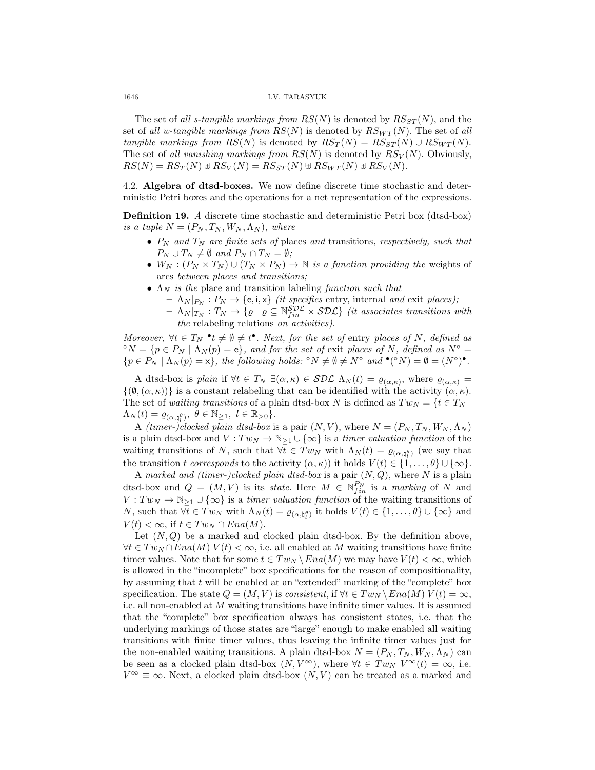The set of *all s-tangible markings from* $RS(N)$ is denoted by $RS_{ST}(N)$, and the set of *all w-tangible markings from* $RS(N)$ is denoted by $RS_{WT}(N)$. The set of *all tangible markings from* $RS(N)$ is denoted by $RS_T(N) = RS_{ST}(N) \cup RS_{WT}(N)$. The set of *all vanishing markings from* $RS(N)$ is denoted by $RS_V(N)$. Obviously, $RS(N) = RS_T(N) \uplus RS_V(N) = RS_{ST}(N) \uplus RS_{WT}(N) \uplus RS_V(N)$.

### 4.2. Algebra of dtsd-boxes.

We now define discrete time stochastic and deterministic Petri boxes and the operations for a net representation of the expressions.

**Definition 19.** *A* discrete time stochastic and deterministic Petri box (dtsd-box) *is a tuple* $N = (P_N, T_N, W_N, \Lambda_N)$*, where*

- $P_N$ *and* $T_N$ *are finite sets of* places *and* transitions*, respectively, such that* $P_N \cup T_N \neq \emptyset$ *and* $P_N \cap T_N = \emptyset$*;*
- $W_N : (P_N \times T_N) \cup (T_N \times P_N) \to \mathbb{N}$ *is a function providing the* weights of arcs *between places and transitions;*
- $\Lambda_N$ *is the* place and transition labeling *function such that*
  - $\Lambda_N|_{P_N} : P_N \to \{\mathsf{e}, \mathsf{i}, \mathsf{x}\}$ *(it specifies* entry, internal *and* exit *places);*
  - $\Lambda_N|_{T_N} : T_N \to \{\varrho \mid \varrho \subseteq \mathbb{N}_{fin}^{\mathcal{SDL}} \times \mathcal{SDL}\}$ *(it associates transitions with the* relabeling relations *on activities).*

*Moreover,* $\forall t \in T_N\ {}^\bullet t \neq \emptyset \neq t^\bullet$*. Next, for the set of* entry *places of* $N$*, defined as* ${}^\circ N = \{p \in P_N \mid \Lambda_N(p) = \mathsf{e}\}$*, and for the set of* exit *places of* $N$*, defined as* $N^\circ = \{p \in P_N \mid \Lambda_N(p) = \mathsf{x}\}$*, the following holds:* ${}^\circ N \neq \emptyset \neq N^\circ$ *and* ${}^\bullet({}^\circ N) = \emptyset = (N^\circ)^\bullet$*.*

A dtsd-box is *plain* if $\forall t \in T_N\ \exists (\alpha, \kappa) \in \mathcal{SDL}\ \Lambda_N(t) = \varrho_{(\alpha,\kappa)}$, where $\varrho_{(\alpha,\kappa)} = \{(\emptyset, (\alpha, \kappa))\}$ is a constant relabeling that can be identified with the activity $(\alpha, \kappa)$. The set of *waiting transitions* of a plain dtsd-box $N$ is defined as $Tw_N = \{t \in T_N \mid \Lambda_N(t) = \varrho_{(\alpha,\natural_l^\theta)},\ \theta \in \mathbb{N}_{\geq 1},\ l \in \mathbb{R}_{>0}\}$.

A *(timer-)clocked plain dtsd-box* is a pair $(N, V)$, where $N = (P_N, T_N, W_N, \Lambda_N)$ is a plain dtsd-box and $V : Tw_N \to \mathbb{N}_{\geq 1} \cup \{\infty\}$ is a *timer valuation function* of the waiting transitions of $N$, such that $\forall t \in Tw_N$ with $\Lambda_N(t) = \varrho_{(\alpha,\natural_l^\theta)}$ (we say that the transition $t$ *corresponds* to the activity $(\alpha, \kappa)$) it holds $V(t) \in \{1, \ldots, \theta\} \cup \{\infty\}$.

A *marked and (timer-)clocked plain dtsd-box* is a pair $(N, Q)$, where $N$ is a plain dtsd-box and $Q = (M, V)$ is its *state*. Here $M \in \mathbb{N}_{fin}^{P_N}$ is a *marking* of $N$ and $V : Tw_N \to \mathbb{N}_{\geq 1} \cup \{\infty\}$ is a *timer valuation function* of the waiting transitions of $N$, such that $\forall t \in Tw_N$ with $\Lambda_N(t) = \varrho_{(\alpha,\natural_l^\theta)}$ it holds $V(t) \in \{1, \ldots, \theta\} \cup \{\infty\}$ and $V(t) < \infty$, if $t \in Tw_N \cap Ena(M)$.

Let $(N, Q)$ be a marked and clocked plain dtsd-box. By the definition above, $\forall t \in Tw_N \cap Ena(M)\ V(t) < \infty$, i.e. all enabled at $M$ waiting transitions have finite timer values. Note that for some $t \in Tw_N \setminus Ena(M)$ we may have $V(t) < \infty$, which is allowed in the "incomplete" box specifications for the reason of compositionality, by assuming that $t$ will be enabled at an "extended" marking of the "complete" box specification. The state $Q = (M, V)$ is *consistent*, if $\forall t \in Tw_N \setminus Ena(M)\ V(t) = \infty$, i.e. all non-enabled at $M$ waiting transitions have infinite timer values. It is assumed that the "complete" box specification always has consistent states, i.e. that the underlying markings of those states are "large" enough to make enabled all waiting transitions with finite timer values, thus leaving the infinite timer values just for the non-enabled waiting transitions. A plain dtsd-box $N = (P_N, T_N, W_N, \Lambda_N)$ can be seen as a clocked plain dtsd-box $(N, V^\infty)$, where $\forall t \in Tw_N\ V^\infty(t) = \infty$, i.e. $V^\infty \equiv \infty$. Next, a clocked plain dtsd-box $(N, V)$ can be treated as a marked and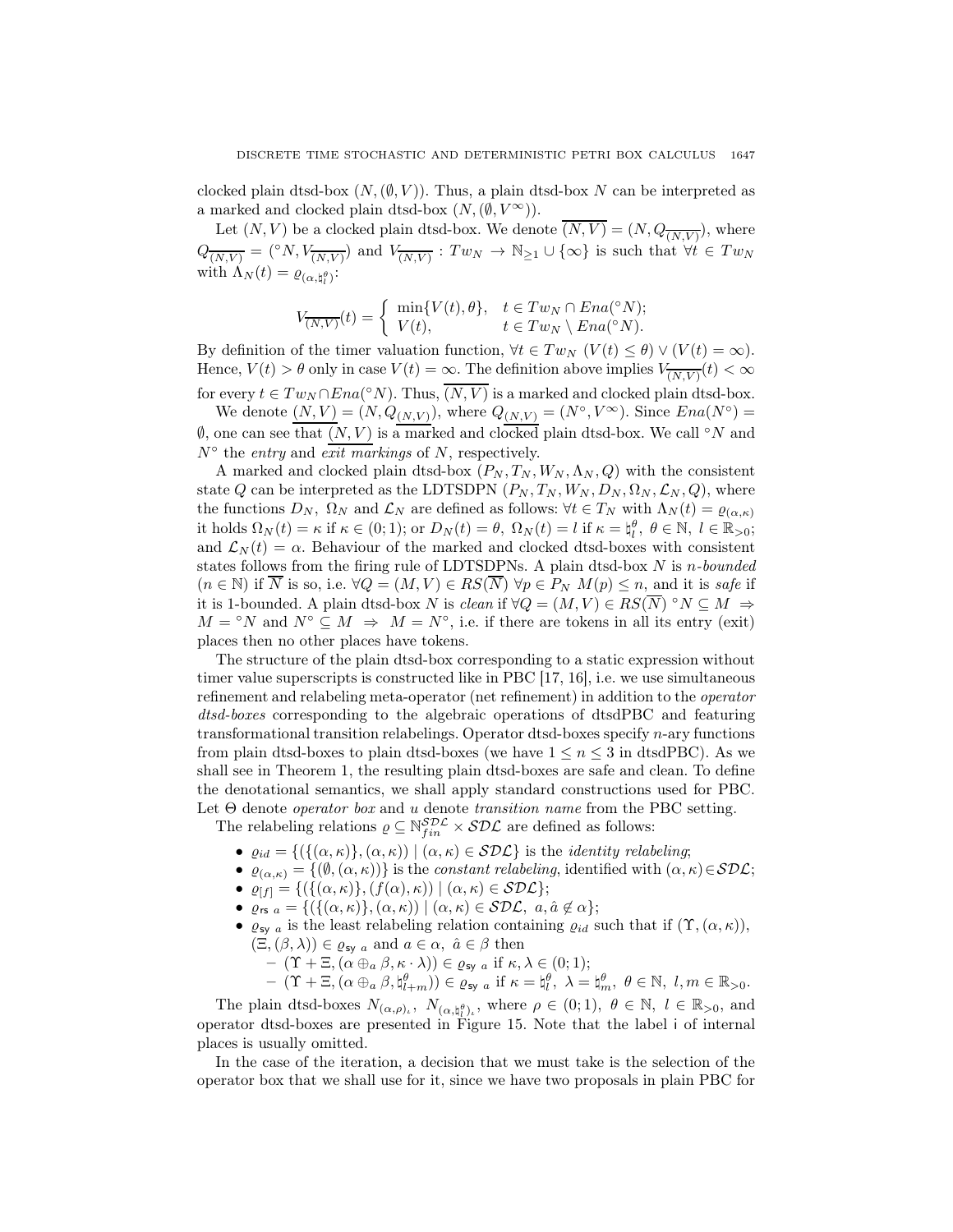clocked plain dtsd-box $(N, (\emptyset, V))$. Thus, a plain dtsd-box $N$ can be interpreted as a marked and clocked plain dtsd-box $(N, (\emptyset, V^\infty))$.

Let $(N, V)$ be a clocked plain dtsd-box. We denote $\overline{(N,V)} = (N, Q_{\overline{(N,V)}})$, where $Q_{\overline{(N,V)}} = ({}^\circ N, V_{\overline{(N,V)}})$ and $V_{\overline{(N,V)}} : Tw_N \to \mathbb{N}_{\geq 1} \cup \{\infty\}$ is such that $\forall t \in Tw_N$ with $\Lambda_N(t) = \varrho_{(\alpha, \natural_l^\theta)}$:

$$V_{\overline{(N,V)}}(t) = \begin{cases} \min\{V(t), \theta\}, & t \in Tw_N \cap Ena({}^\circ N); \\ V(t), & t \in Tw_N \setminus Ena({}^\circ N). \end{cases}$$

By definition of the timer valuation function, $\forall t \in Tw_N\ (V(t) \leq \theta) \vee (V(t) = \infty)$. Hence, $V(t) > \theta$ only in case $V(t) = \infty$. The definition above implies $V_{\overline{(N,V)}}(t) < \infty$ for every $t \in Tw_N \cap Ena({}^\circ N)$. Thus, $\overline{(N,V)}$ is a marked and clocked plain dtsd-box.

We denote $\underline{(N,V)} = (N, Q_{\underline{(N,V)}})$, where $Q_{\underline{(N,V)}} = (N^\circ, V^\infty)$. Since $Ena(N^\circ) = \emptyset$, one can see that $\underline{(N,V)}$ is a marked and clocked plain dtsd-box. We call ${}^\circ N$ and $N^\circ$ the *entry* and *exit markings* of $N$, respectively.

A marked and clocked plain dtsd-box $(P_N, T_N, W_N, \Lambda_N, Q)$ with the consistent state $Q$ can be interpreted as the LDTSDPN $(P_N, T_N, W_N, D_N, \Omega_N, \mathcal{L}_N, Q)$, where the functions $D_N$, $\Omega_N$ and $\mathcal{L}_N$ are defined as follows: $\forall t \in T_N$ with $\Lambda_N(t) = \varrho_{(\alpha,\kappa)}$ it holds $\Omega_N(t) = \kappa$ if $\kappa \in (0;1)$; or $D_N(t) = \theta$, $\Omega_N(t) = l$ if $\kappa = \natural_l^\theta$, $\theta \in \mathbb{N}$, $l \in \mathbb{R}_{>0}$; and $\mathcal{L}_N(t) = \alpha$. Behaviour of the marked and clocked dtsd-boxes with consistent states follows from the firing rule of LDTSDPNs. A plain dtsd-box $N$ is *n-bounded* ($n \in \mathbb{N}$) if $\overline{N}$ is so, i.e. $\forall Q = (M, V) \in RS(\overline{N})\ \forall p \in P_N\ M(p) \leq n$, and it is *safe* if it is 1-bounded. A plain dtsd-box $N$ is *clean* if $\forall Q = (M, V) \in RS(\overline{N})\ {}^\circ N \subseteq M \Rightarrow M = {}^\circ N$ and $N^\circ \subseteq M \Rightarrow M = N^\circ$, i.e. if there are tokens in all its entry (exit) places then no other places have tokens.

The structure of the plain dtsd-box corresponding to a static expression without timer value superscripts is constructed like in PBC [17, 16], i.e. we use simultaneous refinement and relabeling meta-operator (net refinement) in addition to the *operator dtsd-boxes* corresponding to the algebraic operations of dtsdPBC and featuring transformational transition relabelings. Operator dtsd-boxes specify $n$-ary functions from plain dtsd-boxes to plain dtsd-boxes (we have $1 \leq n \leq 3$ in dtsdPBC). As we shall see in Theorem 1, the resulting plain dtsd-boxes are safe and clean. To define the denotational semantics, we shall apply standard constructions used for PBC. Let $\Theta$ denote *operator box* and $u$ denote *transition name* from the PBC setting.

The relabeling relations $\varrho \subseteq \mathbb{N}_{fin}^{\mathcal{SDL}} \times \mathcal{SDL}$ are defined as follows:

- $\varrho_{id} = \{(\{(\alpha,\kappa)\}, (\alpha,\kappa)) \mid (\alpha,\kappa) \in \mathcal{SDL}\}$ is the *identity relabeling*;
- $\varrho_{(\alpha,\kappa)} = \{(\emptyset, (\alpha,\kappa))\}$ is the *constant relabeling*, identified with $(\alpha,\kappa) \in \mathcal{SDL}$;
- $\varrho_{[f]} = \{(\{(\alpha,\kappa)\}, (f(\alpha),\kappa)) \mid (\alpha,\kappa) \in \mathcal{SDL}\}$;
- $\varrho_{\mathsf{rs}\ a} = \{(\{(\alpha,\kappa)\}, (\alpha,\kappa)) \mid (\alpha,\kappa) \in \mathcal{SDL},\ a, \hat{a} \notin \alpha\}$;
- $\varrho_{\mathsf{sy}\ a}$ is the least relabeling relation containing $\varrho_{id}$ such that if $(\Upsilon, (\alpha,\kappa))$, $(\Xi, (\beta,\lambda)) \in \varrho_{\mathsf{sy}\ a}$ and $a \in \alpha$, $\hat{a} \in \beta$ then
  - $(\Upsilon + \Xi, (\alpha \oplus_a \beta, \kappa \cdot \lambda)) \in \varrho_{\mathsf{sy}\ a}$ if $\kappa, \lambda \in (0;1)$;
  - $(\Upsilon + \Xi, (\alpha \oplus_a \beta, \natural_{l+m}^\theta)) \in \varrho_{\mathsf{sy}\ a}$ if $\kappa = \natural_l^\theta$, $\lambda = \natural_m^\theta$, $\theta \in \mathbb{N}$, $l, m \in \mathbb{R}_{>0}$.

The plain dtsd-boxes $N_{(\alpha,\rho)_\iota}$, $N_{(\alpha,\natural_l^\theta)_\iota}$, where $\rho \in (0;1)$, $\theta \in \mathbb{N}$, $l \in \mathbb{R}_{>0}$, and operator dtsd-boxes are presented in Figure 15. Note that the label $\mathsf{i}$ of internal places is usually omitted.

In the case of the iteration, a decision that we must take is the selection of the operator box that we shall use for it, since we have two proposals in plain PBC for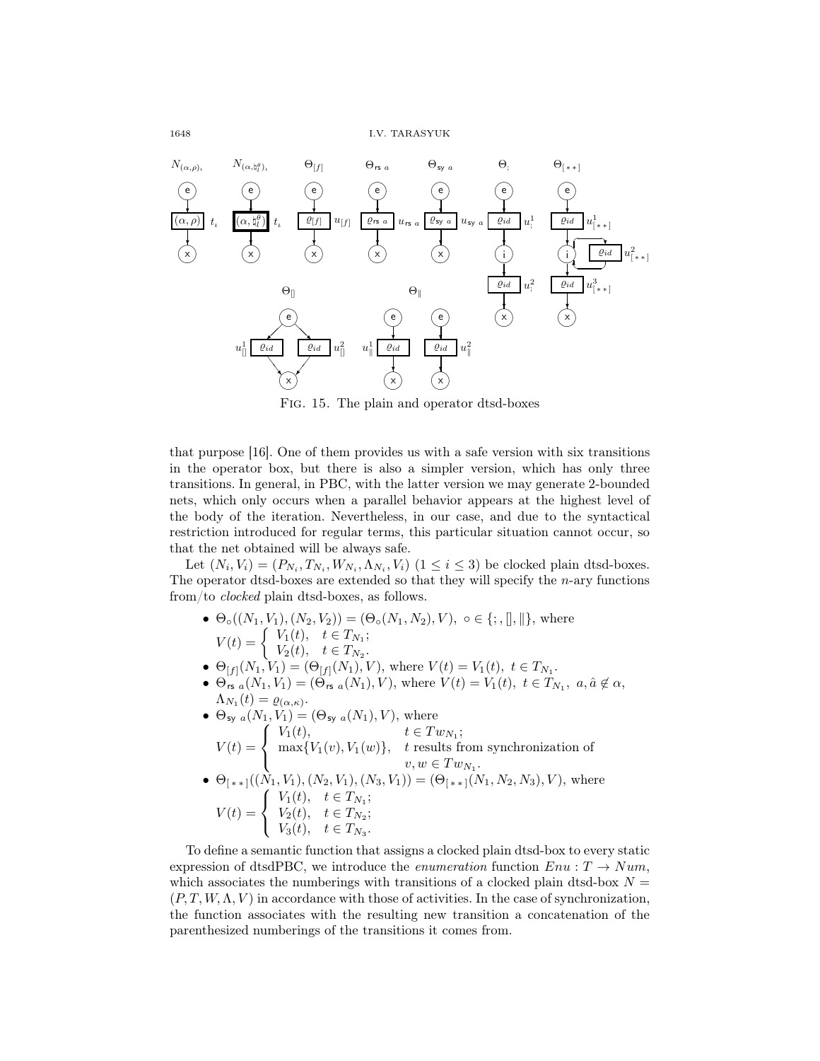FIG. 15. The plain and operator dtsd-boxes

that purpose [16]. One of them provides us with a safe version with six transitions in the operator box, but there is also a simpler version, which has only three transitions. In general, in PBC, with the latter version we may generate 2-bounded nets, which only occurs when a parallel behavior appears at the highest level of the body of the iteration. Nevertheless, in our case, and due to the syntactical restriction introduced for regular terms, this particular situation cannot occur, so that the net obtained will be always safe.

Let $(N_i, V_i) = (P_{N_i}, T_{N_i}, W_{N_i}, \Lambda_{N_i}, V_i)$ $(1 \le i \le 3)$ be clocked plain dtsd-boxes. The operator dtsd-boxes are extended so that they will specify the $n$-ary functions from/to *clocked* plain dtsd-boxes, as follows.

- $\Theta_\circ((N_1, V_1), (N_2, V_2)) = (\Theta_\circ(N_1, N_2), V),\ \circ \in \{;, [], \|\}$, where $V(t) = \begin{cases} V_1(t), & t \in T_{N_1};\\ V_2(t), & t \in T_{N_2}.\end{cases}$
- $\Theta_{[f]}(N_1, V_1) = (\Theta_{[f]}(N_1), V)$, where $V(t) = V_1(t),\ t \in T_{N_1}$.
- $\Theta_{\mathsf{rs}\ a}(N_1, V_1) = (\Theta_{\mathsf{rs}\ a}(N_1), V)$, where $V(t) = V_1(t),\ t \in T_{N_1},\ a, \hat{a} \notin \alpha$, $\Lambda_{N_1}(t) = \varrho_{(\alpha,\kappa)}$.
- $\Theta_{\mathsf{sy}\ a}(N_1, V_1) = (\Theta_{\mathsf{sy}\ a}(N_1), V)$, where $V(t) = \begin{cases} V_1(t), & t \in Tw_{N_1};\\ \max\{V_1(v), V_1(w)\}, & t \text{ results from synchronization of } v, w \in Tw_{N_1}.\end{cases}$
- $\Theta_{[**]}((N_1, V_1), (N_2, V_1), (N_3, V_1)) = (\Theta_{[**]}(N_1, N_2, N_3), V)$, where $V(t) = \begin{cases} V_1(t), & t \in T_{N_1};\\ V_2(t), & t \in T_{N_2};\\ V_3(t), & t \in T_{N_3}.\end{cases}$

To define a semantic function that assigns a clocked plain dtsd-box to every static expression of dtsdPBC, we introduce the *enumeration* function $Enu : T \to Num$, which associates the numberings with transitions of a clocked plain dtsd-box $N = (P, T, W, \Lambda, V)$ in accordance with those of activities. In the case of synchronization, the function associates with the resulting new transition a concatenation of the parenthesized numberings of the transitions it comes from.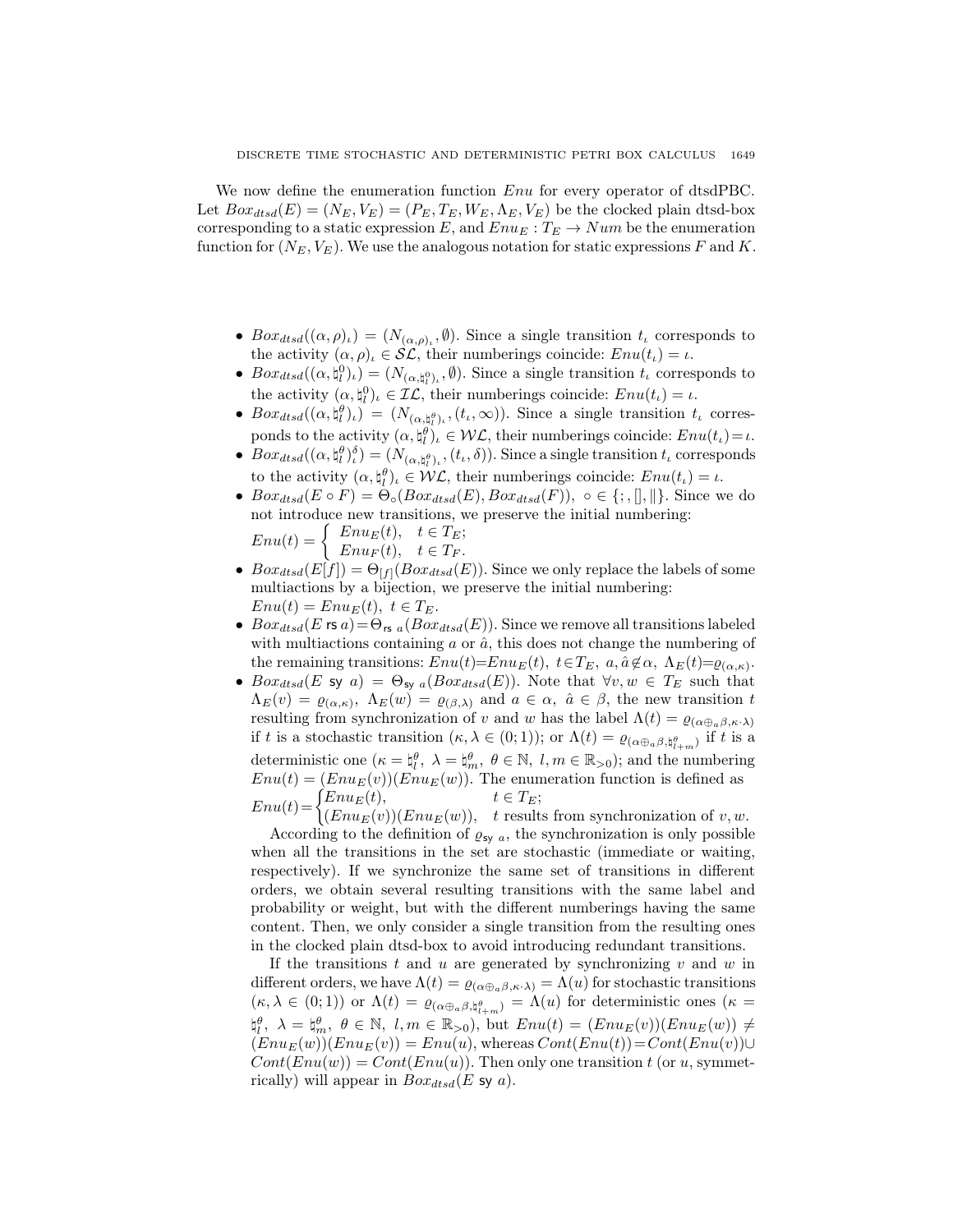We now define the enumeration function $Enu$ for every operator of dtsdPBC. Let $Box_{dtsd}(E) = (N_E, V_E) = (P_E, T_E, W_E, \Lambda_E, V_E)$ be the clocked plain dtsd-box corresponding to a static expression $E$, and $Enu_E : T_E \to Num$ be the enumeration function for $(N_E, V_E)$. We use the analogous notation for static expressions $F$ and $K$.

- $Box_{dtsd}((\alpha, \rho)_\iota) = (N_{(\alpha,\rho)_\iota}, \emptyset)$. Since a single transition $t_\iota$ corresponds to the activity $(\alpha, \rho)_\iota \in \mathcal{SL}$, their numberings coincide: $Enu(t_\iota) = \iota$.
- $Box_{dtsd}((\alpha, \natural_l^0)_\iota) = (N_{(\alpha,\natural_l^0)_\iota}, \emptyset)$. Since a single transition $t_\iota$ corresponds to the activity $(\alpha, \natural_l^0)_\iota \in \mathcal{IL}$, their numberings coincide: $Enu(t_\iota) = \iota$.
- $Box_{dtsd}((\alpha, \natural_l^\theta)_\iota) = (N_{(\alpha,\natural_l^\theta)_\iota}, (t_\iota, \infty))$. Since a single transition $t_\iota$ corresponds to the activity $(\alpha, \natural_l^\theta)_\iota \in \mathcal{WL}$, their numberings coincide: $Enu(t_\iota) = \iota$.
- $Box_{dtsd}((\alpha, \natural_l^\theta)_\iota^\delta) = (N_{(\alpha,\natural_l^\theta)_\iota}, (t_\iota, \delta))$. Since a single transition $t_\iota$ corresponds to the activity $(\alpha, \natural_l^\theta)_\iota \in \mathcal{WL}$, their numberings coincide: $Enu(t_\iota) = \iota$.
- $Box_{dtsd}(E \circ F) = \Theta_\circ(Box_{dtsd}(E), Box_{dtsd}(F)),\ \circ \in \{;, [], \|\}$. Since we do not introduce new transitions, we preserve the initial numbering:
  $Enu(t) = \begin{cases} Enu_E(t), & t \in T_E; \\ Enu_F(t), & t \in T_F. \end{cases}$
- $Box_{dtsd}(E[f]) = \Theta_{[f]}(Box_{dtsd}(E))$. Since we only replace the labels of some multiactions by a bijection, we preserve the initial numbering:
  $Enu(t) = Enu_E(t),\ t \in T_E$.
- $Box_{dtsd}(E \text{ rs } a) = \Theta_{\text{rs } a}(Box_{dtsd}(E))$. Since we remove all transitions labeled with multiactions containing $a$ or $\hat{a}$, this does not change the numbering of the remaining transitions: $Enu(t) = Enu_E(t),\ t \in T_E,\ a, \hat{a} \notin \alpha,\ \Lambda_E(t) = \varrho_{(\alpha,\kappa)}$.
- $Box_{dtsd}(E \text{ sy } a) = \Theta_{\text{sy } a}(Box_{dtsd}(E))$. Note that $\forall v, w \in T_E$ such that $\Lambda_E(v) = \varrho_{(\alpha,\kappa)},\ \Lambda_E(w) = \varrho_{(\beta,\lambda)}$ and $a \in \alpha,\ \hat{a} \in \beta$, the new transition $t$ resulting from synchronization of $v$ and $w$ has the label $\Lambda(t) = \varrho_{(\alpha \oplus_a \beta, \kappa \cdot \lambda)}$ if $t$ is a stochastic transition ($\kappa, \lambda \in (0;1)$); or $\Lambda(t) = \varrho_{(\alpha \oplus_a \beta, \natural_{l+m}^\theta)}$ if $t$ is a deterministic one ($\kappa = \natural_l^\theta,\ \lambda = \natural_m^\theta,\ \theta \in \mathbb{N},\ l, m \in \mathbb{R}_{>0}$); and the numbering $Enu(t) = (Enu_E(v))(Enu_E(w))$. The enumeration function is defined as
  $Enu(t) = \begin{cases} Enu_E(t), & t \in T_E; \\ (Enu_E(v))(Enu_E(w)), & t \text{ results from synchronization of } v, w. \end{cases}$

  According to the definition of $\varrho_{\text{sy } a}$, the synchronization is only possible when all the transitions in the set are stochastic (immediate or waiting, respectively). If we synchronize the same set of transitions in different orders, we obtain several resulting transitions with the same label and probability or weight, but with the different numberings having the same content. Then, we only consider a single transition from the resulting ones in the clocked plain dtsd-box to avoid introducing redundant transitions.

  If the transitions $t$ and $u$ are generated by synchronizing $v$ and $w$ in different orders, we have $\Lambda(t) = \varrho_{(\alpha \oplus_a \beta, \kappa \cdot \lambda)} = \Lambda(u)$ for stochastic transitions ($\kappa, \lambda \in (0;1)$) or $\Lambda(t) = \varrho_{(\alpha \oplus_a \beta, \natural_{l+m}^\theta)} = \Lambda(u)$ for deterministic ones ($\kappa = \natural_l^\theta,\ \lambda = \natural_m^\theta,\ \theta \in \mathbb{N},\ l, m \in \mathbb{R}_{>0}$), but $Enu(t) = (Enu_E(v))(Enu_E(w)) \neq (Enu_E(w))(Enu_E(v)) = Enu(u)$, whereas $Cont(Enu(t)) = Cont(Enu(v)) \cup Cont(Enu(w)) = Cont(Enu(u))$. Then only one transition $t$ (or $u$, symmetrically) will appear in $Box_{dtsd}(E \text{ sy } a)$.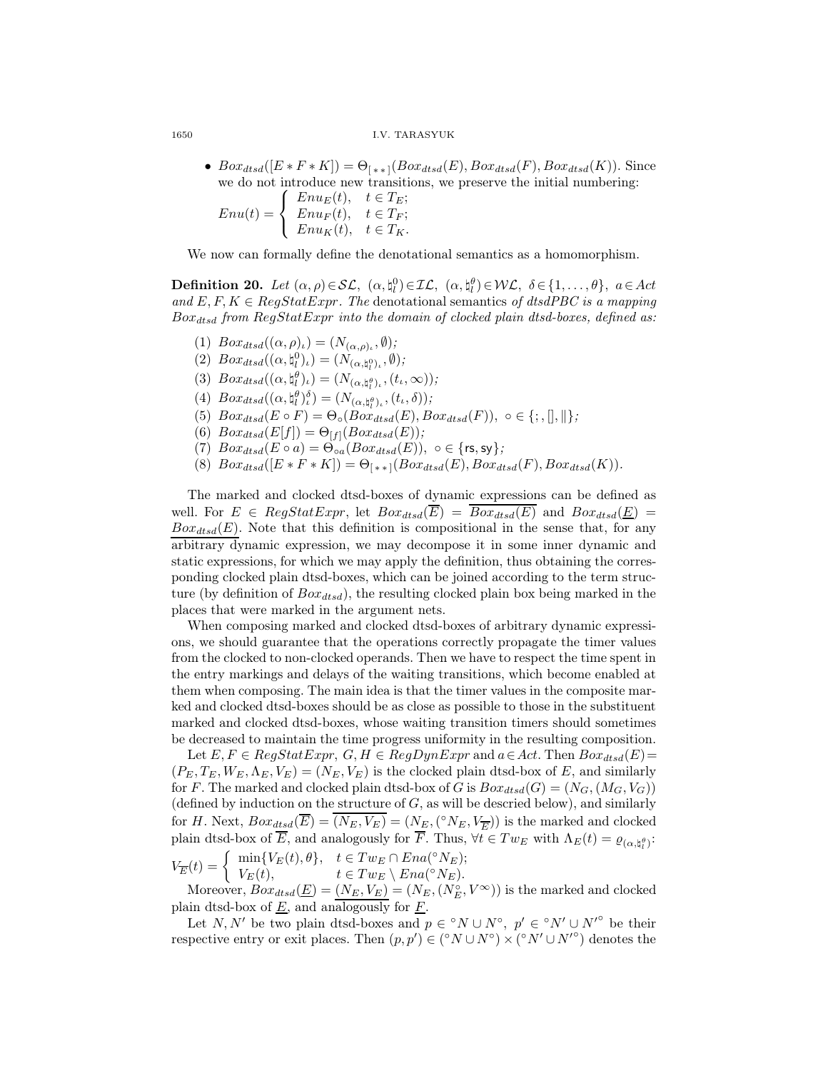- $Box_{dtsd}([E * F * K]) = \Theta_{[\,*\,*\,]}(Box_{dtsd}(E), Box_{dtsd}(F), Box_{dtsd}(K))$. Since we do not introduce new transitions, we preserve the initial numbering:
$Enu(t) = \begin{cases} Enu_E(t), & t \in T_E; \\ Enu_F(t), & t \in T_F; \\ Enu_K(t), & t \in T_K. \end{cases}$

We now can formally define the denotational semantics as a homomorphism.

**Definition 20.** *Let* $(\alpha,\rho)\in\mathcal{SL}$, $(\alpha,\natural_l^0)\in\mathcal{IL}$, $(\alpha,\natural_l^\theta)\in\mathcal{WL}$, $\delta\in\{1,\ldots,\theta\}$, $a\in Act$ *and* $E,F,K \in RegStatExpr$. *The* denotational semantics *of dtsdPBC is a mapping* $Box_{dtsd}$ *from* $RegStatExpr$ *into the domain of clocked plain dtsd-boxes, defined as:*

1. $Box_{dtsd}((\alpha,\rho)_\iota) = (N_{(\alpha,\rho)_\iota}, \emptyset)$;
2. $Box_{dtsd}((\alpha,\natural_l^0)_\iota) = (N_{(\alpha,\natural_l^0)_\iota}, \emptyset)$;
3. $Box_{dtsd}((\alpha,\natural_l^\theta)_\iota) = (N_{(\alpha,\natural_l^\theta)_\iota}, (t_\iota, \infty))$;
4. $Box_{dtsd}((\alpha,\natural_l^\theta)_\iota^\delta) = (N_{(\alpha,\natural_l^\theta)_\iota}, (t_\iota, \delta))$;
5. $Box_{dtsd}(E \circ F) = \Theta_\circ(Box_{dtsd}(E), Box_{dtsd}(F)),\ \circ \in \{;, [], \|\}$;
6. $Box_{dtsd}(E[f]) = \Theta_{[f]}(Box_{dtsd}(E))$;
7. $Box_{dtsd}(E \circ a) = \Theta_{\circ a}(Box_{dtsd}(E)),\ \circ \in \{\mathsf{rs}, \mathsf{sy}\}$;
8. $Box_{dtsd}([E * F * K]) = \Theta_{[\,*\,*\,]}(Box_{dtsd}(E), Box_{dtsd}(F), Box_{dtsd}(K))$.

The marked and clocked dtsd-boxes of dynamic expressions can be defined as well. For $E \in RegStatExpr$, let $Box_{dtsd}(\overline{E}) = \overline{Box_{dtsd}(E)}$ and $Box_{dtsd}(\underline{E}) = \underline{Box_{dtsd}(E)}$. Note that this definition is compositional in the sense that, for any arbitrary dynamic expression, we may decompose it in some inner dynamic and static expressions, for which we may apply the definition, thus obtaining the corresponding clocked plain dtsd-boxes, which can be joined according to the term structure (by definition of $Box_{dtsd}$), the resulting clocked plain box being marked in the places that were marked in the argument nets.

When composing marked and clocked dtsd-boxes of arbitrary dynamic expressions, we should guarantee that the operations correctly propagate the timer values from the clocked to non-clocked operands. Then we have to respect the time spent in the entry markings and delays of the waiting transitions, which become enabled at them when composing. The main idea is that the timer values in the composite marked and clocked dtsd-boxes should be as close as possible to those in the substituent marked and clocked dtsd-boxes, whose waiting transition timers should sometimes be decreased to maintain the time progress uniformity in the resulting composition.

Let $E,F \in RegStatExpr$, $G,H \in RegDynExpr$ and $a\in Act$. Then $Box_{dtsd}(E) = (P_E, T_E, W_E, \Lambda_E, V_E) = (N_E, V_E)$ is the clocked plain dtsd-box of $E$, and similarly for $F$. The marked and clocked plain dtsd-box of $G$ is $Box_{dtsd}(G) = (N_G, (M_G, V_G))$ (defined by induction on the structure of $G$, as will be descried below), and similarly for $H$. Next, $Box_{dtsd}(\overline{E}) = \overline{(N_E, V_E)} = (N_E, ({}^\circ N_E, V_{\overline{E}}))$ is the marked and clocked plain dtsd-box of $\overline{E}$, and analogously for $\overline{F}$. Thus, $\forall t \in Tw_E$ with $\Lambda_E(t) = \varrho_{(\alpha,\natural_l^\theta)}$:

$V_{\overline{E}}(t) = \begin{cases} \min\{V_E(t), \theta\}, & t \in Tw_E \cap Ena({}^\circ N_E); \\ V_E(t), & t \in Tw_E \setminus Ena({}^\circ N_E). \end{cases}$

Moreover, $Box_{dtsd}(\underline{E}) = \underline{(N_E, V_E)} = (N_E, (N_E^\circ, V^\infty))$ is the marked and clocked plain dtsd-box of $\underline{E}$, and analogously for $\underline{F}$.

Let $N, N'$ be two plain dtsd-boxes and $p \in {}^\circ N \cup N^\circ$, $p' \in {}^\circ N' \cup {N'}^\circ$ be their respective entry or exit places. Then $(p,p') \in ({}^\circ N \cup N^\circ) \times ({}^\circ N' \cup {N'}^\circ)$ denotes the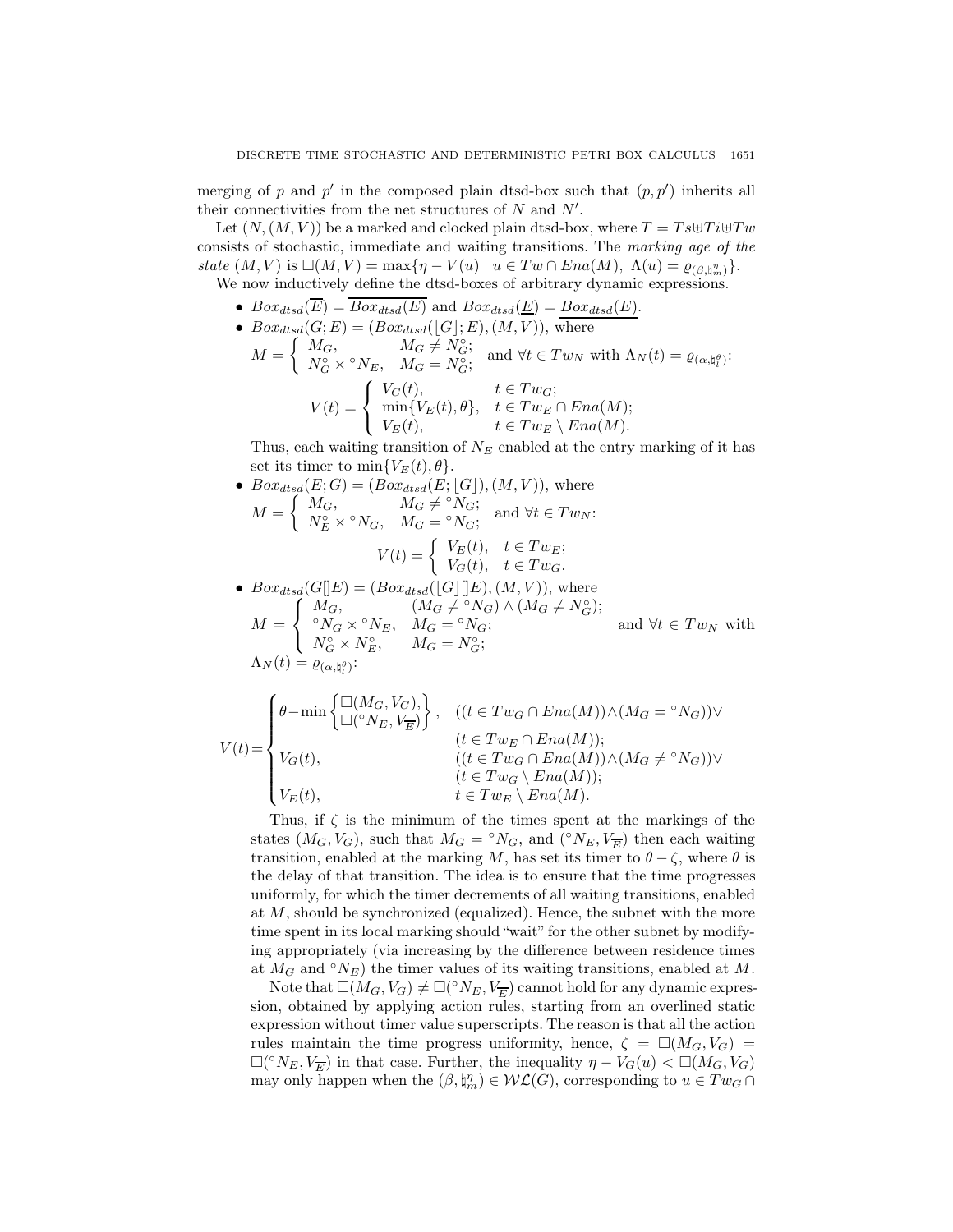merging of $p$ and $p'$ in the composed plain dtsd-box such that $(p, p')$ inherits all their connectivities from the net structures of $N$ and $N'$.

Let $(N, (M, V))$ be a marked and clocked plain dtsd-box, where $T = Ts \uplus Ti \uplus Tw$ consists of stochastic, immediate and waiting transitions. The *marking age of the state* $(M, V)$ is $\square(M, V) = \max\{\eta - V(u) \mid u \in Tw \cap Ena(M),\ \Lambda(u) = \varrho_{(\beta, \natural_m^\eta)}\}$.

We now inductively define the dtsd-boxes of arbitrary dynamic expressions.

- $Box_{dtsd}(\overline{E}) = \overline{Box_{dtsd}(E)}$ and $Box_{dtsd}(\underline{E}) = \underline{Box_{dtsd}(E)}$.
- $Box_{dtsd}(G; E) = (Box_{dtsd}(\lfloor G \rfloor; E), (M, V))$, where

  $M = \begin{cases} M_G, & M_G \neq N_G^\circ; \\ N_G^\circ \times {}^\circ N_E, & M_G = N_G^\circ; \end{cases}$ and $\forall t \in Tw_N$ with $\Lambda_N(t) = \varrho_{(\alpha, \natural_l^\theta)}$:

  $$V(t) = \begin{cases} V_G(t), & t \in Tw_G; \\ \min\{V_E(t), \theta\}, & t \in Tw_E \cap Ena(M); \\ V_E(t), & t \in Tw_E \setminus Ena(M). \end{cases}$$

  Thus, each waiting transition of $N_E$ enabled at the entry marking of it has set its timer to $\min\{V_E(t), \theta\}$.
- $Box_{dtsd}(E; G) = (Box_{dtsd}(E; \lfloor G \rfloor), (M, V))$, where

  $M = \begin{cases} M_G, & M_G \neq {}^\circ N_G; \\ N_E^\circ \times {}^\circ N_G, & M_G = {}^\circ N_G; \end{cases}$ and $\forall t \in Tw_N$:

  $$V(t) = \begin{cases} V_E(t), & t \in Tw_E; \\ V_G(t), & t \in Tw_G. \end{cases}$$
- $Box_{dtsd}(G[]E) = (Box_{dtsd}(\lfloor G \rfloor[]E), (M, V))$, where

  $M = \begin{cases} M_G, & (M_G \neq {}^\circ N_G) \wedge (M_G \neq N_G^\circ); \\ {}^\circ N_G \times {}^\circ N_E, & M_G = {}^\circ N_G; \\ N_G^\circ \times N_E^\circ, & M_G = N_G^\circ; \end{cases}$ and $\forall t \in Tw_N$ with $\Lambda_N(t) = \varrho_{(\alpha, \natural_l^\theta)}$:

  $$V(t) = \begin{cases} \theta - \min\left\{ \begin{matrix} \square(M_G, V_G), \\ \square({}^\circ N_E, V_{\overline{E}}) \end{matrix} \right\}, & ((t \in Tw_G \cap Ena(M)) \wedge (M_G = {}^\circ N_G)) \vee \\ & (t \in Tw_E \cap Ena(M)); \\ V_G(t), & ((t \in Tw_G \cap Ena(M)) \wedge (M_G \neq {}^\circ N_G)) \vee \\ & (t \in Tw_G \setminus Ena(M)); \\ V_E(t), & t \in Tw_E \setminus Ena(M). \end{cases}$$

  Thus, if $\zeta$ is the minimum of the times spent at the markings of the states $(M_G, V_G)$, such that $M_G = {}^\circ N_G$, and $({}^\circ N_E, V_{\overline{E}})$ then each waiting transition, enabled at the marking $M$, has set its timer to $\theta - \zeta$, where $\theta$ is the delay of that transition. The idea is to ensure that the time progresses uniformly, for which the timer decrements of all waiting transitions, enabled at $M$, should be synchronized (equalized). Hence, the subnet with the more time spent in its local marking should "wait" for the other subnet by modifying appropriately (via increasing by the difference between residence times at $M_G$ and ${}^\circ N_E$) the timer values of its waiting transitions, enabled at $M$.

  Note that $\square(M_G, V_G) \neq \square({}^\circ N_E, V_{\overline{E}})$ cannot hold for any dynamic expression, obtained by applying action rules, starting from an overlined static expression without timer value superscripts. The reason is that all the action rules maintain the time progress uniformity, hence, $\zeta = \square(M_G, V_G) = \square({}^\circ N_E, V_{\overline{E}})$ in that case. Further, the inequality $\eta - V_G(u) < \square(M_G, V_G)$ may only happen when the $(\beta, \natural_m^\eta) \in \mathcal{WL}(G)$, corresponding to $u \in Tw_G \cap$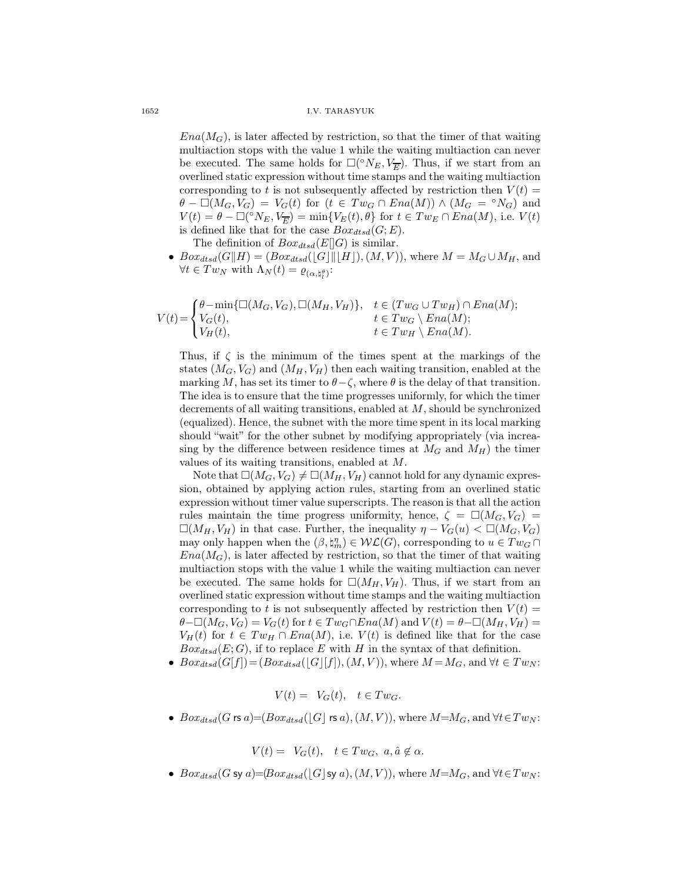$Ena(M_G)$, is later affected by restriction, so that the timer of that waiting multiaction stops with the value 1 while the waiting multiaction can never be executed. The same holds for $\square({}^\circ N_E, V_{\overline{E}})$. Thus, if we start from an overlined static expression without time stamps and the waiting multiaction corresponding to $t$ is not subsequently affected by restriction then $V(t) = \theta - \square(M_G, V_G) = V_G(t)$ for $(t \in Tw_G \cap Ena(M)) \wedge (M_G = {}^\circ N_G)$ and $V(t) = \theta - \square({}^\circ N_E, V_{\overline{E}}) = \min\{V_E(t), \theta\}$ for $t \in Tw_E \cap Ena(M)$, i.e. $V(t)$ is defined like that for the case $Box_{dtsd}(G; E)$.

The definition of $Box_{dtsd}(E[]G)$ is similar.

- $Box_{dtsd}(G\|H) = (Box_{dtsd}(\lfloor G \rfloor \| \lfloor H \rfloor), (M, V))$, where $M = M_G \cup M_H$, and $\forall t \in Tw_N$ with $\Lambda_N(t) = \varrho_{(\alpha, \natural_l^\theta)}$:

$$V(t) = \begin{cases} \theta - \min\{\square(M_G, V_G), \square(M_H, V_H)\}, & t \in (Tw_G \cup Tw_H) \cap Ena(M); \\ V_G(t), & t \in Tw_G \setminus Ena(M); \\ V_H(t), & t \in Tw_H \setminus Ena(M). \end{cases}$$

Thus, if $\zeta$ is the minimum of the times spent at the markings of the states $(M_G, V_G)$ and $(M_H, V_H)$ then each waiting transition, enabled at the marking $M$, has set its timer to $\theta - \zeta$, where $\theta$ is the delay of that transition. The idea is to ensure that the time progresses uniformly, for which the timer decrements of all waiting transitions, enabled at $M$, should be synchronized (equalized). Hence, the subnet with the more time spent in its local marking should "wait" for the other subnet by modifying appropriately (via increasing by the difference between residence times at $M_G$ and $M_H$) the timer values of its waiting transitions, enabled at $M$.

Note that $\square(M_G, V_G) \neq \square(M_H, V_H)$ cannot hold for any dynamic expression, obtained by applying action rules, starting from an overlined static expression without timer value superscripts. The reason is that all the action rules maintain the time progress uniformity, hence, $\zeta = \square(M_G, V_G) = \square(M_H, V_H)$ in that case. Further, the inequality $\eta - V_G(u) < \square(M_G, V_G)$ may only happen when the $(\beta, \natural_m^\eta) \in \mathcal{WL}(G)$, corresponding to $u \in Tw_G \cap Ena(M_G)$, is later affected by restriction, so that the timer of that waiting multiaction stops with the value 1 while the waiting multiaction can never be executed. The same holds for $\square(M_H, V_H)$. Thus, if we start from an overlined static expression without time stamps and the waiting multiaction corresponding to $t$ is not subsequently affected by restriction then $V(t) = \theta - \square(M_G, V_G) = V_G(t)$ for $t \in Tw_G \cap Ena(M)$ and $V(t) = \theta - \square(M_H, V_H) = V_H(t)$ for $t \in Tw_H \cap Ena(M)$, i.e. $V(t)$ is defined like that for the case $Box_{dtsd}(E; G)$, if to replace $E$ with $H$ in the syntax of that definition.

- $Box_{dtsd}(G[f]) = (Box_{dtsd}(\lfloor G \rfloor [f]), (M, V))$, where $M = M_G$, and $\forall t \in Tw_N$:

$$V(t) = \; V_G(t), \quad t \in Tw_G.$$

- $Box_{dtsd}(G \text{ rs } a) = (Box_{dtsd}(\lfloor G \rfloor \text{ rs } a), (M, V))$, where $M = M_G$, and $\forall t \in Tw_N$:

$$V(t) = \; V_G(t), \quad t \in Tw_G, \; a, \hat{a} \notin \alpha.$$

- $Box_{dtsd}(G \text{ sy } a) = (Box_{dtsd}(\lfloor G \rfloor \text{ sy } a), (M, V))$, where $M = M_G$, and $\forall t \in Tw_N$: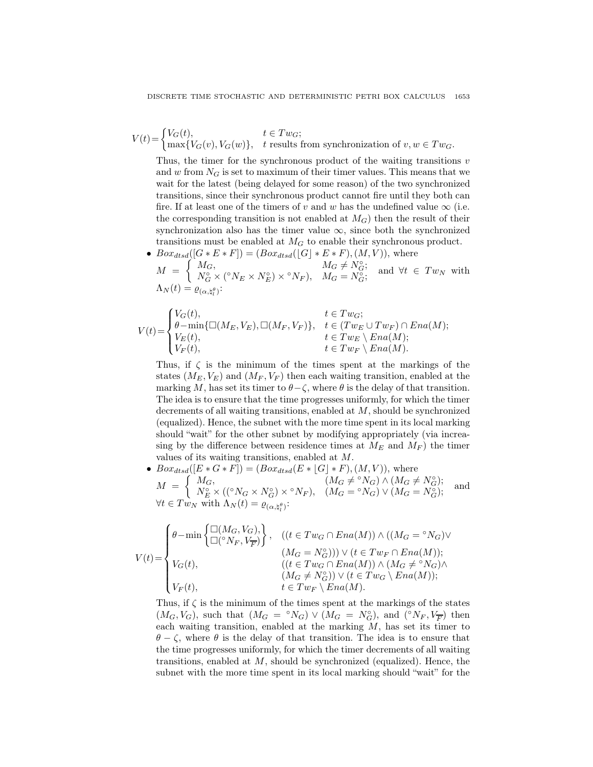$$V(t) = \begin{cases} V_G(t), & t \in Tw_G; \\ \max\{V_G(v), V_G(w)\}, & t \text{ results from synchronization of } v, w \in Tw_G. \end{cases}$$

Thus, the timer for the synchronous product of the waiting transitions $v$ and $w$ from $N_G$ is set to maximum of their timer values. This means that we wait for the latest (being delayed for some reason) of the two synchronized transitions, since their synchronous product cannot fire until they both can fire. If at least one of the timers of $v$ and $w$ has the undefined value $\infty$ (i.e. the corresponding transition is not enabled at $M_G$) then the result of their synchronization also has the timer value $\infty$, since both the synchronized transitions must be enabled at $M_G$ to enable their synchronous product.

- $Box_{dtsd}([G * E * F]) = (Box_{dtsd}([\lfloor G \rfloor * E * F), (M, V))$, where $M = \begin{cases} M_G, & M_G \neq N_G^\circ; \\ N_G^\circ \times ({}^\circ N_E \times N_E^\circ) \times {}^\circ N_F), & M_G = N_G^\circ; \end{cases}$ and $\forall t \in Tw_N$ with $\Lambda_N(t) = \varrho_{(\alpha, \natural_l^\theta)}$:

$$V(t) = \begin{cases} V_G(t), & t \in Tw_G; \\ \theta - \min\{\square(M_E, V_E), \square(M_F, V_F)\}, & t \in (Tw_E \cup Tw_F) \cap Ena(M); \\ V_E(t), & t \in Tw_E \setminus Ena(M); \\ V_F(t), & t \in Tw_F \setminus Ena(M). \end{cases}$$

Thus, if $\zeta$ is the minimum of the times spent at the markings of the states $(M_E, V_E)$ and $(M_F, V_F)$ then each waiting transition, enabled at the marking $M$, has set its timer to $\theta - \zeta$, where $\theta$ is the delay of that transition. The idea is to ensure that the time progresses uniformly, for which the timer decrements of all waiting transitions, enabled at $M$, should be synchronized (equalized). Hence, the subnet with the more time spent in its local marking should "wait" for the other subnet by modifying appropriately (via increasing by the difference between residence times at $M_E$ and $M_F$) the timer values of its waiting transitions, enabled at $M$.

- $Box_{dtsd}([E * G * F]) = (Box_{dtsd}(E * \lfloor G \rfloor * F), (M, V))$, where $M = \begin{cases} M_G, & (M_G \neq {}^\circ N_G) \wedge (M_G \neq N_G^\circ); \\ N_E^\circ \times (({}^\circ N_G \times N_G^\circ) \times {}^\circ N_F), & (M_G = {}^\circ N_G) \vee (M_G = N_G^\circ); \end{cases}$ and $\forall t \in Tw_N$ with $\Lambda_N(t) = \varrho_{(\alpha, \natural_l^\theta)}$:

$$V(t) = \begin{cases} \theta - \min\begin{Bmatrix} \square(M_G, V_G), \\ \square({}^\circ N_F, V_{\overline{F}}) \end{Bmatrix}, & ((t \in Tw_G \cap Ena(M)) \wedge ((M_G = {}^\circ N_G) \vee \\ & (M_G = N_G^\circ))) \vee (t \in Tw_F \cap Ena(M)); \\ V_G(t), & ((t \in Tw_G \cap Ena(M)) \wedge (M_G \neq {}^\circ N_G) \wedge \\ & (M_G \neq N_G^\circ)) \vee (t \in Tw_G \setminus Ena(M)); \\ V_F(t), & t \in Tw_F \setminus Ena(M). \end{cases}$$

Thus, if $\zeta$ is the minimum of the times spent at the markings of the states $(M_G, V_G)$, such that $(M_G = {}^\circ N_G) \vee (M_G = N_G^\circ)$, and $({}^\circ N_F, V_{\overline{F}})$ then each waiting transition, enabled at the marking $M$, has set its timer to $\theta - \zeta$, where $\theta$ is the delay of that transition. The idea is to ensure that the time progresses uniformly, for which the timer decrements of all waiting transitions, enabled at $M$, should be synchronized (equalized). Hence, the subnet with the more time spent in its local marking should "wait" for the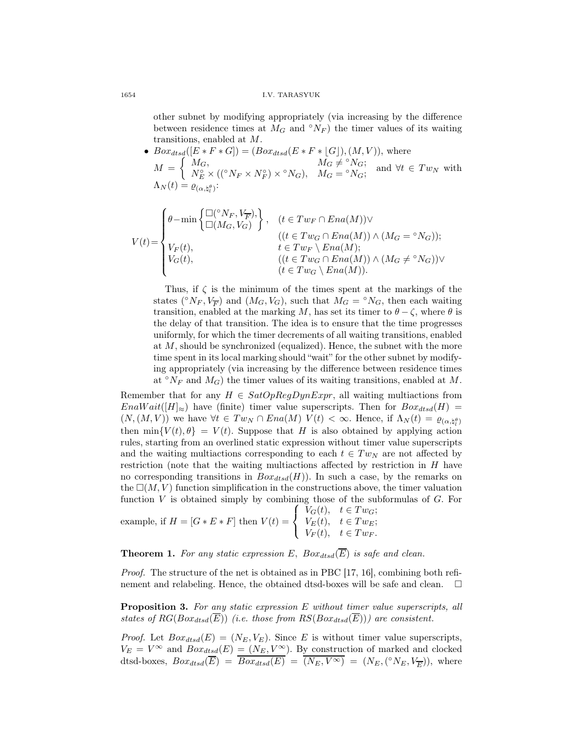other subnet by modifying appropriately (via increasing by the difference between residence times at $M_G$ and ${}^\circ N_F$) the timer values of its waiting transitions, enabled at $M$.

- $Box_{dtsd}([E * F * G]) = (Box_{dtsd}(E * F * \lfloor G \rfloor), (M, V))$, where $M = \begin{cases} M_G, & M_G \neq {}^\circ N_G; \\ N_E^\circ \times (({}^\circ N_F \times N_F^\circ) \times {}^\circ N_G), & M_G = {}^\circ N_G; \end{cases}$ and $\forall t \in Tw_N$ with $\Lambda_N(t) = \varrho_{(\alpha, \natural_l^\theta)}$:

$$V(t) = \begin{cases} \theta - \min \left\{ \begin{matrix} \square({}^\circ N_F, V_{\overline{F}}), \\ \square(M_G, V_G) \end{matrix} \right\}, & (t \in Tw_F \cap Ena(M)) \vee \\ & ((t \in Tw_G \cap Ena(M)) \wedge (M_G = {}^\circ N_G)); \\ V_F(t), & t \in Tw_F \setminus Ena(M); \\ V_G(t), & ((t \in Tw_G \cap Ena(M)) \wedge (M_G \neq {}^\circ N_G)) \vee \\ & (t \in Tw_G \setminus Ena(M)). \end{cases}$$

Thus, if $\zeta$ is the minimum of the times spent at the markings of the states $({}^\circ N_F, V_{\overline{F}})$ and $(M_G, V_G)$, such that $M_G = {}^\circ N_G$, then each waiting transition, enabled at the marking $M$, has set its timer to $\theta - \zeta$, where $\theta$ is the delay of that transition. The idea is to ensure that the time progresses uniformly, for which the timer decrements of all waiting transitions, enabled at $M$, should be synchronized (equalized). Hence, the subnet with the more time spent in its local marking should "wait" for the other subnet by modifying appropriately (via increasing by the difference between residence times at ${}^\circ N_F$ and $M_G$) the timer values of its waiting transitions, enabled at $M$.

Remember that for any $H \in SatOpRegDynExpr$, all waiting multiactions from $EnaWait([H]_\approx)$ have (finite) timer value superscripts. Then for $Box_{dtsd}(H) = (N, (M, V))$ we have $\forall t \in Tw_N \cap Ena(M)\ V(t) < \infty$. Hence, if $\Lambda_N(t) = \varrho_{(\alpha, \natural_l^\theta)}$ then $\min\{V(t), \theta\} = V(t)$. Suppose that $H$ is also obtained by applying action rules, starting from an overlined static expression without timer value superscripts and the waiting multiactions corresponding to each $t \in Tw_N$ are not affected by restriction (note that the waiting multiactions affected by restriction in $H$ have no corresponding transitions in $Box_{dtsd}(H)$). In such a case, by the remarks on the $\square(M, V)$ function simplification in the constructions above, the timer valuation function $V$ is obtained simply by combining those of the subformulas of $G$. For example, if $H = [G * E * F]$ then $V(t) = \begin{cases} V_G(t), & t \in Tw_G; \\ V_E(t), & t \in Tw_E; \\ V_F(t), & t \in Tw_F. \end{cases}$

**Theorem 1.** *For any static expression $E$, $Box_{dtsd}(\overline{E})$ is safe and clean.*

*Proof.* The structure of the net is obtained as in PBC [17, 16], combining both refinement and relabeling. Hence, the obtained dtsd-boxes will be safe and clean. $\square$

**Proposition 3.** *For any static expression $E$ without timer value superscripts, all states of $RG(Box_{dtsd}(\overline{E}))$ (i.e. those from $RS(Box_{dtsd}(\overline{E}))$) are consistent.*

*Proof.* Let $Box_{dtsd}(E) = (N_E, V_E)$. Since $E$ is without timer value superscripts, $V_E = V^\infty$ and $Box_{dtsd}(E) = (N_E, V^\infty)$. By construction of marked and clocked dtsd-boxes, $Box_{dtsd}(\overline{E}) = \overline{Box_{dtsd}(E)} = \overline{(N_E, V^\infty)} = (N_E, ({}^\circ N_E, V_{\overline{E}}))$, where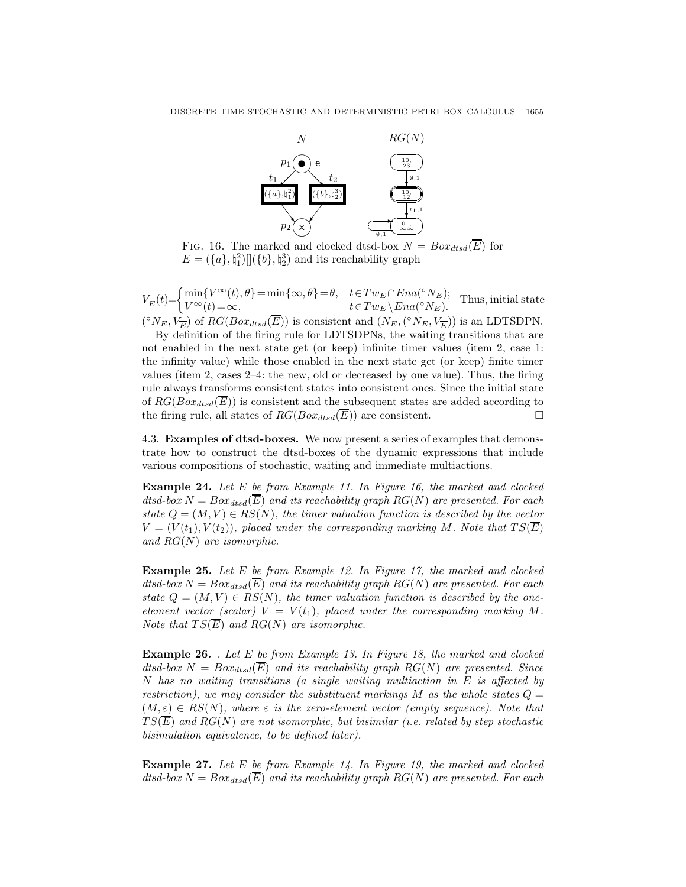FIG. 16. The marked and clocked dtsd-box $N = Box_{dtsd}(\overline{E})$ for $E = (\{a\}, \natural_1^2)[](\{b\}, \natural_2^3)$ and its reachability graph

$V_{\overline{E}}(t) = \begin{cases} \min\{V^\infty(t), \theta\} = \min\{\infty, \theta\} = \theta, & t \in Tw_E \cap Ena({}^\circ N_E); \\ V^\infty(t) = \infty, & t \in Tw_E \setminus Ena({}^\circ N_E). \end{cases}$ Thus, initial state $({}^\circ N_E, V_{\overline{E}})$ of $RG(Box_{dtsd}(\overline{E}))$ is consistent and $(N_E, ({}^\circ N_E, V_{\overline{E}}))$ is an LDTSDPN.

By definition of the firing rule for LDTSDPNs, the waiting transitions that are not enabled in the next state get (or keep) infinite timer values (item 2, case 1: the infinity value) while those enabled in the next state get (or keep) finite timer values (item 2, cases 2–4: the new, old or decreased by one value). Thus, the firing rule always transforms consistent states into consistent ones. Since the initial state of $RG(Box_{dtsd}(\overline{E}))$ is consistent and the subsequent states are added according to the firing rule, all states of $RG(Box_{dtsd}(\overline{E}))$ are consistent. □

### 4.3. **Examples of dtsd-boxes.**

We now present a series of examples that demonstrate how to construct the dtsd-boxes of the dynamic expressions that include various compositions of stochastic, waiting and immediate multiactions.

**Example 24.** *Let $E$ be from Example 11. In Figure 16, the marked and clocked dtsd-box $N = Box_{dtsd}(\overline{E})$ and its reachability graph $RG(N)$ are presented. For each state $Q = (M, V) \in RS(N)$, the timer valuation function is described by the vector $V = (V(t_1), V(t_2))$, placed under the corresponding marking $M$. Note that $TS(\overline{E})$ and $RG(N)$ are isomorphic.*

**Example 25.** *Let $E$ be from Example 12. In Figure 17, the marked and clocked dtsd-box $N = Box_{dtsd}(\overline{E})$ and its reachability graph $RG(N)$ are presented. For each state $Q = (M, V) \in RS(N)$, the timer valuation function is described by the one-element vector (scalar) $V = V(t_1)$, placed under the corresponding marking $M$. Note that $TS(\overline{E})$ and $RG(N)$ are isomorphic.*

**Example 26.** *. Let $E$ be from Example 13. In Figure 18, the marked and clocked dtsd-box $N = Box_{dtsd}(\overline{E})$ and its reachability graph $RG(N)$ are presented. Since $N$ has no waiting transitions (a single waiting multiaction in $E$ is affected by restriction), we may consider the substituent markings $M$ as the whole states $Q = (M, \varepsilon) \in RS(N)$, where $\varepsilon$ is the zero-element vector (empty sequence). Note that $TS(\overline{E})$ and $RG(N)$ are not isomorphic, but bisimilar (i.e. related by step stochastic bisimulation equivalence, to be defined later).*

**Example 27.** *Let $E$ be from Example 14. In Figure 19, the marked and clocked dtsd-box $N = Box_{dtsd}(\overline{E})$ and its reachability graph $RG(N)$ are presented. For each*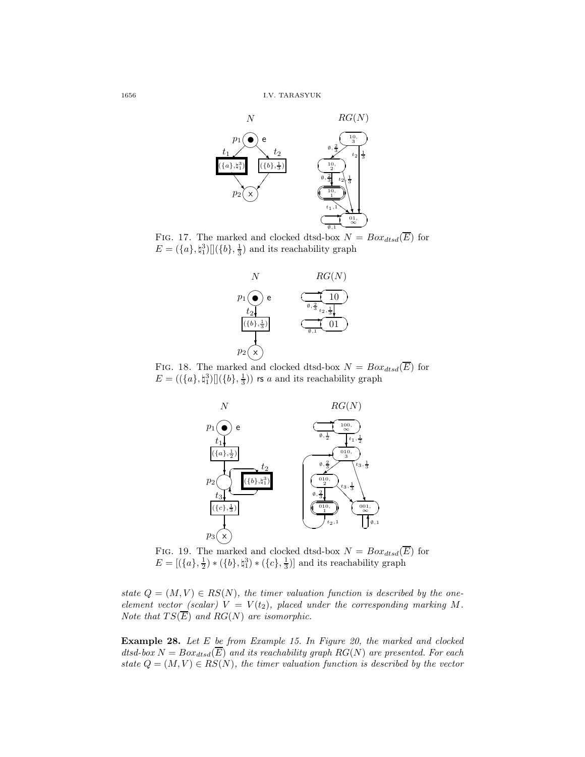FIG. 17. The marked and clocked dtsd-box $N = Box_{dtsd}(\overline{E})$ for $E = (\{a\}, \natural_1^3)[](\{b\}, \frac{1}{3})$ and its reachability graph

FIG. 18. The marked and clocked dtsd-box $N = Box_{dtsd}(\overline{E})$ for $E = ((\{a\}, \natural_1^3)[](\{b\}, \frac{1}{3}))$ rs $a$ and its reachability graph

FIG. 19. The marked and clocked dtsd-box $N = Box_{dtsd}(\overline{E})$ for $E = [(\{a\}, \frac{1}{2}) * (\{b\}, \natural_1^3) * (\{c\}, \frac{1}{3})]$ and its reachability graph

*state $Q = (M, V) \in RS(N)$, the timer valuation function is described by the one-element vector (scalar) $V = V(t_2)$, placed under the corresponding marking $M$. Note that $TS(\overline{E})$ and $RG(N)$ are isomorphic.*

**Example 28.** *Let $E$ be from Example 15. In Figure 20, the marked and clocked dtsd-box $N = Box_{dtsd}(\overline{E})$ and its reachability graph $RG(N)$ are presented. For each state $Q = (M, V) \in RS(N)$, the timer valuation function is described by the vector*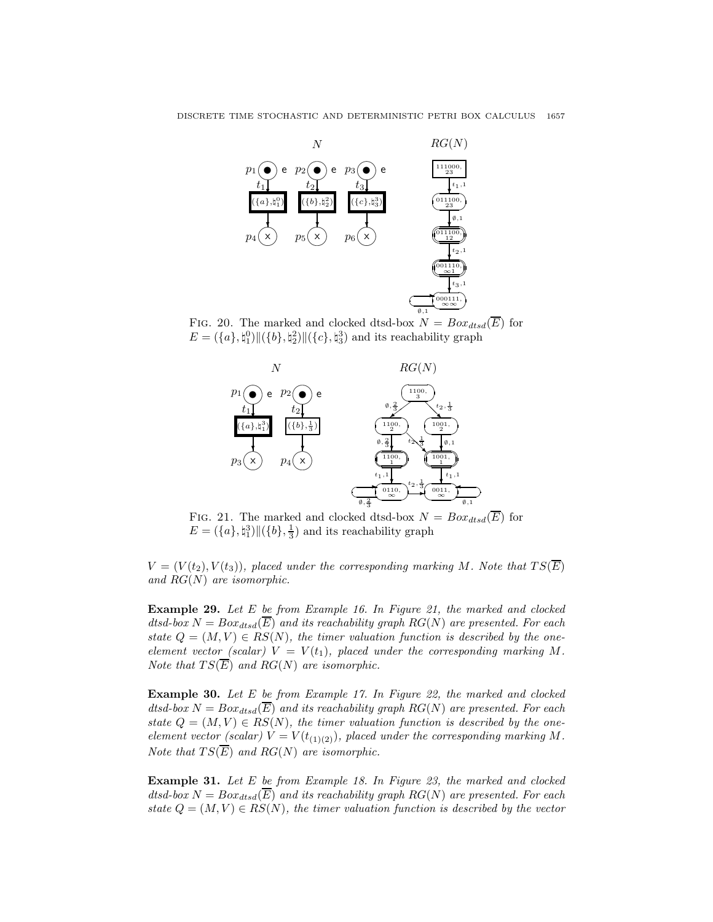FIG. 20. The marked and clocked dtsd-box $N = Box_{dtsd}(\overline{E})$ for $E = (\{a\}, \natural_1^0)\|(\{b\}, \natural_2^2)\|(\{c\}, \natural_3^3)$ and its reachability graph

FIG. 21. The marked and clocked dtsd-box $N = Box_{dtsd}(\overline{E})$ for $E = (\{a\}, \natural_1^3)\|(\{b\}, \frac{1}{3})$ and its reachability graph

$V = (V(t_2), V(t_3))$, *placed under the corresponding marking* $M$. *Note that* $TS(\overline{E})$ *and* $RG(N)$ *are isomorphic.*

**Example 29.** *Let* $E$ *be from Example 16. In Figure 21, the marked and clocked dtsd-box* $N = Box_{dtsd}(\overline{E})$ *and its reachability graph* $RG(N)$ *are presented. For each state* $Q = (M, V) \in RS(N)$*, the timer valuation function is described by the one-element vector (scalar)* $V = V(t_1)$*, placed under the corresponding marking* $M$*. Note that* $TS(\overline{E})$ *and* $RG(N)$ *are isomorphic.*

**Example 30.** *Let* $E$ *be from Example 17. In Figure 22, the marked and clocked dtsd-box* $N = Box_{dtsd}(\overline{E})$ *and its reachability graph* $RG(N)$ *are presented. For each state* $Q = (M, V) \in RS(N)$*, the timer valuation function is described by the one-element vector (scalar)* $V = V(t_{(1)(2)})$*, placed under the corresponding marking* $M$*. Note that* $TS(\overline{E})$ *and* $RG(N)$ *are isomorphic.*

**Example 31.** *Let* $E$ *be from Example 18. In Figure 23, the marked and clocked dtsd-box* $N = Box_{dtsd}(\overline{E})$ *and its reachability graph* $RG(N)$ *are presented. For each state* $Q = (M, V) \in RS(N)$*, the timer valuation function is described by the vector*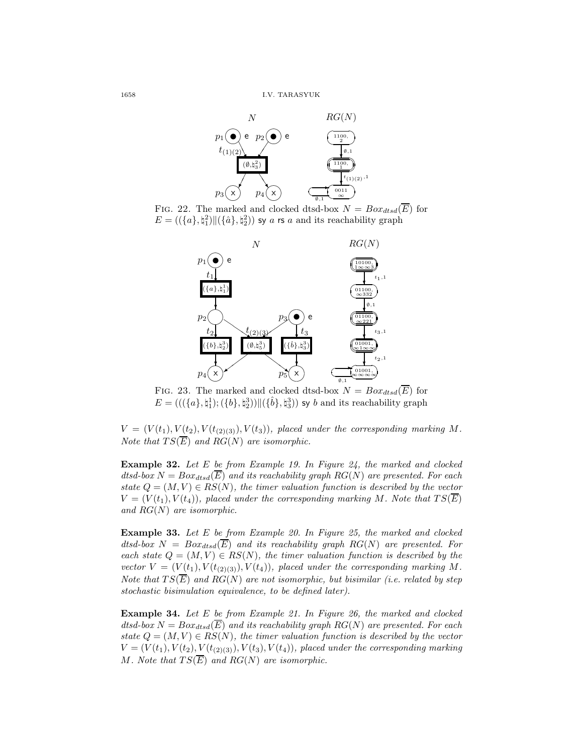FIG. 22. The marked and clocked dtsd-box $N = Box_{dtsd}(\overline{E})$ for $E = ((\{a\}, \natural_1^2) \| (\{\hat{a}\}, \natural_2^2))$ sy $a$ rs $a$ and its reachability graph

FIG. 23. The marked and clocked dtsd-box $N = Box_{dtsd}(\overline{E})$ for $E = (((\{a\}, \natural_1^1); (\{b\}, \natural_2^3)) \| (\{\hat{b}\}, \natural_3^3))$ sy $b$ and its reachability graph

$V = (V(t_1), V(t_2), V(t_{(2)(3)}), V(t_3))$, *placed under the corresponding marking* $M$. *Note that* $TS(\overline{E})$ *and* $RG(N)$ *are isomorphic.*

**Example 32.** *Let* $E$ *be from Example 19. In Figure 24, the marked and clocked dtsd-box* $N = Box_{dtsd}(\overline{E})$ *and its reachability graph* $RG(N)$ *are presented. For each state* $Q = (M, V) \in RS(N)$*, the timer valuation function is described by the vector* $V = (V(t_1), V(t_4))$*, placed under the corresponding marking* $M$*. Note that* $TS(\overline{E})$ *and* $RG(N)$ *are isomorphic.*

**Example 33.** *Let* $E$ *be from Example 20. In Figure 25, the marked and clocked dtsd-box* $N = Box_{dtsd}(\overline{E})$ *and its reachability graph* $RG(N)$ *are presented. For each state* $Q = (M, V) \in RS(N)$*, the timer valuation function is described by the vector* $V = (V(t_1), V(t_{(2)(3)}), V(t_4))$*, placed under the corresponding marking* $M$*. Note that* $TS(\overline{E})$ *and* $RG(N)$ *are not isomorphic, but bisimilar (i.e. related by step stochastic bisimulation equivalence, to be defined later).*

**Example 34.** *Let* $E$ *be from Example 21. In Figure 26, the marked and clocked dtsd-box* $N = Box_{dtsd}(\overline{E})$ *and its reachability graph* $RG(N)$ *are presented. For each state* $Q = (M, V) \in RS(N)$*, the timer valuation function is described by the vector* $V = (V(t_1), V(t_2), V(t_{(2)(3)}), V(t_3), V(t_4))$*, placed under the corresponding marking* $M$*. Note that* $TS(\overline{E})$ *and* $RG(N)$ *are isomorphic.*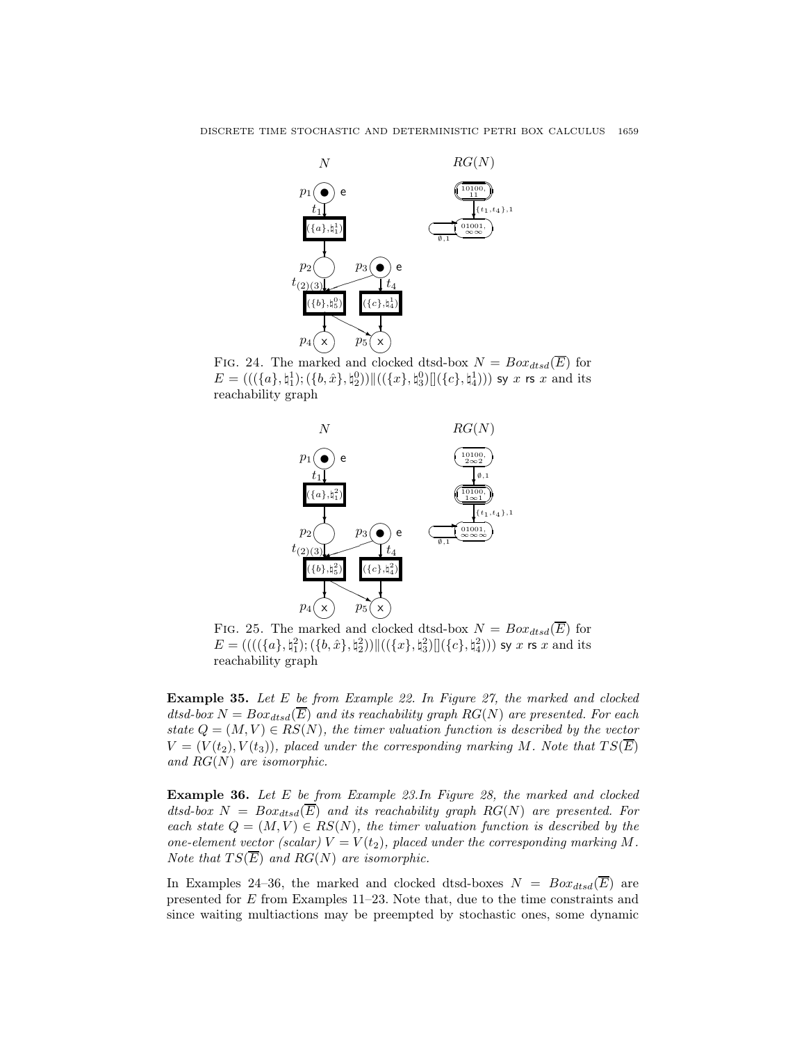FIG. 24. The marked and clocked dtsd-box $N = Box_{dtsd}(\overline{E})$ for $E = (((\{a\},\natural_1^1);(\{b,\hat{x}\},\natural_2^0))\|((\{x\},\natural_3^0)[](\{c\},\natural_4^1)))$ sy $x$ rs $x$ and its reachability graph

FIG. 25. The marked and clocked dtsd-box $N = Box_{dtsd}(\overline{E})$ for $E = ((((\{a\},\natural_1^2);(\{b,\hat{x}\},\natural_2^2))\|((\{x\},\natural_3^2)[](\{c\},\natural_4^2)))$ sy $x$ rs $x$ and its reachability graph

**Example 35.** *Let $E$ be from Example 22. In Figure 27, the marked and clocked dtsd-box $N = Box_{dtsd}(\overline{E})$ and its reachability graph $RG(N)$ are presented. For each state $Q = (M,V) \in RS(N)$, the timer valuation function is described by the vector $V = (V(t_2), V(t_3))$, placed under the corresponding marking $M$. Note that $TS(\overline{E})$ and $RG(N)$ are isomorphic.*

**Example 36.** *Let $E$ be from Example 23.In Figure 28, the marked and clocked dtsd-box $N = Box_{dtsd}(\overline{E})$ and its reachability graph $RG(N)$ are presented. For each state $Q = (M,V) \in RS(N)$, the timer valuation function is described by the one-element vector (scalar) $V = V(t_2)$, placed under the corresponding marking $M$. Note that $TS(\overline{E})$ and $RG(N)$ are isomorphic.*

In Examples 24–36, the marked and clocked dtsd-boxes $N = Box_{dtsd}(\overline{E})$ are presented for $E$ from Examples 11–23. Note that, due to the time constraints and since waiting multiactions may be preempted by stochastic ones, some dynamic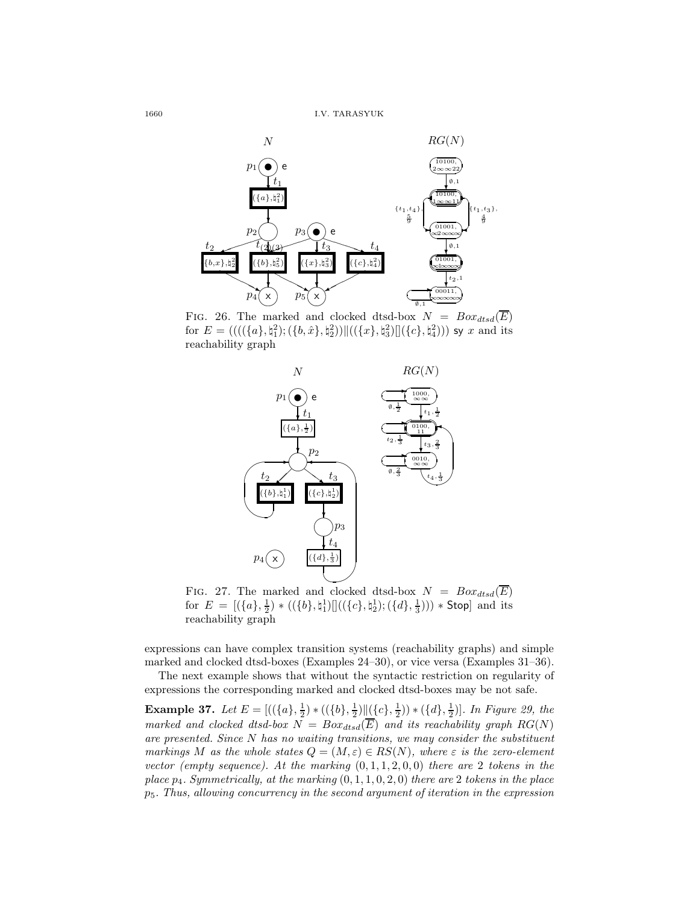FIG. 26. The marked and clocked dtsd-box $N = Box_{dtsd}(\overline{E})$ for $E = (((((\{a\},\natural_1^2);(\{b,\hat{x}\},\natural_2^2))\|((\{x\},\natural_3^2)[](\{c\},\natural_4^2)))$ sy $x$ and its reachability graph

FIG. 27. The marked and clocked dtsd-box $N = Box_{dtsd}(\overline{E})$ for $E = [(\{a\},\frac{1}{2}) * ((\{b\},\natural_1^1)[]((\{c\},\natural_2^1);(\{d\},\frac{1}{3}))) * \mathsf{Stop}]$ and its reachability graph

expressions can have complex transition systems (reachability graphs) and simple marked and clocked dtsd-boxes (Examples 24–30), or vice versa (Examples 31–36).

The next example shows that without the syntactic restriction on regularity of expressions the corresponding marked and clocked dtsd-boxes may be not safe.

**Example 37.** *Let $E = [((\{a\},\frac{1}{2}) * ((\{b\},\frac{1}{2})\|(\{c\},\frac{1}{2})) * (\{d\},\frac{1}{2})]$. In Figure 29, the marked and clocked dtsd-box $N = Box_{dtsd}(\overline{E})$ and its reachability graph $RG(N)$ are presented. Since $N$ has no waiting transitions, we may consider the substituent markings $M$ as the whole states $Q = (M,\varepsilon) \in RS(N)$, where $\varepsilon$ is the zero-element vector (empty sequence). At the marking $(0,1,1,2,0,0)$ there are 2 tokens in the place $p_4$. Symmetrically, at the marking $(0,1,1,0,2,0)$ there are 2 tokens in the place $p_5$. Thus, allowing concurrency in the second argument of iteration in the expression*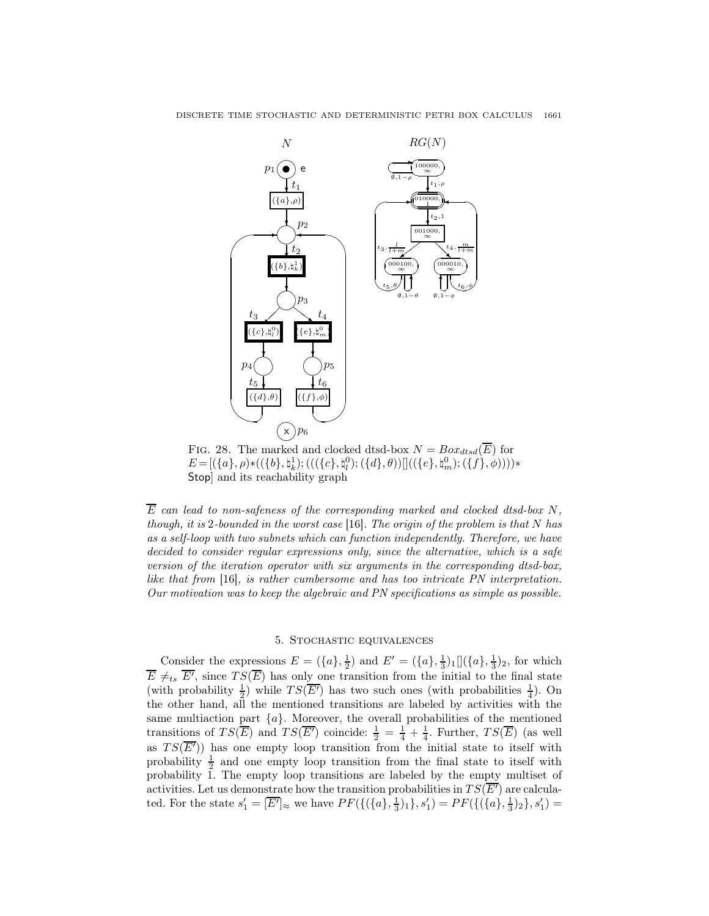FIG. 28. The marked and clocked dtsd-box $N = Box_{dtsd}(\overline{E})$ for $E = [(\{a\}, \rho) * ((\{b\}, \natural_k^1); (((\{c\}, \natural_l^0); (\{d\}, \theta))[](( \{e\}, \natural_m^0); (\{f\}, \phi)))) * \mathsf{Stop}]$ and its reachability graph

*$\overline{E}$ can lead to non-safeness of the corresponding marked and clocked dtsd-box $N$, though, it is 2-bounded in the worst case* [16]. *The origin of the problem is that $N$ has as a self-loop with two subnets which can function independently. Therefore, we have decided to consider regular expressions only, since the alternative, which is a safe version of the iteration operator with six arguments in the corresponding dtsd-box, like that from* [16]*, is rather cumbersome and has too intricate PN interpretation. Our motivation was to keep the algebraic and PN specifications as simple as possible.*

## 5. Stochastic equivalences

Consider the expressions $E = (\{a\}, \frac{1}{2})$ and $E' = (\{a\}, \frac{1}{3})_1[](\{a\}, \frac{1}{3})_2$, for which $\overline{E} \neq_{ts} \overline{E'}$, since $TS(\overline{E})$ has only one transition from the initial to the final state (with probability $\frac{1}{2}$) while $TS(\overline{E'})$ has two such ones (with probabilities $\frac{1}{4}$). On the other hand, all the mentioned transitions are labeled by activities with the same multiaction part $\{a\}$. Moreover, the overall probabilities of the mentioned transitions of $TS(\overline{E})$ and $TS(\overline{E'})$ coincide: $\frac{1}{2} = \frac{1}{4} + \frac{1}{4}$. Further, $TS(\overline{E})$ (as well as $TS(\overline{E'})$) has one empty loop transition from the initial state to itself with probability $\frac{1}{2}$ and one empty loop transition from the final state to itself with probability 1. The empty loop transitions are labeled by the empty multiset of activities. Let us demonstrate how the transition probabilities in $TS(\overline{E'})$ are calculated. For the state $s'_1 = [\overline{E'}]_{\approx}$ we have $PF(\{(\{a\}, \frac{1}{3})_1\}, s'_1) = PF(\{(\{a\}, \frac{1}{3})_2\}, s'_1) =$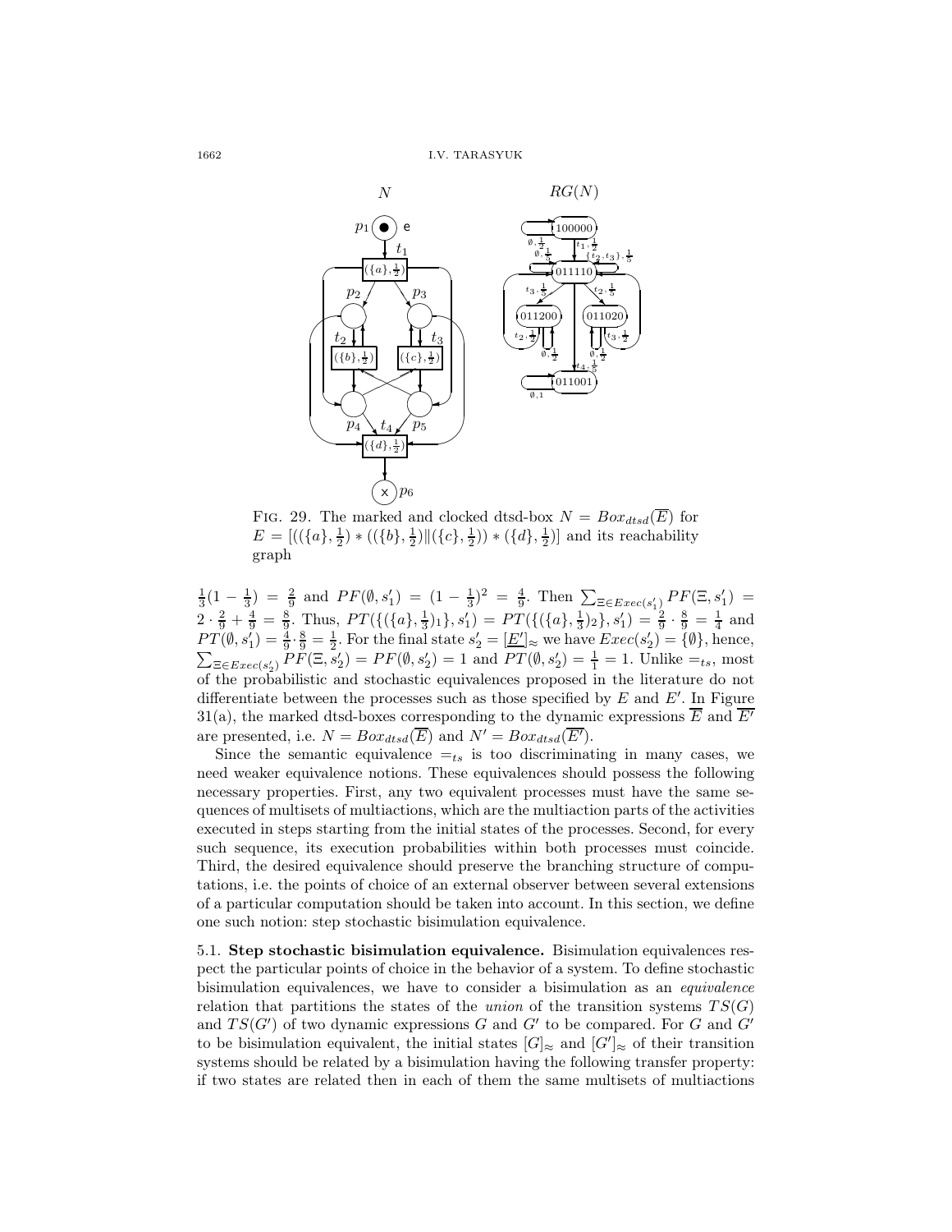Fig. 29. The marked and clocked dtsd-box $N = Box_{dtsd}(\overline{E})$ for $E = [((\{a\}, \frac{1}{2}) * ((\{b\}, \frac{1}{2}) \| (\{c\}, \frac{1}{2})) * (\{d\}, \frac{1}{2})]$ and its reachability graph

$\frac{1}{3}(1 - \frac{1}{3}) = \frac{2}{9}$ and $PF(\emptyset, s_1') = (1 - \frac{1}{3})^2 = \frac{4}{9}$. Then $\sum_{\Xi \in Exec(s_1')} PF(\Xi, s_1') = 2 \cdot \frac{2}{9} + \frac{4}{9} = \frac{8}{9}$. Thus, $PT(\{(\{a\}, \frac{1}{3})_1\}, s_1') = PT(\{(\{a\}, \frac{1}{3})_2\}, s_1') = \frac{2}{9} \cdot \frac{8}{9} = \frac{1}{4}$ and $PT(\emptyset, s_1') = \frac{4}{9} \cdot \frac{8}{9} = \frac{1}{2}$. For the final state $s_2' = [\underline{E'}]_\approx$ we have $Exec(s_2') = \{\emptyset\}$, hence, $\sum_{\Xi \in Exec(s_2')} PF(\Xi, s_2') = PF(\emptyset, s_2') = 1$ and $PT(\emptyset, s_2') = \frac{1}{1} = 1$. Unlike $=_{ts}$, most of the probabilistic and stochastic equivalences proposed in the literature do not differentiate between the processes such as those specified by $E$ and $E'$. In Figure 31(a), the marked dtsd-boxes corresponding to the dynamic expressions $\overline{E}$ and $\overline{E'}$ are presented, i.e. $N = Box_{dtsd}(\overline{E})$ and $N' = Box_{dtsd}(\overline{E'})$.

Since the semantic equivalence $=_{ts}$ is too discriminating in many cases, we need weaker equivalence notions. These equivalences should possess the following necessary properties. First, any two equivalent processes must have the same sequences of multisets of multiactions, which are the multiaction parts of the activities executed in steps starting from the initial states of the processes. Second, for every such sequence, its execution probabilities within both processes must coincide. Third, the desired equivalence should preserve the branching structure of computations, i.e. the points of choice of an external observer between several extensions of a particular computation should be taken into account. In this section, we define one such notion: step stochastic bisimulation equivalence.

**5.1. Step stochastic bisimulation equivalence.** Bisimulation equivalences respect the particular points of choice in the behavior of a system. To define stochastic bisimulation equivalences, we have to consider a bisimulation as an *equivalence* relation that partitions the states of the *union* of the transition systems $TS(G)$ and $TS(G')$ of two dynamic expressions $G$ and $G'$ to be compared. For $G$ and $G'$ to be bisimulation equivalent, the initial states $[G]_\approx$ and $[G']_\approx$ of their transition systems should be related by a bisimulation having the following transfer property: if two states are related then in each of them the same multisets of multiactions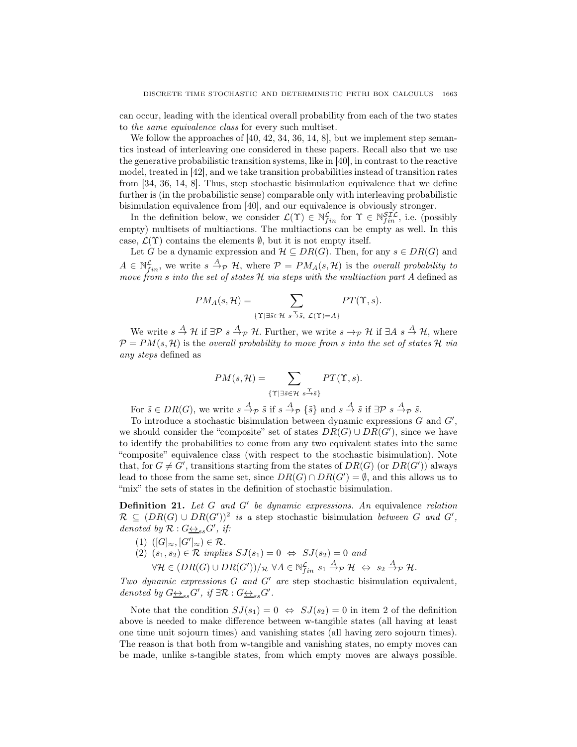can occur, leading with the identical overall probability from each of the two states to *the same equivalence class* for every such multiset.

We follow the approaches of [40, 42, 34, 36, 14, 8], but we implement step semantics instead of interleaving one considered in these papers. Recall also that we use the generative probabilistic transition systems, like in [40], in contrast to the reactive model, treated in [42], and we take transition probabilities instead of transition rates from [34, 36, 14, 8]. Thus, step stochastic bisimulation equivalence that we define further is (in the probabilistic sense) comparable only with interleaving probabilistic bisimulation equivalence from [40], and our equivalence is obviously stronger.

In the definition below, we consider $\mathcal{L}(\Upsilon) \in \mathbb{N}_{fin}^{\mathcal{L}}$ for $\Upsilon \in \mathbb{N}_{fin}^{\mathcal{SIL}}$, i.e. (possibly empty) multisets of multiactions. The multiactions can be empty as well. In this case, $\mathcal{L}(\Upsilon)$ contains the elements $\emptyset$, but it is not empty itself.

Let $G$ be a dynamic expression and $\mathcal{H} \subseteq DR(G)$. Then, for any $s \in DR(G)$ and $A \in \mathbb{N}_{fin}^{\mathcal{L}}$, we write $s \xrightarrow{A}_{\mathcal{P}} \mathcal{H}$, where $\mathcal{P} = PM_A(s, \mathcal{H})$ is the *overall probability to move from $s$ into the set of states $\mathcal{H}$ via steps with the multiaction part $A$* defined as

$$PM_A(s, \mathcal{H}) = \sum_{\{\Upsilon \mid \exists \tilde{s} \in \mathcal{H} \ s \xrightarrow{\Upsilon} \tilde{s}, \ \mathcal{L}(\Upsilon) = A\}} PT(\Upsilon, s).$$

We write $s \xrightarrow{A} \mathcal{H}$ if $\exists \mathcal{P} \ s \xrightarrow{A}_{\mathcal{P}} \mathcal{H}$. Further, we write $s \rightarrow_{\mathcal{P}} \mathcal{H}$ if $\exists A \ s \xrightarrow{A} \mathcal{H}$, where $\mathcal{P} = PM(s, \mathcal{H})$ is the *overall probability to move from $s$ into the set of states $\mathcal{H}$ via any steps* defined as

$$PM(s, \mathcal{H}) = \sum_{\{\Upsilon \mid \exists \tilde{s} \in \mathcal{H} \ s \xrightarrow{\Upsilon} \tilde{s}\}} PT(\Upsilon, s).$$

For $\tilde{s} \in DR(G)$, we write $s \xrightarrow{A}_{\mathcal{P}} \tilde{s}$ if $s \xrightarrow{A}_{\mathcal{P}} \{\tilde{s}\}$ and $s \xrightarrow{A} \tilde{s}$ if $\exists \mathcal{P} \ s \xrightarrow{A}_{\mathcal{P}} \tilde{s}$.

To introduce a stochastic bisimulation between dynamic expressions $G$ and $G'$, we should consider the "composite" set of states $DR(G) \cup DR(G')$, since we have to identify the probabilities to come from any two equivalent states into the same "composite" equivalence class (with respect to the stochastic bisimulation). Note that, for $G \neq G'$, transitions starting from the states of $DR(G)$ (or $DR(G')$) always lead to those from the same set, since $DR(G) \cap DR(G') = \emptyset$, and this allows us to "mix" the sets of states in the definition of stochastic bisimulation.

**Definition 21.** *Let $G$ and $G'$ be dynamic expressions. An* equivalence *relation $\mathcal{R} \subseteq (DR(G) \cup DR(G'))^2$ is a* step stochastic bisimulation *between $G$ and $G'$, denoted by $\mathcal{R} : G \underline{\leftrightarrow}_{ss} G'$, if:*

1. $([G]_\approx, [G']_\approx) \in \mathcal{R}$.
2. $(s_1, s_2) \in \mathcal{R}$ *implies* $SJ(s_1) = 0 \ \Leftrightarrow \ SJ(s_2) = 0$ *and*
   $\forall \mathcal{H} \in (DR(G) \cup DR(G'))/_{\mathcal{R}} \ \forall A \in \mathbb{N}_{fin}^{\mathcal{L}} \ s_1 \xrightarrow{A}_{\mathcal{P}} \mathcal{H} \ \Leftrightarrow \ s_2 \xrightarrow{A}_{\mathcal{P}} \mathcal{H}$.

*Two dynamic expressions $G$ and $G'$ are* step stochastic bisimulation equivalent*, denoted by $G \underline{\leftrightarrow}_{ss} G'$, if $\exists \mathcal{R} : G \underline{\leftrightarrow}_{ss} G'$.*

Note that the condition $SJ(s_1) = 0 \ \Leftrightarrow \ SJ(s_2) = 0$ in item 2 of the definition above is needed to make difference between w-tangible states (all having at least one time unit sojourn times) and vanishing states (all having zero sojourn times). The reason is that both from w-tangible and vanishing states, no empty moves can be made, unlike s-tangible states, from which empty moves are always possible.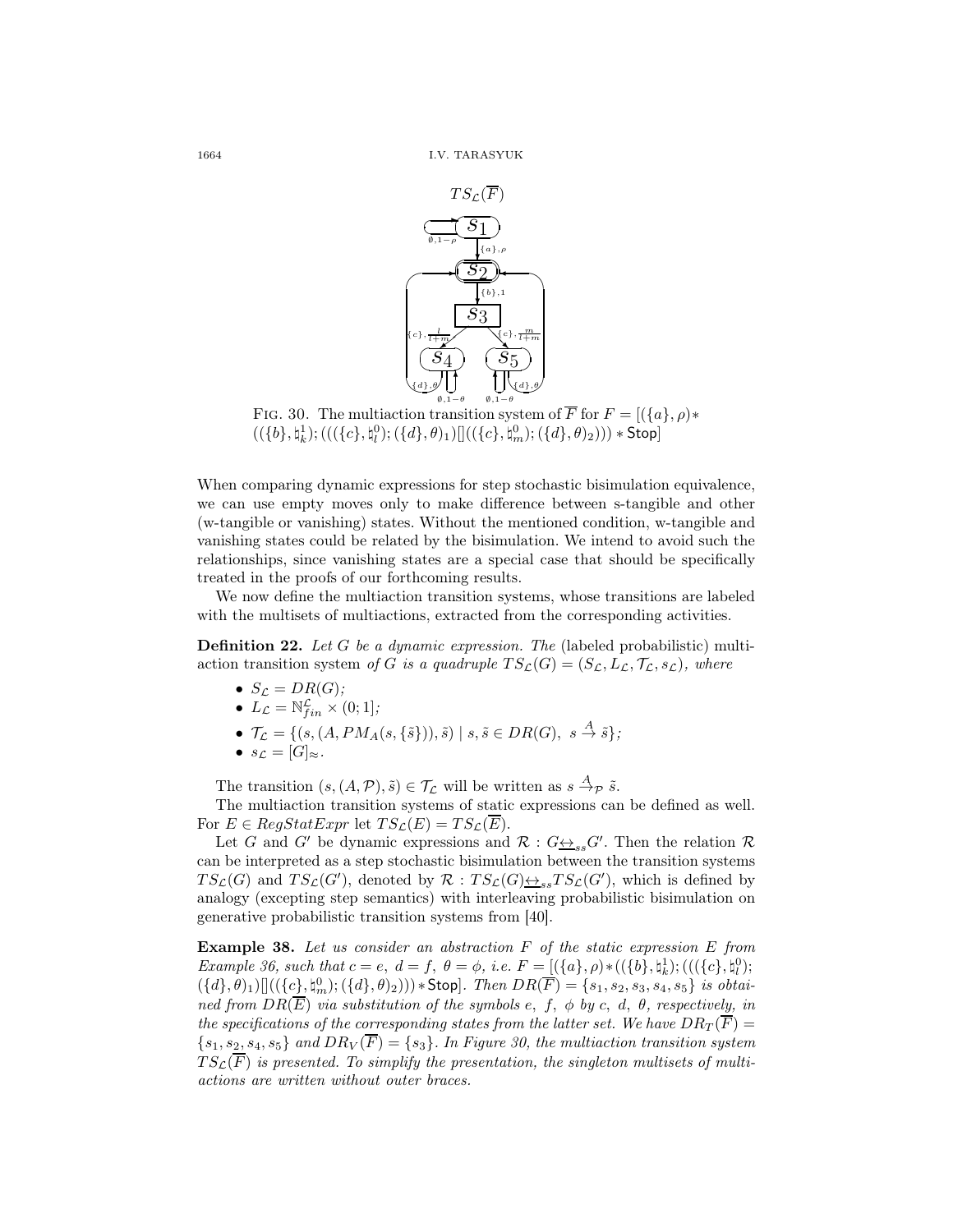$TS_{\mathcal{L}}(\overline{F})$

FIG. 30. The multiaction transition system of $\overline{F}$ for $F = [(\{a\}, \rho) * ((\{b\}, \natural_k^1); (((\{c\}, \natural_l^0); (\{d\}, \theta)_1)[]((\{c\}, \natural_m^0); (\{d\}, \theta)_2))) * \mathsf{Stop}]$

When comparing dynamic expressions for step stochastic bisimulation equivalence, we can use empty moves only to make difference between s-tangible and other (w-tangible or vanishing) states. Without the mentioned condition, w-tangible and vanishing states could be related by the bisimulation. We intend to avoid such the relationships, since vanishing states are a special case that should be specifically treated in the proofs of our forthcoming results.

We now define the multiaction transition systems, whose transitions are labeled with the multisets of multiactions, extracted from the corresponding activities.

**Definition 22.** *Let $G$ be a dynamic expression. The* (labeled probabilistic) multiaction transition system *of $G$ is a quadruple $TS_{\mathcal{L}}(G) = (S_{\mathcal{L}}, L_{\mathcal{L}}, \mathcal{T}_{\mathcal{L}}, s_{\mathcal{L}})$, where*

- $S_{\mathcal{L}} = DR(G)$*;*
- $L_{\mathcal{L}} = \mathbb{N}_{fin}^{\mathcal{L}} \times (0; 1]$*;*
- $\mathcal{T}_{\mathcal{L}} = \{(s, (A, PM_A(s, \{\tilde{s}\})), \tilde{s}) \mid s, \tilde{s} \in DR(G),\ s \xrightarrow{A} \tilde{s}\}$*;*
- $s_{\mathcal{L}} = [G]_{\approx}$*.*

The transition $(s, (A, \mathcal{P}), \tilde{s}) \in \mathcal{T}_{\mathcal{L}}$ will be written as $s \xrightarrow{A}_{\mathcal{P}} \tilde{s}$.

The multiaction transition systems of static expressions can be defined as well. For $E \in RegStatExpr$ let $TS_{\mathcal{L}}(E) = TS_{\mathcal{L}}(\overline{E})$.

Let $G$ and $G'$ be dynamic expressions and $\mathcal{R} : G \underline{\leftrightarrow}_{ss} G'$. Then the relation $\mathcal{R}$ can be interpreted as a step stochastic bisimulation between the transition systems $TS_{\mathcal{L}}(G)$ and $TS_{\mathcal{L}}(G')$, denoted by $\mathcal{R} : TS_{\mathcal{L}}(G) \underline{\leftrightarrow}_{ss} TS_{\mathcal{L}}(G')$, which is defined by analogy (excepting step semantics) with interleaving probabilistic bisimulation on generative probabilistic transition systems from [40].

**Example 38.** *Let us consider an abstraction $F$ of the static expression $E$ from Example 36, such that $c = e,\ d = f,\ \theta = \phi$, i.e. $F = [(\{a\}, \rho) * ((\{b\}, \natural_k^1); (((\{c\}, \natural_l^0); (\{d\}, \theta)_1)[]((\{c\}, \natural_m^0); (\{d\}, \theta)_2))) * \mathsf{Stop}]$. Then $DR(\overline{F}) = \{s_1, s_2, s_3, s_4, s_5\}$ is obtained from $DR(\overline{E})$ via substitution of the symbols $e,\ f,\ \phi$ by $c,\ d,\ \theta$, respectively, in the specifications of the corresponding states from the latter set. We have $DR_T(\overline{F}) = \{s_1, s_2, s_4, s_5\}$ and $DR_V(\overline{F}) = \{s_3\}$. In Figure 30, the multiaction transition system $TS_{\mathcal{L}}(\overline{F})$ is presented. To simplify the presentation, the singleton multisets of multiactions are written without outer braces.*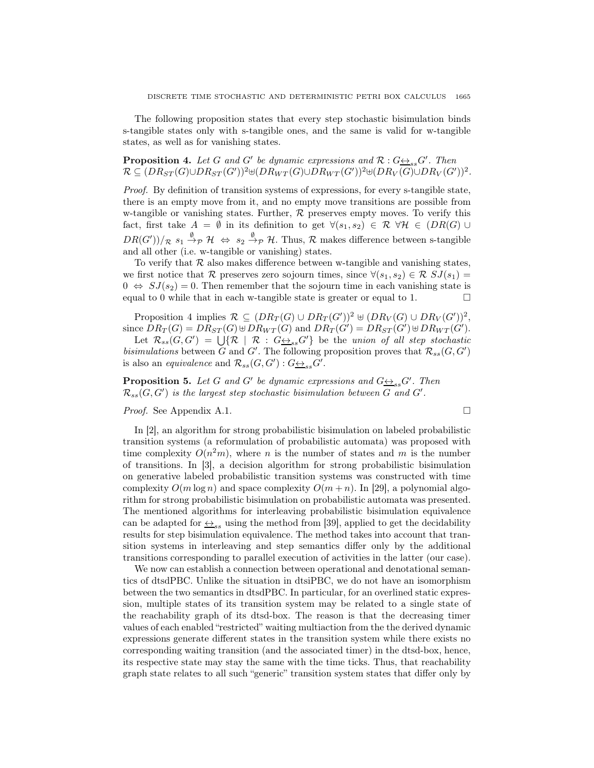The following proposition states that every step stochastic bisimulation binds s-tangible states only with s-tangible ones, and the same is valid for w-tangible states, as well as for vanishing states.

**Proposition 4.** *Let $G$ and $G'$ be dynamic expressions and $\mathcal{R} : G \underline{\leftrightarrow}_{ss} G'$. Then* $\mathcal{R} \subseteq (DR_{ST}(G) \cup DR_{ST}(G'))^2 \uplus (DR_{WT}(G) \cup DR_{WT}(G'))^2 \uplus (DR_V(G) \cup DR_V(G'))^2$.

*Proof.* By definition of transition systems of expressions, for every s-tangible state, there is an empty move from it, and no empty move transitions are possible from w-tangible or vanishing states. Further, $\mathcal{R}$ preserves empty moves. To verify this fact, first take $A = \emptyset$ in its definition to get $\forall (s_1, s_2) \in \mathcal{R}\ \forall \mathcal{H} \in (DR(G) \cup DR(G'))/_{\mathcal{R}}\ s_1 \xrightarrow{\emptyset}_{\mathcal{P}} \mathcal{H} \Leftrightarrow s_2 \xrightarrow{\emptyset}_{\mathcal{P}} \mathcal{H}$. Thus, $\mathcal{R}$ makes difference between s-tangible and all other (i.e. w-tangible or vanishing) states.

To verify that $\mathcal{R}$ also makes difference between w-tangible and vanishing states, we first notice that $\mathcal{R}$ preserves zero sojourn times, since $\forall (s_1, s_2) \in \mathcal{R}\ SJ(s_1) = 0 \Leftrightarrow SJ(s_2) = 0$. Then remember that the sojourn time in each vanishing state is equal to 0 while that in each w-tangible state is greater or equal to 1. $\square$

Proposition 4 implies $\mathcal{R} \subseteq (DR_T(G) \cup DR_T(G'))^2 \uplus (DR_V(G) \cup DR_V(G'))^2$, since $DR_T(G) = DR_{ST}(G) \uplus DR_{WT}(G)$ and $DR_T(G') = DR_{ST}(G') \uplus DR_{WT}(G')$.

Let $\mathcal{R}_{ss}(G, G') = \bigcup\{\mathcal{R} \mid \mathcal{R} : G \underline{\leftrightarrow}_{ss} G'\}$ be the *union of all step stochastic bisimulations* between $G$ and $G'$. The following proposition proves that $\mathcal{R}_{ss}(G, G')$ is also an *equivalence* and $\mathcal{R}_{ss}(G, G') : G \underline{\leftrightarrow}_{ss} G'$.

**Proposition 5.** *Let $G$ and $G'$ be dynamic expressions and $G \underline{\leftrightarrow}_{ss} G'$. Then $\mathcal{R}_{ss}(G, G')$ is the largest step stochastic bisimulation between $G$ and $G'$.*

*Proof.* See Appendix A.1. $\square$

In [2], an algorithm for strong probabilistic bisimulation on labeled probabilistic transition systems (a reformulation of probabilistic automata) was proposed with time complexity $O(n^2 m)$, where $n$ is the number of states and $m$ is the number of transitions. In [3], a decision algorithm for strong probabilistic bisimulation on generative labeled probabilistic transition systems was constructed with time complexity $O(m \log n)$ and space complexity $O(m + n)$. In [29], a polynomial algorithm for strong probabilistic bisimulation on probabilistic automata was presented. The mentioned algorithms for interleaving probabilistic bisimulation equivalence can be adapted for $\underline{\leftrightarrow}_{ss}$ using the method from [39], applied to get the decidability results for step bisimulation equivalence. The method takes into account that transition systems in interleaving and step semantics differ only by the additional transitions corresponding to parallel execution of activities in the latter (our case).

We now can establish a connection between operational and denotational semantics of dtsdPBC. Unlike the situation in dtsiPBC, we do not have an isomorphism between the two semantics in dtsdPBC. In particular, for an overlined static expression, multiple states of its transition system may be related to a single state of the reachability graph of its dtsd-box. The reason is that the decreasing timer values of each enabled "restricted" waiting multiaction from the the derived dynamic expressions generate different states in the transition system while there exists no corresponding waiting transition (and the associated timer) in the dtsd-box, hence, its respective state may stay the same with the time ticks. Thus, that reachability graph state relates to all such "generic" transition system states that differ only by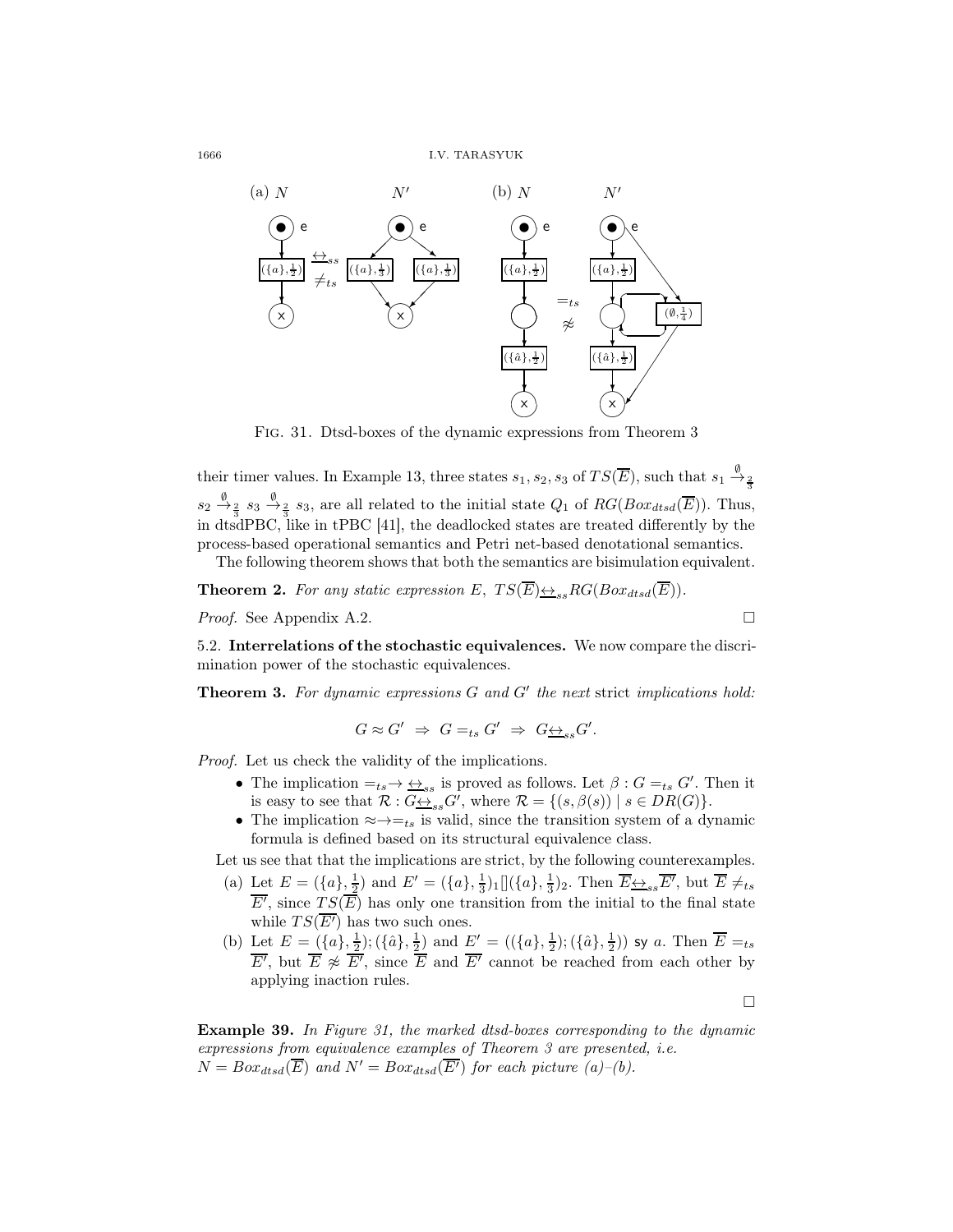FIG. 31. Dtsd-boxes of the dynamic expressions from Theorem 3

their timer values. In Example 13, three states $s_1, s_2, s_3$ of $TS(\overline{E})$, such that $s_1 \stackrel{\emptyset}{\rightarrow}_{\frac{2}{3}} s_2 \stackrel{\emptyset}{\rightarrow}_{\frac{2}{3}} s_3 \stackrel{\emptyset}{\rightarrow}_{\frac{2}{3}} s_3$, are all related to the initial state $Q_1$ of $RG(Box_{dtsd}(\overline{E}))$. Thus, in dtsdPBC, like in tPBC [41], the deadlocked states are treated differently by the process-based operational semantics and Petri net-based denotational semantics.

The following theorem shows that both the semantics are bisimulation equivalent.

**Theorem 2.** *For any static expression $E$, $TS(\overline{E}) \underline{\leftrightarrow}_{ss} RG(Box_{dtsd}(\overline{E}))$.*

*Proof.* See Appendix A.2. □

## 5.2. Interrelations of the stochastic equivalences.

We now compare the discrimination power of the stochastic equivalences.

**Theorem 3.** *For dynamic expressions $G$ and $G'$ the next* strict *implications hold:*

$$G \approx G' \;\Rightarrow\; G =_{ts} G' \;\Rightarrow\; G \underline{\leftrightarrow}_{ss} G'.$$

*Proof.* Let us check the validity of the implications.

- The implication $=_{ts} \rightarrow \underline{\leftrightarrow}_{ss}$ is proved as follows. Let $\beta : G =_{ts} G'$. Then it is easy to see that $\mathcal{R} : G \underline{\leftrightarrow}_{ss} G'$, where $\mathcal{R} = \{(s, \beta(s)) \mid s \in DR(G)\}$.
- The implication $\approx \rightarrow =_{ts}$ is valid, since the transition system of a dynamic formula is defined based on its structural equivalence class.

Let us see that that the implications are strict, by the following counterexamples.

(a) Let $E = (\{a\}, \frac{1}{2})$ and $E' = (\{a\}, \frac{1}{3})_1[](\{a\}, \frac{1}{3})_2$. Then $\overline{E} \underline{\leftrightarrow}_{ss} \overline{E'}$, but $\overline{E} \neq_{ts} \overline{E'}$, since $TS(\overline{E})$ has only one transition from the initial to the final state while $TS(\overline{E'})$ has two such ones.

(b) Let $E = (\{a\}, \frac{1}{2}); (\{\hat{a}\}, \frac{1}{2})$ and $E' = ((\{a\}, \frac{1}{2}); (\{\hat{a}\}, \frac{1}{2}))$ sy $a$. Then $\overline{E} =_{ts} \overline{E'}$, but $\overline{E} \not\approx \overline{E'}$, since $\overline{E}$ and $\overline{E'}$ cannot be reached from each other by applying inaction rules.

□

**Example 39.** *In Figure 31, the marked dtsd-boxes corresponding to the dynamic expressions from equivalence examples of Theorem 3 are presented, i.e. $N = Box_{dtsd}(\overline{E})$ and $N' = Box_{dtsd}(\overline{E'})$ for each picture (a)–(b).*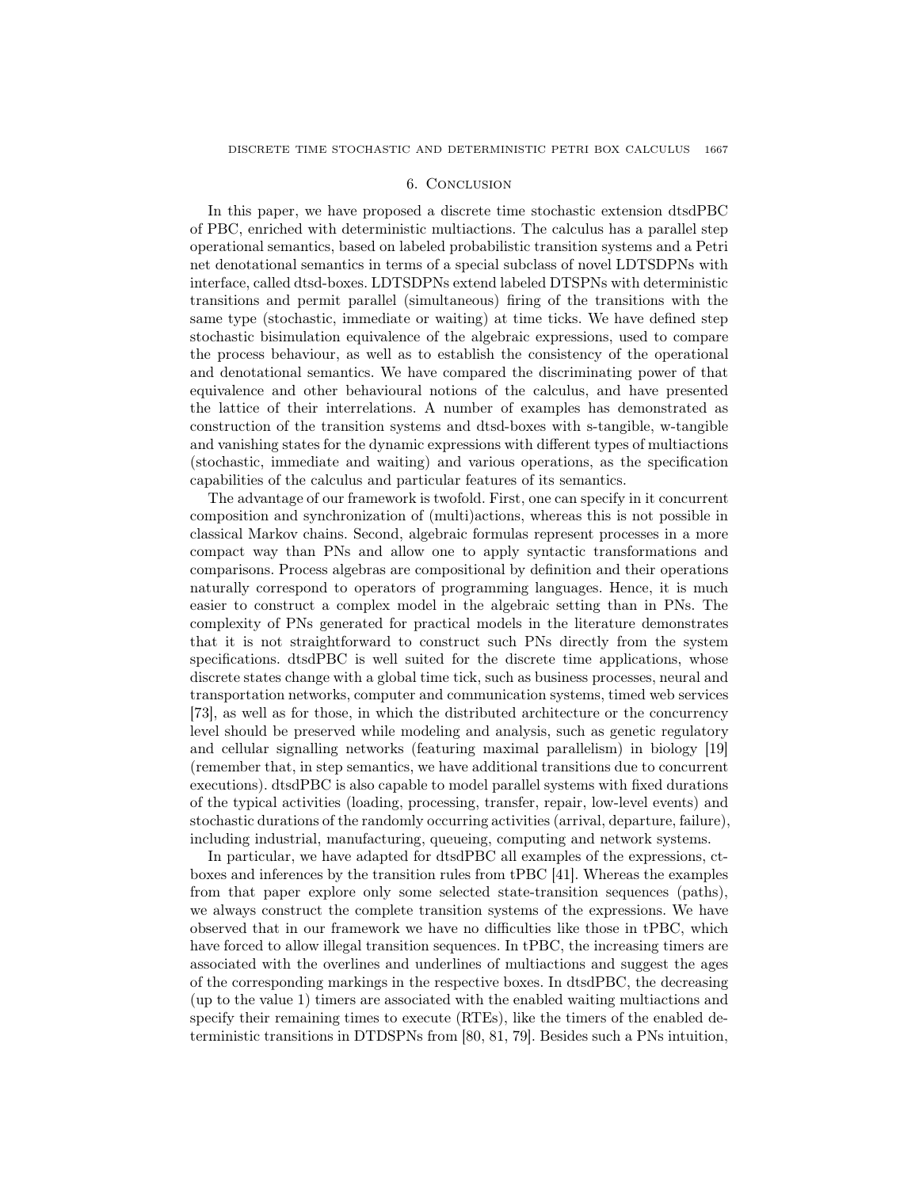## 6. Conclusion

In this paper, we have proposed a discrete time stochastic extension dtsdPBC of PBC, enriched with deterministic multiactions. The calculus has a parallel step operational semantics, based on labeled probabilistic transition systems and a Petri net denotational semantics in terms of a special subclass of novel LDTSDPNs with interface, called dtsd-boxes. LDTSDPNs extend labeled DTSPNs with deterministic transitions and permit parallel (simultaneous) firing of the transitions with the same type (stochastic, immediate or waiting) at time ticks. We have defined step stochastic bisimulation equivalence of the algebraic expressions, used to compare the process behaviour, as well as to establish the consistency of the operational and denotational semantics. We have compared the discriminating power of that equivalence and other behavioural notions of the calculus, and have presented the lattice of their interrelations. A number of examples has demonstrated as construction of the transition systems and dtsd-boxes with s-tangible, w-tangible and vanishing states for the dynamic expressions with different types of multiactions (stochastic, immediate and waiting) and various operations, as the specification capabilities of the calculus and particular features of its semantics.

The advantage of our framework is twofold. First, one can specify in it concurrent composition and synchronization of (multi)actions, whereas this is not possible in classical Markov chains. Second, algebraic formulas represent processes in a more compact way than PNs and allow one to apply syntactic transformations and comparisons. Process algebras are compositional by definition and their operations naturally correspond to operators of programming languages. Hence, it is much easier to construct a complex model in the algebraic setting than in PNs. The complexity of PNs generated for practical models in the literature demonstrates that it is not straightforward to construct such PNs directly from the system specifications. dtsdPBC is well suited for the discrete time applications, whose discrete states change with a global time tick, such as business processes, neural and transportation networks, computer and communication systems, timed web services [73], as well as for those, in which the distributed architecture or the concurrency level should be preserved while modeling and analysis, such as genetic regulatory and cellular signalling networks (featuring maximal parallelism) in biology [19] (remember that, in step semantics, we have additional transitions due to concurrent executions). dtsdPBC is also capable to model parallel systems with fixed durations of the typical activities (loading, processing, transfer, repair, low-level events) and stochastic durations of the randomly occurring activities (arrival, departure, failure), including industrial, manufacturing, queueing, computing and network systems.

In particular, we have adapted for dtsdPBC all examples of the expressions, ct-boxes and inferences by the transition rules from tPBC [41]. Whereas the examples from that paper explore only some selected state-transition sequences (paths), we always construct the complete transition systems of the expressions. We have observed that in our framework we have no difficulties like those in tPBC, which have forced to allow illegal transition sequences. In tPBC, the increasing timers are associated with the overlines and underlines of multiactions and suggest the ages of the corresponding markings in the respective boxes. In dtsdPBC, the decreasing (up to the value 1) timers are associated with the enabled waiting multiactions and specify their remaining times to execute (RTEs), like the timers of the enabled deterministic transitions in DTDSPNs from [80, 81, 79]. Besides such a PNs intuition,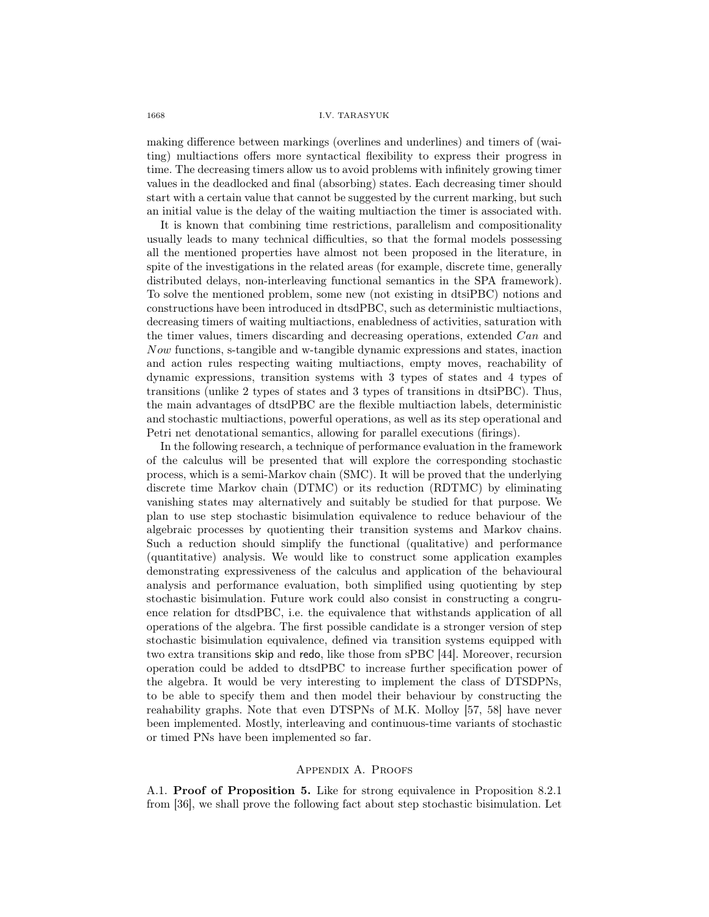making difference between markings (overlines and underlines) and timers of (waiting) multiactions offers more syntactical flexibility to express their progress in time. The decreasing timers allow us to avoid problems with infinitely growing timer values in the deadlocked and final (absorbing) states. Each decreasing timer should start with a certain value that cannot be suggested by the current marking, but such an initial value is the delay of the waiting multiaction the timer is associated with.

It is known that combining time restrictions, parallelism and compositionality usually leads to many technical difficulties, so that the formal models possessing all the mentioned properties have almost not been proposed in the literature, in spite of the investigations in the related areas (for example, discrete time, generally distributed delays, non-interleaving functional semantics in the SPA framework). To solve the mentioned problem, some new (not existing in dtsiPBC) notions and constructions have been introduced in dtsdPBC, such as deterministic multiactions, decreasing timers of waiting multiactions, enabledness of activities, saturation with the timer values, timers discarding and decreasing operations, extended *Can* and *Now* functions, s-tangible and w-tangible dynamic expressions and states, inaction and action rules respecting waiting multiactions, empty moves, reachability of dynamic expressions, transition systems with 3 types of states and 4 types of transitions (unlike 2 types of states and 3 types of transitions in dtsiPBC). Thus, the main advantages of dtsdPBC are the flexible multiaction labels, deterministic and stochastic multiactions, powerful operations, as well as its step operational and Petri net denotational semantics, allowing for parallel executions (firings).

In the following research, a technique of performance evaluation in the framework of the calculus will be presented that will explore the corresponding stochastic process, which is a semi-Markov chain (SMC). It will be proved that the underlying discrete time Markov chain (DTMC) or its reduction (RDTMC) by eliminating vanishing states may alternatively and suitably be studied for that purpose. We plan to use step stochastic bisimulation equivalence to reduce behaviour of the algebraic processes by quotienting their transition systems and Markov chains. Such a reduction should simplify the functional (qualitative) and performance (quantitative) analysis. We would like to construct some application examples demonstrating expressiveness of the calculus and application of the behavioural analysis and performance evaluation, both simplified using quotienting by step stochastic bisimulation. Future work could also consist in constructing a congruence relation for dtsdPBC, i.e. the equivalence that withstands application of all operations of the algebra. The first possible candidate is a stronger version of step stochastic bisimulation equivalence, defined via transition systems equipped with two extra transitions skip and redo, like those from sPBC [44]. Moreover, recursion operation could be added to dtsdPBC to increase further specification power of the algebra. It would be very interesting to implement the class of DTSDPNs, to be able to specify them and then model their behaviour by constructing the reahability graphs. Note that even DTSPNs of M.K. Molloy [57, 58] have never been implemented. Mostly, interleaving and continuous-time variants of stochastic or timed PNs have been implemented so far.

## Appendix A. Proofs

A.1. **Proof of Proposition 5.** Like for strong equivalence in Proposition 8.2.1 from [36], we shall prove the following fact about step stochastic bisimulation. Let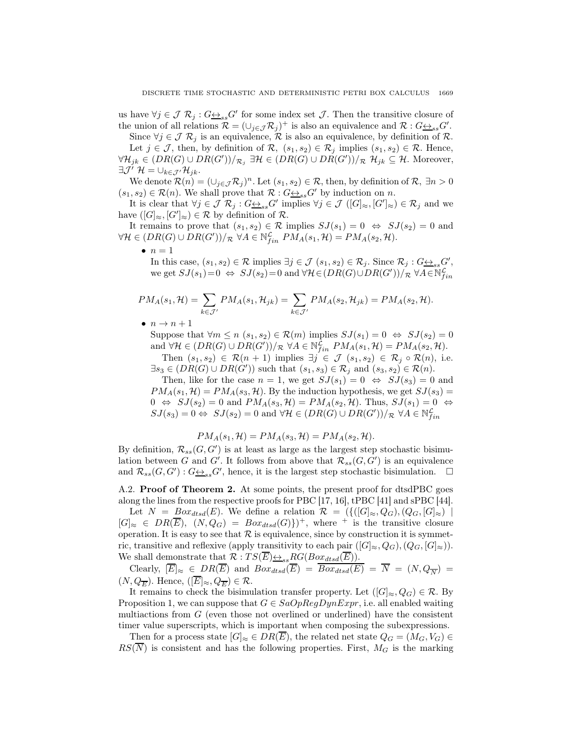us have $\forall j \in \mathcal{J}\ \mathcal{R}_j : G \underline{\leftrightarrow}_{ss} G'$ for some index set $\mathcal{J}$. Then the transitive closure of the union of all relations $\mathcal{R} = (\cup_{j \in \mathcal{J}} \mathcal{R}_j)^+$ is also an equivalence and $\mathcal{R} : G \underline{\leftrightarrow}_{ss} G'$.

Since $\forall j \in \mathcal{J}\ \mathcal{R}_j$ is an equivalence, $\mathcal{R}$ is also an equivalence, by definition of $\mathcal{R}$.

Let $j \in \mathcal{J}$, then, by definition of $\mathcal{R}$, $(s_1, s_2) \in \mathcal{R}_j$ implies $(s_1, s_2) \in \mathcal{R}$. Hence, $\forall \mathcal{H}_{jk} \in (DR(G) \cup DR(G'))/_{\mathcal{R}_j}\ \exists \mathcal{H} \in (DR(G) \cup DR(G'))/_{\mathcal{R}}\ \mathcal{H}_{jk} \subseteq \mathcal{H}$. Moreover, $\exists \mathcal{J}'\ \mathcal{H} = \cup_{k \in \mathcal{J}'} \mathcal{H}_{jk}$.

We denote $\mathcal{R}(n) = (\cup_{j \in \mathcal{J}} \mathcal{R}_j)^n$. Let $(s_1, s_2) \in \mathcal{R}$, then, by definition of $\mathcal{R}$, $\exists n > 0$ $(s_1, s_2) \in \mathcal{R}(n)$. We shall prove that $\mathcal{R} : G \underline{\leftrightarrow}_{ss} G'$ by induction on $n$.

It is clear that $\forall j \in \mathcal{J}\ \mathcal{R}_j : G \underline{\leftrightarrow}_{ss} G'$ implies $\forall j \in \mathcal{J}\ ([G]_\approx, [G']_\approx) \in \mathcal{R}_j$ and we have $([G]_\approx, [G']_\approx) \in \mathcal{R}$ by definition of $\mathcal{R}$.

It remains to prove that $(s_1, s_2) \in \mathcal{R}$ implies $SJ(s_1) = 0 \Leftrightarrow SJ(s_2) = 0$ and $\forall \mathcal{H} \in (DR(G) \cup DR(G'))/_{\mathcal{R}}\ \forall A \in \mathbb{N}^{\mathcal{L}}_{fin}\ PM_A(s_1, \mathcal{H}) = PM_A(s_2, \mathcal{H})$.

- $n = 1$

  In this case, $(s_1, s_2) \in \mathcal{R}$ implies $\exists j \in \mathcal{J}\ (s_1, s_2) \in \mathcal{R}_j$. Since $\mathcal{R}_j : G \underline{\leftrightarrow}_{ss} G'$, we get $SJ(s_1) = 0 \Leftrightarrow SJ(s_2) = 0$ and $\forall \mathcal{H} \in (DR(G) \cup DR(G'))/_{\mathcal{R}}\ \forall A \in \mathbb{N}^{\mathcal{L}}_{fin}$

$$PM_A(s_1, \mathcal{H}) = \sum_{k \in \mathcal{J}'} PM_A(s_1, \mathcal{H}_{jk}) = \sum_{k \in \mathcal{J}'} PM_A(s_2, \mathcal{H}_{jk}) = PM_A(s_2, \mathcal{H}).$$

- $n \to n + 1$

  Suppose that $\forall m \leq n\ (s_1, s_2) \in \mathcal{R}(m)$ implies $SJ(s_1) = 0 \Leftrightarrow SJ(s_2) = 0$ and $\forall \mathcal{H} \in (DR(G) \cup DR(G'))/_{\mathcal{R}}\ \forall A \in \mathbb{N}^{\mathcal{L}}_{fin}\ PM_A(s_1, \mathcal{H}) = PM_A(s_2, \mathcal{H})$.

  Then $(s_1, s_2) \in \mathcal{R}(n + 1)$ implies $\exists j \in \mathcal{J}\ (s_1, s_2) \in \mathcal{R}_j \circ \mathcal{R}(n)$, i.e. $\exists s_3 \in (DR(G) \cup DR(G'))$ such that $(s_1, s_3) \in \mathcal{R}_j$ and $(s_3, s_2) \in \mathcal{R}(n)$.

  Then, like for the case $n = 1$, we get $SJ(s_1) = 0 \Leftrightarrow SJ(s_3) = 0$ and $PM_A(s_1, \mathcal{H}) = PM_A(s_3, \mathcal{H})$. By the induction hypothesis, we get $SJ(s_3) = 0 \Leftrightarrow SJ(s_2) = 0$ and $PM_A(s_3, \mathcal{H}) = PM_A(s_2, \mathcal{H})$. Thus, $SJ(s_1) = 0 \Leftrightarrow SJ(s_3) = 0 \Leftrightarrow SJ(s_2) = 0$ and $\forall \mathcal{H} \in (DR(G) \cup DR(G'))/_{\mathcal{R}}\ \forall A \in \mathbb{N}^{\mathcal{L}}_{fin}$

$$PM_A(s_1, \mathcal{H}) = PM_A(s_3, \mathcal{H}) = PM_A(s_2, \mathcal{H}).$$

By definition, $\mathcal{R}_{ss}(G, G')$ is at least as large as the largest step stochastic bisimulation between $G$ and $G'$. It follows from above that $\mathcal{R}_{ss}(G, G')$ is an equivalence and $\mathcal{R}_{ss}(G, G') : G \underline{\leftrightarrow}_{ss} G'$, hence, it is the largest step stochastic bisimulation. $\square$

A.2. **Proof of Theorem 2.** At some points, the present proof for dtsdPBC goes along the lines from the respective proofs for PBC [17, 16], tPBC [41] and sPBC [44].

Let $N = Box_{dtsd}(E)$. We define a relation $\mathcal{R} = (\{([G]_\approx, Q_G), (Q_G, [G]_\approx) \mid [G]_\approx \in DR(\overline{E}),\ (N, Q_G) = Box_{dtsd}(G)\})^+$, where $^+$ is the transitive closure operation. It is easy to see that $\mathcal{R}$ is equivalence, since by construction it is symmetric, transitive and reflexive (apply transitivity to each pair $([G]_\approx, Q_G), (Q_G, [G]_\approx)$). We shall demonstrate that $\mathcal{R} : TS(\overline{E}) \underline{\leftrightarrow}_{ss} RG(Box_{dtsd}(\overline{E}))$.

Clearly, $[\overline{E}]_\approx \in DR(\overline{E})$ and $Box_{dtsd}(\overline{E}) = \overline{Box_{dtsd}(E)} = \overline{N} = (N, Q_{\overline{N}}) = (N, Q_{\overline{E}})$. Hence, $([\overline{E}]_\approx, Q_{\overline{E}}) \in \mathcal{R}$.

It remains to check the bisimulation transfer property. Let $([G]_\approx, Q_G) \in \mathcal{R}$. By Proposition 1, we can suppose that $G \in SaOpRegDynExpr$, i.e. all enabled waiting multiactions from $G$ (even those not overlined or underlined) have the consistent timer value superscripts, which is important when composing the subexpressions.

Then for a process state $[G]_\approx \in DR(\overline{E})$, the related net state $Q_G = (M_G, V_G) \in RS(\overline{N})$ is consistent and has the following properties. First, $M_G$ is the marking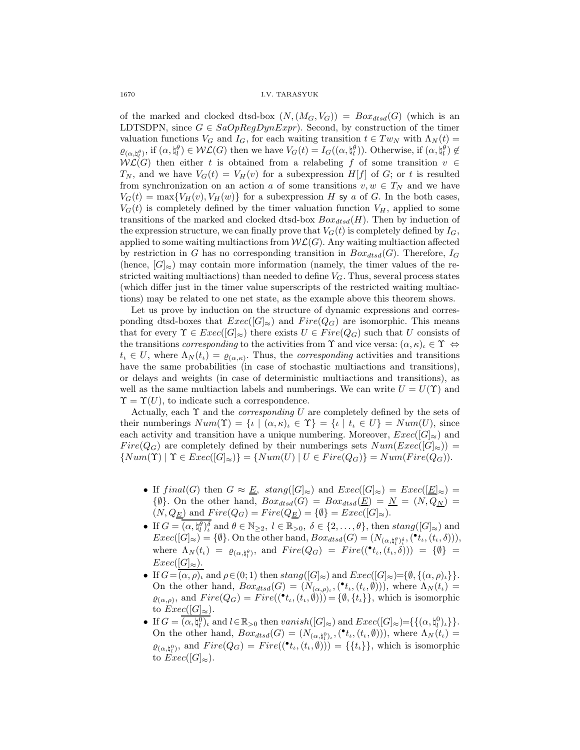of the marked and clocked dtsd-box $(N,(M_G,V_G)) = Box_{dtsd}(G)$ (which is an LDTSDPN, since $G \in SaOpRegDynExpr$). Second, by construction of the timer valuation functions $V_G$ and $I_G$, for each waiting transition $t \in Tw_N$ with $\Lambda_N(t) = \varrho_{(\alpha,\natural_l^\theta)}$, if $(\alpha,\natural_l^\theta) \in \mathcal{WL}(G)$ then we have $V_G(t) = I_G((\alpha,\natural_l^\theta))$. Otherwise, if $(\alpha,\natural_l^\theta) \notin \mathcal{WL}(G)$ then either $t$ is obtained from a relabeling $f$ of some transition $v \in T_N$, and we have $V_G(t) = V_H(v)$ for a subexpression $H[f]$ of $G$; or $t$ is resulted from synchronization on an action $a$ of some transitions $v,w \in T_N$ and we have $V_G(t) = \max\{V_H(v),V_H(w)\}$ for a subexpression $H$ sy $a$ of $G$. In the both cases, $V_G(t)$ is completely defined by the timer valuation function $V_H$, applied to some transitions of the marked and clocked dtsd-box $Box_{dtsd}(H)$. Then by induction of the expression structure, we can finally prove that $V_G(t)$ is completely defined by $I_G$, applied to some waiting multiactions from $\mathcal{WL}(G)$. Any waiting multiaction affected by restriction in $G$ has no corresponding transition in $Box_{dtsd}(G)$. Therefore, $I_G$ (hence, $[G]_\approx$) may contain more information (namely, the timer values of the restricted waiting multiactions) than needed to define $V_G$. Thus, several process states (which differ just in the timer value superscripts of the restricted waiting multiactions) may be related to one net state, as the example above this theorem shows.

Let us prove by induction on the structure of dynamic expressions and corresponding dtsd-boxes that $Exec([G]_\approx)$ and $Fire(Q_G)$ are isomorphic. This means that for every $\Upsilon \in Exec([G]_\approx)$ there exists $U \in Fire(Q_G)$ such that $U$ consists of the transitions *corresponding* to the activities from $\Upsilon$ and vice versa: $(\alpha,\kappa)_\iota \in \Upsilon \Leftrightarrow t_\iota \in U$, where $\Lambda_N(t_\iota) = \varrho_{(\alpha,\kappa)}$. Thus, the *corresponding* activities and transitions have the same probabilities (in case of stochastic multiactions and transitions), or delays and weights (in case of deterministic multiactions and transitions), as well as the same multiaction labels and numberings. We can write $U = U(\Upsilon)$ and $\Upsilon = \Upsilon(U)$, to indicate such a correspondence.

Actually, each $\Upsilon$ and the *corresponding* $U$ are completely defined by the sets of their numberings $Num(\Upsilon) = \{\iota \mid (\alpha,\kappa)_\iota \in \Upsilon\} = \{\iota \mid t_\iota \in U\} = Num(U)$, since each activity and transition have a unique numbering. Moreover, $Exec([G]_\approx)$ and $Fire(Q_G)$ are completely defined by their numberings sets $Num(Exec([G]_\approx)) = \{Num(\Upsilon) \mid \Upsilon \in Exec([G]_\approx)\} = \{Num(U) \mid U \in Fire(Q_G)\} = Num(Fire(Q_G))$.

- If $final(G)$ then $G \approx \underline{E}$, $stang([G]_\approx)$ and $Exec([G]_\approx) = Exec([\underline{E}]_\approx) = \{\emptyset\}$. On the other hand, $Box_{dtsd}(G) = Box_{dtsd}(\underline{E}) = \underline{N} = (N,Q_{\underline{N}}) = (N,Q_{\underline{E}})$ and $Fire(Q_G) = Fire(Q_{\underline{E}}) = \{\emptyset\} = Exec([G]_\approx)$.
- If $G = \overline{(\alpha,\natural_l^\theta)_\iota^\delta}$ and $\theta \in \mathbb{N}_{\geq 2}$, $l \in \mathbb{R}_{>0}$, $\delta \in \{2,\ldots,\theta\}$, then $stang([G]_\approx)$ and $Exec([G]_\approx) = \{\emptyset\}$. On the other hand, $Box_{dtsd}(G) = (N_{(\alpha,\natural_l^\theta)_\iota^\delta},({}^\bullet t_\iota,(t_\iota,\delta)))$, where $\Lambda_N(t_\iota) = \varrho_{(\alpha,\natural_l^\theta)}$, and $Fire(Q_G) = Fire(({}^\bullet t_\iota,(t_\iota,\delta))) = \{\emptyset\} = Exec([G]_\approx)$.
- If $G = \overline{(\alpha,\rho)_\iota}$ and $\rho \in (0;1)$ then $stang([G]_\approx)$ and $Exec([G]_\approx) = \{\emptyset,\{(\alpha,\rho)_\iota\}\}$. On the other hand, $Box_{dtsd}(G) = (N_{(\alpha,\rho)_\iota},({}^\bullet t_\iota,(t_\iota,\emptyset)))$, where $\Lambda_N(t_\iota) = \varrho_{(\alpha,\rho)}$, and $Fire(Q_G) = Fire(({}^\bullet t_\iota,(t_\iota,\emptyset))) = \{\emptyset,\{t_\iota\}\}$, which is isomorphic to $Exec([G]_\approx)$.
- If $G = \overline{(\alpha,\natural_l^0)_\iota}$ and $l \in \mathbb{R}_{>0}$ then $vanish([G]_\approx)$ and $Exec([G]_\approx) = \{\{(\alpha,\natural_l^0)_\iota\}\}$. On the other hand, $Box_{dtsd}(G) = (N_{(\alpha,\natural_l^0)_\iota},({}^\bullet t_\iota,(t_\iota,\emptyset)))$, where $\Lambda_N(t_\iota) = \varrho_{(\alpha,\natural_l^0)}$, and $Fire(Q_G) = Fire(({}^\bullet t_\iota,(t_\iota,\emptyset))) = \{\{t_\iota\}\}$, which is isomorphic to $Exec([G]_\approx)$.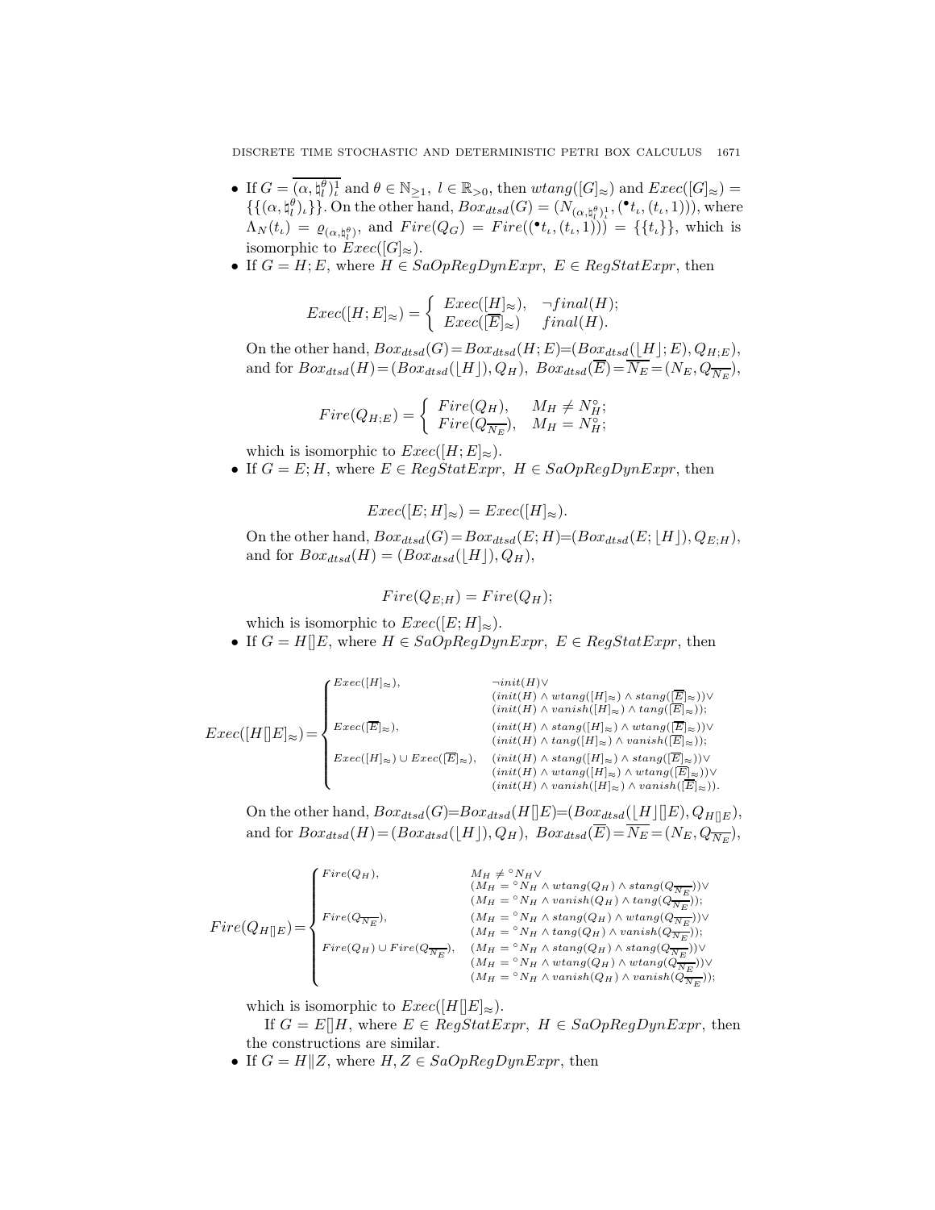- If $G = \overline{(\alpha, \natural_l^\theta)_\iota^1}$ and $\theta \in \mathbb{N}_{\geq 1},\ l \in \mathbb{R}_{>0}$, then $wtang([G]_\approx)$ and $Exec([G]_\approx) = \{\{(\alpha, \natural_l^\theta)_\iota\}\}$. On the other hand, $Box_{dtsd}(G) = (N_{(\alpha,\natural_l^\theta)_\iota^1}, ({}^\bullet t_\iota, (t_\iota, 1)))$, where $\Lambda_N(t_\iota) = \varrho_{(\alpha,\natural_l^\theta)}$, and $Fire(Q_G) = Fire(({}^\bullet t_\iota, (t_\iota, 1))) = \{\{t_\iota\}\}$, which is isomorphic to $Exec([G]_\approx)$.
- If $G = H; E$, where $H \in SaOpRegDynExpr,\ E \in RegStatExpr$, then

$$Exec([H;E]_\approx) = \begin{cases} Exec([H]_\approx), & \neg final(H); \\ Exec([\overline{E}]_\approx) & final(H). \end{cases}$$

On the other hand, $Box_{dtsd}(G) = Box_{dtsd}(H;E) = (Box_{dtsd}(\lfloor H \rfloor; E), Q_{H;E})$, and for $Box_{dtsd}(H) = (Box_{dtsd}(\lfloor H \rfloor), Q_H),\ Box_{dtsd}(\overline{E}) = \overline{N_E} = (N_E, Q_{\overline{N_E}})$,

$$Fire(Q_{H;E}) = \begin{cases} Fire(Q_H), & M_H \neq N_H^\circ; \\ Fire(Q_{\overline{N_E}}), & M_H = N_H^\circ; \end{cases}$$

which is isomorphic to $Exec([H;E]_\approx)$.
- If $G = E; H$, where $E \in RegStatExpr,\ H \in SaOpRegDynExpr$, then

$$Exec([E;H]_\approx) = Exec([H]_\approx).$$

On the other hand, $Box_{dtsd}(G) = Box_{dtsd}(E;H) = (Box_{dtsd}(E; \lfloor H \rfloor), Q_{E;H})$, and for $Box_{dtsd}(H) = (Box_{dtsd}(\lfloor H \rfloor), Q_H)$,

$$Fire(Q_{E;H}) = Fire(Q_H);$$

which is isomorphic to $Exec([E;H]_\approx)$.
- If $G = H[]E$, where $H \in SaOpRegDynExpr,\ E \in RegStatExpr$, then

$$Exec([H[]E]_\approx) = \begin{cases} Exec([H]_\approx), & \neg init(H) \vee \\ & (init(H) \wedge wtang([H]_\approx) \wedge stang([\overline{E}]_\approx)) \vee \\ & (init(H) \wedge vanish([H]_\approx) \wedge tang([\overline{E}]_\approx)); \\ Exec([\overline{E}]_\approx), & (init(H) \wedge stang([H]_\approx) \wedge wtang([\overline{E}]_\approx)) \vee \\ & (init(H) \wedge tang([H]_\approx) \wedge vanish([\overline{E}]_\approx)); \\ Exec([H]_\approx) \cup Exec([\overline{E}]_\approx), & (init(H) \wedge stang([H]_\approx) \wedge stang([\overline{E}]_\approx)) \vee \\ & (init(H) \wedge wtang([H]_\approx) \wedge wtang([\overline{E}]_\approx)) \vee \\ & (init(H) \wedge vanish([H]_\approx) \wedge vanish([\overline{E}]_\approx)). \end{cases}$$

On the other hand, $Box_{dtsd}(G) = Box_{dtsd}(H[]E) = (Box_{dtsd}(\lfloor H \rfloor []E), Q_{H[]E})$, and for $Box_{dtsd}(H) = (Box_{dtsd}(\lfloor H \rfloor), Q_H),\ Box_{dtsd}(\overline{E}) = \overline{N_E} = (N_E, Q_{\overline{N_E}})$,

$$Fire(Q_{H[]E}) = \begin{cases} Fire(Q_H), & M_H \neq {}^\circ N_H \vee \\ & (M_H = {}^\circ N_H \wedge wtang(Q_H) \wedge stang(Q_{\overline{N_E}})) \vee \\ & (M_H = {}^\circ N_H \wedge vanish(Q_H) \wedge tang(Q_{\overline{N_E}})); \\ Fire(Q_{\overline{N_E}}), & (M_H = {}^\circ N_H \wedge stang(Q_H) \wedge wtang(Q_{\overline{N_E}})) \vee \\ & (M_H = {}^\circ N_H \wedge tang(Q_H) \wedge vanish(Q_{\overline{N_E}})); \\ Fire(Q_H) \cup Fire(Q_{\overline{N_E}}), & (M_H = {}^\circ N_H \wedge stang(Q_H) \wedge stang(Q_{\overline{N_E}})) \vee \\ & (M_H = {}^\circ N_H \wedge wtang(Q_H) \wedge wtang(Q_{\overline{N_E}})) \vee \\ & (M_H = {}^\circ N_H \wedge vanish(Q_H) \wedge vanish(Q_{\overline{N_E}})); \end{cases}$$

which is isomorphic to $Exec([H[]E]_\approx)$.

  If $G = E[]H$, where $E \in RegStatExpr,\ H \in SaOpRegDynExpr$, then the constructions are similar.
- If $G = H \| Z$, where $H, Z \in SaOpRegDynExpr$, then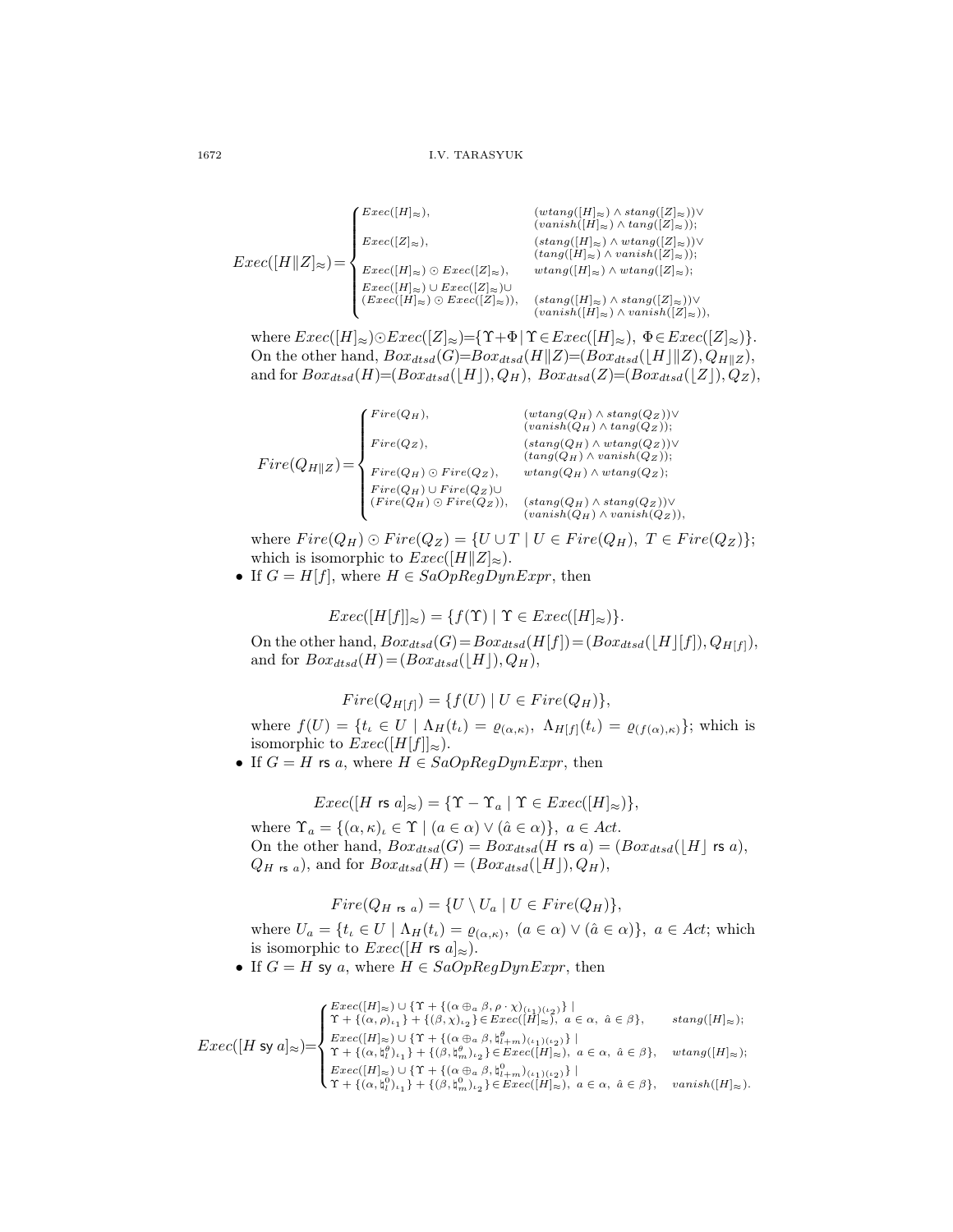$$Exec([H\|Z]_{\approx})=\begin{cases} Exec([H]_{\approx}), & (wtang([H]_{\approx})\wedge stang([Z]_{\approx}))\vee \\ & (vanish([H]_{\approx})\wedge tang([Z]_{\approx})); \\ Exec([Z]_{\approx}), & (stang([H]_{\approx})\wedge wtang([Z]_{\approx}))\vee \\ & (tang([H]_{\approx})\wedge vanish([Z]_{\approx})); \\ Exec([H]_{\approx})\odot Exec([Z]_{\approx}), & wtang([H]_{\approx})\wedge wtang([Z]_{\approx}); \\ Exec([H]_{\approx})\cup Exec([Z]_{\approx})\cup & \\ (Exec([H]_{\approx})\odot Exec([Z]_{\approx})), & (stang([H]_{\approx})\wedge stang([Z]_{\approx}))\vee \\ & (vanish([H]_{\approx})\wedge vanish([Z]_{\approx})), \end{cases}$$

where $Exec([H]_{\approx})\odot Exec([Z]_{\approx})=\{\Upsilon+\Phi\mid \Upsilon\in Exec([H]_{\approx}),\ \Phi\in Exec([Z]_{\approx})\}$.
On the other hand, $Box_{dtsd}(G)=Box_{dtsd}(H\|Z)=(Box_{dtsd}(\lfloor H\rfloor\|Z),Q_{H\|Z})$, and for $Box_{dtsd}(H)=(Box_{dtsd}(\lfloor H\rfloor),Q_H)$, $Box_{dtsd}(Z)=(Box_{dtsd}(\lfloor Z\rfloor),Q_Z)$,

$$Fire(Q_{H\|Z})=\begin{cases} Fire(Q_H), & (wtang(Q_H)\wedge stang(Q_Z))\vee \\ & (vanish(Q_H)\wedge tang(Q_Z)); \\ Fire(Q_Z), & (stang(Q_H)\wedge wtang(Q_Z))\vee \\ & (tang(Q_H)\wedge vanish(Q_Z)); \\ Fire(Q_H)\odot Fire(Q_Z), & wtang(Q_H)\wedge wtang(Q_Z); \\ Fire(Q_H)\cup Fire(Q_Z)\cup & \\ (Fire(Q_H)\odot Fire(Q_Z)), & (stang(Q_H)\wedge stang(Q_Z))\vee \\ & (vanish(Q_H)\wedge vanish(Q_Z)), \end{cases}$$

where $Fire(Q_H)\odot Fire(Q_Z)=\{U\cup T\mid U\in Fire(Q_H),\ T\in Fire(Q_Z)\}$; which is isomorphic to $Exec([H\|Z]_{\approx})$.

- If $G=H[f]$, where $H\in SaOpRegDynExpr$, then

$$Exec([H[f]]_{\approx})=\{f(\Upsilon)\mid \Upsilon\in Exec([H]_{\approx})\}.$$

On the other hand, $Box_{dtsd}(G)=Box_{dtsd}(H[f])=(Box_{dtsd}(\lfloor H\rfloor[f]),Q_{H[f]})$, and for $Box_{dtsd}(H)=(Box_{dtsd}(\lfloor H\rfloor),Q_H)$,

$$Fire(Q_{H[f]})=\{f(U)\mid U\in Fire(Q_H)\},$$

where $f(U)=\{t_\iota\in U\mid \Lambda_H(t_\iota)=\varrho_{(\alpha,\kappa)},\ \Lambda_{H[f]}(t_\iota)=\varrho_{(f(\alpha),\kappa)}\}$; which is isomorphic to $Exec([H[f]]_{\approx})$.

- If $G=H\ \mathsf{rs}\ a$, where $H\in SaOpRegDynExpr$, then

$$Exec([H\ \mathsf{rs}\ a]_{\approx})=\{\Upsilon-\Upsilon_a\mid \Upsilon\in Exec([H]_{\approx})\},$$

where $\Upsilon_a=\{(\alpha,\kappa)_\iota\in\Upsilon\mid (a\in\alpha)\vee(\hat{a}\in\alpha)\},\ a\in Act$.
On the other hand, $Box_{dtsd}(G)=Box_{dtsd}(H\ \mathsf{rs}\ a)=(Box_{dtsd}(\lfloor H\rfloor\ \mathsf{rs}\ a),$ $Q_{H\ \mathsf{rs}\ a})$, and for $Box_{dtsd}(H)=(Box_{dtsd}(\lfloor H\rfloor),Q_H)$,

$$Fire(Q_{H\ \mathsf{rs}\ a})=\{U\setminus U_a\mid U\in Fire(Q_H)\},$$

where $U_a=\{t_\iota\in U\mid \Lambda_H(t_\iota)=\varrho_{(\alpha,\kappa)},\ (a\in\alpha)\vee(\hat{a}\in\alpha)\},\ a\in Act$; which is isomorphic to $Exec([H\ \mathsf{rs}\ a]_{\approx})$.

- If $G=H\ \mathsf{sy}\ a$, where $H\in SaOpRegDynExpr$, then

$$Exec([H\ \mathsf{sy}\ a]_{\approx})=\begin{cases} Exec([H]_{\approx})\cup\{\Upsilon+\{(\alpha\oplus_a\beta,\rho\cdot\chi)_{(\iota_1)(\iota_2)}\}\mid & \\ \Upsilon+\{(\alpha,\rho)_{\iota_1}\}+\{(\beta,\chi)_{\iota_2}\}\in Exec([H]_{\approx}),\ a\in\alpha,\ \hat{a}\in\beta\}, & stang([H]_{\approx}); \\ Exec([H]_{\approx})\cup\{\Upsilon+\{(\alpha\oplus_a\beta,\natural^\theta_{l+m})_{(\iota_1)(\iota_2)}\}\mid & \\ \Upsilon+\{(\alpha,\natural^\theta_l)_{\iota_1}\}+\{(\beta,\natural^\theta_m)_{\iota_2}\}\in Exec([H]_{\approx}),\ a\in\alpha,\ \hat{a}\in\beta\}, & wtang([H]_{\approx}); \\ Exec([H]_{\approx})\cup\{\Upsilon+\{(\alpha\oplus_a\beta,\natural^0_{l+m})_{(\iota_1)(\iota_2)}\}\mid & \\ \Upsilon+\{(\alpha,\natural^0_l)_{\iota_1}\}+\{(\beta,\natural^0_m)_{\iota_2}\}\in Exec([H]_{\approx}),\ a\in\alpha,\ \hat{a}\in\beta\}, & vanish([H]_{\approx}). \end{cases}$$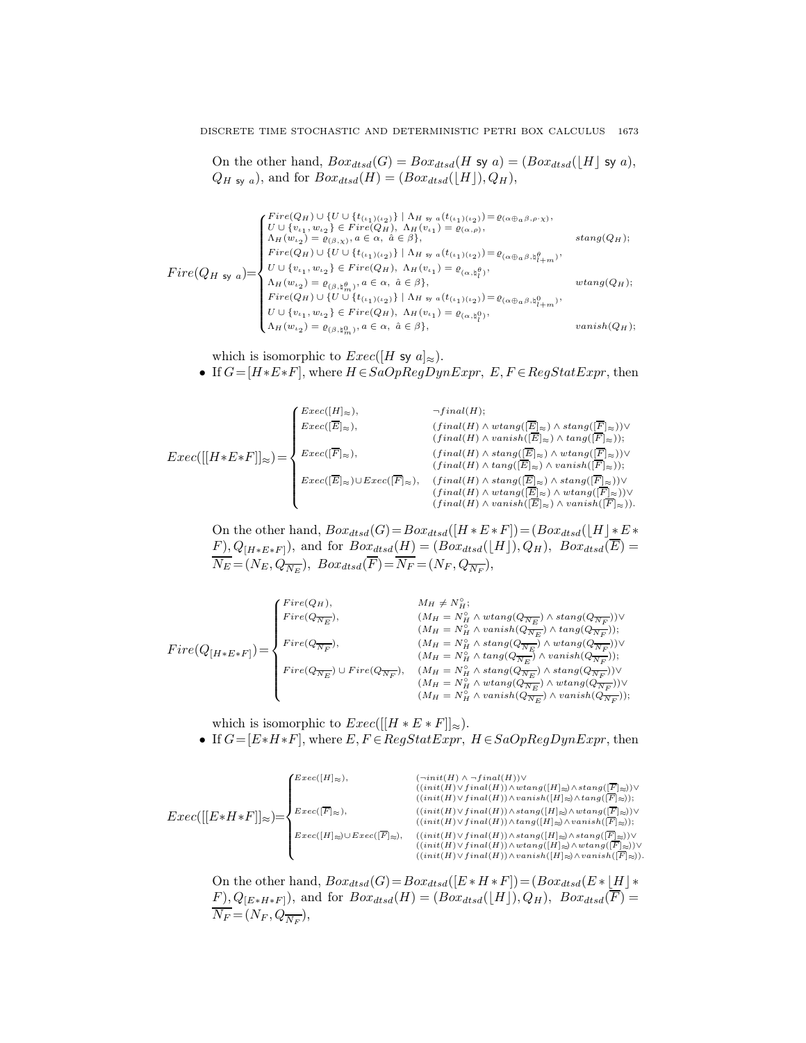On the other hand, $Box_{dtsd}(G) = Box_{dtsd}(H \text{ sy } a) = (Box_{dtsd}(\lfloor H \rfloor \text{ sy } a), Q_{H \text{ sy } a})$, and for $Box_{dtsd}(H) = (Box_{dtsd}(\lfloor H \rfloor), Q_H)$,

$$Fire(Q_{H \text{ sy } a}) = \begin{cases} Fire(Q_H) \cup \{U \cup \{t_{(\iota_1)(\iota_2)}\} \mid \Lambda_{H \text{ sy } a}(t_{(\iota_1)(\iota_2)}) = \varrho_{(\alpha \oplus_a \beta, \rho \cdot \chi)}, \\ U \cup \{v_{\iota_1}, w_{\iota_2}\} \in Fire(Q_H),\ \Lambda_H(v_{\iota_1}) = \varrho_{(\alpha, \rho)}, \\ \Lambda_H(w_{\iota_2}) = \varrho_{(\beta, \chi)}, a \in \alpha,\ \hat{a} \in \beta\}, & stang(Q_H); \\ Fire(Q_H) \cup \{U \cup \{t_{(\iota_1)(\iota_2)}\} \mid \Lambda_{H \text{ sy } a}(t_{(\iota_1)(\iota_2)}) = \varrho_{(\alpha \oplus_a \beta, \natural^{\theta}_{l+m})}, \\ U \cup \{v_{\iota_1}, w_{\iota_2}\} \in Fire(Q_H),\ \Lambda_H(v_{\iota_1}) = \varrho_{(\alpha, \natural^{\theta}_{l})}, \\ \Lambda_H(w_{\iota_2}) = \varrho_{(\beta, \natural^{\theta}_{m})}, a \in \alpha,\ \hat{a} \in \beta\}, & wtang(Q_H); \\ Fire(Q_H) \cup \{U \cup \{t_{(\iota_1)(\iota_2)}\} \mid \Lambda_{H \text{ sy } a}(t_{(\iota_1)(\iota_2)}) = \varrho_{(\alpha \oplus_a \beta, \natural^{0}_{l+m})}, \\ U \cup \{v_{\iota_1}, w_{\iota_2}\} \in Fire(Q_H),\ \Lambda_H(v_{\iota_1}) = \varrho_{(\alpha, \natural^{0}_{l})}, \\ \Lambda_H(w_{\iota_2}) = \varrho_{(\beta, \natural^{0}_{m})}, a \in \alpha,\ \hat{a} \in \beta\}, & vanish(Q_H); \end{cases}$$

which is isomorphic to $Exec([H \text{ sy } a]_{\approx})$.

- If $G = [H * E * F]$, where $H \in SaOpRegDynExpr,\ E, F \in RegStatExpr$, then

$$Exec([[H*E*F]]_{\approx}) = \begin{cases} Exec([H]_{\approx}), & \neg final(H); \\ Exec([\overline{E}]_{\approx}), & (final(H) \wedge wtang([\overline{E}]_{\approx}) \wedge stang([\overline{F}]_{\approx})) \vee \\ & (final(H) \wedge vanish([\overline{E}]_{\approx}) \wedge tang([\overline{F}]_{\approx})); \\ Exec([\overline{F}]_{\approx}), & (final(H) \wedge stang([\overline{E}]_{\approx}) \wedge wtang([\overline{F}]_{\approx})) \vee \\ & (final(H) \wedge tang([\overline{E}]_{\approx}) \wedge vanish([\overline{F}]_{\approx})); \\ Exec([\overline{E}]_{\approx}) \cup Exec([\overline{F}]_{\approx}), & (final(H) \wedge stang([\overline{E}]_{\approx}) \wedge stang([\overline{F}]_{\approx})) \vee \\ & (final(H) \wedge wtang([\overline{E}]_{\approx}) \wedge wtang([\overline{F}]_{\approx})) \vee \\ & (final(H) \wedge vanish([\overline{E}]_{\approx}) \wedge vanish([\overline{F}]_{\approx})). \end{cases}$$

On the other hand, $Box_{dtsd}(G) = Box_{dtsd}([H * E * F]) = (Box_{dtsd}(\lfloor H \rfloor * E * F), Q_{[H*E*F]})$, and for $Box_{dtsd}(H) = (Box_{dtsd}(\lfloor H \rfloor), Q_H),\ Box_{dtsd}(\overline{E}) = \overline{N_E} = (N_E, Q_{\overline{N_E}}),\ Box_{dtsd}(\overline{F}) = \overline{N_F} = (N_F, Q_{\overline{N_F}})$,

$$Fire(Q_{[H*E*F]}) = \begin{cases} Fire(Q_H), & M_H \neq N_H^{\circ}; \\ Fire(Q_{\overline{N_E}}), & (M_H = N_H^{\circ} \wedge wtang(Q_{\overline{N_E}}) \wedge stang(Q_{\overline{N_F}})) \vee \\ & (M_H = N_H^{\circ} \wedge vanish(Q_{\overline{N_E}}) \wedge tang(Q_{\overline{N_F}})); \\ Fire(Q_{\overline{N_F}}), & (M_H = N_H^{\circ} \wedge stang(Q_{\overline{N_E}}) \wedge wtang(Q_{\overline{N_F}})) \vee \\ & (M_H = N_H^{\circ} \wedge tang(Q_{\overline{N_E}}) \wedge vanish(Q_{\overline{N_F}})); \\ Fire(Q_{\overline{N_E}}) \cup Fire(Q_{\overline{N_F}}), & (M_H = N_H^{\circ} \wedge stang(Q_{\overline{N_E}}) \wedge stang(Q_{\overline{N_F}})) \vee \\ & (M_H = N_H^{\circ} \wedge wtang(Q_{\overline{N_E}}) \wedge wtang(Q_{\overline{N_F}})) \vee \\ & (M_H = N_H^{\circ} \wedge vanish(Q_{\overline{N_E}}) \wedge vanish(Q_{\overline{N_F}})); \end{cases}$$

which is isomorphic to $Exec([[H * E * F]]_{\approx})$.

- If $G = [E * H * F]$, where $E, F \in RegStatExpr,\ H \in SaOpRegDynExpr$, then

$$Exec([[E*H*F]]_{\approx}) = \begin{cases} Exec([H]_{\approx}), & (\neg init(H) \wedge \neg final(H)) \vee \\ & ((init(H) \vee final(H)) \wedge wtang([H]_{\approx}) \wedge stang([\overline{F}]_{\approx})) \vee \\ & ((init(H) \vee final(H)) \wedge vanish([H]_{\approx}) \wedge tang([\overline{F}]_{\approx})); \\ Exec([\overline{F}]_{\approx}), & ((init(H) \vee final(H)) \wedge stang([H]_{\approx}) \wedge wtang([\overline{F}]_{\approx})) \vee \\ & ((init(H) \vee final(H)) \wedge tang([H]_{\approx}) \wedge vanish([\overline{F}]_{\approx})); \\ Exec([H]_{\approx}) \cup Exec([\overline{F}]_{\approx}), & ((init(H) \vee final(H)) \wedge stang([H]_{\approx}) \wedge stang([\overline{F}]_{\approx})) \vee \\ & ((init(H) \vee final(H)) \wedge wtang([H]_{\approx}) \wedge wtang([\overline{F}]_{\approx})) \vee \\ & ((init(H) \vee final(H)) \wedge vanish([H]_{\approx}) \wedge vanish([\overline{F}]_{\approx})). \end{cases}$$

On the other hand, $Box_{dtsd}(G) = Box_{dtsd}([E * H * F]) = (Box_{dtsd}(E * \lfloor H \rfloor * F), Q_{[E*H*F]})$, and for $Box_{dtsd}(H) = (Box_{dtsd}(\lfloor H \rfloor), Q_H),\ Box_{dtsd}(\overline{F}) = \overline{N_F} = (N_F, Q_{\overline{N_F}})$,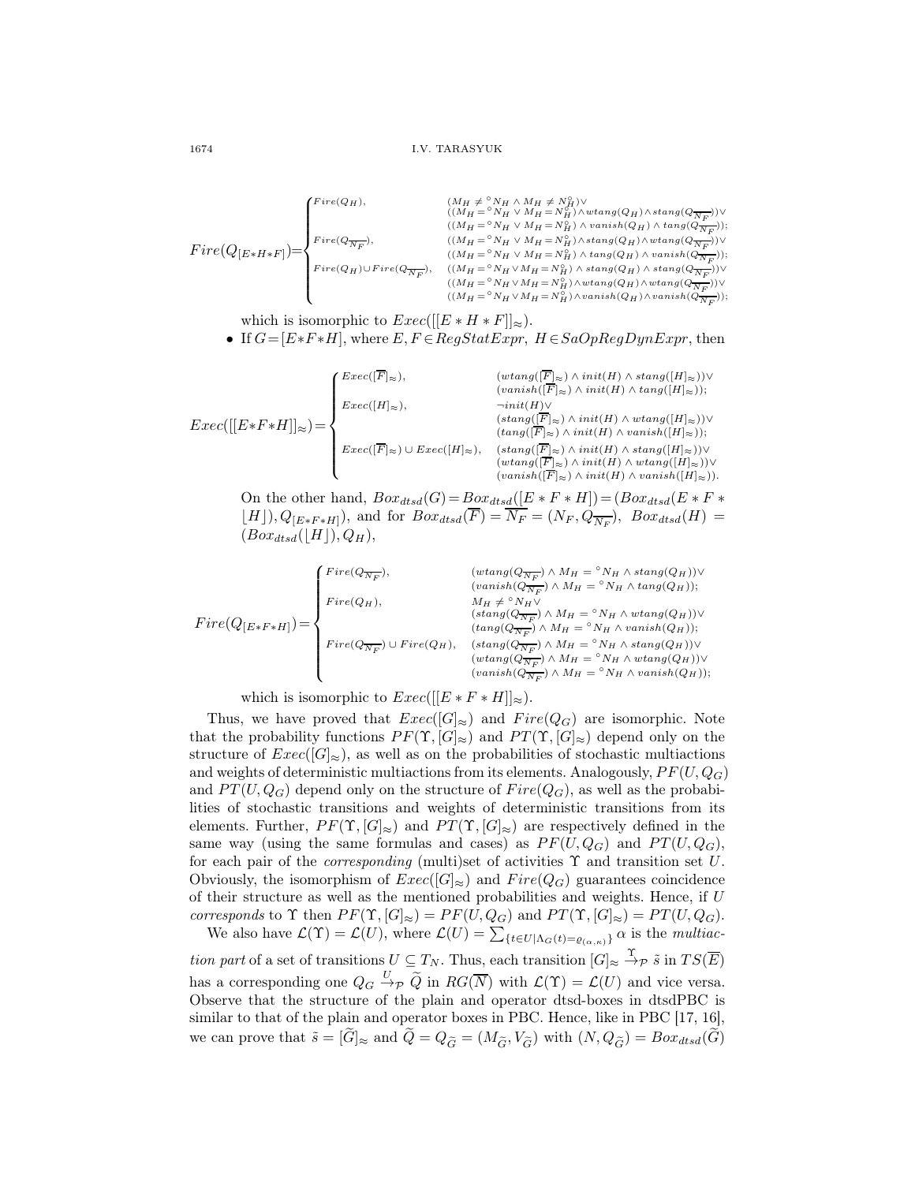$$Fire(Q_{[E*H*F]})=\begin{cases} Fire(Q_H), & (M_H \neq {}^\circ N_H \wedge M_H \neq N_H^\circ)\vee \\ & ((M_H={}^\circ N_H \vee M_H=N_H^\circ)\wedge wtang(Q_H)\wedge stang(Q_{\overline{N_F}}))\vee \\ & ((M_H={}^\circ N_H \vee M_H=N_H^\circ)\wedge vanish(Q_H)\wedge tang(Q_{\overline{N_F}})); \\ Fire(Q_{\overline{N_F}}), & ((M_H={}^\circ N_H \vee M_H=N_H^\circ)\wedge stang(Q_H)\wedge wtang(Q_{\overline{N_F}}))\vee \\ & ((M_H={}^\circ N_H \vee M_H=N_H^\circ)\wedge tang(Q_H)\wedge vanish(Q_{\overline{N_F}})); \\ Fire(Q_H)\cup Fire(Q_{\overline{N_F}}), & ((M_H={}^\circ N_H \vee M_H=N_H^\circ)\wedge stang(Q_H)\wedge stang(Q_{\overline{N_F}}))\vee \\ & ((M_H={}^\circ N_H \vee M_H=N_H^\circ)\wedge wtang(Q_H)\wedge wtang(Q_{\overline{N_F}}))\vee \\ & ((M_H={}^\circ N_H \vee M_H=N_H^\circ)\wedge vanish(Q_H)\wedge vanish(Q_{\overline{N_F}})); \end{cases}$$

which is isomorphic to $Exec([[E*H*F]]_\approx)$.

- If $G=[E*F*H]$, where $E,F\in RegStatExpr,\ H\in SaOpRegDynExpr$, then

$$Exec([[E*F*H]]_\approx)=\begin{cases} Exec([\overline{F}]_\approx), & (wtang([\overline{F}]_\approx)\wedge init(H)\wedge stang([H]_\approx))\vee \\ & (vanish([\overline{F}]_\approx)\wedge init(H)\wedge tang([H]_\approx)); \\ Exec([H]_\approx), & \neg init(H)\vee \\ & (stang([\overline{F}]_\approx)\wedge init(H)\wedge wtang([H]_\approx))\vee \\ & (tang([\overline{F}]_\approx)\wedge init(H)\wedge vanish([H]_\approx)); \\ Exec([\overline{F}]_\approx)\cup Exec([H]_\approx), & (stang([\overline{F}]_\approx)\wedge init(H)\wedge stang([H]_\approx))\vee \\ & (wtang([\overline{F}]_\approx)\wedge init(H)\wedge wtang([H]_\approx))\vee \\ & (vanish([\overline{F}]_\approx)\wedge init(H)\wedge vanish([H]_\approx)). \end{cases}$$

On the other hand, $Box_{dtsd}(G)=Box_{dtsd}([E*F*H])=(Box_{dtsd}(E*F*\lfloor H\rfloor),Q_{[E*F*H]})$, and for $Box_{dtsd}(\overline{F})=\overline{N_F}=(N_F,Q_{\overline{N_F}}),\ Box_{dtsd}(H)=(Box_{dtsd}(\lfloor H\rfloor),Q_H)$,

$$Fire(Q_{[E*F*H]})=\begin{cases} Fire(Q_{\overline{N_F}}), & (wtang(Q_{\overline{N_F}})\wedge M_H={}^\circ N_H\wedge stang(Q_H))\vee \\ & (vanish(Q_{\overline{N_F}})\wedge M_H={}^\circ N_H\wedge tang(Q_H)); \\ Fire(Q_H), & M_H\neq {}^\circ N_H\vee \\ & (stang(Q_{\overline{N_F}})\wedge M_H={}^\circ N_H\wedge wtang(Q_H))\vee \\ & (tang(Q_{\overline{N_F}})\wedge M_H={}^\circ N_H\wedge vanish(Q_H)); \\ Fire(Q_{\overline{N_F}})\cup Fire(Q_H), & (stang(Q_{\overline{N_F}})\wedge M_H={}^\circ N_H\wedge stang(Q_H))\vee \\ & (wtang(Q_{\overline{N_F}})\wedge M_H={}^\circ N_H\wedge wtang(Q_H))\vee \\ & (vanish(Q_{\overline{N_F}})\wedge M_H={}^\circ N_H\wedge vanish(Q_H)); \end{cases}$$

which is isomorphic to $Exec([[E*F*H]]_\approx)$.

Thus, we have proved that $Exec([G]_\approx)$ and $Fire(Q_G)$ are isomorphic. Note that the probability functions $PF(\Upsilon,[G]_\approx)$ and $PT(\Upsilon,[G]_\approx)$ depend only on the structure of $Exec([G]_\approx)$, as well as on the probabilities of stochastic multiactions and weights of deterministic multiactions from its elements. Analogously, $PF(U,Q_G)$ and $PT(U,Q_G)$ depend only on the structure of $Fire(Q_G)$, as well as the probabilities of stochastic transitions and weights of deterministic transitions from its elements. Further, $PF(\Upsilon,[G]_\approx)$ and $PT(\Upsilon,[G]_\approx)$ are respectively defined in the same way (using the same formulas and cases) as $PF(U,Q_G)$ and $PT(U,Q_G)$, for each pair of the *corresponding* (multi)set of activities $\Upsilon$ and transition set $U$. Obviously, the isomorphism of $Exec([G]_\approx)$ and $Fire(Q_G)$ guarantees coincidence of their structure as well as the mentioned probabilities and weights. Hence, if $U$ *corresponds* to $\Upsilon$ then $PF(\Upsilon,[G]_\approx)=PF(U,Q_G)$ and $PT(\Upsilon,[G]_\approx)=PT(U,Q_G)$.

We also have $\mathcal{L}(\Upsilon)=\mathcal{L}(U)$, where $\mathcal{L}(U)=\sum_{\{t\in U\mid\Lambda_G(t)=\varrho_{(\alpha,\kappa)}\}}\alpha$ is the *multiaction part* of a set of transitions $U\subseteq T_N$. Thus, each transition $[G]_\approx\xrightarrow{\Upsilon}_{\mathcal{P}}\tilde{s}$ in $TS(\overline{E})$ has a corresponding one $Q_G\xrightarrow{U}_{\mathcal{P}}\widetilde{Q}$ in $RG(\overline{N})$ with $\mathcal{L}(\Upsilon)=\mathcal{L}(U)$ and vice versa. Observe that the structure of the plain and operator dtsd-boxes in dtsdPBC is similar to that of the plain and operator boxes in PBC. Hence, like in PBC [17, 16], we can prove that $\tilde{s}=[\widetilde{G}]_\approx$ and $\widetilde{Q}=Q_{\widetilde{G}}=(M_{\widetilde{G}},V_{\widetilde{G}})$ with $(N,Q_{\widetilde{G}})=Box_{dtsd}(\widetilde{G})$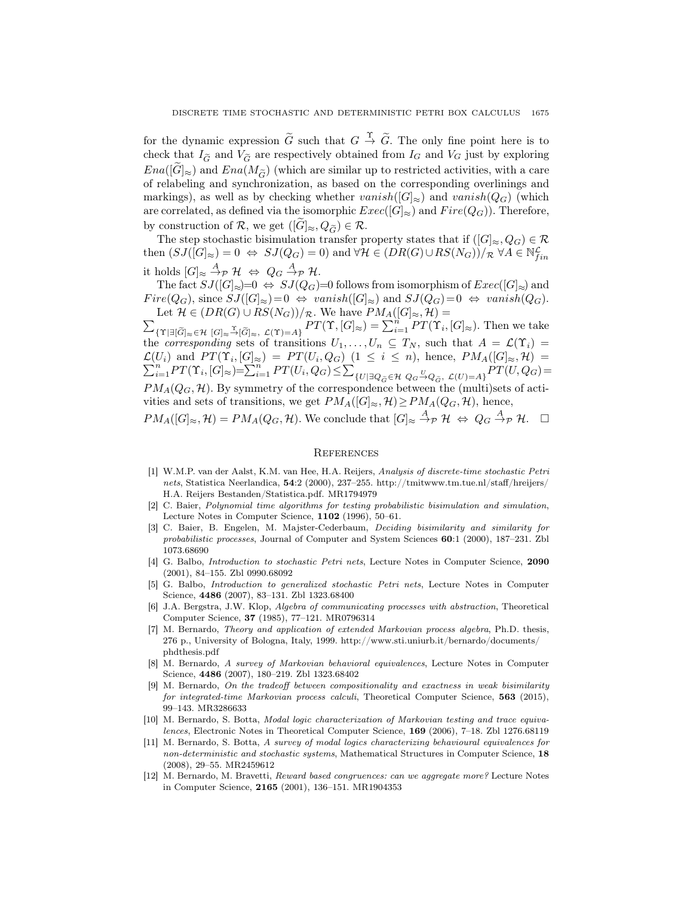for the dynamic expression $\widetilde{G}$ such that $G \stackrel{\Upsilon}{\rightarrow} \widetilde{G}$. The only fine point here is to check that $I_{\widetilde{G}}$ and $V_{\widetilde{G}}$ are respectively obtained from $I_G$ and $V_G$ just by exploring $Ena([\widetilde{G}]_\approx)$ and $Ena(M_{\widetilde{G}})$ (which are similar up to restricted activities, with a care of relabeling and synchronization, as based on the corresponding overlinings and markings), as well as by checking whether $vanish([G]_\approx)$ and $vanish(Q_G)$ (which are correlated, as defined via the isomorphic $Exec([G]_\approx)$ and $Fire(Q_G)$). Therefore, by construction of $\mathcal{R}$, we get $([\widetilde{G}]_\approx, Q_{\widetilde{G}}) \in \mathcal{R}$.

The step stochastic bisimulation transfer property states that if $([G]_\approx, Q_G) \in \mathcal{R}$ then $(SJ([G]_\approx) = 0 \Leftrightarrow SJ(Q_G) = 0)$ and $\forall \mathcal{H} \in (DR(G) \cup RS(N_G))/_\mathcal{R}$ $\forall A \in \mathbb{N}^{\mathcal{L}}_{fin}$ it holds $[G]_\approx \stackrel{A}{\rightarrow}_\mathcal{P} \mathcal{H} \Leftrightarrow Q_G \stackrel{A}{\rightarrow}_\mathcal{P} \mathcal{H}$.

The fact $SJ([G]_\approx){=}0 \Leftrightarrow SJ(Q_G){=}0$ follows from isomorphism of $Exec([G]_\approx)$ and $Fire(Q_G)$, since $SJ([G]_\approx){=}0 \Leftrightarrow vanish([G]_\approx)$ and $SJ(Q_G){=}0 \Leftrightarrow vanish(Q_G)$.

Let $\mathcal{H} \in (DR(G) \cup RS(N_G))/_\mathcal{R}$. We have $PM_A([G]_\approx, \mathcal{H}) = \sum_{\{\Upsilon \mid \exists [\widetilde{G}]_\approx \in \mathcal{H}\ [G]_\approx \stackrel{\Upsilon}{\rightarrow} [\widetilde{G}]_\approx,\ \mathcal{L}(\Upsilon)=A\}} PT(\Upsilon, [G]_\approx) = \sum_{i=1}^n PT(\Upsilon_i, [G]_\approx)$. Then we take the *corresponding* sets of transitions $U_1, \ldots, U_n \subseteq T_N$, such that $A = \mathcal{L}(\Upsilon_i) = \mathcal{L}(U_i)$ and $PT(\Upsilon_i, [G]_\approx) = PT(U_i, Q_G)$ $(1 \le i \le n)$, hence, $PM_A([G]_\approx, \mathcal{H}) = \sum_{i=1}^n PT(\Upsilon_i, [G]_\approx) = \sum_{i=1}^n PT(U_i, Q_G) \le \sum_{\{U \mid \exists Q_{\widetilde{G}} \in \mathcal{H}\ Q_G \stackrel{U}{\rightarrow} Q_{\widetilde{G}},\ \mathcal{L}(U)=A\}} PT(U, Q_G) = PM_A(Q_G, \mathcal{H})$. By symmetry of the correspondence between the (multi)sets of activities and sets of transitions, we get $PM_A([G]_\approx, \mathcal{H}) \ge PM_A(Q_G, \mathcal{H})$, hence, $PM_A([G]_\approx, \mathcal{H}) = PM_A(Q_G, \mathcal{H})$. We conclude that $[G]_\approx \stackrel{A}{\rightarrow}_\mathcal{P} \mathcal{H} \Leftrightarrow Q_G \stackrel{A}{\rightarrow}_\mathcal{P} \mathcal{H}$. $\square$

## References

[1] W.M.P. van der Aalst, K.M. van Hee, H.A. Reijers, *Analysis of discrete-time stochastic Petri nets*, Statistica Neerlandica, **54**:2 (2000), 237–255. http://tmitwww.tm.tue.nl/staff/hreijers/H.A. Reijers Bestanden/Statistica.pdf. MR1794979

[2] C. Baier, *Polynomial time algorithms for testing probabilistic bisimulation and simulation*, Lecture Notes in Computer Science, **1102** (1996), 50–61.

[3] C. Baier, B. Engelen, M. Majster-Cederbaum, *Deciding bisimilarity and similarity for probabilistic processes*, Journal of Computer and System Sciences **60**:1 (2000), 187–231. Zbl 1073.68690

[4] G. Balbo, *Introduction to stochastic Petri nets*, Lecture Notes in Computer Science, **2090** (2001), 84–155. Zbl 0990.68092

[5] G. Balbo, *Introduction to generalized stochastic Petri nets*, Lecture Notes in Computer Science, **4486** (2007), 83–131. Zbl 1323.68400

[6] J.A. Bergstra, J.W. Klop, *Algebra of communicating processes with abstraction*, Theoretical Computer Science, **37** (1985), 77–121. MR0796314

[7] M. Bernardo, *Theory and application of extended Markovian process algebra*, Ph.D. thesis, 276 p., University of Bologna, Italy, 1999. http://www.sti.uniurb.it/bernardo/documents/phdthesis.pdf

[8] M. Bernardo, *A survey of Markovian behavioral equivalences*, Lecture Notes in Computer Science, **4486** (2007), 180–219. Zbl 1323.68402

[9] M. Bernardo, *On the tradeoff between compositionality and exactness in weak bisimilarity for integrated-time Markovian process calculi*, Theoretical Computer Science, **563** (2015), 99–143. MR3286633

[10] M. Bernardo, S. Botta, *Modal logic characterization of Markovian testing and trace equivalences*, Electronic Notes in Theoretical Computer Science, **169** (2006), 7–18. Zbl 1276.68119

[11] M. Bernardo, S. Botta, *A survey of modal logics characterizing behavioural equivalences for non-deterministic and stochastic systems*, Mathematical Structures in Computer Science, **18** (2008), 29–55. MR2459612

[12] M. Bernardo, M. Bravetti, *Reward based congruences: can we aggregate more?* Lecture Notes in Computer Science, **2165** (2001), 136–151. MR1904353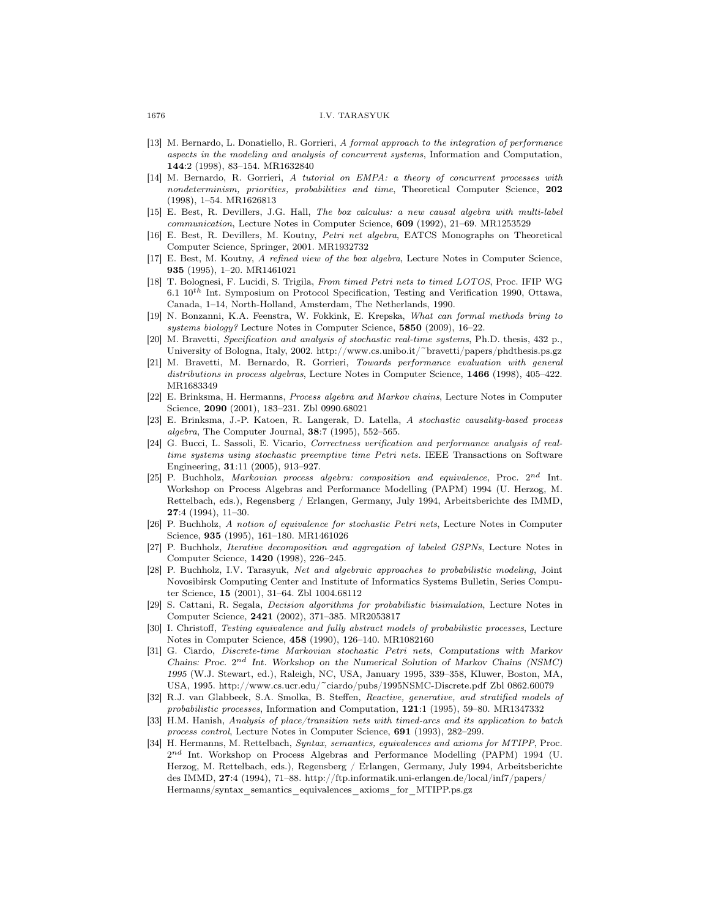[13] M. Bernardo, L. Donatiello, R. Gorrieri, *A formal approach to the integration of performance aspects in the modeling and analysis of concurrent systems*, Information and Computation, **144**:2 (1998), 83–154. MR1632840

[14] M. Bernardo, R. Gorrieri, *A tutorial on EMPA: a theory of concurrent processes with nondeterminism, priorities, probabilities and time*, Theoretical Computer Science, **202** (1998), 1–54. MR1626813

[15] E. Best, R. Devillers, J.G. Hall, *The box calculus: a new causal algebra with multi-label communication*, Lecture Notes in Computer Science, **609** (1992), 21–69. MR1253529

[16] E. Best, R. Devillers, M. Koutny, *Petri net algebra*, EATCS Monographs on Theoretical Computer Science, Springer, 2001. MR1932732

[17] E. Best, M. Koutny, *A refined view of the box algebra*, Lecture Notes in Computer Science, **935** (1995), 1–20. MR1461021

[18] T. Bolognesi, F. Lucidi, S. Trigila, *From timed Petri nets to timed LOTOS*, Proc. IFIP WG 6.1 $10^{th}$ Int. Symposium on Protocol Specification, Testing and Verification 1990, Ottawa, Canada, 1–14, North-Holland, Amsterdam, The Netherlands, 1990.

[19] N. Bonzanni, K.A. Feenstra, W. Fokkink, E. Krepska, *What can formal methods bring to systems biology?* Lecture Notes in Computer Science, **5850** (2009), 16–22.

[20] M. Bravetti, *Specification and analysis of stochastic real-time systems*, Ph.D. thesis, 432 p., University of Bologna, Italy, 2002. http://www.cs.unibo.it/~bravetti/papers/phdthesis.ps.gz

[21] M. Bravetti, M. Bernardo, R. Gorrieri, *Towards performance evaluation with general distributions in process algebras*, Lecture Notes in Computer Science, **1466** (1998), 405–422. MR1683349

[22] E. Brinksma, H. Hermanns, *Process algebra and Markov chains*, Lecture Notes in Computer Science, **2090** (2001), 183–231. Zbl 0990.68021

[23] E. Brinksma, J.-P. Katoen, R. Langerak, D. Latella, *A stochastic causality-based process algebra*, The Computer Journal, **38**:7 (1995), 552–565.

[24] G. Bucci, L. Sassoli, E. Vicario, *Correctness verification and performance analysis of real-time systems using stochastic preemptive time Petri nets.* IEEE Transactions on Software Engineering, **31**:11 (2005), 913–927.

[25] P. Buchholz, *Markovian process algebra: composition and equivalence*, Proc. $2^{nd}$ Int. Workshop on Process Algebras and Performance Modelling (PAPM) 1994 (U. Herzog, M. Rettelbach, eds.), Regensberg / Erlangen, Germany, July 1994, Arbeitsberichte des IMMD, **27**:4 (1994), 11–30.

[26] P. Buchholz, *A notion of equivalence for stochastic Petri nets*, Lecture Notes in Computer Science, **935** (1995), 161–180. MR1461026

[27] P. Buchholz, *Iterative decomposition and aggregation of labeled GSPNs*, Lecture Notes in Computer Science, **1420** (1998), 226–245.

[28] P. Buchholz, I.V. Tarasyuk, *Net and algebraic approaches to probabilistic modeling*, Joint Novosibirsk Computing Center and Institute of Informatics Systems Bulletin, Series Computer Science, **15** (2001), 31–64. Zbl 1004.68112

[29] S. Cattani, R. Segala, *Decision algorithms for probabilistic bisimulation*, Lecture Notes in Computer Science, **2421** (2002), 371–385. MR2053817

[30] I. Christoff, *Testing equivalence and fully abstract models of probabilistic processes*, Lecture Notes in Computer Science, **458** (1990), 126–140. MR1082160

[31] G. Ciardo, *Discrete-time Markovian stochastic Petri nets*, Computations with Markov Chains: Proc. $2^{nd}$ Int. Workshop on the Numerical Solution of Markov Chains (NSMC) 1995 (W.J. Stewart, ed.), Raleigh, NC, USA, January 1995, 339–358, Kluwer, Boston, MA, USA, 1995. http://www.cs.ucr.edu/~ciardo/pubs/1995NSMC-Discrete.pdf Zbl 0862.60079

[32] R.J. van Glabbeek, S.A. Smolka, B. Steffen, *Reactive, generative, and stratified models of probabilistic processes*, Information and Computation, **121**:1 (1995), 59–80. MR1347332

[33] H.M. Hanish, *Analysis of place/transition nets with timed-arcs and its application to batch process control*, Lecture Notes in Computer Science, **691** (1993), 282–299.

[34] H. Hermanns, M. Rettelbach, *Syntax, semantics, equivalences and axioms for MTIPP*, Proc. $2^{nd}$ Int. Workshop on Process Algebras and Performance Modelling (PAPM) 1994 (U. Herzog, M. Rettelbach, eds.), Regensberg / Erlangen, Germany, July 1994, Arbeitsberichte des IMMD, **27**:4 (1994), 71–88. http://ftp.informatik.uni-erlangen.de/local/inf7/papers/Hermanns/syntax_semantics_equivalences_axioms_for_MTIPP.ps.gz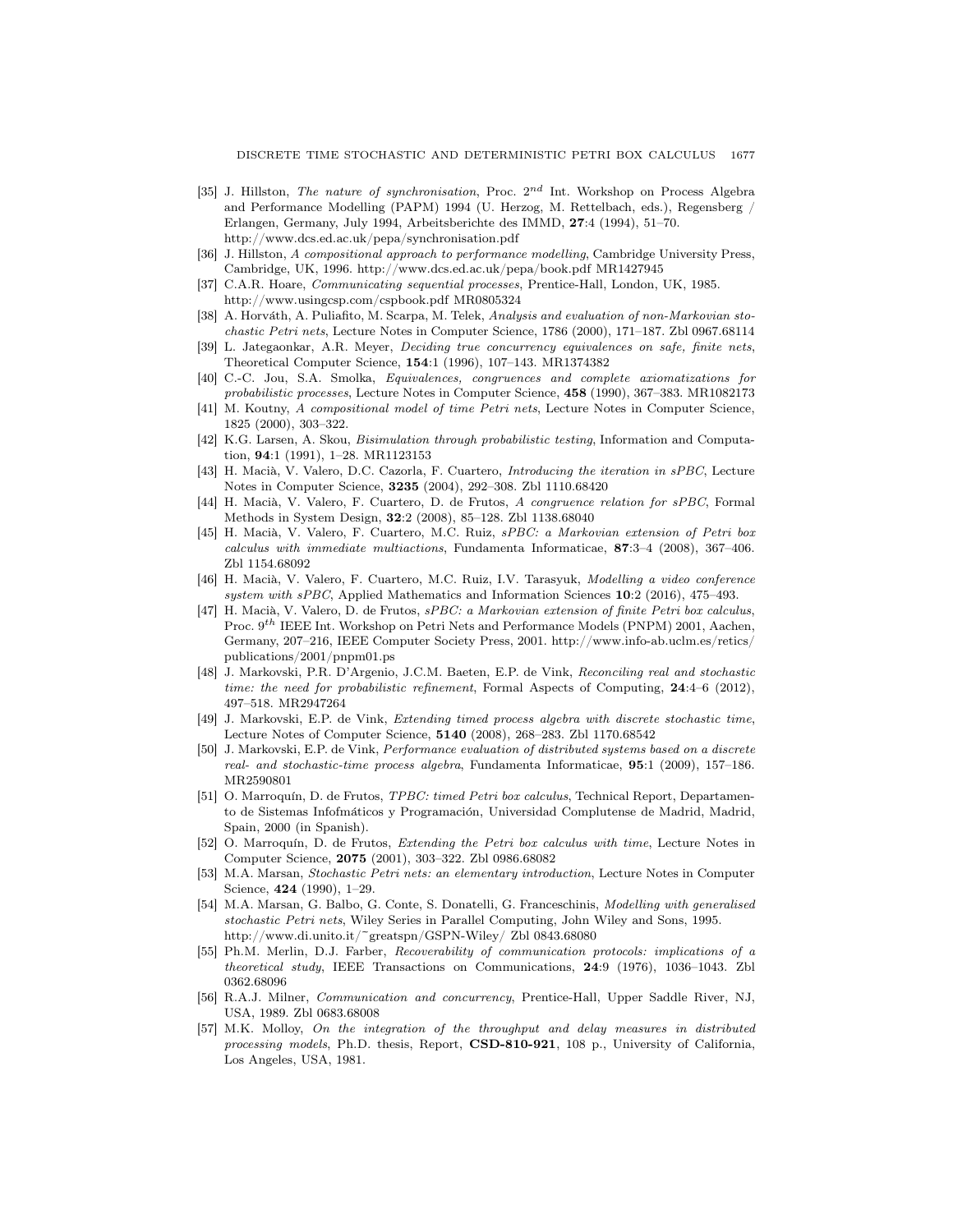[35] J. Hillston, *The nature of synchronisation*, Proc. $2^{nd}$ Int. Workshop on Process Algebra and Performance Modelling (PAPM) 1994 (U. Herzog, M. Rettelbach, eds.), Regensberg / Erlangen, Germany, July 1994, Arbeitsberichte des IMMD, **27**:4 (1994), 51–70. http://www.dcs.ed.ac.uk/pepa/synchronisation.pdf

[36] J. Hillston, *A compositional approach to performance modelling*, Cambridge University Press, Cambridge, UK, 1996. http://www.dcs.ed.ac.uk/pepa/book.pdf MR1427945

[37] C.A.R. Hoare, *Communicating sequential processes*, Prentice-Hall, London, UK, 1985. http://www.usingcsp.com/cspbook.pdf MR0805324

[38] A. Horváth, A. Puliafito, M. Scarpa, M. Telek, *Analysis and evaluation of non-Markovian stochastic Petri nets*, Lecture Notes in Computer Science, 1786 (2000), 171–187. Zbl 0967.68114

[39] L. Jategaonkar, A.R. Meyer, *Deciding true concurrency equivalences on safe, finite nets*, Theoretical Computer Science, **154**:1 (1996), 107–143. MR1374382

[40] C.-C. Jou, S.A. Smolka, *Equivalences, congruences and complete axiomatizations for probabilistic processes*, Lecture Notes in Computer Science, **458** (1990), 367–383. MR1082173

[41] M. Koutny, *A compositional model of time Petri nets*, Lecture Notes in Computer Science, 1825 (2000), 303–322.

[42] K.G. Larsen, A. Skou, *Bisimulation through probabilistic testing*, Information and Computation, **94**:1 (1991), 1–28. MR1123153

[43] H. Macià, V. Valero, D.C. Cazorla, F. Cuartero, *Introducing the iteration in sPBC*, Lecture Notes in Computer Science, **3235** (2004), 292–308. Zbl 1110.68420

[44] H. Macià, V. Valero, F. Cuartero, D. de Frutos, *A congruence relation for sPBC*, Formal Methods in System Design, **32**:2 (2008), 85–128. Zbl 1138.68040

[45] H. Macià, V. Valero, F. Cuartero, M.C. Ruiz, *sPBC: a Markovian extension of Petri box calculus with immediate multiactions*, Fundamenta Informaticae, **87**:3–4 (2008), 367–406. Zbl 1154.68092

[46] H. Macià, V. Valero, F. Cuartero, M.C. Ruiz, I.V. Tarasyuk, *Modelling a video conference system with sPBC*, Applied Mathematics and Information Sciences **10**:2 (2016), 475–493.

[47] H. Macià, V. Valero, D. de Frutos, *sPBC: a Markovian extension of finite Petri box calculus*, Proc. $9^{th}$ IEEE Int. Workshop on Petri Nets and Performance Models (PNPM) 2001, Aachen, Germany, 207–216, IEEE Computer Society Press, 2001. http://www.info-ab.uclm.es/retics/publications/2001/pnpm01.ps

[48] J. Markovski, P.R. D'Argenio, J.C.M. Baeten, E.P. de Vink, *Reconciling real and stochastic time: the need for probabilistic refinement*, Formal Aspects of Computing, **24**:4–6 (2012), 497–518. MR2947264

[49] J. Markovski, E.P. de Vink, *Extending timed process algebra with discrete stochastic time*, Lecture Notes of Computer Science, **5140** (2008), 268–283. Zbl 1170.68542

[50] J. Markovski, E.P. de Vink, *Performance evaluation of distributed systems based on a discrete real- and stochastic-time process algebra*, Fundamenta Informaticae, **95**:1 (2009), 157–186. MR2590801

[51] O. Marroquín, D. de Frutos, *TPBC: timed Petri box calculus*, Technical Report, Departamento de Sistemas Infofmáticos y Programación, Universidad Complutense de Madrid, Madrid, Spain, 2000 (in Spanish).

[52] O. Marroquín, D. de Frutos, *Extending the Petri box calculus with time*, Lecture Notes in Computer Science, **2075** (2001), 303–322. Zbl 0986.68082

[53] M.A. Marsan, *Stochastic Petri nets: an elementary introduction*, Lecture Notes in Computer Science, **424** (1990), 1–29.

[54] M.A. Marsan, G. Balbo, G. Conte, S. Donatelli, G. Franceschinis, *Modelling with generalised stochastic Petri nets*, Wiley Series in Parallel Computing, John Wiley and Sons, 1995. http://www.di.unito.it/~greatspn/GSPN-Wiley/ Zbl 0843.68080

[55] Ph.M. Merlin, D.J. Farber, *Recoverability of communication protocols: implications of a theoretical study*, IEEE Transactions on Communications, **24**:9 (1976), 1036–1043. Zbl 0362.68096

[56] R.A.J. Milner, *Communication and concurrency*, Prentice-Hall, Upper Saddle River, NJ, USA, 1989. Zbl 0683.68008

[57] M.K. Molloy, *On the integration of the throughput and delay measures in distributed processing models*, Ph.D. thesis, Report, **CSD-810-921**, 108 p., University of California, Los Angeles, USA, 1981.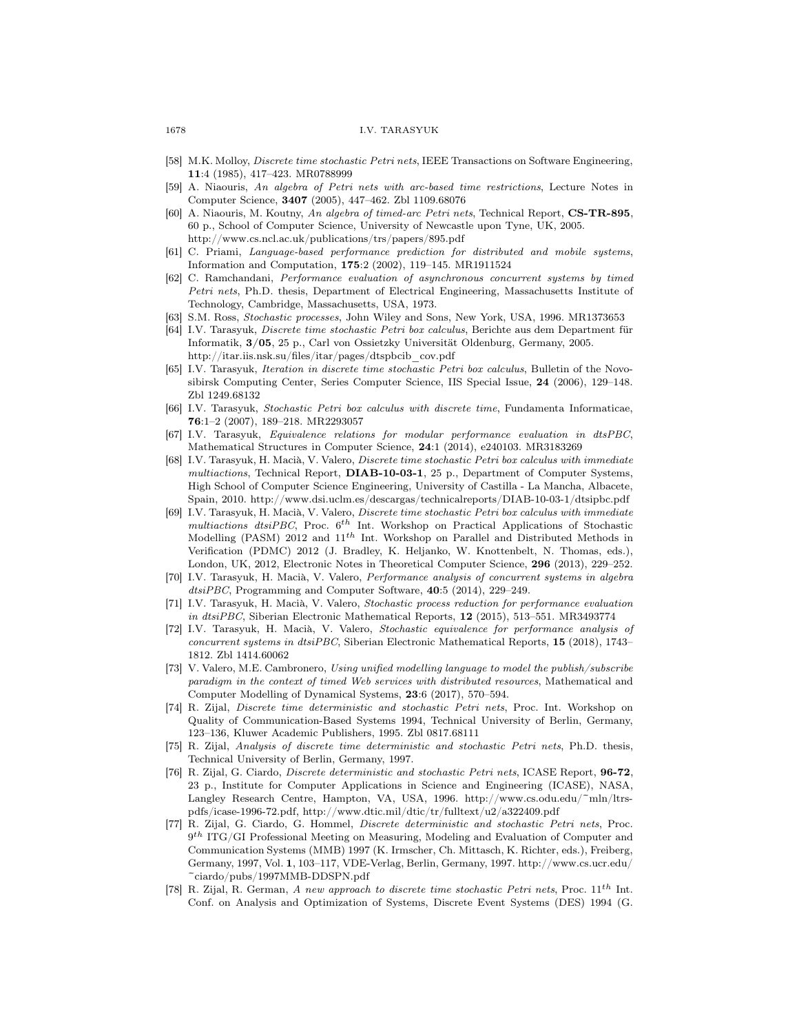[58] M.K. Molloy, *Discrete time stochastic Petri nets*, IEEE Transactions on Software Engineering, **11**:4 (1985), 417–423. MR0788999

[59] A. Niaouris, *An algebra of Petri nets with arc-based time restrictions*, Lecture Notes in Computer Science, **3407** (2005), 447–462. Zbl 1109.68076

[60] A. Niaouris, M. Koutny, *An algebra of timed-arc Petri nets*, Technical Report, **CS-TR-895**, 60 p., School of Computer Science, University of Newcastle upon Tyne, UK, 2005. http://www.cs.ncl.ac.uk/publications/trs/papers/895.pdf

[61] C. Priami, *Language-based performance prediction for distributed and mobile systems*, Information and Computation, **175**:2 (2002), 119–145. MR1911524

[62] C. Ramchandani, *Performance evaluation of asynchronous concurrent systems by timed Petri nets*, Ph.D. thesis, Department of Electrical Engineering, Massachusetts Institute of Technology, Cambridge, Massachusetts, USA, 1973.

[63] S.M. Ross, *Stochastic processes*, John Wiley and Sons, New York, USA, 1996. MR1373653

[64] I.V. Tarasyuk, *Discrete time stochastic Petri box calculus*, Berichte aus dem Department für Informatik, **3/05**, 25 p., Carl von Ossietzky Universität Oldenburg, Germany, 2005. http://itar.iis.nsk.su/files/itar/pages/dtspbcib_cov.pdf

[65] I.V. Tarasyuk, *Iteration in discrete time stochastic Petri box calculus*, Bulletin of the Novosibirsk Computing Center, Series Computer Science, IIS Special Issue, **24** (2006), 129–148. Zbl 1249.68132

[66] I.V. Tarasyuk, *Stochastic Petri box calculus with discrete time*, Fundamenta Informaticae, **76**:1–2 (2007), 189–218. MR2293057

[67] I.V. Tarasyuk, *Equivalence relations for modular performance evaluation in dtsPBC*, Mathematical Structures in Computer Science, **24**:1 (2014), e240103. MR3183269

[68] I.V. Tarasyuk, H. Macià, V. Valero, *Discrete time stochastic Petri box calculus with immediate multiactions*, Technical Report, **DIAB-10-03-1**, 25 p., Department of Computer Systems, High School of Computer Science Engineering, University of Castilla - La Mancha, Albacete, Spain, 2010. http://www.dsi.uclm.es/descargas/technicalreports/DIAB-10-03-1/dtsipbc.pdf

[69] I.V. Tarasyuk, H. Macià, V. Valero, *Discrete time stochastic Petri box calculus with immediate multiactions dtsiPBC*, Proc. $6^{th}$ Int. Workshop on Practical Applications of Stochastic Modelling (PASM) 2012 and $11^{th}$ Int. Workshop on Parallel and Distributed Methods in Verification (PDMC) 2012 (J. Bradley, K. Heljanko, W. Knottenbelt, N. Thomas, eds.), London, UK, 2012, Electronic Notes in Theoretical Computer Science, **296** (2013), 229–252.

[70] I.V. Tarasyuk, H. Macià, V. Valero, *Performance analysis of concurrent systems in algebra dtsiPBC*, Programming and Computer Software, **40**:5 (2014), 229–249.

[71] I.V. Tarasyuk, H. Macià, V. Valero, *Stochastic process reduction for performance evaluation in dtsiPBC*, Siberian Electronic Mathematical Reports, **12** (2015), 513–551. MR3493774

[72] I.V. Tarasyuk, H. Macià, V. Valero, *Stochastic equivalence for performance analysis of concurrent systems in dtsiPBC*, Siberian Electronic Mathematical Reports, **15** (2018), 1743–1812. Zbl 1414.60062

[73] V. Valero, M.E. Cambronero, *Using unified modelling language to model the publish/subscribe paradigm in the context of timed Web services with distributed resources*, Mathematical and Computer Modelling of Dynamical Systems, **23**:6 (2017), 570–594.

[74] R. Zijal, *Discrete time deterministic and stochastic Petri nets*, Proc. Int. Workshop on Quality of Communication-Based Systems 1994, Technical University of Berlin, Germany, 123–136, Kluwer Academic Publishers, 1995. Zbl 0817.68111

[75] R. Zijal, *Analysis of discrete time deterministic and stochastic Petri nets*, Ph.D. thesis, Technical University of Berlin, Germany, 1997.

[76] R. Zijal, G. Ciardo, *Discrete deterministic and stochastic Petri nets*, ICASE Report, **96-72**, 23 p., Institute for Computer Applications in Science and Engineering (ICASE), NASA, Langley Research Centre, Hampton, VA, USA, 1996. http://www.cs.odu.edu/~mln/ltrs-pdfs/icase-1996-72.pdf, http://www.dtic.mil/dtic/tr/fulltext/u2/a322409.pdf

[77] R. Zijal, G. Ciardo, G. Hommel, *Discrete deterministic and stochastic Petri nets*, Proc. $9^{th}$ ITG/GI Professional Meeting on Measuring, Modeling and Evaluation of Computer and Communication Systems (MMB) 1997 (K. Irmscher, Ch. Mittasch, K. Richter, eds.), Freiberg, Germany, 1997, Vol. **1**, 103–117, VDE-Verlag, Berlin, Germany, 1997. http://www.cs.ucr.edu/~ciardo/pubs/1997MMB-DDSPN.pdf

[78] R. Zijal, R. German, *A new approach to discrete time stochastic Petri nets*, Proc. $11^{th}$ Int. Conf. on Analysis and Optimization of Systems, Discrete Event Systems (DES) 1994 (G.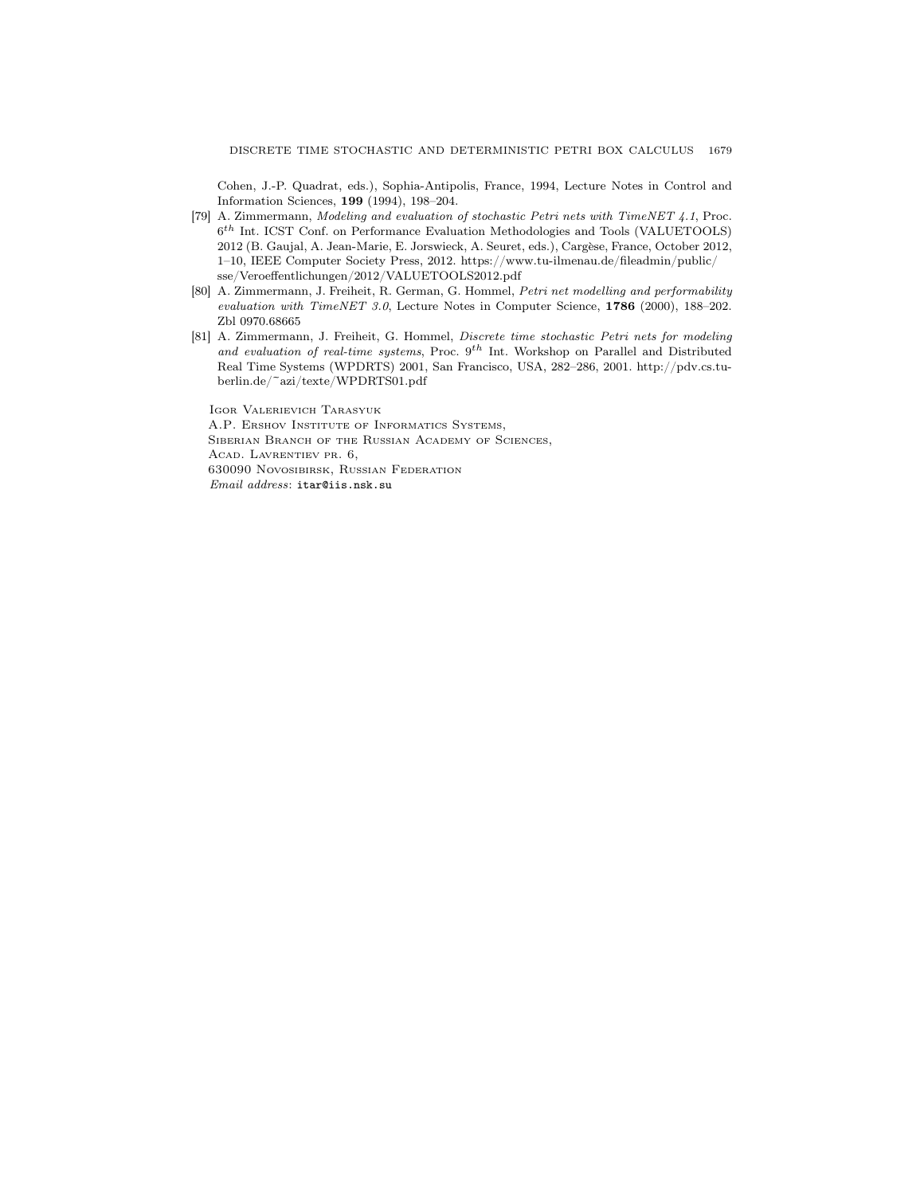Cohen, J.-P. Quadrat, eds.), Sophia-Antipolis, France, 1994, Lecture Notes in Control and Information Sciences, **199** (1994), 198–204.

[79] A. Zimmermann, *Modeling and evaluation of stochastic Petri nets with TimeNET 4.1*, Proc. $6^{th}$ Int. ICST Conf. on Performance Evaluation Methodologies and Tools (VALUETOOLS) 2012 (B. Gaujal, A. Jean-Marie, E. Jorswieck, A. Seuret, eds.), Cargèse, France, October 2012, 1–10, IEEE Computer Society Press, 2012. https://www.tu-ilmenau.de/fileadmin/public/sse/Veroeffentlichungen/2012/VALUETOOLS2012.pdf

[80] A. Zimmermann, J. Freiheit, R. German, G. Hommel, *Petri net modelling and performability evaluation with TimeNET 3.0*, Lecture Notes in Computer Science, **1786** (2000), 188–202. Zbl 0970.68665

[81] A. Zimmermann, J. Freiheit, G. Hommel, *Discrete time stochastic Petri nets for modeling and evaluation of real-time systems*, Proc. $9^{th}$ Int. Workshop on Parallel and Distributed Real Time Systems (WPDRTS) 2001, San Francisco, USA, 282–286, 2001. http://pdv.cs.tu-berlin.de/~azi/texte/WPDRTS01.pdf

Igor Valerievich Tarasyuk
A.P. Ershov Institute of Informatics Systems,
Siberian Branch of the Russian Academy of Sciences,
Acad. Lavrentiev pr. 6,
630090 Novosibirsk, Russian Federation
*Email address*: itar@iis.nsk.su